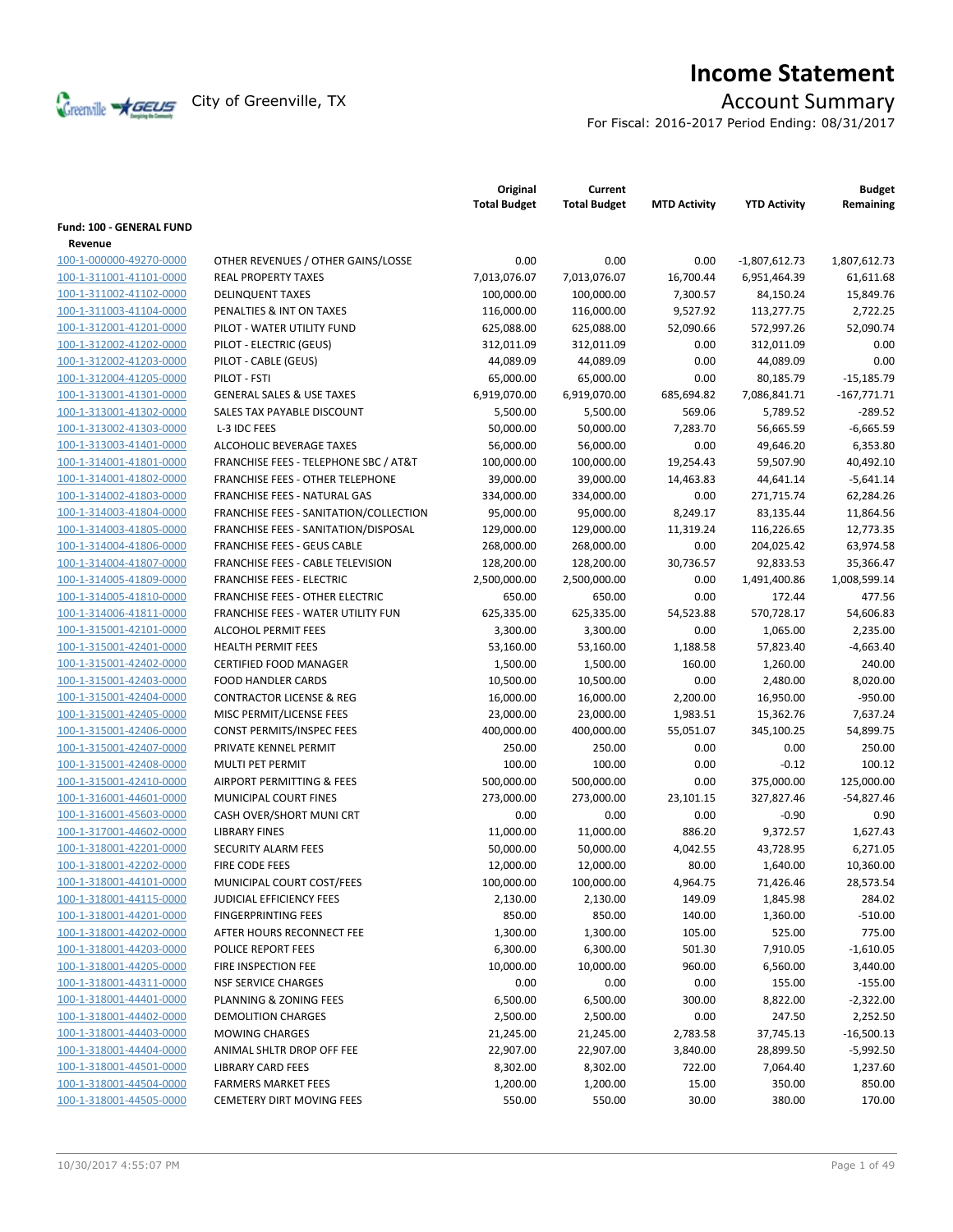# Income Statement

City of Greenville, TX

## Account Summary

For Fiscal: 2016-2017 Period Ending: 08/31/2017

| | | Original Total Budget | Current Total Budget | MTD Activity | YTD Activity | Budget Remaining |
|---|---|---|---|---|---|---|
| **Fund: 100 - GENERAL FUND** | | | | | | |
| **Revenue** | | | | | | |
| 100-1-000000-49270-0000 | OTHER REVENUES / OTHER GAINS/LOSSE | 0.00 | 0.00 | 0.00 | -1,807,612.73 | 1,807,612.73 |
| 100-1-311001-41101-0000 | REAL PROPERTY TAXES | 7,013,076.07 | 7,013,076.07 | 16,700.44 | 6,951,464.39 | 61,611.68 |
| 100-1-311002-41102-0000 | DELINQUENT TAXES | 100,000.00 | 100,000.00 | 7,300.57 | 84,150.24 | 15,849.76 |
| 100-1-311003-41104-0000 | PENALTIES & INT ON TAXES | 116,000.00 | 116,000.00 | 9,527.92 | 113,277.75 | 2,722.25 |
| 100-1-312001-41201-0000 | PILOT - WATER UTILITY FUND | 625,088.00 | 625,088.00 | 52,090.66 | 572,997.26 | 52,090.74 |
| 100-1-312002-41202-0000 | PILOT - ELECTRIC (GEUS) | 312,011.09 | 312,011.09 | 0.00 | 312,011.09 | 0.00 |
| 100-1-312002-41203-0000 | PILOT - CABLE (GEUS) | 44,089.09 | 44,089.09 | 0.00 | 44,089.09 | 0.00 |
| 100-1-312004-41205-0000 | PILOT - FSTI | 65,000.00 | 65,000.00 | 0.00 | 80,185.79 | -15,185.79 |
| 100-1-313001-41301-0000 | GENERAL SALES & USE TAXES | 6,919,070.00 | 6,919,070.00 | 685,694.82 | 7,086,841.71 | -167,771.71 |
| 100-1-313001-41302-0000 | SALES TAX PAYABLE DISCOUNT | 5,500.00 | 5,500.00 | 569.06 | 5,789.52 | -289.52 |
| 100-1-313002-41303-0000 | L-3 IDC FEES | 50,000.00 | 50,000.00 | 7,283.70 | 56,665.59 | -6,665.59 |
| 100-1-313003-41401-0000 | ALCOHOLIC BEVERAGE TAXES | 56,000.00 | 56,000.00 | 0.00 | 49,646.20 | 6,353.80 |
| 100-1-314001-41801-0000 | FRANCHISE FEES - TELEPHONE SBC / AT&T | 100,000.00 | 100,000.00 | 19,254.43 | 59,507.90 | 40,492.10 |
| 100-1-314001-41802-0000 | FRANCHISE FEES - OTHER TELEPHONE | 39,000.00 | 39,000.00 | 14,463.83 | 44,641.14 | -5,641.14 |
| 100-1-314002-41803-0000 | FRANCHISE FEES - NATURAL GAS | 334,000.00 | 334,000.00 | 0.00 | 271,715.74 | 62,284.26 |
| 100-1-314003-41804-0000 | FRANCHISE FEES - SANITATION/COLLECTION | 95,000.00 | 95,000.00 | 8,249.17 | 83,135.44 | 11,864.56 |
| 100-1-314003-41805-0000 | FRANCHISE FEES - SANITATION/DISPOSAL | 129,000.00 | 129,000.00 | 11,319.24 | 116,226.65 | 12,773.35 |
| 100-1-314004-41806-0000 | FRANCHISE FEES - GEUS CABLE | 268,000.00 | 268,000.00 | 0.00 | 204,025.42 | 63,974.58 |
| 100-1-314004-41807-0000 | FRANCHISE FEES - CABLE TELEVISION | 128,200.00 | 128,200.00 | 30,736.57 | 92,833.53 | 35,366.47 |
| 100-1-314005-41809-0000 | FRANCHISE FEES - ELECTRIC | 2,500,000.00 | 2,500,000.00 | 0.00 | 1,491,400.86 | 1,008,599.14 |
| 100-1-314005-41810-0000 | FRANCHISE FEES - OTHER ELECTRIC | 650.00 | 650.00 | 0.00 | 172.44 | 477.56 |
| 100-1-314006-41811-0000 | FRANCHISE FEES - WATER UTILITY FUN | 625,335.00 | 625,335.00 | 54,523.88 | 570,728.17 | 54,606.83 |
| 100-1-315001-42101-0000 | ALCOHOL PERMIT FEES | 3,300.00 | 3,300.00 | 0.00 | 1,065.00 | 2,235.00 |
| 100-1-315001-42401-0000 | HEALTH PERMIT FEES | 53,160.00 | 53,160.00 | 1,188.58 | 57,823.40 | -4,663.40 |
| 100-1-315001-42402-0000 | CERTIFIED FOOD MANAGER | 1,500.00 | 1,500.00 | 160.00 | 1,260.00 | 240.00 |
| 100-1-315001-42403-0000 | FOOD HANDLER CARDS | 10,500.00 | 10,500.00 | 0.00 | 2,480.00 | 8,020.00 |
| 100-1-315001-42404-0000 | CONTRACTOR LICENSE & REG | 16,000.00 | 16,000.00 | 2,200.00 | 16,950.00 | -950.00 |
| 100-1-315001-42405-0000 | MISC PERMIT/LICENSE FEES | 23,000.00 | 23,000.00 | 1,983.51 | 15,362.76 | 7,637.24 |
| 100-1-315001-42406-0000 | CONST PERMITS/INSPEC FEES | 400,000.00 | 400,000.00 | 55,051.07 | 345,100.25 | 54,899.75 |
| 100-1-315001-42407-0000 | PRIVATE KENNEL PERMIT | 250.00 | 250.00 | 0.00 | 0.00 | 250.00 |
| 100-1-315001-42408-0000 | MULTI PET PERMIT | 100.00 | 100.00 | 0.00 | -0.12 | 100.12 |
| 100-1-315001-42410-0000 | AIRPORT PERMITTING & FEES | 500,000.00 | 500,000.00 | 0.00 | 375,000.00 | 125,000.00 |
| 100-1-316001-44601-0000 | MUNICIPAL COURT FINES | 273,000.00 | 273,000.00 | 23,101.15 | 327,827.46 | -54,827.46 |
| 100-1-316001-45603-0000 | CASH OVER/SHORT MUNI CRT | 0.00 | 0.00 | 0.00 | -0.90 | 0.90 |
| 100-1-317001-44602-0000 | LIBRARY FINES | 11,000.00 | 11,000.00 | 886.20 | 9,372.57 | 1,627.43 |
| 100-1-318001-42201-0000 | SECURITY ALARM FEES | 50,000.00 | 50,000.00 | 4,042.55 | 43,728.95 | 6,271.05 |
| 100-1-318001-42202-0000 | FIRE CODE FEES | 12,000.00 | 12,000.00 | 80.00 | 1,640.00 | 10,360.00 |
| 100-1-318001-44101-0000 | MUNICIPAL COURT COST/FEES | 100,000.00 | 100,000.00 | 4,964.75 | 71,426.46 | 28,573.54 |
| 100-1-318001-44115-0000 | JUDICIAL EFFICIENCY FEES | 2,130.00 | 2,130.00 | 149.09 | 1,845.98 | 284.02 |
| 100-1-318001-44201-0000 | FINGERPRINTING FEES | 850.00 | 850.00 | 140.00 | 1,360.00 | -510.00 |
| 100-1-318001-44202-0000 | AFTER HOURS RECONNECT FEE | 1,300.00 | 1,300.00 | 105.00 | 525.00 | 775.00 |
| 100-1-318001-44203-0000 | POLICE REPORT FEES | 6,300.00 | 6,300.00 | 501.30 | 7,910.05 | -1,610.05 |
| 100-1-318001-44205-0000 | FIRE INSPECTION FEE | 10,000.00 | 10,000.00 | 960.00 | 6,560.00 | 3,440.00 |
| 100-1-318001-44311-0000 | NSF SERVICE CHARGES | 0.00 | 0.00 | 0.00 | 155.00 | -155.00 |
| 100-1-318001-44401-0000 | PLANNING & ZONING FEES | 6,500.00 | 6,500.00 | 300.00 | 8,822.00 | -2,322.00 |
| 100-1-318001-44402-0000 | DEMOLITION CHARGES | 2,500.00 | 2,500.00 | 0.00 | 247.50 | 2,252.50 |
| 100-1-318001-44403-0000 | MOWING CHARGES | 21,245.00 | 21,245.00 | 2,783.58 | 37,745.13 | -16,500.13 |
| 100-1-318001-44404-0000 | ANIMAL SHLTR DROP OFF FEE | 22,907.00 | 22,907.00 | 3,840.00 | 28,899.50 | -5,992.50 |
| 100-1-318001-44501-0000 | LIBRARY CARD FEES | 8,302.00 | 8,302.00 | 722.00 | 7,064.40 | 1,237.60 |
| 100-1-318001-44504-0000 | FARMERS MARKET FEES | 1,200.00 | 1,200.00 | 15.00 | 350.00 | 850.00 |
| 100-1-318001-44505-0000 | CEMETERY DIRT MOVING FEES | 550.00 | 550.00 | 30.00 | 380.00 | 170.00 |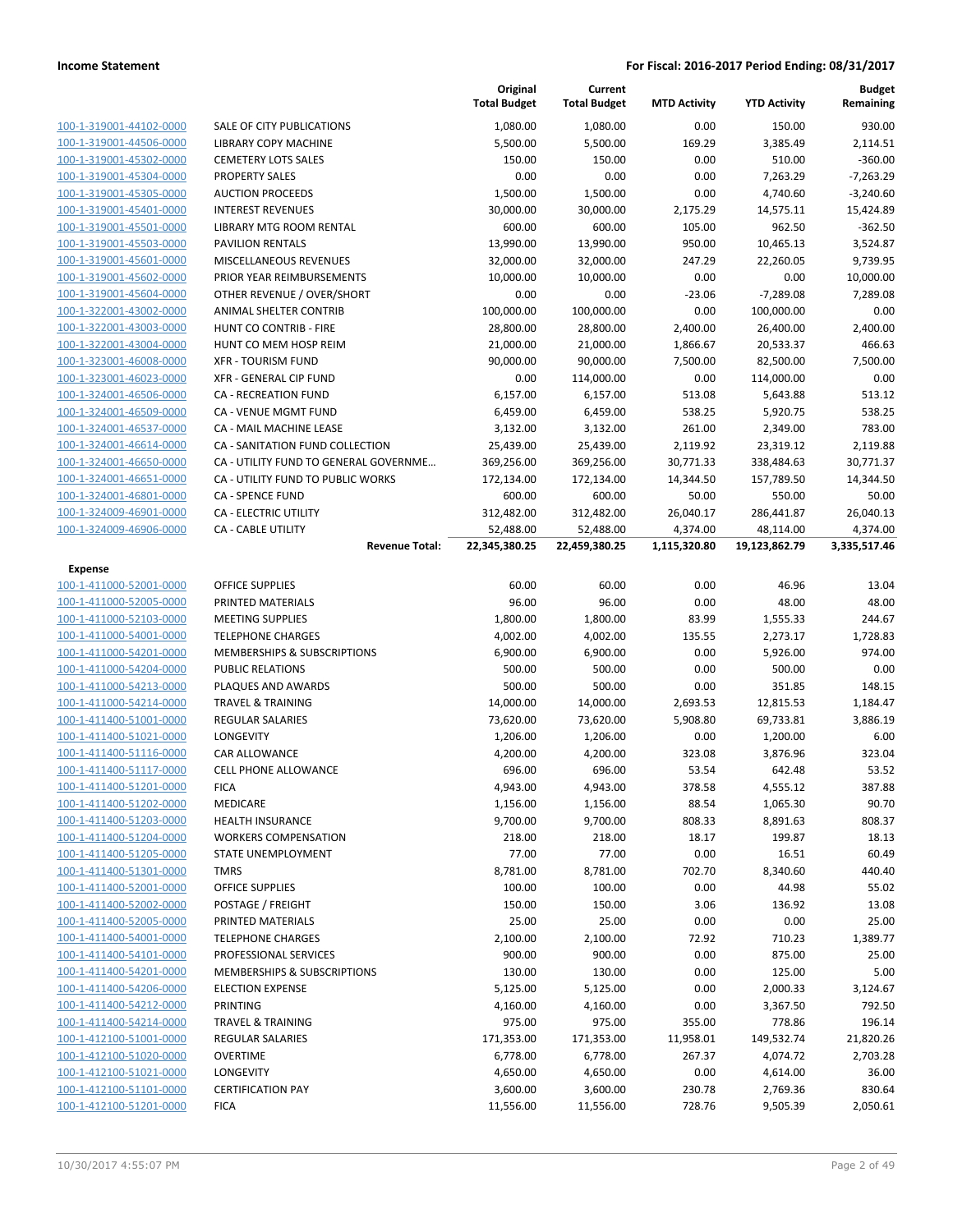| | | Original Total Budget | Current Total Budget | MTD Activity | YTD Activity | Budget Remaining |
|---|---|---|---|---|---|---|
| 100-1-319001-44102-0000 | SALE OF CITY PUBLICATIONS | 1,080.00 | 1,080.00 | 0.00 | 150.00 | 930.00 |
| 100-1-319001-44506-0000 | LIBRARY COPY MACHINE | 5,500.00 | 5,500.00 | 169.29 | 3,385.49 | 2,114.51 |
| 100-1-319001-45302-0000 | CEMETERY LOTS SALES | 150.00 | 150.00 | 0.00 | 510.00 | -360.00 |
| 100-1-319001-45304-0000 | PROPERTY SALES | 0.00 | 0.00 | 0.00 | 7,263.29 | -7,263.29 |
| 100-1-319001-45305-0000 | AUCTION PROCEEDS | 1,500.00 | 1,500.00 | 0.00 | 4,740.60 | -3,240.60 |
| 100-1-319001-45401-0000 | INTEREST REVENUES | 30,000.00 | 30,000.00 | 2,175.29 | 14,575.11 | 15,424.89 |
| 100-1-319001-45501-0000 | LIBRARY MTG ROOM RENTAL | 600.00 | 600.00 | 105.00 | 962.50 | -362.50 |
| 100-1-319001-45503-0000 | PAVILION RENTALS | 13,990.00 | 13,990.00 | 950.00 | 10,465.13 | 3,524.87 |
| 100-1-319001-45601-0000 | MISCELLANEOUS REVENUES | 32,000.00 | 32,000.00 | 247.29 | 22,260.05 | 9,739.95 |
| 100-1-319001-45602-0000 | PRIOR YEAR REIMBURSEMENTS | 10,000.00 | 10,000.00 | 0.00 | 0.00 | 10,000.00 |
| 100-1-319001-45604-0000 | OTHER REVENUE / OVER/SHORT | 0.00 | 0.00 | -23.06 | -7,289.08 | 7,289.08 |
| 100-1-322001-43002-0000 | ANIMAL SHELTER CONTRIB | 100,000.00 | 100,000.00 | 0.00 | 100,000.00 | 0.00 |
| 100-1-322001-43003-0000 | HUNT CO CONTRIB - FIRE | 28,800.00 | 28,800.00 | 2,400.00 | 26,400.00 | 2,400.00 |
| 100-1-322001-43004-0000 | HUNT CO MEM HOSP REIM | 21,000.00 | 21,000.00 | 1,866.67 | 20,533.37 | 466.63 |
| 100-1-323001-46008-0000 | XFR - TOURISM FUND | 90,000.00 | 90,000.00 | 7,500.00 | 82,500.00 | 7,500.00 |
| 100-1-323001-46023-0000 | XFR - GENERAL CIP FUND | 0.00 | 114,000.00 | 0.00 | 114,000.00 | 0.00 |
| 100-1-324001-46506-0000 | CA - RECREATION FUND | 6,157.00 | 6,157.00 | 513.08 | 5,643.88 | 513.12 |
| 100-1-324001-46509-0000 | CA - VENUE MGMT FUND | 6,459.00 | 6,459.00 | 538.25 | 5,920.75 | 538.25 |
| 100-1-324001-46537-0000 | CA - MAIL MACHINE LEASE | 3,132.00 | 3,132.00 | 261.00 | 2,349.00 | 783.00 |
| 100-1-324001-46614-0000 | CA - SANITATION FUND COLLECTION | 25,439.00 | 25,439.00 | 2,119.92 | 23,319.12 | 2,119.88 |
| 100-1-324001-46650-0000 | CA - UTILITY FUND TO GENERAL GOVERNME… | 369,256.00 | 369,256.00 | 30,771.33 | 338,484.63 | 30,771.37 |
| 100-1-324001-46651-0000 | CA - UTILITY FUND TO PUBLIC WORKS | 172,134.00 | 172,134.00 | 14,344.50 | 157,789.50 | 14,344.50 |
| 100-1-324001-46801-0000 | CA - SPENCE FUND | 600.00 | 600.00 | 50.00 | 550.00 | 50.00 |
| 100-1-324009-46901-0000 | CA - ELECTRIC UTILITY | 312,482.00 | 312,482.00 | 26,040.17 | 286,441.87 | 26,040.13 |
| 100-1-324009-46906-0000 | CA - CABLE UTILITY | 52,488.00 | 52,488.00 | 4,374.00 | 48,114.00 | 4,374.00 |
| | **Revenue Total:** | **22,345,380.25** | **22,459,380.25** | **1,115,320.80** | **19,123,862.79** | **3,335,517.46** |
| **Expense** | | | | | | |
| 100-1-411000-52001-0000 | OFFICE SUPPLIES | 60.00 | 60.00 | 0.00 | 46.96 | 13.04 |
| 100-1-411000-52005-0000 | PRINTED MATERIALS | 96.00 | 96.00 | 0.00 | 48.00 | 48.00 |
| 100-1-411000-52103-0000 | MEETING SUPPLIES | 1,800.00 | 1,800.00 | 83.99 | 1,555.33 | 244.67 |
| 100-1-411000-54001-0000 | TELEPHONE CHARGES | 4,002.00 | 4,002.00 | 135.55 | 2,273.17 | 1,728.83 |
| 100-1-411000-54201-0000 | MEMBERSHIPS & SUBSCRIPTIONS | 6,900.00 | 6,900.00 | 0.00 | 5,926.00 | 974.00 |
| 100-1-411000-54204-0000 | PUBLIC RELATIONS | 500.00 | 500.00 | 0.00 | 500.00 | 0.00 |
| 100-1-411000-54213-0000 | PLAQUES AND AWARDS | 500.00 | 500.00 | 0.00 | 351.85 | 148.15 |
| 100-1-411000-54214-0000 | TRAVEL & TRAINING | 14,000.00 | 14,000.00 | 2,693.53 | 12,815.53 | 1,184.47 |
| 100-1-411400-51001-0000 | REGULAR SALARIES | 73,620.00 | 73,620.00 | 5,908.80 | 69,733.81 | 3,886.19 |
| 100-1-411400-51021-0000 | LONGEVITY | 1,206.00 | 1,206.00 | 0.00 | 1,200.00 | 6.00 |
| 100-1-411400-51116-0000 | CAR ALLOWANCE | 4,200.00 | 4,200.00 | 323.08 | 3,876.96 | 323.04 |
| 100-1-411400-51117-0000 | CELL PHONE ALLOWANCE | 696.00 | 696.00 | 53.54 | 642.48 | 53.52 |
| 100-1-411400-51201-0000 | FICA | 4,943.00 | 4,943.00 | 378.58 | 4,555.12 | 387.88 |
| 100-1-411400-51202-0000 | MEDICARE | 1,156.00 | 1,156.00 | 88.54 | 1,065.30 | 90.70 |
| 100-1-411400-51203-0000 | HEALTH INSURANCE | 9,700.00 | 9,700.00 | 808.33 | 8,891.63 | 808.37 |
| 100-1-411400-51204-0000 | WORKERS COMPENSATION | 218.00 | 218.00 | 18.17 | 199.87 | 18.13 |
| 100-1-411400-51205-0000 | STATE UNEMPLOYMENT | 77.00 | 77.00 | 0.00 | 16.51 | 60.49 |
| 100-1-411400-51301-0000 | TMRS | 8,781.00 | 8,781.00 | 702.70 | 8,340.60 | 440.40 |
| 100-1-411400-52001-0000 | OFFICE SUPPLIES | 100.00 | 100.00 | 0.00 | 44.98 | 55.02 |
| 100-1-411400-52002-0000 | POSTAGE / FREIGHT | 150.00 | 150.00 | 3.06 | 136.92 | 13.08 |
| 100-1-411400-52005-0000 | PRINTED MATERIALS | 25.00 | 25.00 | 0.00 | 0.00 | 25.00 |
| 100-1-411400-54001-0000 | TELEPHONE CHARGES | 2,100.00 | 2,100.00 | 72.92 | 710.23 | 1,389.77 |
| 100-1-411400-54101-0000 | PROFESSIONAL SERVICES | 900.00 | 900.00 | 0.00 | 875.00 | 25.00 |
| 100-1-411400-54201-0000 | MEMBERSHIPS & SUBSCRIPTIONS | 130.00 | 130.00 | 0.00 | 125.00 | 5.00 |
| 100-1-411400-54206-0000 | ELECTION EXPENSE | 5,125.00 | 5,125.00 | 0.00 | 2,000.33 | 3,124.67 |
| 100-1-411400-54212-0000 | PRINTING | 4,160.00 | 4,160.00 | 0.00 | 3,367.50 | 792.50 |
| 100-1-411400-54214-0000 | TRAVEL & TRAINING | 975.00 | 975.00 | 355.00 | 778.86 | 196.14 |
| 100-1-412100-51001-0000 | REGULAR SALARIES | 171,353.00 | 171,353.00 | 11,958.01 | 149,532.74 | 21,820.26 |
| 100-1-412100-51020-0000 | OVERTIME | 6,778.00 | 6,778.00 | 267.37 | 4,074.72 | 2,703.28 |
| 100-1-412100-51021-0000 | LONGEVITY | 4,650.00 | 4,650.00 | 0.00 | 4,614.00 | 36.00 |
| 100-1-412100-51101-0000 | CERTIFICATION PAY | 3,600.00 | 3,600.00 | 230.78 | 2,769.36 | 830.64 |
| 100-1-412100-51201-0000 | FICA | 11,556.00 | 11,556.00 | 728.76 | 9,505.39 | 2,050.61 |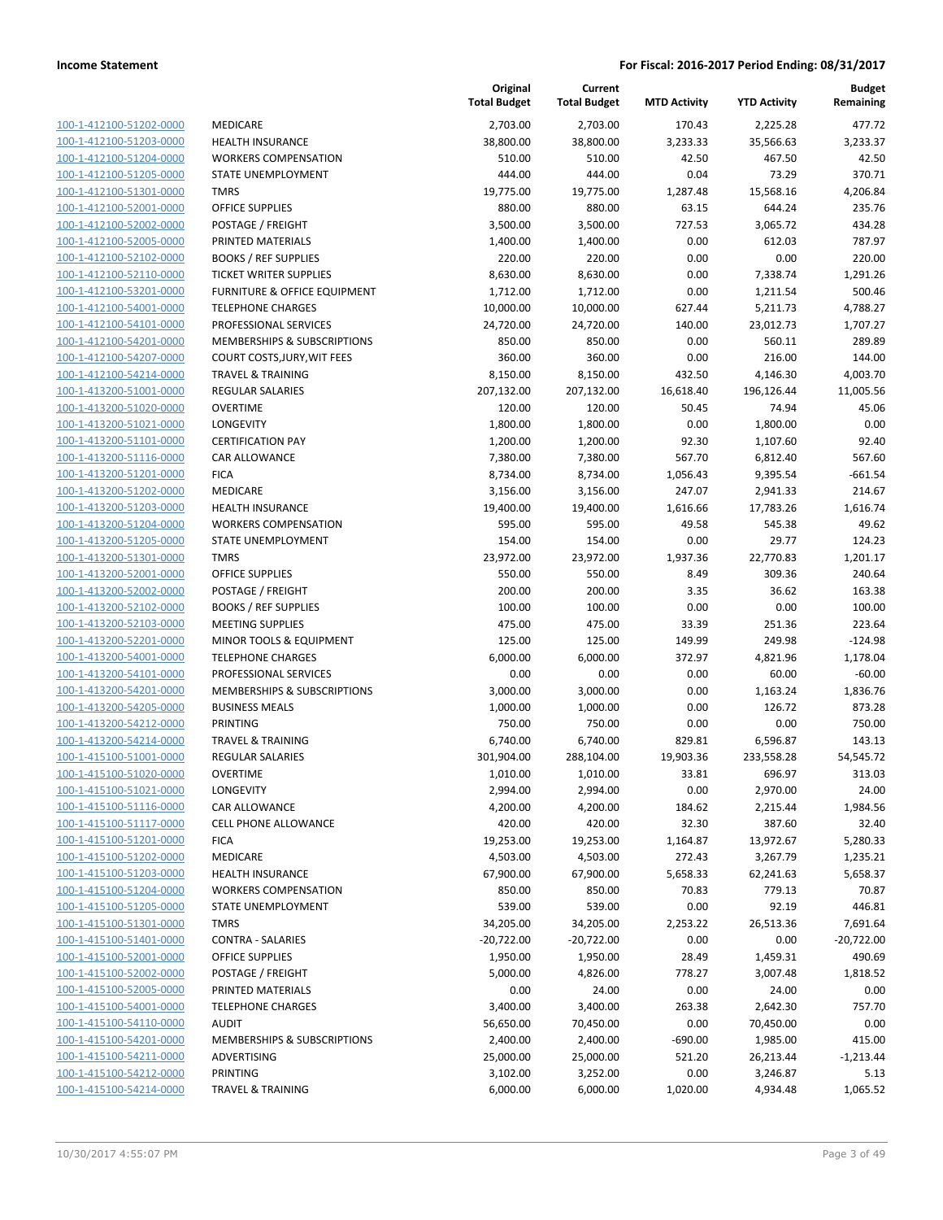| | | Original Total Budget | Current Total Budget | MTD Activity | YTD Activity | Budget Remaining |
|---|---|---|---|---|---|---|
| 100-1-412100-51202-0000 | MEDICARE | 2,703.00 | 2,703.00 | 170.43 | 2,225.28 | 477.72 |
| 100-1-412100-51203-0000 | HEALTH INSURANCE | 38,800.00 | 38,800.00 | 3,233.33 | 35,566.63 | 3,233.37 |
| 100-1-412100-51204-0000 | WORKERS COMPENSATION | 510.00 | 510.00 | 42.50 | 467.50 | 42.50 |
| 100-1-412100-51205-0000 | STATE UNEMPLOYMENT | 444.00 | 444.00 | 0.04 | 73.29 | 370.71 |
| 100-1-412100-51301-0000 | TMRS | 19,775.00 | 19,775.00 | 1,287.48 | 15,568.16 | 4,206.84 |
| 100-1-412100-52001-0000 | OFFICE SUPPLIES | 880.00 | 880.00 | 63.15 | 644.24 | 235.76 |
| 100-1-412100-52002-0000 | POSTAGE / FREIGHT | 3,500.00 | 3,500.00 | 727.53 | 3,065.72 | 434.28 |
| 100-1-412100-52005-0000 | PRINTED MATERIALS | 1,400.00 | 1,400.00 | 0.00 | 612.03 | 787.97 |
| 100-1-412100-52102-0000 | BOOKS / REF SUPPLIES | 220.00 | 220.00 | 0.00 | 0.00 | 220.00 |
| 100-1-412100-52110-0000 | TICKET WRITER SUPPLIES | 8,630.00 | 8,630.00 | 0.00 | 7,338.74 | 1,291.26 |
| 100-1-412100-53201-0000 | FURNITURE & OFFICE EQUIPMENT | 1,712.00 | 1,712.00 | 0.00 | 1,211.54 | 500.46 |
| 100-1-412100-54001-0000 | TELEPHONE CHARGES | 10,000.00 | 10,000.00 | 627.44 | 5,211.73 | 4,788.27 |
| 100-1-412100-54101-0000 | PROFESSIONAL SERVICES | 24,720.00 | 24,720.00 | 140.00 | 23,012.73 | 1,707.27 |
| 100-1-412100-54201-0000 | MEMBERSHIPS & SUBSCRIPTIONS | 850.00 | 850.00 | 0.00 | 560.11 | 289.89 |
| 100-1-412100-54207-0000 | COURT COSTS,JURY,WIT FEES | 360.00 | 360.00 | 0.00 | 216.00 | 144.00 |
| 100-1-412100-54214-0000 | TRAVEL & TRAINING | 8,150.00 | 8,150.00 | 432.50 | 4,146.30 | 4,003.70 |
| 100-1-413200-51001-0000 | REGULAR SALARIES | 207,132.00 | 207,132.00 | 16,618.40 | 196,126.44 | 11,005.56 |
| 100-1-413200-51020-0000 | OVERTIME | 120.00 | 120.00 | 50.45 | 74.94 | 45.06 |
| 100-1-413200-51021-0000 | LONGEVITY | 1,800.00 | 1,800.00 | 0.00 | 1,800.00 | 0.00 |
| 100-1-413200-51101-0000 | CERTIFICATION PAY | 1,200.00 | 1,200.00 | 92.30 | 1,107.60 | 92.40 |
| 100-1-413200-51116-0000 | CAR ALLOWANCE | 7,380.00 | 7,380.00 | 567.70 | 6,812.40 | 567.60 |
| 100-1-413200-51201-0000 | FICA | 8,734.00 | 8,734.00 | 1,056.43 | 9,395.54 | -661.54 |
| 100-1-413200-51202-0000 | MEDICARE | 3,156.00 | 3,156.00 | 247.07 | 2,941.33 | 214.67 |
| 100-1-413200-51203-0000 | HEALTH INSURANCE | 19,400.00 | 19,400.00 | 1,616.66 | 17,783.26 | 1,616.74 |
| 100-1-413200-51204-0000 | WORKERS COMPENSATION | 595.00 | 595.00 | 49.58 | 545.38 | 49.62 |
| 100-1-413200-51205-0000 | STATE UNEMPLOYMENT | 154.00 | 154.00 | 0.00 | 29.77 | 124.23 |
| 100-1-413200-51301-0000 | TMRS | 23,972.00 | 23,972.00 | 1,937.36 | 22,770.83 | 1,201.17 |
| 100-1-413200-52001-0000 | OFFICE SUPPLIES | 550.00 | 550.00 | 8.49 | 309.36 | 240.64 |
| 100-1-413200-52002-0000 | POSTAGE / FREIGHT | 200.00 | 200.00 | 3.35 | 36.62 | 163.38 |
| 100-1-413200-52102-0000 | BOOKS / REF SUPPLIES | 100.00 | 100.00 | 0.00 | 0.00 | 100.00 |
| 100-1-413200-52103-0000 | MEETING SUPPLIES | 475.00 | 475.00 | 33.39 | 251.36 | 223.64 |
| 100-1-413200-52201-0000 | MINOR TOOLS & EQUIPMENT | 125.00 | 125.00 | 149.99 | 249.98 | -124.98 |
| 100-1-413200-54001-0000 | TELEPHONE CHARGES | 6,000.00 | 6,000.00 | 372.97 | 4,821.96 | 1,178.04 |
| 100-1-413200-54101-0000 | PROFESSIONAL SERVICES | 0.00 | 0.00 | 0.00 | 60.00 | -60.00 |
| 100-1-413200-54201-0000 | MEMBERSHIPS & SUBSCRIPTIONS | 3,000.00 | 3,000.00 | 0.00 | 1,163.24 | 1,836.76 |
| 100-1-413200-54205-0000 | BUSINESS MEALS | 1,000.00 | 1,000.00 | 0.00 | 126.72 | 873.28 |
| 100-1-413200-54212-0000 | PRINTING | 750.00 | 750.00 | 0.00 | 0.00 | 750.00 |
| 100-1-413200-54214-0000 | TRAVEL & TRAINING | 6,740.00 | 6,740.00 | 829.81 | 6,596.87 | 143.13 |
| 100-1-415100-51001-0000 | REGULAR SALARIES | 301,904.00 | 288,104.00 | 19,903.36 | 233,558.28 | 54,545.72 |
| 100-1-415100-51020-0000 | OVERTIME | 1,010.00 | 1,010.00 | 33.81 | 696.97 | 313.03 |
| 100-1-415100-51021-0000 | LONGEVITY | 2,994.00 | 2,994.00 | 0.00 | 2,970.00 | 24.00 |
| 100-1-415100-51116-0000 | CAR ALLOWANCE | 4,200.00 | 4,200.00 | 184.62 | 2,215.44 | 1,984.56 |
| 100-1-415100-51117-0000 | CELL PHONE ALLOWANCE | 420.00 | 420.00 | 32.30 | 387.60 | 32.40 |
| 100-1-415100-51201-0000 | FICA | 19,253.00 | 19,253.00 | 1,164.87 | 13,972.67 | 5,280.33 |
| 100-1-415100-51202-0000 | MEDICARE | 4,503.00 | 4,503.00 | 272.43 | 3,267.79 | 1,235.21 |
| 100-1-415100-51203-0000 | HEALTH INSURANCE | 67,900.00 | 67,900.00 | 5,658.33 | 62,241.63 | 5,658.37 |
| 100-1-415100-51204-0000 | WORKERS COMPENSATION | 850.00 | 850.00 | 70.83 | 779.13 | 70.87 |
| 100-1-415100-51205-0000 | STATE UNEMPLOYMENT | 539.00 | 539.00 | 0.00 | 92.19 | 446.81 |
| 100-1-415100-51301-0000 | TMRS | 34,205.00 | 34,205.00 | 2,253.22 | 26,513.36 | 7,691.64 |
| 100-1-415100-51401-0000 | CONTRA - SALARIES | -20,722.00 | -20,722.00 | 0.00 | 0.00 | -20,722.00 |
| 100-1-415100-52001-0000 | OFFICE SUPPLIES | 1,950.00 | 1,950.00 | 28.49 | 1,459.31 | 490.69 |
| 100-1-415100-52002-0000 | POSTAGE / FREIGHT | 5,000.00 | 4,826.00 | 778.27 | 3,007.48 | 1,818.52 |
| 100-1-415100-52005-0000 | PRINTED MATERIALS | 0.00 | 24.00 | 0.00 | 24.00 | 0.00 |
| 100-1-415100-54001-0000 | TELEPHONE CHARGES | 3,400.00 | 3,400.00 | 263.38 | 2,642.30 | 757.70 |
| 100-1-415100-54110-0000 | AUDIT | 56,650.00 | 70,450.00 | 0.00 | 70,450.00 | 0.00 |
| 100-1-415100-54201-0000 | MEMBERSHIPS & SUBSCRIPTIONS | 2,400.00 | 2,400.00 | -690.00 | 1,985.00 | 415.00 |
| 100-1-415100-54211-0000 | ADVERTISING | 25,000.00 | 25,000.00 | 521.20 | 26,213.44 | -1,213.44 |
| 100-1-415100-54212-0000 | PRINTING | 3,102.00 | 3,252.00 | 0.00 | 3,246.87 | 5.13 |
| 100-1-415100-54214-0000 | TRAVEL & TRAINING | 6,000.00 | 6,000.00 | 1,020.00 | 4,934.48 | 1,065.52 |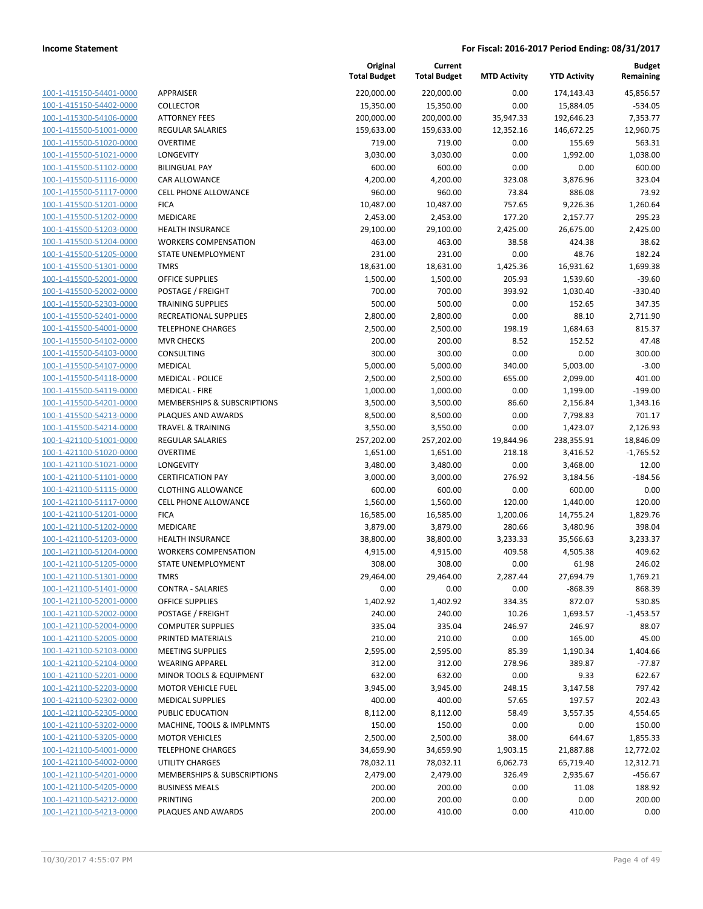| | | Original Total Budget | Current Total Budget | MTD Activity | YTD Activity | Budget Remaining |
|---|---|---|---|---|---|---|
| 100-1-415150-54401-0000 | APPRAISER | 220,000.00 | 220,000.00 | 0.00 | 174,143.43 | 45,856.57 |
| 100-1-415150-54402-0000 | COLLECTOR | 15,350.00 | 15,350.00 | 0.00 | 15,884.05 | -534.05 |
| 100-1-415300-54106-0000 | ATTORNEY FEES | 200,000.00 | 200,000.00 | 35,947.33 | 192,646.23 | 7,353.77 |
| 100-1-415500-51001-0000 | REGULAR SALARIES | 159,633.00 | 159,633.00 | 12,352.16 | 146,672.25 | 12,960.75 |
| 100-1-415500-51020-0000 | OVERTIME | 719.00 | 719.00 | 0.00 | 155.69 | 563.31 |
| 100-1-415500-51021-0000 | LONGEVITY | 3,030.00 | 3,030.00 | 0.00 | 1,992.00 | 1,038.00 |
| 100-1-415500-51102-0000 | BILINGUAL PAY | 600.00 | 600.00 | 0.00 | 0.00 | 600.00 |
| 100-1-415500-51116-0000 | CAR ALLOWANCE | 4,200.00 | 4,200.00 | 323.08 | 3,876.96 | 323.04 |
| 100-1-415500-51117-0000 | CELL PHONE ALLOWANCE | 960.00 | 960.00 | 73.84 | 886.08 | 73.92 |
| 100-1-415500-51201-0000 | FICA | 10,487.00 | 10,487.00 | 757.65 | 9,226.36 | 1,260.64 |
| 100-1-415500-51202-0000 | MEDICARE | 2,453.00 | 2,453.00 | 177.20 | 2,157.77 | 295.23 |
| 100-1-415500-51203-0000 | HEALTH INSURANCE | 29,100.00 | 29,100.00 | 2,425.00 | 26,675.00 | 2,425.00 |
| 100-1-415500-51204-0000 | WORKERS COMPENSATION | 463.00 | 463.00 | 38.58 | 424.38 | 38.62 |
| 100-1-415500-51205-0000 | STATE UNEMPLOYMENT | 231.00 | 231.00 | 0.00 | 48.76 | 182.24 |
| 100-1-415500-51301-0000 | TMRS | 18,631.00 | 18,631.00 | 1,425.36 | 16,931.62 | 1,699.38 |
| 100-1-415500-52001-0000 | OFFICE SUPPLIES | 1,500.00 | 1,500.00 | 205.93 | 1,539.60 | -39.60 |
| 100-1-415500-52002-0000 | POSTAGE / FREIGHT | 700.00 | 700.00 | 393.92 | 1,030.40 | -330.40 |
| 100-1-415500-52303-0000 | TRAINING SUPPLIES | 500.00 | 500.00 | 0.00 | 152.65 | 347.35 |
| 100-1-415500-52401-0000 | RECREATIONAL SUPPLIES | 2,800.00 | 2,800.00 | 0.00 | 88.10 | 2,711.90 |
| 100-1-415500-54001-0000 | TELEPHONE CHARGES | 2,500.00 | 2,500.00 | 198.19 | 1,684.63 | 815.37 |
| 100-1-415500-54102-0000 | MVR CHECKS | 200.00 | 200.00 | 8.52 | 152.52 | 47.48 |
| 100-1-415500-54103-0000 | CONSULTING | 300.00 | 300.00 | 0.00 | 0.00 | 300.00 |
| 100-1-415500-54107-0000 | MEDICAL | 5,000.00 | 5,000.00 | 340.00 | 5,003.00 | -3.00 |
| 100-1-415500-54118-0000 | MEDICAL - POLICE | 2,500.00 | 2,500.00 | 655.00 | 2,099.00 | 401.00 |
| 100-1-415500-54119-0000 | MEDICAL - FIRE | 1,000.00 | 1,000.00 | 0.00 | 1,199.00 | -199.00 |
| 100-1-415500-54201-0000 | MEMBERSHIPS & SUBSCRIPTIONS | 3,500.00 | 3,500.00 | 86.60 | 2,156.84 | 1,343.16 |
| 100-1-415500-54213-0000 | PLAQUES AND AWARDS | 8,500.00 | 8,500.00 | 0.00 | 7,798.83 | 701.17 |
| 100-1-415500-54214-0000 | TRAVEL & TRAINING | 3,550.00 | 3,550.00 | 0.00 | 1,423.07 | 2,126.93 |
| 100-1-421100-51001-0000 | REGULAR SALARIES | 257,202.00 | 257,202.00 | 19,844.96 | 238,355.91 | 18,846.09 |
| 100-1-421100-51020-0000 | OVERTIME | 1,651.00 | 1,651.00 | 218.18 | 3,416.52 | -1,765.52 |
| 100-1-421100-51021-0000 | LONGEVITY | 3,480.00 | 3,480.00 | 0.00 | 3,468.00 | 12.00 |
| 100-1-421100-51101-0000 | CERTIFICATION PAY | 3,000.00 | 3,000.00 | 276.92 | 3,184.56 | -184.56 |
| 100-1-421100-51115-0000 | CLOTHING ALLOWANCE | 600.00 | 600.00 | 0.00 | 600.00 | 0.00 |
| 100-1-421100-51117-0000 | CELL PHONE ALLOWANCE | 1,560.00 | 1,560.00 | 120.00 | 1,440.00 | 120.00 |
| 100-1-421100-51201-0000 | FICA | 16,585.00 | 16,585.00 | 1,200.06 | 14,755.24 | 1,829.76 |
| 100-1-421100-51202-0000 | MEDICARE | 3,879.00 | 3,879.00 | 280.66 | 3,480.96 | 398.04 |
| 100-1-421100-51203-0000 | HEALTH INSURANCE | 38,800.00 | 38,800.00 | 3,233.33 | 35,566.63 | 3,233.37 |
| 100-1-421100-51204-0000 | WORKERS COMPENSATION | 4,915.00 | 4,915.00 | 409.58 | 4,505.38 | 409.62 |
| 100-1-421100-51205-0000 | STATE UNEMPLOYMENT | 308.00 | 308.00 | 0.00 | 61.98 | 246.02 |
| 100-1-421100-51301-0000 | TMRS | 29,464.00 | 29,464.00 | 2,287.44 | 27,694.79 | 1,769.21 |
| 100-1-421100-51401-0000 | CONTRA - SALARIES | 0.00 | 0.00 | 0.00 | -868.39 | 868.39 |
| 100-1-421100-52001-0000 | OFFICE SUPPLIES | 1,402.92 | 1,402.92 | 334.35 | 872.07 | 530.85 |
| 100-1-421100-52002-0000 | POSTAGE / FREIGHT | 240.00 | 240.00 | 10.26 | 1,693.57 | -1,453.57 |
| 100-1-421100-52004-0000 | COMPUTER SUPPLIES | 335.04 | 335.04 | 246.97 | 246.97 | 88.07 |
| 100-1-421100-52005-0000 | PRINTED MATERIALS | 210.00 | 210.00 | 0.00 | 165.00 | 45.00 |
| 100-1-421100-52103-0000 | MEETING SUPPLIES | 2,595.00 | 2,595.00 | 85.39 | 1,190.34 | 1,404.66 |
| 100-1-421100-52104-0000 | WEARING APPAREL | 312.00 | 312.00 | 278.96 | 389.87 | -77.87 |
| 100-1-421100-52201-0000 | MINOR TOOLS & EQUIPMENT | 632.00 | 632.00 | 0.00 | 9.33 | 622.67 |
| 100-1-421100-52203-0000 | MOTOR VEHICLE FUEL | 3,945.00 | 3,945.00 | 248.15 | 3,147.58 | 797.42 |
| 100-1-421100-52302-0000 | MEDICAL SUPPLIES | 400.00 | 400.00 | 57.65 | 197.57 | 202.43 |
| 100-1-421100-52305-0000 | PUBLIC EDUCATION | 8,112.00 | 8,112.00 | 58.49 | 3,557.35 | 4,554.65 |
| 100-1-421100-53202-0000 | MACHINE, TOOLS & IMPLMNTS | 150.00 | 150.00 | 0.00 | 0.00 | 150.00 |
| 100-1-421100-53205-0000 | MOTOR VEHICLES | 2,500.00 | 2,500.00 | 38.00 | 644.67 | 1,855.33 |
| 100-1-421100-54001-0000 | TELEPHONE CHARGES | 34,659.90 | 34,659.90 | 1,903.15 | 21,887.88 | 12,772.02 |
| 100-1-421100-54002-0000 | UTILITY CHARGES | 78,032.11 | 78,032.11 | 6,062.73 | 65,719.40 | 12,312.71 |
| 100-1-421100-54201-0000 | MEMBERSHIPS & SUBSCRIPTIONS | 2,479.00 | 2,479.00 | 326.49 | 2,935.67 | -456.67 |
| 100-1-421100-54205-0000 | BUSINESS MEALS | 200.00 | 200.00 | 0.00 | 11.08 | 188.92 |
| 100-1-421100-54212-0000 | PRINTING | 200.00 | 200.00 | 0.00 | 0.00 | 200.00 |
| 100-1-421100-54213-0000 | PLAQUES AND AWARDS | 200.00 | 410.00 | 0.00 | 410.00 | 0.00 |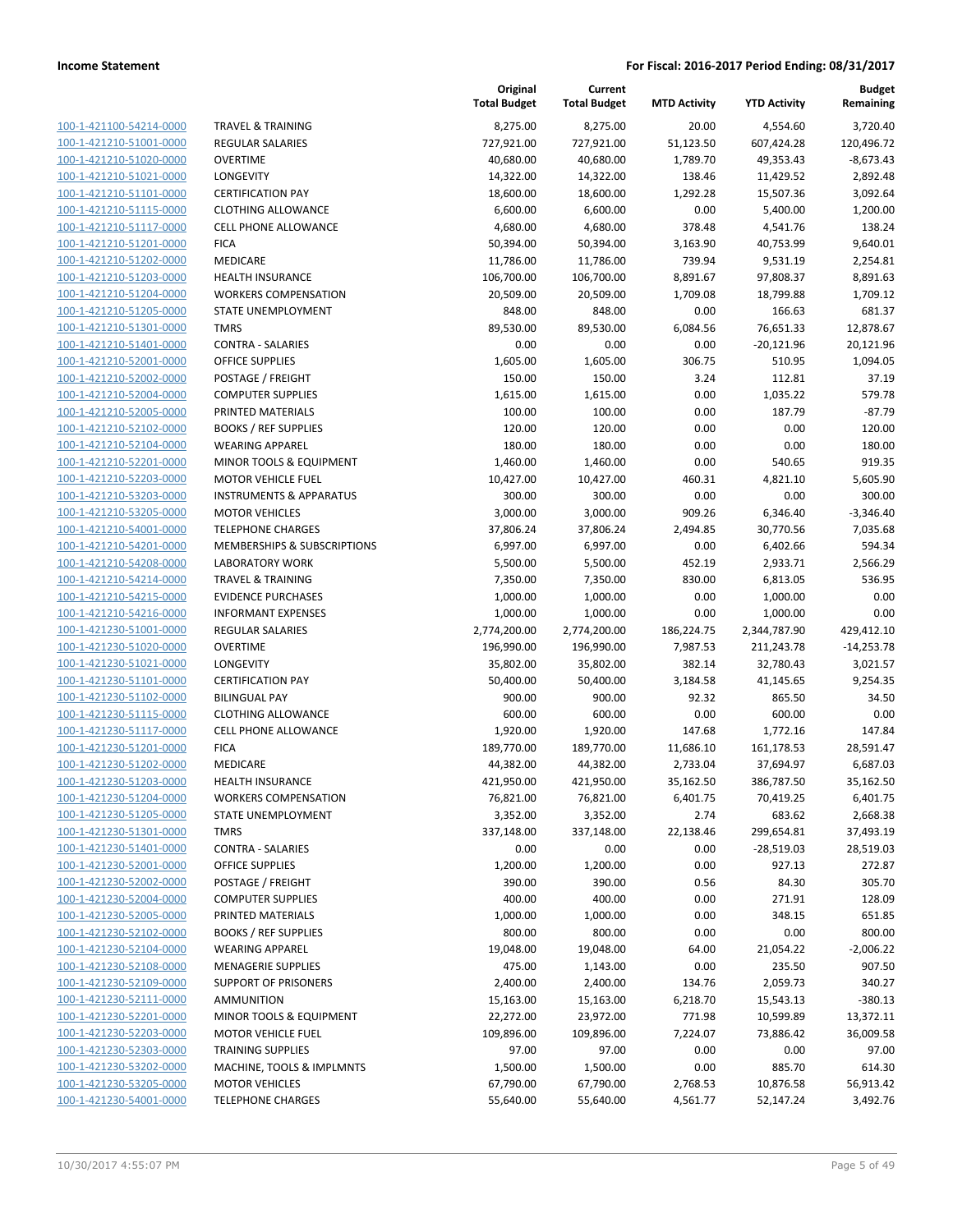| | | Original Total Budget | Current Total Budget | MTD Activity | YTD Activity | Budget Remaining |
|---|---|---|---|---|---|---|
| 100-1-421100-54214-0000 | TRAVEL & TRAINING | 8,275.00 | 8,275.00 | 20.00 | 4,554.60 | 3,720.40 |
| 100-1-421210-51001-0000 | REGULAR SALARIES | 727,921.00 | 727,921.00 | 51,123.50 | 607,424.28 | 120,496.72 |
| 100-1-421210-51020-0000 | OVERTIME | 40,680.00 | 40,680.00 | 1,789.70 | 49,353.43 | -8,673.43 |
| 100-1-421210-51021-0000 | LONGEVITY | 14,322.00 | 14,322.00 | 138.46 | 11,429.52 | 2,892.48 |
| 100-1-421210-51101-0000 | CERTIFICATION PAY | 18,600.00 | 18,600.00 | 1,292.28 | 15,507.36 | 3,092.64 |
| 100-1-421210-51115-0000 | CLOTHING ALLOWANCE | 6,600.00 | 6,600.00 | 0.00 | 5,400.00 | 1,200.00 |
| 100-1-421210-51117-0000 | CELL PHONE ALLOWANCE | 4,680.00 | 4,680.00 | 378.48 | 4,541.76 | 138.24 |
| 100-1-421210-51201-0000 | FICA | 50,394.00 | 50,394.00 | 3,163.90 | 40,753.99 | 9,640.01 |
| 100-1-421210-51202-0000 | MEDICARE | 11,786.00 | 11,786.00 | 739.94 | 9,531.19 | 2,254.81 |
| 100-1-421210-51203-0000 | HEALTH INSURANCE | 106,700.00 | 106,700.00 | 8,891.67 | 97,808.37 | 8,891.63 |
| 100-1-421210-51204-0000 | WORKERS COMPENSATION | 20,509.00 | 20,509.00 | 1,709.08 | 18,799.88 | 1,709.12 |
| 100-1-421210-51205-0000 | STATE UNEMPLOYMENT | 848.00 | 848.00 | 0.00 | 166.63 | 681.37 |
| 100-1-421210-51301-0000 | TMRS | 89,530.00 | 89,530.00 | 6,084.56 | 76,651.33 | 12,878.67 |
| 100-1-421210-51401-0000 | CONTRA - SALARIES | 0.00 | 0.00 | 0.00 | -20,121.96 | 20,121.96 |
| 100-1-421210-52001-0000 | OFFICE SUPPLIES | 1,605.00 | 1,605.00 | 306.75 | 510.95 | 1,094.05 |
| 100-1-421210-52002-0000 | POSTAGE / FREIGHT | 150.00 | 150.00 | 3.24 | 112.81 | 37.19 |
| 100-1-421210-52004-0000 | COMPUTER SUPPLIES | 1,615.00 | 1,615.00 | 0.00 | 1,035.22 | 579.78 |
| 100-1-421210-52005-0000 | PRINTED MATERIALS | 100.00 | 100.00 | 0.00 | 187.79 | -87.79 |
| 100-1-421210-52102-0000 | BOOKS / REF SUPPLIES | 120.00 | 120.00 | 0.00 | 0.00 | 120.00 |
| 100-1-421210-52104-0000 | WEARING APPAREL | 180.00 | 180.00 | 0.00 | 0.00 | 180.00 |
| 100-1-421210-52201-0000 | MINOR TOOLS & EQUIPMENT | 1,460.00 | 1,460.00 | 0.00 | 540.65 | 919.35 |
| 100-1-421210-52203-0000 | MOTOR VEHICLE FUEL | 10,427.00 | 10,427.00 | 460.31 | 4,821.10 | 5,605.90 |
| 100-1-421210-53203-0000 | INSTRUMENTS & APPARATUS | 300.00 | 300.00 | 0.00 | 0.00 | 300.00 |
| 100-1-421210-53205-0000 | MOTOR VEHICLES | 3,000.00 | 3,000.00 | 909.26 | 6,346.40 | -3,346.40 |
| 100-1-421210-54001-0000 | TELEPHONE CHARGES | 37,806.24 | 37,806.24 | 2,494.85 | 30,770.56 | 7,035.68 |
| 100-1-421210-54201-0000 | MEMBERSHIPS & SUBSCRIPTIONS | 6,997.00 | 6,997.00 | 0.00 | 6,402.66 | 594.34 |
| 100-1-421210-54208-0000 | LABORATORY WORK | 5,500.00 | 5,500.00 | 452.19 | 2,933.71 | 2,566.29 |
| 100-1-421210-54214-0000 | TRAVEL & TRAINING | 7,350.00 | 7,350.00 | 830.00 | 6,813.05 | 536.95 |
| 100-1-421210-54215-0000 | EVIDENCE PURCHASES | 1,000.00 | 1,000.00 | 0.00 | 1,000.00 | 0.00 |
| 100-1-421210-54216-0000 | INFORMANT EXPENSES | 1,000.00 | 1,000.00 | 0.00 | 1,000.00 | 0.00 |
| 100-1-421230-51001-0000 | REGULAR SALARIES | 2,774,200.00 | 2,774,200.00 | 186,224.75 | 2,344,787.90 | 429,412.10 |
| 100-1-421230-51020-0000 | OVERTIME | 196,990.00 | 196,990.00 | 7,987.53 | 211,243.78 | -14,253.78 |
| 100-1-421230-51021-0000 | LONGEVITY | 35,802.00 | 35,802.00 | 382.14 | 32,780.43 | 3,021.57 |
| 100-1-421230-51101-0000 | CERTIFICATION PAY | 50,400.00 | 50,400.00 | 3,184.58 | 41,145.65 | 9,254.35 |
| 100-1-421230-51102-0000 | BILINGUAL PAY | 900.00 | 900.00 | 92.32 | 865.50 | 34.50 |
| 100-1-421230-51115-0000 | CLOTHING ALLOWANCE | 600.00 | 600.00 | 0.00 | 600.00 | 0.00 |
| 100-1-421230-51117-0000 | CELL PHONE ALLOWANCE | 1,920.00 | 1,920.00 | 147.68 | 1,772.16 | 147.84 |
| 100-1-421230-51201-0000 | FICA | 189,770.00 | 189,770.00 | 11,686.10 | 161,178.53 | 28,591.47 |
| 100-1-421230-51202-0000 | MEDICARE | 44,382.00 | 44,382.00 | 2,733.04 | 37,694.97 | 6,687.03 |
| 100-1-421230-51203-0000 | HEALTH INSURANCE | 421,950.00 | 421,950.00 | 35,162.50 | 386,787.50 | 35,162.50 |
| 100-1-421230-51204-0000 | WORKERS COMPENSATION | 76,821.00 | 76,821.00 | 6,401.75 | 70,419.25 | 6,401.75 |
| 100-1-421230-51205-0000 | STATE UNEMPLOYMENT | 3,352.00 | 3,352.00 | 2.74 | 683.62 | 2,668.38 |
| 100-1-421230-51301-0000 | TMRS | 337,148.00 | 337,148.00 | 22,138.46 | 299,654.81 | 37,493.19 |
| 100-1-421230-51401-0000 | CONTRA - SALARIES | 0.00 | 0.00 | 0.00 | -28,519.03 | 28,519.03 |
| 100-1-421230-52001-0000 | OFFICE SUPPLIES | 1,200.00 | 1,200.00 | 0.00 | 927.13 | 272.87 |
| 100-1-421230-52002-0000 | POSTAGE / FREIGHT | 390.00 | 390.00 | 0.56 | 84.30 | 305.70 |
| 100-1-421230-52004-0000 | COMPUTER SUPPLIES | 400.00 | 400.00 | 0.00 | 271.91 | 128.09 |
| 100-1-421230-52005-0000 | PRINTED MATERIALS | 1,000.00 | 1,000.00 | 0.00 | 348.15 | 651.85 |
| 100-1-421230-52102-0000 | BOOKS / REF SUPPLIES | 800.00 | 800.00 | 0.00 | 0.00 | 800.00 |
| 100-1-421230-52104-0000 | WEARING APPAREL | 19,048.00 | 19,048.00 | 64.00 | 21,054.22 | -2,006.22 |
| 100-1-421230-52108-0000 | MENAGERIE SUPPLIES | 475.00 | 1,143.00 | 0.00 | 235.50 | 907.50 |
| 100-1-421230-52109-0000 | SUPPORT OF PRISONERS | 2,400.00 | 2,400.00 | 134.76 | 2,059.73 | 340.27 |
| 100-1-421230-52111-0000 | AMMUNITION | 15,163.00 | 15,163.00 | 6,218.70 | 15,543.13 | -380.13 |
| 100-1-421230-52201-0000 | MINOR TOOLS & EQUIPMENT | 22,272.00 | 23,972.00 | 771.98 | 10,599.89 | 13,372.11 |
| 100-1-421230-52203-0000 | MOTOR VEHICLE FUEL | 109,896.00 | 109,896.00 | 7,224.07 | 73,886.42 | 36,009.58 |
| 100-1-421230-52303-0000 | TRAINING SUPPLIES | 97.00 | 97.00 | 0.00 | 0.00 | 97.00 |
| 100-1-421230-53202-0000 | MACHINE, TOOLS & IMPLMNTS | 1,500.00 | 1,500.00 | 0.00 | 885.70 | 614.30 |
| 100-1-421230-53205-0000 | MOTOR VEHICLES | 67,790.00 | 67,790.00 | 2,768.53 | 10,876.58 | 56,913.42 |
| 100-1-421230-54001-0000 | TELEPHONE CHARGES | 55,640.00 | 55,640.00 | 4,561.77 | 52,147.24 | 3,492.76 |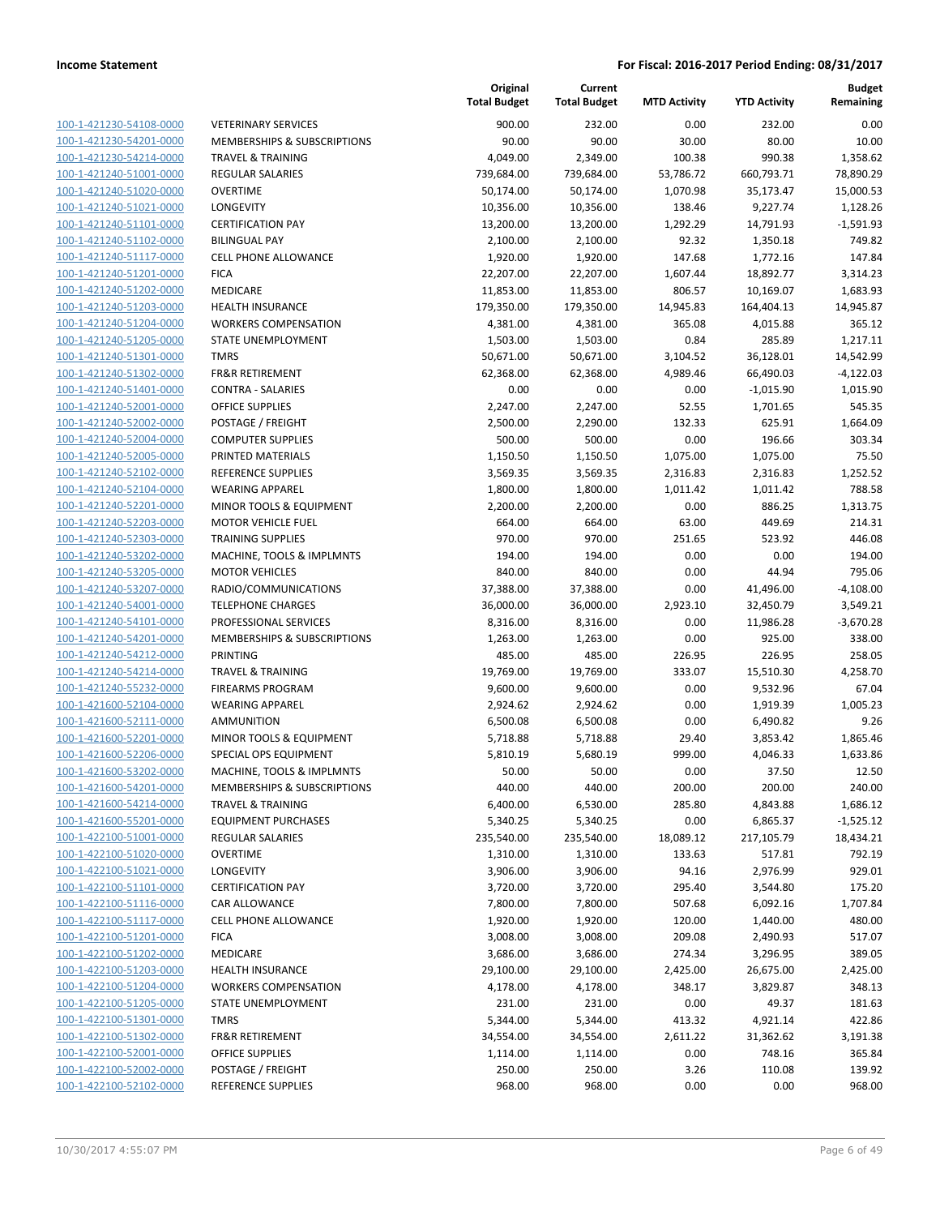| | | Original Total Budget | Current Total Budget | MTD Activity | YTD Activity | Budget Remaining |
|---|---|---|---|---|---|---|
| 100-1-421230-54108-0000 | VETERINARY SERVICES | 900.00 | 232.00 | 0.00 | 232.00 | 0.00 |
| 100-1-421230-54201-0000 | MEMBERSHIPS & SUBSCRIPTIONS | 90.00 | 90.00 | 30.00 | 80.00 | 10.00 |
| 100-1-421230-54214-0000 | TRAVEL & TRAINING | 4,049.00 | 2,349.00 | 100.38 | 990.38 | 1,358.62 |
| 100-1-421240-51001-0000 | REGULAR SALARIES | 739,684.00 | 739,684.00 | 53,786.72 | 660,793.71 | 78,890.29 |
| 100-1-421240-51020-0000 | OVERTIME | 50,174.00 | 50,174.00 | 1,070.98 | 35,173.47 | 15,000.53 |
| 100-1-421240-51021-0000 | LONGEVITY | 10,356.00 | 10,356.00 | 138.46 | 9,227.74 | 1,128.26 |
| 100-1-421240-51101-0000 | CERTIFICATION PAY | 13,200.00 | 13,200.00 | 1,292.29 | 14,791.93 | -1,591.93 |
| 100-1-421240-51102-0000 | BILINGUAL PAY | 2,100.00 | 2,100.00 | 92.32 | 1,350.18 | 749.82 |
| 100-1-421240-51117-0000 | CELL PHONE ALLOWANCE | 1,920.00 | 1,920.00 | 147.68 | 1,772.16 | 147.84 |
| 100-1-421240-51201-0000 | FICA | 22,207.00 | 22,207.00 | 1,607.44 | 18,892.77 | 3,314.23 |
| 100-1-421240-51202-0000 | MEDICARE | 11,853.00 | 11,853.00 | 806.57 | 10,169.07 | 1,683.93 |
| 100-1-421240-51203-0000 | HEALTH INSURANCE | 179,350.00 | 179,350.00 | 14,945.83 | 164,404.13 | 14,945.87 |
| 100-1-421240-51204-0000 | WORKERS COMPENSATION | 4,381.00 | 4,381.00 | 365.08 | 4,015.88 | 365.12 |
| 100-1-421240-51205-0000 | STATE UNEMPLOYMENT | 1,503.00 | 1,503.00 | 0.84 | 285.89 | 1,217.11 |
| 100-1-421240-51301-0000 | TMRS | 50,671.00 | 50,671.00 | 3,104.52 | 36,128.01 | 14,542.99 |
| 100-1-421240-51302-0000 | FR&R RETIREMENT | 62,368.00 | 62,368.00 | 4,989.46 | 66,490.03 | -4,122.03 |
| 100-1-421240-51401-0000 | CONTRA - SALARIES | 0.00 | 0.00 | 0.00 | -1,015.90 | 1,015.90 |
| 100-1-421240-52001-0000 | OFFICE SUPPLIES | 2,247.00 | 2,247.00 | 52.55 | 1,701.65 | 545.35 |
| 100-1-421240-52002-0000 | POSTAGE / FREIGHT | 2,500.00 | 2,290.00 | 132.33 | 625.91 | 1,664.09 |
| 100-1-421240-52004-0000 | COMPUTER SUPPLIES | 500.00 | 500.00 | 0.00 | 196.66 | 303.34 |
| 100-1-421240-52005-0000 | PRINTED MATERIALS | 1,150.50 | 1,150.50 | 1,075.00 | 1,075.00 | 75.50 |
| 100-1-421240-52102-0000 | REFERENCE SUPPLIES | 3,569.35 | 3,569.35 | 2,316.83 | 2,316.83 | 1,252.52 |
| 100-1-421240-52104-0000 | WEARING APPAREL | 1,800.00 | 1,800.00 | 1,011.42 | 1,011.42 | 788.58 |
| 100-1-421240-52201-0000 | MINOR TOOLS & EQUIPMENT | 2,200.00 | 2,200.00 | 0.00 | 886.25 | 1,313.75 |
| 100-1-421240-52203-0000 | MOTOR VEHICLE FUEL | 664.00 | 664.00 | 63.00 | 449.69 | 214.31 |
| 100-1-421240-52303-0000 | TRAINING SUPPLIES | 970.00 | 970.00 | 251.65 | 523.92 | 446.08 |
| 100-1-421240-53202-0000 | MACHINE, TOOLS & IMPLMNTS | 194.00 | 194.00 | 0.00 | 0.00 | 194.00 |
| 100-1-421240-53205-0000 | MOTOR VEHICLES | 840.00 | 840.00 | 0.00 | 44.94 | 795.06 |
| 100-1-421240-53207-0000 | RADIO/COMMUNICATIONS | 37,388.00 | 37,388.00 | 0.00 | 41,496.00 | -4,108.00 |
| 100-1-421240-54001-0000 | TELEPHONE CHARGES | 36,000.00 | 36,000.00 | 2,923.10 | 32,450.79 | 3,549.21 |
| 100-1-421240-54101-0000 | PROFESSIONAL SERVICES | 8,316.00 | 8,316.00 | 0.00 | 11,986.28 | -3,670.28 |
| 100-1-421240-54201-0000 | MEMBERSHIPS & SUBSCRIPTIONS | 1,263.00 | 1,263.00 | 0.00 | 925.00 | 338.00 |
| 100-1-421240-54212-0000 | PRINTING | 485.00 | 485.00 | 226.95 | 226.95 | 258.05 |
| 100-1-421240-54214-0000 | TRAVEL & TRAINING | 19,769.00 | 19,769.00 | 333.07 | 15,510.30 | 4,258.70 |
| 100-1-421240-55232-0000 | FIREARMS PROGRAM | 9,600.00 | 9,600.00 | 0.00 | 9,532.96 | 67.04 |
| 100-1-421600-52104-0000 | WEARING APPAREL | 2,924.62 | 2,924.62 | 0.00 | 1,919.39 | 1,005.23 |
| 100-1-421600-52111-0000 | AMMUNITION | 6,500.08 | 6,500.08 | 0.00 | 6,490.82 | 9.26 |
| 100-1-421600-52201-0000 | MINOR TOOLS & EQUIPMENT | 5,718.88 | 5,718.88 | 29.40 | 3,853.42 | 1,865.46 |
| 100-1-421600-52206-0000 | SPECIAL OPS EQUIPMENT | 5,810.19 | 5,680.19 | 999.00 | 4,046.33 | 1,633.86 |
| 100-1-421600-53202-0000 | MACHINE, TOOLS & IMPLMNTS | 50.00 | 50.00 | 0.00 | 37.50 | 12.50 |
| 100-1-421600-54201-0000 | MEMBERSHIPS & SUBSCRIPTIONS | 440.00 | 440.00 | 200.00 | 200.00 | 240.00 |
| 100-1-421600-54214-0000 | TRAVEL & TRAINING | 6,400.00 | 6,530.00 | 285.80 | 4,843.88 | 1,686.12 |
| 100-1-421600-55201-0000 | EQUIPMENT PURCHASES | 5,340.25 | 5,340.25 | 0.00 | 6,865.37 | -1,525.12 |
| 100-1-422100-51001-0000 | REGULAR SALARIES | 235,540.00 | 235,540.00 | 18,089.12 | 217,105.79 | 18,434.21 |
| 100-1-422100-51020-0000 | OVERTIME | 1,310.00 | 1,310.00 | 133.63 | 517.81 | 792.19 |
| 100-1-422100-51021-0000 | LONGEVITY | 3,906.00 | 3,906.00 | 94.16 | 2,976.99 | 929.01 |
| 100-1-422100-51101-0000 | CERTIFICATION PAY | 3,720.00 | 3,720.00 | 295.40 | 3,544.80 | 175.20 |
| 100-1-422100-51116-0000 | CAR ALLOWANCE | 7,800.00 | 7,800.00 | 507.68 | 6,092.16 | 1,707.84 |
| 100-1-422100-51117-0000 | CELL PHONE ALLOWANCE | 1,920.00 | 1,920.00 | 120.00 | 1,440.00 | 480.00 |
| 100-1-422100-51201-0000 | FICA | 3,008.00 | 3,008.00 | 209.08 | 2,490.93 | 517.07 |
| 100-1-422100-51202-0000 | MEDICARE | 3,686.00 | 3,686.00 | 274.34 | 3,296.95 | 389.05 |
| 100-1-422100-51203-0000 | HEALTH INSURANCE | 29,100.00 | 29,100.00 | 2,425.00 | 26,675.00 | 2,425.00 |
| 100-1-422100-51204-0000 | WORKERS COMPENSATION | 4,178.00 | 4,178.00 | 348.17 | 3,829.87 | 348.13 |
| 100-1-422100-51205-0000 | STATE UNEMPLOYMENT | 231.00 | 231.00 | 0.00 | 49.37 | 181.63 |
| 100-1-422100-51301-0000 | TMRS | 5,344.00 | 5,344.00 | 413.32 | 4,921.14 | 422.86 |
| 100-1-422100-51302-0000 | FR&R RETIREMENT | 34,554.00 | 34,554.00 | 2,611.22 | 31,362.62 | 3,191.38 |
| 100-1-422100-52001-0000 | OFFICE SUPPLIES | 1,114.00 | 1,114.00 | 0.00 | 748.16 | 365.84 |
| 100-1-422100-52002-0000 | POSTAGE / FREIGHT | 250.00 | 250.00 | 3.26 | 110.08 | 139.92 |
| 100-1-422100-52102-0000 | REFERENCE SUPPLIES | 968.00 | 968.00 | 0.00 | 0.00 | 968.00 |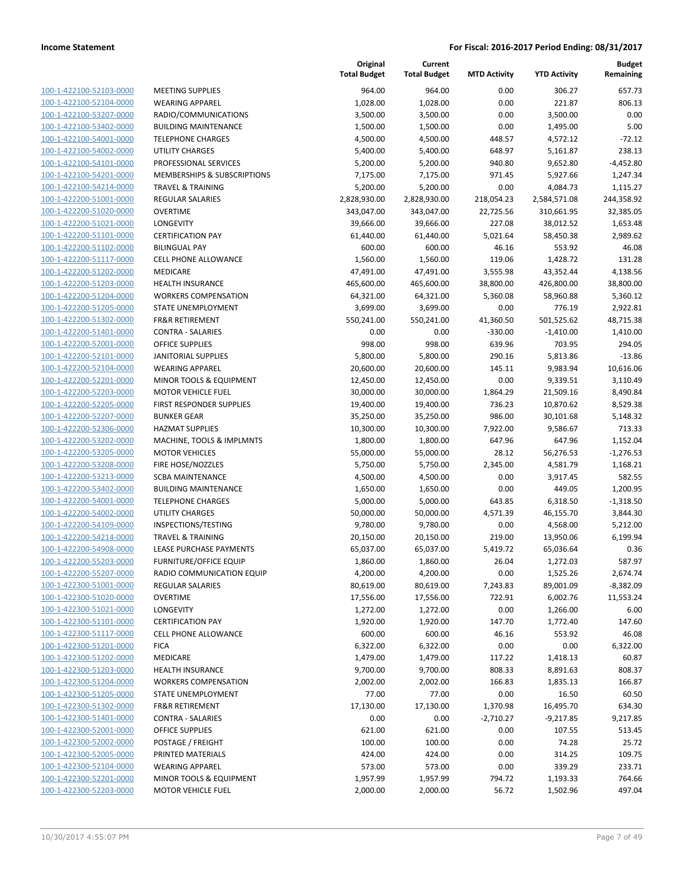| | | Original Total Budget | Current Total Budget | MTD Activity | YTD Activity | Budget Remaining |
|---|---|---|---|---|---|---|
| 100-1-422100-52103-0000 | MEETING SUPPLIES | 964.00 | 964.00 | 0.00 | 306.27 | 657.73 |
| 100-1-422100-52104-0000 | WEARING APPAREL | 1,028.00 | 1,028.00 | 0.00 | 221.87 | 806.13 |
| 100-1-422100-53207-0000 | RADIO/COMMUNICATIONS | 3,500.00 | 3,500.00 | 0.00 | 3,500.00 | 0.00 |
| 100-1-422100-53402-0000 | BUILDING MAINTENANCE | 1,500.00 | 1,500.00 | 0.00 | 1,495.00 | 5.00 |
| 100-1-422100-54001-0000 | TELEPHONE CHARGES | 4,500.00 | 4,500.00 | 448.57 | 4,572.12 | -72.12 |
| 100-1-422100-54002-0000 | UTILITY CHARGES | 5,400.00 | 5,400.00 | 648.97 | 5,161.87 | 238.13 |
| 100-1-422100-54101-0000 | PROFESSIONAL SERVICES | 5,200.00 | 5,200.00 | 940.80 | 9,652.80 | -4,452.80 |
| 100-1-422100-54201-0000 | MEMBERSHIPS & SUBSCRIPTIONS | 7,175.00 | 7,175.00 | 971.45 | 5,927.66 | 1,247.34 |
| 100-1-422100-54214-0000 | TRAVEL & TRAINING | 5,200.00 | 5,200.00 | 0.00 | 4,084.73 | 1,115.27 |
| 100-1-422200-51001-0000 | REGULAR SALARIES | 2,828,930.00 | 2,828,930.00 | 218,054.23 | 2,584,571.08 | 244,358.92 |
| 100-1-422200-51020-0000 | OVERTIME | 343,047.00 | 343,047.00 | 22,725.56 | 310,661.95 | 32,385.05 |
| 100-1-422200-51021-0000 | LONGEVITY | 39,666.00 | 39,666.00 | 227.08 | 38,012.52 | 1,653.48 |
| 100-1-422200-51101-0000 | CERTIFICATION PAY | 61,440.00 | 61,440.00 | 5,021.64 | 58,450.38 | 2,989.62 |
| 100-1-422200-51102-0000 | BILINGUAL PAY | 600.00 | 600.00 | 46.16 | 553.92 | 46.08 |
| 100-1-422200-51117-0000 | CELL PHONE ALLOWANCE | 1,560.00 | 1,560.00 | 119.06 | 1,428.72 | 131.28 |
| 100-1-422200-51202-0000 | MEDICARE | 47,491.00 | 47,491.00 | 3,555.98 | 43,352.44 | 4,138.56 |
| 100-1-422200-51203-0000 | HEALTH INSURANCE | 465,600.00 | 465,600.00 | 38,800.00 | 426,800.00 | 38,800.00 |
| 100-1-422200-51204-0000 | WORKERS COMPENSATION | 64,321.00 | 64,321.00 | 5,360.08 | 58,960.88 | 5,360.12 |
| 100-1-422200-51205-0000 | STATE UNEMPLOYMENT | 3,699.00 | 3,699.00 | 0.00 | 776.19 | 2,922.81 |
| 100-1-422200-51302-0000 | FR&R RETIREMENT | 550,241.00 | 550,241.00 | 41,360.50 | 501,525.62 | 48,715.38 |
| 100-1-422200-51401-0000 | CONTRA - SALARIES | 0.00 | 0.00 | -330.00 | -1,410.00 | 1,410.00 |
| 100-1-422200-52001-0000 | OFFICE SUPPLIES | 998.00 | 998.00 | 639.96 | 703.95 | 294.05 |
| 100-1-422200-52101-0000 | JANITORIAL SUPPLIES | 5,800.00 | 5,800.00 | 290.16 | 5,813.86 | -13.86 |
| 100-1-422200-52104-0000 | WEARING APPAREL | 20,600.00 | 20,600.00 | 145.11 | 9,983.94 | 10,616.06 |
| 100-1-422200-52201-0000 | MINOR TOOLS & EQUIPMENT | 12,450.00 | 12,450.00 | 0.00 | 9,339.51 | 3,110.49 |
| 100-1-422200-52203-0000 | MOTOR VEHICLE FUEL | 30,000.00 | 30,000.00 | 1,864.29 | 21,509.16 | 8,490.84 |
| 100-1-422200-52205-0000 | FIRST RESPONDER SUPPLIES | 19,400.00 | 19,400.00 | 736.23 | 10,870.62 | 8,529.38 |
| 100-1-422200-52207-0000 | BUNKER GEAR | 35,250.00 | 35,250.00 | 986.00 | 30,101.68 | 5,148.32 |
| 100-1-422200-52306-0000 | HAZMAT SUPPLIES | 10,300.00 | 10,300.00 | 7,922.00 | 9,586.67 | 713.33 |
| 100-1-422200-53202-0000 | MACHINE, TOOLS & IMPLMNTS | 1,800.00 | 1,800.00 | 647.96 | 647.96 | 1,152.04 |
| 100-1-422200-53205-0000 | MOTOR VEHICLES | 55,000.00 | 55,000.00 | 28.12 | 56,276.53 | -1,276.53 |
| 100-1-422200-53208-0000 | FIRE HOSE/NOZZLES | 5,750.00 | 5,750.00 | 2,345.00 | 4,581.79 | 1,168.21 |
| 100-1-422200-53213-0000 | SCBA MAINTENANCE | 4,500.00 | 4,500.00 | 0.00 | 3,917.45 | 582.55 |
| 100-1-422200-53402-0000 | BUILDING MAINTENANCE | 1,650.00 | 1,650.00 | 0.00 | 449.05 | 1,200.95 |
| 100-1-422200-54001-0000 | TELEPHONE CHARGES | 5,000.00 | 5,000.00 | 643.85 | 6,318.50 | -1,318.50 |
| 100-1-422200-54002-0000 | UTILITY CHARGES | 50,000.00 | 50,000.00 | 4,571.39 | 46,155.70 | 3,844.30 |
| 100-1-422200-54109-0000 | INSPECTIONS/TESTING | 9,780.00 | 9,780.00 | 0.00 | 4,568.00 | 5,212.00 |
| 100-1-422200-54214-0000 | TRAVEL & TRAINING | 20,150.00 | 20,150.00 | 219.00 | 13,950.06 | 6,199.94 |
| 100-1-422200-54908-0000 | LEASE PURCHASE PAYMENTS | 65,037.00 | 65,037.00 | 5,419.72 | 65,036.64 | 0.36 |
| 100-1-422200-55203-0000 | FURNITURE/OFFICE EQUIP | 1,860.00 | 1,860.00 | 26.04 | 1,272.03 | 587.97 |
| 100-1-422200-55207-0000 | RADIO COMMUNICATION EQUIP | 4,200.00 | 4,200.00 | 0.00 | 1,525.26 | 2,674.74 |
| 100-1-422300-51001-0000 | REGULAR SALARIES | 80,619.00 | 80,619.00 | 7,243.83 | 89,001.09 | -8,382.09 |
| 100-1-422300-51020-0000 | OVERTIME | 17,556.00 | 17,556.00 | 722.91 | 6,002.76 | 11,553.24 |
| 100-1-422300-51021-0000 | LONGEVITY | 1,272.00 | 1,272.00 | 0.00 | 1,266.00 | 6.00 |
| 100-1-422300-51101-0000 | CERTIFICATION PAY | 1,920.00 | 1,920.00 | 147.70 | 1,772.40 | 147.60 |
| 100-1-422300-51117-0000 | CELL PHONE ALLOWANCE | 600.00 | 600.00 | 46.16 | 553.92 | 46.08 |
| 100-1-422300-51201-0000 | FICA | 6,322.00 | 6,322.00 | 0.00 | 0.00 | 6,322.00 |
| 100-1-422300-51202-0000 | MEDICARE | 1,479.00 | 1,479.00 | 117.22 | 1,418.13 | 60.87 |
| 100-1-422300-51203-0000 | HEALTH INSURANCE | 9,700.00 | 9,700.00 | 808.33 | 8,891.63 | 808.37 |
| 100-1-422300-51204-0000 | WORKERS COMPENSATION | 2,002.00 | 2,002.00 | 166.83 | 1,835.13 | 166.87 |
| 100-1-422300-51205-0000 | STATE UNEMPLOYMENT | 77.00 | 77.00 | 0.00 | 16.50 | 60.50 |
| 100-1-422300-51302-0000 | FR&R RETIREMENT | 17,130.00 | 17,130.00 | 1,370.98 | 16,495.70 | 634.30 |
| 100-1-422300-51401-0000 | CONTRA - SALARIES | 0.00 | 0.00 | -2,710.27 | -9,217.85 | 9,217.85 |
| 100-1-422300-52001-0000 | OFFICE SUPPLIES | 621.00 | 621.00 | 0.00 | 107.55 | 513.45 |
| 100-1-422300-52002-0000 | POSTAGE / FREIGHT | 100.00 | 100.00 | 0.00 | 74.28 | 25.72 |
| 100-1-422300-52005-0000 | PRINTED MATERIALS | 424.00 | 424.00 | 0.00 | 314.25 | 109.75 |
| 100-1-422300-52104-0000 | WEARING APPAREL | 573.00 | 573.00 | 0.00 | 339.29 | 233.71 |
| 100-1-422300-52201-0000 | MINOR TOOLS & EQUIPMENT | 1,957.99 | 1,957.99 | 794.72 | 1,193.33 | 764.66 |
| 100-1-422300-52203-0000 | MOTOR VEHICLE FUEL | 2,000.00 | 2,000.00 | 56.72 | 1,502.96 | 497.04 |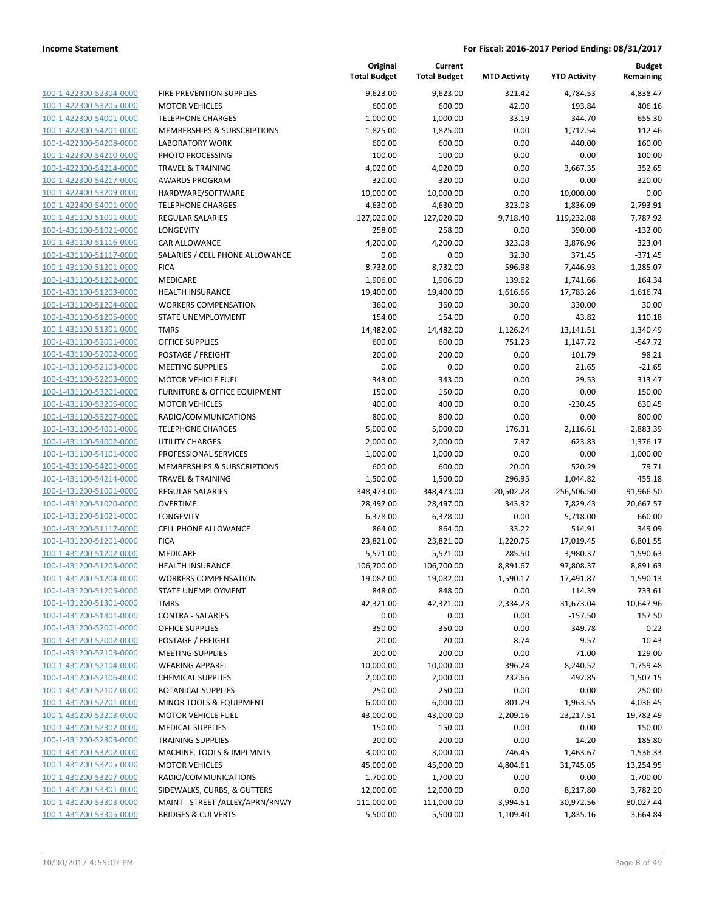| | | Original Total Budget | Current Total Budget | MTD Activity | YTD Activity | Budget Remaining |
|---|---|---|---|---|---|---|
| 100-1-422300-52304-0000 | FIRE PREVENTION SUPPLIES | 9,623.00 | 9,623.00 | 321.42 | 4,784.53 | 4,838.47 |
| 100-1-422300-53205-0000 | MOTOR VEHICLES | 600.00 | 600.00 | 42.00 | 193.84 | 406.16 |
| 100-1-422300-54001-0000 | TELEPHONE CHARGES | 1,000.00 | 1,000.00 | 33.19 | 344.70 | 655.30 |
| 100-1-422300-54201-0000 | MEMBERSHIPS & SUBSCRIPTIONS | 1,825.00 | 1,825.00 | 0.00 | 1,712.54 | 112.46 |
| 100-1-422300-54208-0000 | LABORATORY WORK | 600.00 | 600.00 | 0.00 | 440.00 | 160.00 |
| 100-1-422300-54210-0000 | PHOTO PROCESSING | 100.00 | 100.00 | 0.00 | 0.00 | 100.00 |
| 100-1-422300-54214-0000 | TRAVEL & TRAINING | 4,020.00 | 4,020.00 | 0.00 | 3,667.35 | 352.65 |
| 100-1-422300-54217-0000 | AWARDS PROGRAM | 320.00 | 320.00 | 0.00 | 0.00 | 320.00 |
| 100-1-422400-53209-0000 | HARDWARE/SOFTWARE | 10,000.00 | 10,000.00 | 0.00 | 10,000.00 | 0.00 |
| 100-1-422400-54001-0000 | TELEPHONE CHARGES | 4,630.00 | 4,630.00 | 323.03 | 1,836.09 | 2,793.91 |
| 100-1-431100-51001-0000 | REGULAR SALARIES | 127,020.00 | 127,020.00 | 9,718.40 | 119,232.08 | 7,787.92 |
| 100-1-431100-51021-0000 | LONGEVITY | 258.00 | 258.00 | 0.00 | 390.00 | -132.00 |
| 100-1-431100-51116-0000 | CAR ALLOWANCE | 4,200.00 | 4,200.00 | 323.08 | 3,876.96 | 323.04 |
| 100-1-431100-51117-0000 | SALARIES / CELL PHONE ALLOWANCE | 0.00 | 0.00 | 32.30 | 371.45 | -371.45 |
| 100-1-431100-51201-0000 | FICA | 8,732.00 | 8,732.00 | 596.98 | 7,446.93 | 1,285.07 |
| 100-1-431100-51202-0000 | MEDICARE | 1,906.00 | 1,906.00 | 139.62 | 1,741.66 | 164.34 |
| 100-1-431100-51203-0000 | HEALTH INSURANCE | 19,400.00 | 19,400.00 | 1,616.66 | 17,783.26 | 1,616.74 |
| 100-1-431100-51204-0000 | WORKERS COMPENSATION | 360.00 | 360.00 | 30.00 | 330.00 | 30.00 |
| 100-1-431100-51205-0000 | STATE UNEMPLOYMENT | 154.00 | 154.00 | 0.00 | 43.82 | 110.18 |
| 100-1-431100-51301-0000 | TMRS | 14,482.00 | 14,482.00 | 1,126.24 | 13,141.51 | 1,340.49 |
| 100-1-431100-52001-0000 | OFFICE SUPPLIES | 600.00 | 600.00 | 751.23 | 1,147.72 | -547.72 |
| 100-1-431100-52002-0000 | POSTAGE / FREIGHT | 200.00 | 200.00 | 0.00 | 101.79 | 98.21 |
| 100-1-431100-52103-0000 | MEETING SUPPLIES | 0.00 | 0.00 | 0.00 | 21.65 | -21.65 |
| 100-1-431100-52203-0000 | MOTOR VEHICLE FUEL | 343.00 | 343.00 | 0.00 | 29.53 | 313.47 |
| 100-1-431100-53201-0000 | FURNITURE & OFFICE EQUIPMENT | 150.00 | 150.00 | 0.00 | 0.00 | 150.00 |
| 100-1-431100-53205-0000 | MOTOR VEHICLES | 400.00 | 400.00 | 0.00 | -230.45 | 630.45 |
| 100-1-431100-53207-0000 | RADIO/COMMUNICATIONS | 800.00 | 800.00 | 0.00 | 0.00 | 800.00 |
| 100-1-431100-54001-0000 | TELEPHONE CHARGES | 5,000.00 | 5,000.00 | 176.31 | 2,116.61 | 2,883.39 |
| 100-1-431100-54002-0000 | UTILITY CHARGES | 2,000.00 | 2,000.00 | 7.97 | 623.83 | 1,376.17 |
| 100-1-431100-54101-0000 | PROFESSIONAL SERVICES | 1,000.00 | 1,000.00 | 0.00 | 0.00 | 1,000.00 |
| 100-1-431100-54201-0000 | MEMBERSHIPS & SUBSCRIPTIONS | 600.00 | 600.00 | 20.00 | 520.29 | 79.71 |
| 100-1-431100-54214-0000 | TRAVEL & TRAINING | 1,500.00 | 1,500.00 | 296.95 | 1,044.82 | 455.18 |
| 100-1-431200-51001-0000 | REGULAR SALARIES | 348,473.00 | 348,473.00 | 20,502.28 | 256,506.50 | 91,966.50 |
| 100-1-431200-51020-0000 | OVERTIME | 28,497.00 | 28,497.00 | 343.32 | 7,829.43 | 20,667.57 |
| 100-1-431200-51021-0000 | LONGEVITY | 6,378.00 | 6,378.00 | 0.00 | 5,718.00 | 660.00 |
| 100-1-431200-51117-0000 | CELL PHONE ALLOWANCE | 864.00 | 864.00 | 33.22 | 514.91 | 349.09 |
| 100-1-431200-51201-0000 | FICA | 23,821.00 | 23,821.00 | 1,220.75 | 17,019.45 | 6,801.55 |
| 100-1-431200-51202-0000 | MEDICARE | 5,571.00 | 5,571.00 | 285.50 | 3,980.37 | 1,590.63 |
| 100-1-431200-51203-0000 | HEALTH INSURANCE | 106,700.00 | 106,700.00 | 8,891.67 | 97,808.37 | 8,891.63 |
| 100-1-431200-51204-0000 | WORKERS COMPENSATION | 19,082.00 | 19,082.00 | 1,590.17 | 17,491.87 | 1,590.13 |
| 100-1-431200-51205-0000 | STATE UNEMPLOYMENT | 848.00 | 848.00 | 0.00 | 114.39 | 733.61 |
| 100-1-431200-51301-0000 | TMRS | 42,321.00 | 42,321.00 | 2,334.23 | 31,673.04 | 10,647.96 |
| 100-1-431200-51401-0000 | CONTRA - SALARIES | 0.00 | 0.00 | 0.00 | -157.50 | 157.50 |
| 100-1-431200-52001-0000 | OFFICE SUPPLIES | 350.00 | 350.00 | 0.00 | 349.78 | 0.22 |
| 100-1-431200-52002-0000 | POSTAGE / FREIGHT | 20.00 | 20.00 | 8.74 | 9.57 | 10.43 |
| 100-1-431200-52103-0000 | MEETING SUPPLIES | 200.00 | 200.00 | 0.00 | 71.00 | 129.00 |
| 100-1-431200-52104-0000 | WEARING APPAREL | 10,000.00 | 10,000.00 | 396.24 | 8,240.52 | 1,759.48 |
| 100-1-431200-52106-0000 | CHEMICAL SUPPLIES | 2,000.00 | 2,000.00 | 232.66 | 492.85 | 1,507.15 |
| 100-1-431200-52107-0000 | BOTANICAL SUPPLIES | 250.00 | 250.00 | 0.00 | 0.00 | 250.00 |
| 100-1-431200-52201-0000 | MINOR TOOLS & EQUIPMENT | 6,000.00 | 6,000.00 | 801.29 | 1,963.55 | 4,036.45 |
| 100-1-431200-52203-0000 | MOTOR VEHICLE FUEL | 43,000.00 | 43,000.00 | 2,209.16 | 23,217.51 | 19,782.49 |
| 100-1-431200-52302-0000 | MEDICAL SUPPLIES | 150.00 | 150.00 | 0.00 | 0.00 | 150.00 |
| 100-1-431200-52303-0000 | TRAINING SUPPLIES | 200.00 | 200.00 | 0.00 | 14.20 | 185.80 |
| 100-1-431200-53202-0000 | MACHINE, TOOLS & IMPLMNTS | 3,000.00 | 3,000.00 | 746.45 | 1,463.67 | 1,536.33 |
| 100-1-431200-53205-0000 | MOTOR VEHICLES | 45,000.00 | 45,000.00 | 4,804.61 | 31,745.05 | 13,254.95 |
| 100-1-431200-53207-0000 | RADIO/COMMUNICATIONS | 1,700.00 | 1,700.00 | 0.00 | 0.00 | 1,700.00 |
| 100-1-431200-53301-0000 | SIDEWALKS, CURBS, & GUTTERS | 12,000.00 | 12,000.00 | 0.00 | 8,217.80 | 3,782.20 |
| 100-1-431200-53303-0000 | MAINT - STREET /ALLEY/APRN/RNWY | 111,000.00 | 111,000.00 | 3,994.51 | 30,972.56 | 80,027.44 |
| 100-1-431200-53305-0000 | BRIDGES & CULVERTS | 5,500.00 | 5,500.00 | 1,109.40 | 1,835.16 | 3,664.84 |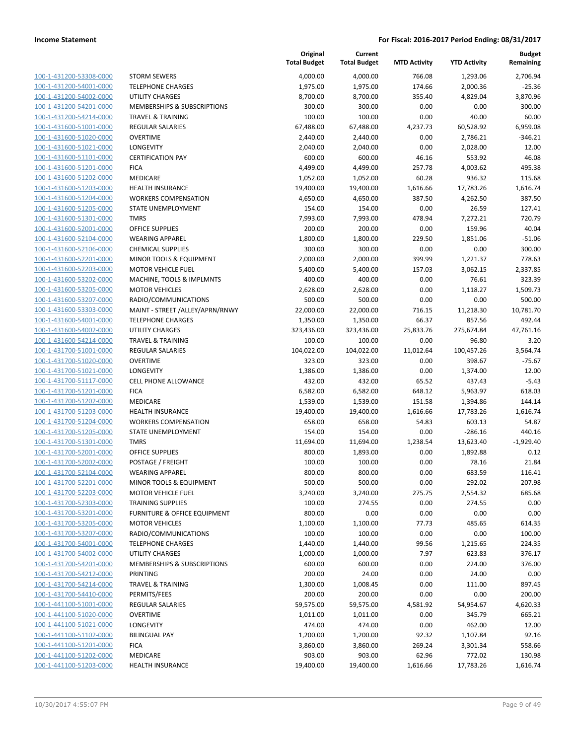**Income Statement** — For Fiscal: 2016-2017 Period Ending: 08/31/2017

| | | Original Total Budget | Current Total Budget | MTD Activity | YTD Activity | Budget Remaining |
|---|---|---|---|---|---|---|
| 100-1-431200-53308-0000 | STORM SEWERS | 4,000.00 | 4,000.00 | 766.08 | 1,293.06 | 2,706.94 |
| 100-1-431200-54001-0000 | TELEPHONE CHARGES | 1,975.00 | 1,975.00 | 174.66 | 2,000.36 | -25.36 |
| 100-1-431200-54002-0000 | UTILITY CHARGES | 8,700.00 | 8,700.00 | 355.40 | 4,829.04 | 3,870.96 |
| 100-1-431200-54201-0000 | MEMBERSHIPS & SUBSCRIPTIONS | 300.00 | 300.00 | 0.00 | 0.00 | 300.00 |
| 100-1-431200-54214-0000 | TRAVEL & TRAINING | 100.00 | 100.00 | 0.00 | 40.00 | 60.00 |
| 100-1-431600-51001-0000 | REGULAR SALARIES | 67,488.00 | 67,488.00 | 4,237.73 | 60,528.92 | 6,959.08 |
| 100-1-431600-51020-0000 | OVERTIME | 2,440.00 | 2,440.00 | 0.00 | 2,786.21 | -346.21 |
| 100-1-431600-51021-0000 | LONGEVITY | 2,040.00 | 2,040.00 | 0.00 | 2,028.00 | 12.00 |
| 100-1-431600-51101-0000 | CERTIFICATION PAY | 600.00 | 600.00 | 46.16 | 553.92 | 46.08 |
| 100-1-431600-51201-0000 | FICA | 4,499.00 | 4,499.00 | 257.78 | 4,003.62 | 495.38 |
| 100-1-431600-51202-0000 | MEDICARE | 1,052.00 | 1,052.00 | 60.28 | 936.32 | 115.68 |
| 100-1-431600-51203-0000 | HEALTH INSURANCE | 19,400.00 | 19,400.00 | 1,616.66 | 17,783.26 | 1,616.74 |
| 100-1-431600-51204-0000 | WORKERS COMPENSATION | 4,650.00 | 4,650.00 | 387.50 | 4,262.50 | 387.50 |
| 100-1-431600-51205-0000 | STATE UNEMPLOYMENT | 154.00 | 154.00 | 0.00 | 26.59 | 127.41 |
| 100-1-431600-51301-0000 | TMRS | 7,993.00 | 7,993.00 | 478.94 | 7,272.21 | 720.79 |
| 100-1-431600-52001-0000 | OFFICE SUPPLIES | 200.00 | 200.00 | 0.00 | 159.96 | 40.04 |
| 100-1-431600-52104-0000 | WEARING APPAREL | 1,800.00 | 1,800.00 | 229.50 | 1,851.06 | -51.06 |
| 100-1-431600-52106-0000 | CHEMICAL SUPPLIES | 300.00 | 300.00 | 0.00 | 0.00 | 300.00 |
| 100-1-431600-52201-0000 | MINOR TOOLS & EQUIPMENT | 2,000.00 | 2,000.00 | 399.99 | 1,221.37 | 778.63 |
| 100-1-431600-52203-0000 | MOTOR VEHICLE FUEL | 5,400.00 | 5,400.00 | 157.03 | 3,062.15 | 2,337.85 |
| 100-1-431600-53202-0000 | MACHINE, TOOLS & IMPLMNTS | 400.00 | 400.00 | 0.00 | 76.61 | 323.39 |
| 100-1-431600-53205-0000 | MOTOR VEHICLES | 2,628.00 | 2,628.00 | 0.00 | 1,118.27 | 1,509.73 |
| 100-1-431600-53207-0000 | RADIO/COMMUNICATIONS | 500.00 | 500.00 | 0.00 | 0.00 | 500.00 |
| 100-1-431600-53303-0000 | MAINT - STREET /ALLEY/APRN/RNWY | 22,000.00 | 22,000.00 | 716.15 | 11,218.30 | 10,781.70 |
| 100-1-431600-54001-0000 | TELEPHONE CHARGES | 1,350.00 | 1,350.00 | 66.37 | 857.56 | 492.44 |
| 100-1-431600-54002-0000 | UTILITY CHARGES | 323,436.00 | 323,436.00 | 25,833.76 | 275,674.84 | 47,761.16 |
| 100-1-431600-54214-0000 | TRAVEL & TRAINING | 100.00 | 100.00 | 0.00 | 96.80 | 3.20 |
| 100-1-431700-51001-0000 | REGULAR SALARIES | 104,022.00 | 104,022.00 | 11,012.64 | 100,457.26 | 3,564.74 |
| 100-1-431700-51020-0000 | OVERTIME | 323.00 | 323.00 | 0.00 | 398.67 | -75.67 |
| 100-1-431700-51021-0000 | LONGEVITY | 1,386.00 | 1,386.00 | 0.00 | 1,374.00 | 12.00 |
| 100-1-431700-51117-0000 | CELL PHONE ALLOWANCE | 432.00 | 432.00 | 65.52 | 437.43 | -5.43 |
| 100-1-431700-51201-0000 | FICA | 6,582.00 | 6,582.00 | 648.12 | 5,963.97 | 618.03 |
| 100-1-431700-51202-0000 | MEDICARE | 1,539.00 | 1,539.00 | 151.58 | 1,394.86 | 144.14 |
| 100-1-431700-51203-0000 | HEALTH INSURANCE | 19,400.00 | 19,400.00 | 1,616.66 | 17,783.26 | 1,616.74 |
| 100-1-431700-51204-0000 | WORKERS COMPENSATION | 658.00 | 658.00 | 54.83 | 603.13 | 54.87 |
| 100-1-431700-51205-0000 | STATE UNEMPLOYMENT | 154.00 | 154.00 | 0.00 | -286.16 | 440.16 |
| 100-1-431700-51301-0000 | TMRS | 11,694.00 | 11,694.00 | 1,238.54 | 13,623.40 | -1,929.40 |
| 100-1-431700-52001-0000 | OFFICE SUPPLIES | 800.00 | 1,893.00 | 0.00 | 1,892.88 | 0.12 |
| 100-1-431700-52002-0000 | POSTAGE / FREIGHT | 100.00 | 100.00 | 0.00 | 78.16 | 21.84 |
| 100-1-431700-52104-0000 | WEARING APPAREL | 800.00 | 800.00 | 0.00 | 683.59 | 116.41 |
| 100-1-431700-52201-0000 | MINOR TOOLS & EQUIPMENT | 500.00 | 500.00 | 0.00 | 292.02 | 207.98 |
| 100-1-431700-52203-0000 | MOTOR VEHICLE FUEL | 3,240.00 | 3,240.00 | 275.75 | 2,554.32 | 685.68 |
| 100-1-431700-52303-0000 | TRAINING SUPPLIES | 100.00 | 274.55 | 0.00 | 274.55 | 0.00 |
| 100-1-431700-53201-0000 | FURNITURE & OFFICE EQUIPMENT | 800.00 | 0.00 | 0.00 | 0.00 | 0.00 |
| 100-1-431700-53205-0000 | MOTOR VEHICLES | 1,100.00 | 1,100.00 | 77.73 | 485.65 | 614.35 |
| 100-1-431700-53207-0000 | RADIO/COMMUNICATIONS | 100.00 | 100.00 | 0.00 | 0.00 | 100.00 |
| 100-1-431700-54001-0000 | TELEPHONE CHARGES | 1,440.00 | 1,440.00 | 99.56 | 1,215.65 | 224.35 |
| 100-1-431700-54002-0000 | UTILITY CHARGES | 1,000.00 | 1,000.00 | 7.97 | 623.83 | 376.17 |
| 100-1-431700-54201-0000 | MEMBERSHIPS & SUBSCRIPTIONS | 600.00 | 600.00 | 0.00 | 224.00 | 376.00 |
| 100-1-431700-54212-0000 | PRINTING | 200.00 | 24.00 | 0.00 | 24.00 | 0.00 |
| 100-1-431700-54214-0000 | TRAVEL & TRAINING | 1,300.00 | 1,008.45 | 0.00 | 111.00 | 897.45 |
| 100-1-431700-54410-0000 | PERMITS/FEES | 200.00 | 200.00 | 0.00 | 0.00 | 200.00 |
| 100-1-441100-51001-0000 | REGULAR SALARIES | 59,575.00 | 59,575.00 | 4,581.92 | 54,954.67 | 4,620.33 |
| 100-1-441100-51020-0000 | OVERTIME | 1,011.00 | 1,011.00 | 0.00 | 345.79 | 665.21 |
| 100-1-441100-51021-0000 | LONGEVITY | 474.00 | 474.00 | 0.00 | 462.00 | 12.00 |
| 100-1-441100-51102-0000 | BILINGUAL PAY | 1,200.00 | 1,200.00 | 92.32 | 1,107.84 | 92.16 |
| 100-1-441100-51201-0000 | FICA | 3,860.00 | 3,860.00 | 269.24 | 3,301.34 | 558.66 |
| 100-1-441100-51202-0000 | MEDICARE | 903.00 | 903.00 | 62.96 | 772.02 | 130.98 |
| 100-1-441100-51203-0000 | HEALTH INSURANCE | 19,400.00 | 19,400.00 | 1,616.66 | 17,783.26 | 1,616.74 |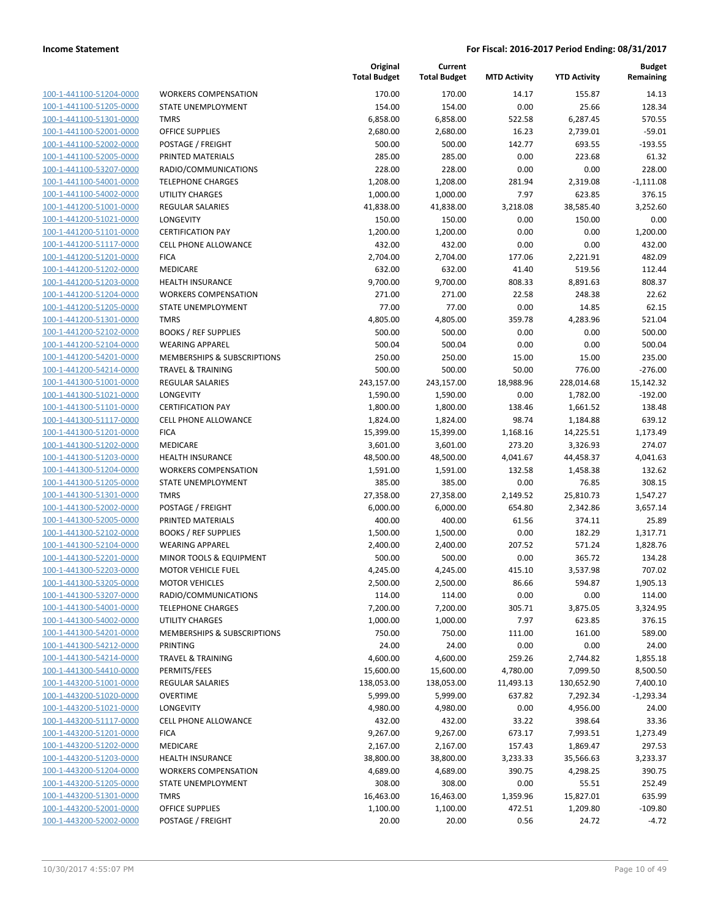| | | Original Total Budget | Current Total Budget | MTD Activity | YTD Activity | Budget Remaining |
|---|---|---|---|---|---|---|
| 100-1-441100-51204-0000 | WORKERS COMPENSATION | 170.00 | 170.00 | 14.17 | 155.87 | 14.13 |
| 100-1-441100-51205-0000 | STATE UNEMPLOYMENT | 154.00 | 154.00 | 0.00 | 25.66 | 128.34 |
| 100-1-441100-51301-0000 | TMRS | 6,858.00 | 6,858.00 | 522.58 | 6,287.45 | 570.55 |
| 100-1-441100-52001-0000 | OFFICE SUPPLIES | 2,680.00 | 2,680.00 | 16.23 | 2,739.01 | -59.01 |
| 100-1-441100-52002-0000 | POSTAGE / FREIGHT | 500.00 | 500.00 | 142.77 | 693.55 | -193.55 |
| 100-1-441100-52005-0000 | PRINTED MATERIALS | 285.00 | 285.00 | 0.00 | 223.68 | 61.32 |
| 100-1-441100-53207-0000 | RADIO/COMMUNICATIONS | 228.00 | 228.00 | 0.00 | 0.00 | 228.00 |
| 100-1-441100-54001-0000 | TELEPHONE CHARGES | 1,208.00 | 1,208.00 | 281.94 | 2,319.08 | -1,111.08 |
| 100-1-441100-54002-0000 | UTILITY CHARGES | 1,000.00 | 1,000.00 | 7.97 | 623.85 | 376.15 |
| 100-1-441200-51001-0000 | REGULAR SALARIES | 41,838.00 | 41,838.00 | 3,218.08 | 38,585.40 | 3,252.60 |
| 100-1-441200-51021-0000 | LONGEVITY | 150.00 | 150.00 | 0.00 | 150.00 | 0.00 |
| 100-1-441200-51101-0000 | CERTIFICATION PAY | 1,200.00 | 1,200.00 | 0.00 | 0.00 | 1,200.00 |
| 100-1-441200-51117-0000 | CELL PHONE ALLOWANCE | 432.00 | 432.00 | 0.00 | 0.00 | 432.00 |
| 100-1-441200-51201-0000 | FICA | 2,704.00 | 2,704.00 | 177.06 | 2,221.91 | 482.09 |
| 100-1-441200-51202-0000 | MEDICARE | 632.00 | 632.00 | 41.40 | 519.56 | 112.44 |
| 100-1-441200-51203-0000 | HEALTH INSURANCE | 9,700.00 | 9,700.00 | 808.33 | 8,891.63 | 808.37 |
| 100-1-441200-51204-0000 | WORKERS COMPENSATION | 271.00 | 271.00 | 22.58 | 248.38 | 22.62 |
| 100-1-441200-51205-0000 | STATE UNEMPLOYMENT | 77.00 | 77.00 | 0.00 | 14.85 | 62.15 |
| 100-1-441200-51301-0000 | TMRS | 4,805.00 | 4,805.00 | 359.78 | 4,283.96 | 521.04 |
| 100-1-441200-52102-0000 | BOOKS / REF SUPPLIES | 500.00 | 500.00 | 0.00 | 0.00 | 500.00 |
| 100-1-441200-52104-0000 | WEARING APPAREL | 500.04 | 500.04 | 0.00 | 0.00 | 500.04 |
| 100-1-441200-54201-0000 | MEMBERSHIPS & SUBSCRIPTIONS | 250.00 | 250.00 | 15.00 | 15.00 | 235.00 |
| 100-1-441200-54214-0000 | TRAVEL & TRAINING | 500.00 | 500.00 | 50.00 | 776.00 | -276.00 |
| 100-1-441300-51001-0000 | REGULAR SALARIES | 243,157.00 | 243,157.00 | 18,988.96 | 228,014.68 | 15,142.32 |
| 100-1-441300-51021-0000 | LONGEVITY | 1,590.00 | 1,590.00 | 0.00 | 1,782.00 | -192.00 |
| 100-1-441300-51101-0000 | CERTIFICATION PAY | 1,800.00 | 1,800.00 | 138.46 | 1,661.52 | 138.48 |
| 100-1-441300-51117-0000 | CELL PHONE ALLOWANCE | 1,824.00 | 1,824.00 | 98.74 | 1,184.88 | 639.12 |
| 100-1-441300-51201-0000 | FICA | 15,399.00 | 15,399.00 | 1,168.16 | 14,225.51 | 1,173.49 |
| 100-1-441300-51202-0000 | MEDICARE | 3,601.00 | 3,601.00 | 273.20 | 3,326.93 | 274.07 |
| 100-1-441300-51203-0000 | HEALTH INSURANCE | 48,500.00 | 48,500.00 | 4,041.67 | 44,458.37 | 4,041.63 |
| 100-1-441300-51204-0000 | WORKERS COMPENSATION | 1,591.00 | 1,591.00 | 132.58 | 1,458.38 | 132.62 |
| 100-1-441300-51205-0000 | STATE UNEMPLOYMENT | 385.00 | 385.00 | 0.00 | 76.85 | 308.15 |
| 100-1-441300-51301-0000 | TMRS | 27,358.00 | 27,358.00 | 2,149.52 | 25,810.73 | 1,547.27 |
| 100-1-441300-52002-0000 | POSTAGE / FREIGHT | 6,000.00 | 6,000.00 | 654.80 | 2,342.86 | 3,657.14 |
| 100-1-441300-52005-0000 | PRINTED MATERIALS | 400.00 | 400.00 | 61.56 | 374.11 | 25.89 |
| 100-1-441300-52102-0000 | BOOKS / REF SUPPLIES | 1,500.00 | 1,500.00 | 0.00 | 182.29 | 1,317.71 |
| 100-1-441300-52104-0000 | WEARING APPAREL | 2,400.00 | 2,400.00 | 207.52 | 571.24 | 1,828.76 |
| 100-1-441300-52201-0000 | MINOR TOOLS & EQUIPMENT | 500.00 | 500.00 | 0.00 | 365.72 | 134.28 |
| 100-1-441300-52203-0000 | MOTOR VEHICLE FUEL | 4,245.00 | 4,245.00 | 415.10 | 3,537.98 | 707.02 |
| 100-1-441300-53205-0000 | MOTOR VEHICLES | 2,500.00 | 2,500.00 | 86.66 | 594.87 | 1,905.13 |
| 100-1-441300-53207-0000 | RADIO/COMMUNICATIONS | 114.00 | 114.00 | 0.00 | 0.00 | 114.00 |
| 100-1-441300-54001-0000 | TELEPHONE CHARGES | 7,200.00 | 7,200.00 | 305.71 | 3,875.05 | 3,324.95 |
| 100-1-441300-54002-0000 | UTILITY CHARGES | 1,000.00 | 1,000.00 | 7.97 | 623.85 | 376.15 |
| 100-1-441300-54201-0000 | MEMBERSHIPS & SUBSCRIPTIONS | 750.00 | 750.00 | 111.00 | 161.00 | 589.00 |
| 100-1-441300-54212-0000 | PRINTING | 24.00 | 24.00 | 0.00 | 0.00 | 24.00 |
| 100-1-441300-54214-0000 | TRAVEL & TRAINING | 4,600.00 | 4,600.00 | 259.26 | 2,744.82 | 1,855.18 |
| 100-1-441300-54410-0000 | PERMITS/FEES | 15,600.00 | 15,600.00 | 4,780.00 | 7,099.50 | 8,500.50 |
| 100-1-443200-51001-0000 | REGULAR SALARIES | 138,053.00 | 138,053.00 | 11,493.13 | 130,652.90 | 7,400.10 |
| 100-1-443200-51020-0000 | OVERTIME | 5,999.00 | 5,999.00 | 637.82 | 7,292.34 | -1,293.34 |
| 100-1-443200-51021-0000 | LONGEVITY | 4,980.00 | 4,980.00 | 0.00 | 4,956.00 | 24.00 |
| 100-1-443200-51117-0000 | CELL PHONE ALLOWANCE | 432.00 | 432.00 | 33.22 | 398.64 | 33.36 |
| 100-1-443200-51201-0000 | FICA | 9,267.00 | 9,267.00 | 673.17 | 7,993.51 | 1,273.49 |
| 100-1-443200-51202-0000 | MEDICARE | 2,167.00 | 2,167.00 | 157.43 | 1,869.47 | 297.53 |
| 100-1-443200-51203-0000 | HEALTH INSURANCE | 38,800.00 | 38,800.00 | 3,233.33 | 35,566.63 | 3,233.37 |
| 100-1-443200-51204-0000 | WORKERS COMPENSATION | 4,689.00 | 4,689.00 | 390.75 | 4,298.25 | 390.75 |
| 100-1-443200-51205-0000 | STATE UNEMPLOYMENT | 308.00 | 308.00 | 0.00 | 55.51 | 252.49 |
| 100-1-443200-51301-0000 | TMRS | 16,463.00 | 16,463.00 | 1,359.96 | 15,827.01 | 635.99 |
| 100-1-443200-52001-0000 | OFFICE SUPPLIES | 1,100.00 | 1,100.00 | 472.51 | 1,209.80 | -109.80 |
| 100-1-443200-52002-0000 | POSTAGE / FREIGHT | 20.00 | 20.00 | 0.56 | 24.72 | -4.72 |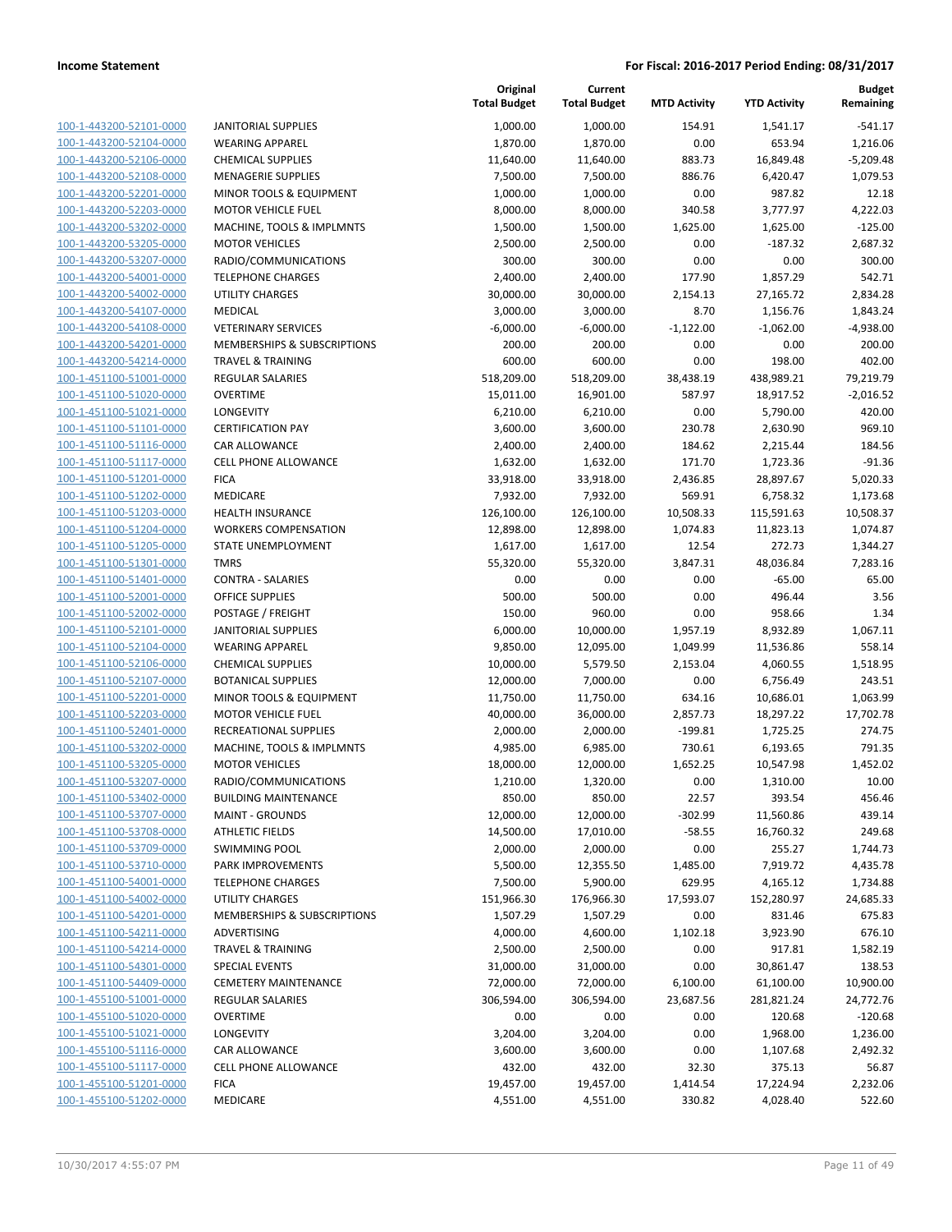**Income Statement** | **For Fiscal: 2016-2017 Period Ending: 08/31/2017**

| | | Original Total Budget | Current Total Budget | MTD Activity | YTD Activity | Budget Remaining |
|---|---|---|---|---|---|---|
| 100-1-443200-52101-0000 | JANITORIAL SUPPLIES | 1,000.00 | 1,000.00 | 154.91 | 1,541.17 | -541.17 |
| 100-1-443200-52104-0000 | WEARING APPAREL | 1,870.00 | 1,870.00 | 0.00 | 653.94 | 1,216.06 |
| 100-1-443200-52106-0000 | CHEMICAL SUPPLIES | 11,640.00 | 11,640.00 | 883.73 | 16,849.48 | -5,209.48 |
| 100-1-443200-52108-0000 | MENAGERIE SUPPLIES | 7,500.00 | 7,500.00 | 886.76 | 6,420.47 | 1,079.53 |
| 100-1-443200-52201-0000 | MINOR TOOLS & EQUIPMENT | 1,000.00 | 1,000.00 | 0.00 | 987.82 | 12.18 |
| 100-1-443200-52203-0000 | MOTOR VEHICLE FUEL | 8,000.00 | 8,000.00 | 340.58 | 3,777.97 | 4,222.03 |
| 100-1-443200-53202-0000 | MACHINE, TOOLS & IMPLMNTS | 1,500.00 | 1,500.00 | 1,625.00 | 1,625.00 | -125.00 |
| 100-1-443200-53205-0000 | MOTOR VEHICLES | 2,500.00 | 2,500.00 | 0.00 | -187.32 | 2,687.32 |
| 100-1-443200-53207-0000 | RADIO/COMMUNICATIONS | 300.00 | 300.00 | 0.00 | 0.00 | 300.00 |
| 100-1-443200-54001-0000 | TELEPHONE CHARGES | 2,400.00 | 2,400.00 | 177.90 | 1,857.29 | 542.71 |
| 100-1-443200-54002-0000 | UTILITY CHARGES | 30,000.00 | 30,000.00 | 2,154.13 | 27,165.72 | 2,834.28 |
| 100-1-443200-54107-0000 | MEDICAL | 3,000.00 | 3,000.00 | 8.70 | 1,156.76 | 1,843.24 |
| 100-1-443200-54108-0000 | VETERINARY SERVICES | -6,000.00 | -6,000.00 | -1,122.00 | -1,062.00 | -4,938.00 |
| 100-1-443200-54201-0000 | MEMBERSHIPS & SUBSCRIPTIONS | 200.00 | 200.00 | 0.00 | 0.00 | 200.00 |
| 100-1-443200-54214-0000 | TRAVEL & TRAINING | 600.00 | 600.00 | 0.00 | 198.00 | 402.00 |
| 100-1-451100-51001-0000 | REGULAR SALARIES | 518,209.00 | 518,209.00 | 38,438.19 | 438,989.21 | 79,219.79 |
| 100-1-451100-51020-0000 | OVERTIME | 15,011.00 | 16,901.00 | 587.97 | 18,917.52 | -2,016.52 |
| 100-1-451100-51021-0000 | LONGEVITY | 6,210.00 | 6,210.00 | 0.00 | 5,790.00 | 420.00 |
| 100-1-451100-51101-0000 | CERTIFICATION PAY | 3,600.00 | 3,600.00 | 230.78 | 2,630.90 | 969.10 |
| 100-1-451100-51116-0000 | CAR ALLOWANCE | 2,400.00 | 2,400.00 | 184.62 | 2,215.44 | 184.56 |
| 100-1-451100-51117-0000 | CELL PHONE ALLOWANCE | 1,632.00 | 1,632.00 | 171.70 | 1,723.36 | -91.36 |
| 100-1-451100-51201-0000 | FICA | 33,918.00 | 33,918.00 | 2,436.85 | 28,897.67 | 5,020.33 |
| 100-1-451100-51202-0000 | MEDICARE | 7,932.00 | 7,932.00 | 569.91 | 6,758.32 | 1,173.68 |
| 100-1-451100-51203-0000 | HEALTH INSURANCE | 126,100.00 | 126,100.00 | 10,508.33 | 115,591.63 | 10,508.37 |
| 100-1-451100-51204-0000 | WORKERS COMPENSATION | 12,898.00 | 12,898.00 | 1,074.83 | 11,823.13 | 1,074.87 |
| 100-1-451100-51205-0000 | STATE UNEMPLOYMENT | 1,617.00 | 1,617.00 | 12.54 | 272.73 | 1,344.27 |
| 100-1-451100-51301-0000 | TMRS | 55,320.00 | 55,320.00 | 3,847.31 | 48,036.84 | 7,283.16 |
| 100-1-451100-51401-0000 | CONTRA - SALARIES | 0.00 | 0.00 | 0.00 | -65.00 | 65.00 |
| 100-1-451100-52001-0000 | OFFICE SUPPLIES | 500.00 | 500.00 | 0.00 | 496.44 | 3.56 |
| 100-1-451100-52002-0000 | POSTAGE / FREIGHT | 150.00 | 960.00 | 0.00 | 958.66 | 1.34 |
| 100-1-451100-52101-0000 | JANITORIAL SUPPLIES | 6,000.00 | 10,000.00 | 1,957.19 | 8,932.89 | 1,067.11 |
| 100-1-451100-52104-0000 | WEARING APPAREL | 9,850.00 | 12,095.00 | 1,049.99 | 11,536.86 | 558.14 |
| 100-1-451100-52106-0000 | CHEMICAL SUPPLIES | 10,000.00 | 5,579.50 | 2,153.04 | 4,060.55 | 1,518.95 |
| 100-1-451100-52107-0000 | BOTANICAL SUPPLIES | 12,000.00 | 7,000.00 | 0.00 | 6,756.49 | 243.51 |
| 100-1-451100-52201-0000 | MINOR TOOLS & EQUIPMENT | 11,750.00 | 11,750.00 | 634.16 | 10,686.01 | 1,063.99 |
| 100-1-451100-52203-0000 | MOTOR VEHICLE FUEL | 40,000.00 | 36,000.00 | 2,857.73 | 18,297.22 | 17,702.78 |
| 100-1-451100-52401-0000 | RECREATIONAL SUPPLIES | 2,000.00 | 2,000.00 | -199.81 | 1,725.25 | 274.75 |
| 100-1-451100-53202-0000 | MACHINE, TOOLS & IMPLMNTS | 4,985.00 | 6,985.00 | 730.61 | 6,193.65 | 791.35 |
| 100-1-451100-53205-0000 | MOTOR VEHICLES | 18,000.00 | 12,000.00 | 1,652.25 | 10,547.98 | 1,452.02 |
| 100-1-451100-53207-0000 | RADIO/COMMUNICATIONS | 1,210.00 | 1,320.00 | 0.00 | 1,310.00 | 10.00 |
| 100-1-451100-53402-0000 | BUILDING MAINTENANCE | 850.00 | 850.00 | 22.57 | 393.54 | 456.46 |
| 100-1-451100-53707-0000 | MAINT - GROUNDS | 12,000.00 | 12,000.00 | -302.99 | 11,560.86 | 439.14 |
| 100-1-451100-53708-0000 | ATHLETIC FIELDS | 14,500.00 | 17,010.00 | -58.55 | 16,760.32 | 249.68 |
| 100-1-451100-53709-0000 | SWIMMING POOL | 2,000.00 | 2,000.00 | 0.00 | 255.27 | 1,744.73 |
| 100-1-451100-53710-0000 | PARK IMPROVEMENTS | 5,500.00 | 12,355.50 | 1,485.00 | 7,919.72 | 4,435.78 |
| 100-1-451100-54001-0000 | TELEPHONE CHARGES | 7,500.00 | 5,900.00 | 629.95 | 4,165.12 | 1,734.88 |
| 100-1-451100-54002-0000 | UTILITY CHARGES | 151,966.30 | 176,966.30 | 17,593.07 | 152,280.97 | 24,685.33 |
| 100-1-451100-54201-0000 | MEMBERSHIPS & SUBSCRIPTIONS | 1,507.29 | 1,507.29 | 0.00 | 831.46 | 675.83 |
| 100-1-451100-54211-0000 | ADVERTISING | 4,000.00 | 4,600.00 | 1,102.18 | 3,923.90 | 676.10 |
| 100-1-451100-54214-0000 | TRAVEL & TRAINING | 2,500.00 | 2,500.00 | 0.00 | 917.81 | 1,582.19 |
| 100-1-451100-54301-0000 | SPECIAL EVENTS | 31,000.00 | 31,000.00 | 0.00 | 30,861.47 | 138.53 |
| 100-1-451100-54409-0000 | CEMETERY MAINTENANCE | 72,000.00 | 72,000.00 | 6,100.00 | 61,100.00 | 10,900.00 |
| 100-1-455100-51001-0000 | REGULAR SALARIES | 306,594.00 | 306,594.00 | 23,687.56 | 281,821.24 | 24,772.76 |
| 100-1-455100-51020-0000 | OVERTIME | 0.00 | 0.00 | 0.00 | 120.68 | -120.68 |
| 100-1-455100-51021-0000 | LONGEVITY | 3,204.00 | 3,204.00 | 0.00 | 1,968.00 | 1,236.00 |
| 100-1-455100-51116-0000 | CAR ALLOWANCE | 3,600.00 | 3,600.00 | 0.00 | 1,107.68 | 2,492.32 |
| 100-1-455100-51117-0000 | CELL PHONE ALLOWANCE | 432.00 | 432.00 | 32.30 | 375.13 | 56.87 |
| 100-1-455100-51201-0000 | FICA | 19,457.00 | 19,457.00 | 1,414.54 | 17,224.94 | 2,232.06 |
| 100-1-455100-51202-0000 | MEDICARE | 4,551.00 | 4,551.00 | 330.82 | 4,028.40 | 522.60 |

10/30/2017 4:55:07 PM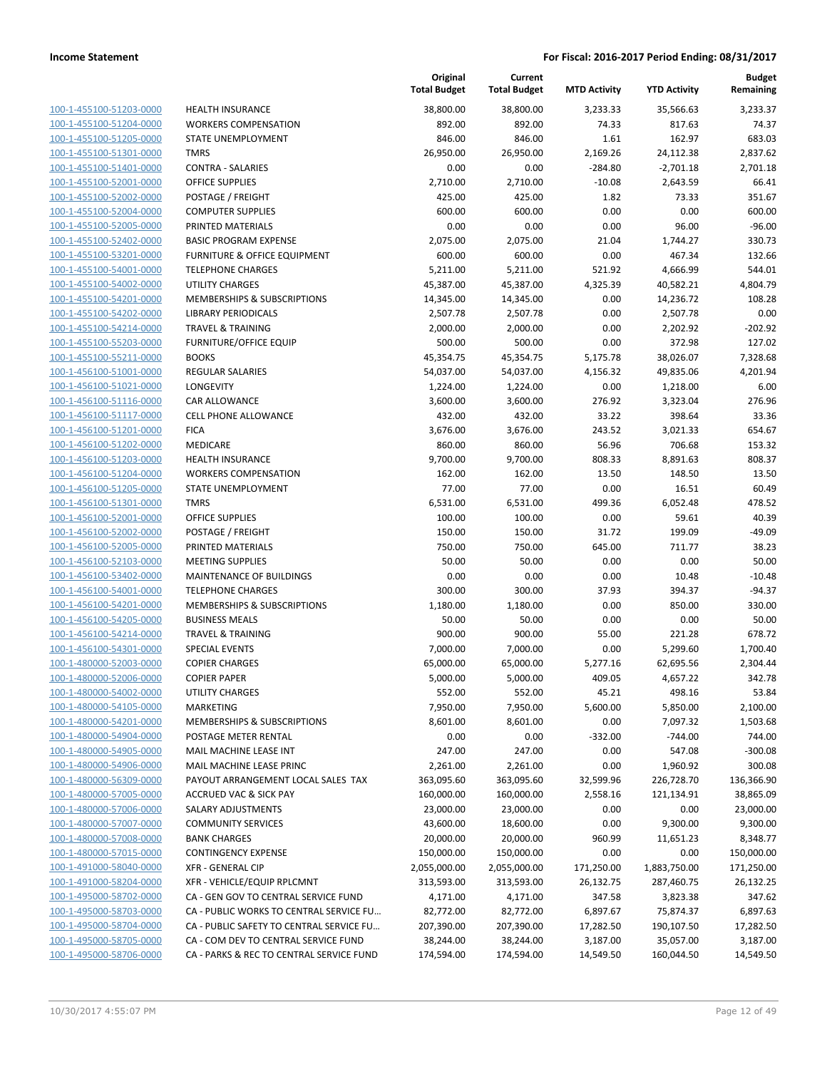**Income Statement** | **For Fiscal: 2016-2017 Period Ending: 08/31/2017**

| | | Original Total Budget | Current Total Budget | MTD Activity | YTD Activity | Budget Remaining |
|---|---|---|---|---|---|---|
| 100-1-455100-51203-0000 | HEALTH INSURANCE | 38,800.00 | 38,800.00 | 3,233.33 | 35,566.63 | 3,233.37 |
| 100-1-455100-51204-0000 | WORKERS COMPENSATION | 892.00 | 892.00 | 74.33 | 817.63 | 74.37 |
| 100-1-455100-51205-0000 | STATE UNEMPLOYMENT | 846.00 | 846.00 | 1.61 | 162.97 | 683.03 |
| 100-1-455100-51301-0000 | TMRS | 26,950.00 | 26,950.00 | 2,169.26 | 24,112.38 | 2,837.62 |
| 100-1-455100-51401-0000 | CONTRA - SALARIES | 0.00 | 0.00 | -284.80 | -2,701.18 | 2,701.18 |
| 100-1-455100-52001-0000 | OFFICE SUPPLIES | 2,710.00 | 2,710.00 | -10.08 | 2,643.59 | 66.41 |
| 100-1-455100-52002-0000 | POSTAGE / FREIGHT | 425.00 | 425.00 | 1.82 | 73.33 | 351.67 |
| 100-1-455100-52004-0000 | COMPUTER SUPPLIES | 600.00 | 600.00 | 0.00 | 0.00 | 600.00 |
| 100-1-455100-52005-0000 | PRINTED MATERIALS | 0.00 | 0.00 | 0.00 | 96.00 | -96.00 |
| 100-1-455100-52402-0000 | BASIC PROGRAM EXPENSE | 2,075.00 | 2,075.00 | 21.04 | 1,744.27 | 330.73 |
| 100-1-455100-53201-0000 | FURNITURE & OFFICE EQUIPMENT | 600.00 | 600.00 | 0.00 | 467.34 | 132.66 |
| 100-1-455100-54001-0000 | TELEPHONE CHARGES | 5,211.00 | 5,211.00 | 521.92 | 4,666.99 | 544.01 |
| 100-1-455100-54002-0000 | UTILITY CHARGES | 45,387.00 | 45,387.00 | 4,325.39 | 40,582.21 | 4,804.79 |
| 100-1-455100-54201-0000 | MEMBERSHIPS & SUBSCRIPTIONS | 14,345.00 | 14,345.00 | 0.00 | 14,236.72 | 108.28 |
| 100-1-455100-54202-0000 | LIBRARY PERIODICALS | 2,507.78 | 2,507.78 | 0.00 | 2,507.78 | 0.00 |
| 100-1-455100-54214-0000 | TRAVEL & TRAINING | 2,000.00 | 2,000.00 | 0.00 | 2,202.92 | -202.92 |
| 100-1-455100-55203-0000 | FURNITURE/OFFICE EQUIP | 500.00 | 500.00 | 0.00 | 372.98 | 127.02 |
| 100-1-455100-55211-0000 | BOOKS | 45,354.75 | 45,354.75 | 5,175.78 | 38,026.07 | 7,328.68 |
| 100-1-456100-51001-0000 | REGULAR SALARIES | 54,037.00 | 54,037.00 | 4,156.32 | 49,835.06 | 4,201.94 |
| 100-1-456100-51021-0000 | LONGEVITY | 1,224.00 | 1,224.00 | 0.00 | 1,218.00 | 6.00 |
| 100-1-456100-51116-0000 | CAR ALLOWANCE | 3,600.00 | 3,600.00 | 276.92 | 3,323.04 | 276.96 |
| 100-1-456100-51117-0000 | CELL PHONE ALLOWANCE | 432.00 | 432.00 | 33.22 | 398.64 | 33.36 |
| 100-1-456100-51201-0000 | FICA | 3,676.00 | 3,676.00 | 243.52 | 3,021.33 | 654.67 |
| 100-1-456100-51202-0000 | MEDICARE | 860.00 | 860.00 | 56.96 | 706.68 | 153.32 |
| 100-1-456100-51203-0000 | HEALTH INSURANCE | 9,700.00 | 9,700.00 | 808.33 | 8,891.63 | 808.37 |
| 100-1-456100-51204-0000 | WORKERS COMPENSATION | 162.00 | 162.00 | 13.50 | 148.50 | 13.50 |
| 100-1-456100-51205-0000 | STATE UNEMPLOYMENT | 77.00 | 77.00 | 0.00 | 16.51 | 60.49 |
| 100-1-456100-51301-0000 | TMRS | 6,531.00 | 6,531.00 | 499.36 | 6,052.48 | 478.52 |
| 100-1-456100-52001-0000 | OFFICE SUPPLIES | 100.00 | 100.00 | 0.00 | 59.61 | 40.39 |
| 100-1-456100-52002-0000 | POSTAGE / FREIGHT | 150.00 | 150.00 | 31.72 | 199.09 | -49.09 |
| 100-1-456100-52005-0000 | PRINTED MATERIALS | 750.00 | 750.00 | 645.00 | 711.77 | 38.23 |
| 100-1-456100-52103-0000 | MEETING SUPPLIES | 50.00 | 50.00 | 0.00 | 0.00 | 50.00 |
| 100-1-456100-53402-0000 | MAINTENANCE OF BUILDINGS | 0.00 | 0.00 | 0.00 | 10.48 | -10.48 |
| 100-1-456100-54001-0000 | TELEPHONE CHARGES | 300.00 | 300.00 | 37.93 | 394.37 | -94.37 |
| 100-1-456100-54201-0000 | MEMBERSHIPS & SUBSCRIPTIONS | 1,180.00 | 1,180.00 | 0.00 | 850.00 | 330.00 |
| 100-1-456100-54205-0000 | BUSINESS MEALS | 50.00 | 50.00 | 0.00 | 0.00 | 50.00 |
| 100-1-456100-54214-0000 | TRAVEL & TRAINING | 900.00 | 900.00 | 55.00 | 221.28 | 678.72 |
| 100-1-456100-54301-0000 | SPECIAL EVENTS | 7,000.00 | 7,000.00 | 0.00 | 5,299.60 | 1,700.40 |
| 100-1-480000-52003-0000 | COPIER CHARGES | 65,000.00 | 65,000.00 | 5,277.16 | 62,695.56 | 2,304.44 |
| 100-1-480000-52006-0000 | COPIER PAPER | 5,000.00 | 5,000.00 | 409.05 | 4,657.22 | 342.78 |
| 100-1-480000-54002-0000 | UTILITY CHARGES | 552.00 | 552.00 | 45.21 | 498.16 | 53.84 |
| 100-1-480000-54105-0000 | MARKETING | 7,950.00 | 7,950.00 | 5,600.00 | 5,850.00 | 2,100.00 |
| 100-1-480000-54201-0000 | MEMBERSHIPS & SUBSCRIPTIONS | 8,601.00 | 8,601.00 | 0.00 | 7,097.32 | 1,503.68 |
| 100-1-480000-54904-0000 | POSTAGE METER RENTAL | 0.00 | 0.00 | -332.00 | -744.00 | 744.00 |
| 100-1-480000-54905-0000 | MAIL MACHINE LEASE INT | 247.00 | 247.00 | 0.00 | 547.08 | -300.08 |
| 100-1-480000-54906-0000 | MAIL MACHINE LEASE PRINC | 2,261.00 | 2,261.00 | 0.00 | 1,960.92 | 300.08 |
| 100-1-480000-56309-0000 | PAYOUT ARRANGEMENT LOCAL SALES TAX | 363,095.60 | 363,095.60 | 32,599.96 | 226,728.70 | 136,366.90 |
| 100-1-480000-57005-0000 | ACCRUED VAC & SICK PAY | 160,000.00 | 160,000.00 | 2,558.16 | 121,134.91 | 38,865.09 |
| 100-1-480000-57006-0000 | SALARY ADJUSTMENTS | 23,000.00 | 23,000.00 | 0.00 | 0.00 | 23,000.00 |
| 100-1-480000-57007-0000 | COMMUNITY SERVICES | 43,600.00 | 18,600.00 | 0.00 | 9,300.00 | 9,300.00 |
| 100-1-480000-57008-0000 | BANK CHARGES | 20,000.00 | 20,000.00 | 960.99 | 11,651.23 | 8,348.77 |
| 100-1-480000-57015-0000 | CONTINGENCY EXPENSE | 150,000.00 | 150,000.00 | 0.00 | 0.00 | 150,000.00 |
| 100-1-491000-58040-0000 | XFR - GENERAL CIP | 2,055,000.00 | 2,055,000.00 | 171,250.00 | 1,883,750.00 | 171,250.00 |
| 100-1-491000-58204-0000 | XFR - VEHICLE/EQUIP RPLCMNT | 313,593.00 | 313,593.00 | 26,132.75 | 287,460.75 | 26,132.25 |
| 100-1-495000-58702-0000 | CA - GEN GOV TO CENTRAL SERVICE FUND | 4,171.00 | 4,171.00 | 347.58 | 3,823.38 | 347.62 |
| 100-1-495000-58703-0000 | CA - PUBLIC WORKS TO CENTRAL SERVICE FU... | 82,772.00 | 82,772.00 | 6,897.67 | 75,874.37 | 6,897.63 |
| 100-1-495000-58704-0000 | CA - PUBLIC SAFETY TO CENTRAL SERVICE FU... | 207,390.00 | 207,390.00 | 17,282.50 | 190,107.50 | 17,282.50 |
| 100-1-495000-58705-0000 | CA - COM DEV TO CENTRAL SERVICE FUND | 38,244.00 | 38,244.00 | 3,187.00 | 35,057.00 | 3,187.00 |
| 100-1-495000-58706-0000 | CA - PARKS & REC TO CENTRAL SERVICE FUND | 174,594.00 | 174,594.00 | 14,549.50 | 160,044.50 | 14,549.50 |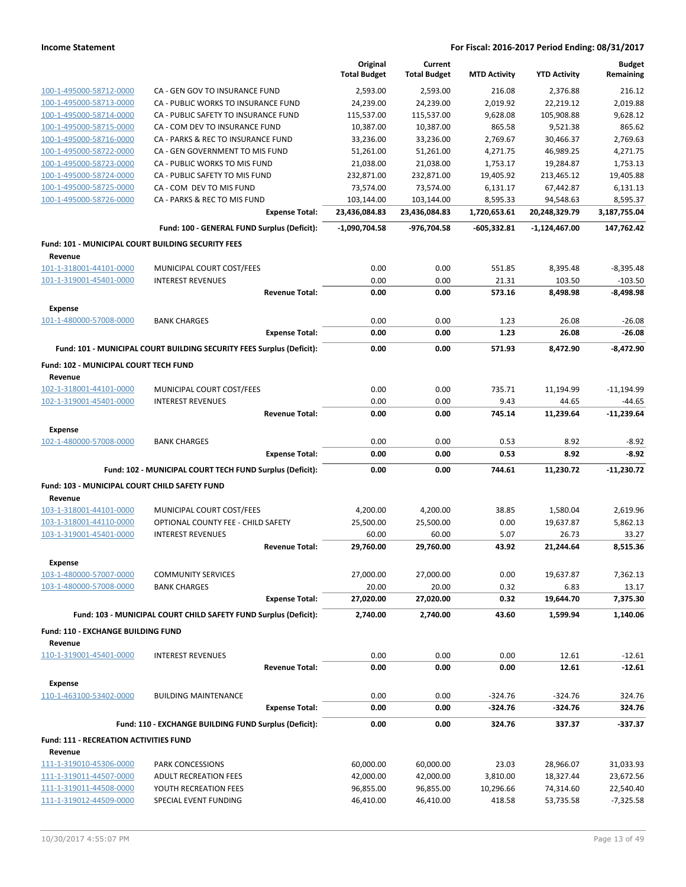| | | Original Total Budget | Current Total Budget | MTD Activity | YTD Activity | Budget Remaining |
|---|---|---|---|---|---|---|
| 100-1-495000-58712-0000 | CA - GEN GOV TO INSURANCE FUND | 2,593.00 | 2,593.00 | 216.08 | 2,376.88 | 216.12 |
| 100-1-495000-58713-0000 | CA - PUBLIC WORKS TO INSURANCE FUND | 24,239.00 | 24,239.00 | 2,019.92 | 22,219.12 | 2,019.88 |
| 100-1-495000-58714-0000 | CA - PUBLIC SAFETY TO INSURANCE FUND | 115,537.00 | 115,537.00 | 9,628.08 | 105,908.88 | 9,628.12 |
| 100-1-495000-58715-0000 | CA - COM DEV TO INSURANCE FUND | 10,387.00 | 10,387.00 | 865.58 | 9,521.38 | 865.62 |
| 100-1-495000-58716-0000 | CA - PARKS & REC TO INSURANCE FUND | 33,236.00 | 33,236.00 | 2,769.67 | 30,466.37 | 2,769.63 |
| 100-1-495000-58722-0000 | CA - GEN GOVERNMENT TO MIS FUND | 51,261.00 | 51,261.00 | 4,271.75 | 46,989.25 | 4,271.75 |
| 100-1-495000-58723-0000 | CA - PUBLIC WORKS TO MIS FUND | 21,038.00 | 21,038.00 | 1,753.17 | 19,284.87 | 1,753.13 |
| 100-1-495000-58724-0000 | CA - PUBLIC SAFETY TO MIS FUND | 232,871.00 | 232,871.00 | 19,405.92 | 213,465.12 | 19,405.88 |
| 100-1-495000-58725-0000 | CA - COM DEV TO MIS FUND | 73,574.00 | 73,574.00 | 6,131.17 | 67,442.87 | 6,131.13 |
| 100-1-495000-58726-0000 | CA - PARKS & REC TO MIS FUND | 103,144.00 | 103,144.00 | 8,595.33 | 94,548.63 | 8,595.37 |
| | **Expense Total:** | **23,436,084.83** | **23,436,084.83** | **1,720,653.61** | **20,248,329.79** | **3,187,755.04** |
| | **Fund: 100 - GENERAL FUND Surplus (Deficit):** | **-1,090,704.58** | **-976,704.58** | **-605,332.81** | **-1,124,467.00** | **147,762.42** |
| **Fund: 101 - MUNICIPAL COURT BUILDING SECURITY FEES** | | | | | | |
| **Revenue** | | | | | | |
| 101-1-318001-44101-0000 | MUNICIPAL COURT COST/FEES | 0.00 | 0.00 | 551.85 | 8,395.48 | -8,395.48 |
| 101-1-319001-45401-0000 | INTEREST REVENUES | 0.00 | 0.00 | 21.31 | 103.50 | -103.50 |
| | **Revenue Total:** | **0.00** | **0.00** | **573.16** | **8,498.98** | **-8,498.98** |
| **Expense** | | | | | | |
| 101-1-480000-57008-0000 | BANK CHARGES | 0.00 | 0.00 | 1.23 | 26.08 | -26.08 |
| | **Expense Total:** | **0.00** | **0.00** | **1.23** | **26.08** | **-26.08** |
| | **Fund: 101 - MUNICIPAL COURT BUILDING SECURITY FEES Surplus (Deficit):** | **0.00** | **0.00** | **571.93** | **8,472.90** | **-8,472.90** |
| **Fund: 102 - MUNICIPAL COURT TECH FUND** | | | | | | |
| **Revenue** | | | | | | |
| 102-1-318001-44101-0000 | MUNICIPAL COURT COST/FEES | 0.00 | 0.00 | 735.71 | 11,194.99 | -11,194.99 |
| 102-1-319001-45401-0000 | INTEREST REVENUES | 0.00 | 0.00 | 9.43 | 44.65 | -44.65 |
| | **Revenue Total:** | **0.00** | **0.00** | **745.14** | **11,239.64** | **-11,239.64** |
| **Expense** | | | | | | |
| 102-1-480000-57008-0000 | BANK CHARGES | 0.00 | 0.00 | 0.53 | 8.92 | -8.92 |
| | **Expense Total:** | **0.00** | **0.00** | **0.53** | **8.92** | **-8.92** |
| | **Fund: 102 - MUNICIPAL COURT TECH FUND Surplus (Deficit):** | **0.00** | **0.00** | **744.61** | **11,230.72** | **-11,230.72** |
| **Fund: 103 - MUNICIPAL COURT CHILD SAFETY FUND** | | | | | | |
| **Revenue** | | | | | | |
| 103-1-318001-44101-0000 | MUNICIPAL COURT COST/FEES | 4,200.00 | 4,200.00 | 38.85 | 1,580.04 | 2,619.96 |
| 103-1-318001-44110-0000 | OPTIONAL COUNTY FEE - CHILD SAFETY | 25,500.00 | 25,500.00 | 0.00 | 19,637.87 | 5,862.13 |
| 103-1-319001-45401-0000 | INTEREST REVENUES | 60.00 | 60.00 | 5.07 | 26.73 | 33.27 |
| | **Revenue Total:** | **29,760.00** | **29,760.00** | **43.92** | **21,244.64** | **8,515.36** |
| **Expense** | | | | | | |
| 103-1-480000-57007-0000 | COMMUNITY SERVICES | 27,000.00 | 27,000.00 | 0.00 | 19,637.87 | 7,362.13 |
| 103-1-480000-57008-0000 | BANK CHARGES | 20.00 | 20.00 | 0.32 | 6.83 | 13.17 |
| | **Expense Total:** | **27,020.00** | **27,020.00** | **0.32** | **19,644.70** | **7,375.30** |
| | **Fund: 103 - MUNICIPAL COURT CHILD SAFETY FUND Surplus (Deficit):** | **2,740.00** | **2,740.00** | **43.60** | **1,599.94** | **1,140.06** |
| **Fund: 110 - EXCHANGE BUILDING FUND** | | | | | | |
| **Revenue** | | | | | | |
| 110-1-319001-45401-0000 | INTEREST REVENUES | 0.00 | 0.00 | 0.00 | 12.61 | -12.61 |
| | **Revenue Total:** | **0.00** | **0.00** | **0.00** | **12.61** | **-12.61** |
| **Expense** | | | | | | |
| 110-1-463100-53402-0000 | BUILDING MAINTENANCE | 0.00 | 0.00 | -324.76 | -324.76 | 324.76 |
| | **Expense Total:** | **0.00** | **0.00** | **-324.76** | **-324.76** | **324.76** |
| | **Fund: 110 - EXCHANGE BUILDING FUND Surplus (Deficit):** | **0.00** | **0.00** | **324.76** | **337.37** | **-337.37** |
| **Fund: 111 - RECREATION ACTIVITIES FUND** | | | | | | |
| **Revenue** | | | | | | |
| 111-1-319010-45306-0000 | PARK CONCESSIONS | 60,000.00 | 60,000.00 | 23.03 | 28,966.07 | 31,033.93 |
| 111-1-319011-44507-0000 | ADULT RECREATION FEES | 42,000.00 | 42,000.00 | 3,810.00 | 18,327.44 | 23,672.56 |
| 111-1-319011-44508-0000 | YOUTH RECREATION FEES | 96,855.00 | 96,855.00 | 10,296.66 | 74,314.60 | 22,540.40 |
| 111-1-319012-44509-0000 | SPECIAL EVENT FUNDING | 46,410.00 | 46,410.00 | 418.58 | 53,735.58 | -7,325.58 |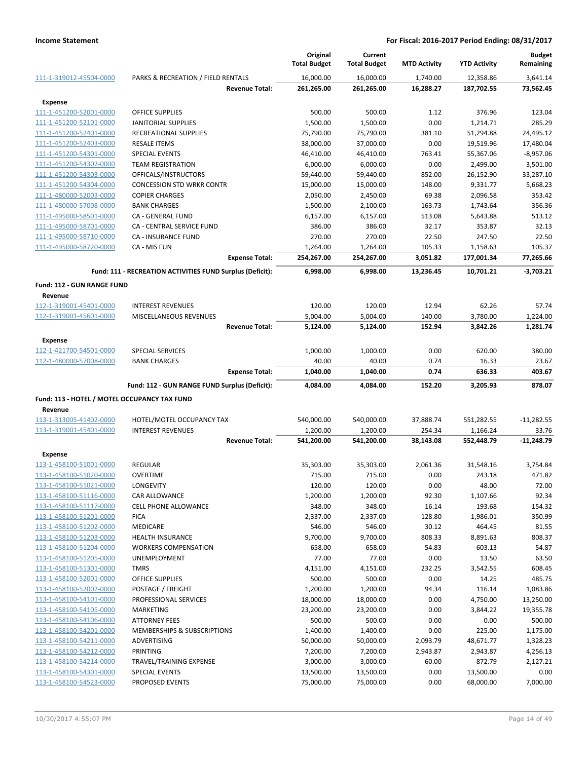| | | Original Total Budget | Current Total Budget | MTD Activity | YTD Activity | Budget Remaining |
|---|---|---|---|---|---|---|
| 111-1-319012-45504-0000 | PARKS & RECREATION / FIELD RENTALS | 16,000.00 | 16,000.00 | 1,740.00 | 12,358.86 | 3,641.14 |
| | **Revenue Total:** | **261,265.00** | **261,265.00** | **16,288.27** | **187,702.55** | **73,562.45** |
| **Expense** | | | | | | |
| 111-1-451200-52001-0000 | OFFICE SUPPLIES | 500.00 | 500.00 | 1.12 | 376.96 | 123.04 |
| 111-1-451200-52101-0000 | JANITORIAL SUPPLIES | 1,500.00 | 1,500.00 | 0.00 | 1,214.71 | 285.29 |
| 111-1-451200-52401-0000 | RECREATIONAL SUPPLIES | 75,790.00 | 75,790.00 | 381.10 | 51,294.88 | 24,495.12 |
| 111-1-451200-52403-0000 | RESALE ITEMS | 38,000.00 | 37,000.00 | 0.00 | 19,519.96 | 17,480.04 |
| 111-1-451200-54301-0000 | SPECIAL EVENTS | 46,410.00 | 46,410.00 | 763.41 | 55,367.06 | -8,957.06 |
| 111-1-451200-54302-0000 | TEAM REGISTRATION | 6,000.00 | 6,000.00 | 0.00 | 2,499.00 | 3,501.00 |
| 111-1-451200-54303-0000 | OFFICALS/INSTRUCTORS | 59,440.00 | 59,440.00 | 852.00 | 26,152.90 | 33,287.10 |
| 111-1-451200-54304-0000 | CONCESSION STD WRKR CONTR | 15,000.00 | 15,000.00 | 148.00 | 9,331.77 | 5,668.23 |
| 111-1-480000-52003-0000 | COPIER CHARGES | 2,050.00 | 2,450.00 | 69.38 | 2,096.58 | 353.42 |
| 111-1-480000-57008-0000 | BANK CHARGES | 1,500.00 | 2,100.00 | 163.73 | 1,743.64 | 356.36 |
| 111-1-495000-58501-0000 | CA - GENERAL FUND | 6,157.00 | 6,157.00 | 513.08 | 5,643.88 | 513.12 |
| 111-1-495000-58701-0000 | CA - CENTRAL SERVICE FUND | 386.00 | 386.00 | 32.17 | 353.87 | 32.13 |
| 111-1-495000-58710-0000 | CA - INSURANCE FUND | 270.00 | 270.00 | 22.50 | 247.50 | 22.50 |
| 111-1-495000-58720-0000 | CA - MIS FUN | 1,264.00 | 1,264.00 | 105.33 | 1,158.63 | 105.37 |
| | **Expense Total:** | **254,267.00** | **254,267.00** | **3,051.82** | **177,001.34** | **77,265.66** |
| | **Fund: 111 - RECREATION ACTIVITIES FUND Surplus (Deficit):** | **6,998.00** | **6,998.00** | **13,236.45** | **10,701.21** | **-3,703.21** |
| **Fund: 112 - GUN RANGE FUND** | | | | | | |
| **Revenue** | | | | | | |
| 112-1-319001-45401-0000 | INTEREST REVENUES | 120.00 | 120.00 | 12.94 | 62.26 | 57.74 |
| 112-1-319001-45601-0000 | MISCELLANEOUS REVENUES | 5,004.00 | 5,004.00 | 140.00 | 3,780.00 | 1,224.00 |
| | **Revenue Total:** | **5,124.00** | **5,124.00** | **152.94** | **3,842.26** | **1,281.74** |
| **Expense** | | | | | | |
| 112-1-421700-54501-0000 | SPECIAL SERVICES | 1,000.00 | 1,000.00 | 0.00 | 620.00 | 380.00 |
| 112-1-480000-57008-0000 | BANK CHARGES | 40.00 | 40.00 | 0.74 | 16.33 | 23.67 |
| | **Expense Total:** | **1,040.00** | **1,040.00** | **0.74** | **636.33** | **403.67** |
| | **Fund: 112 - GUN RANGE FUND Surplus (Deficit):** | **4,084.00** | **4,084.00** | **152.20** | **3,205.93** | **878.07** |
| **Fund: 113 - HOTEL / MOTEL OCCUPANCY TAX FUND** | | | | | | |
| **Revenue** | | | | | | |
| 113-1-313005-41402-0000 | HOTEL/MOTEL OCCUPANCY TAX | 540,000.00 | 540,000.00 | 37,888.74 | 551,282.55 | -11,282.55 |
| 113-1-319001-45401-0000 | INTEREST REVENUES | 1,200.00 | 1,200.00 | 254.34 | 1,166.24 | 33.76 |
| | **Revenue Total:** | **541,200.00** | **541,200.00** | **38,143.08** | **552,448.79** | **-11,248.79** |
| **Expense** | | | | | | |
| 113-1-458100-51001-0000 | REGULAR | 35,303.00 | 35,303.00 | 2,061.36 | 31,548.16 | 3,754.84 |
| 113-1-458100-51020-0000 | OVERTIME | 715.00 | 715.00 | 0.00 | 243.18 | 471.82 |
| 113-1-458100-51021-0000 | LONGEVITY | 120.00 | 120.00 | 0.00 | 48.00 | 72.00 |
| 113-1-458100-51116-0000 | CAR ALLOWANCE | 1,200.00 | 1,200.00 | 92.30 | 1,107.66 | 92.34 |
| 113-1-458100-51117-0000 | CELL PHONE ALLOWANCE | 348.00 | 348.00 | 16.14 | 193.68 | 154.32 |
| 113-1-458100-51201-0000 | FICA | 2,337.00 | 2,337.00 | 128.80 | 1,986.01 | 350.99 |
| 113-1-458100-51202-0000 | MEDICARE | 546.00 | 546.00 | 30.12 | 464.45 | 81.55 |
| 113-1-458100-51203-0000 | HEALTH INSURANCE | 9,700.00 | 9,700.00 | 808.33 | 8,891.63 | 808.37 |
| 113-1-458100-51204-0000 | WORKERS COMPENSATION | 658.00 | 658.00 | 54.83 | 603.13 | 54.87 |
| 113-1-458100-51205-0000 | UNEMPLOYMENT | 77.00 | 77.00 | 0.00 | 13.50 | 63.50 |
| 113-1-458100-51301-0000 | TMRS | 4,151.00 | 4,151.00 | 232.25 | 3,542.55 | 608.45 |
| 113-1-458100-52001-0000 | OFFICE SUPPLIES | 500.00 | 500.00 | 0.00 | 14.25 | 485.75 |
| 113-1-458100-52002-0000 | POSTAGE / FREIGHT | 1,200.00 | 1,200.00 | 94.34 | 116.14 | 1,083.86 |
| 113-1-458100-54101-0000 | PROFESSIONAL SERVICES | 18,000.00 | 18,000.00 | 0.00 | 4,750.00 | 13,250.00 |
| 113-1-458100-54105-0000 | MARKETING | 23,200.00 | 23,200.00 | 0.00 | 3,844.22 | 19,355.78 |
| 113-1-458100-54106-0000 | ATTORNEY FEES | 500.00 | 500.00 | 0.00 | 0.00 | 500.00 |
| 113-1-458100-54201-0000 | MEMBERSHIPS & SUBSCRIPTIONS | 1,400.00 | 1,400.00 | 0.00 | 225.00 | 1,175.00 |
| 113-1-458100-54211-0000 | ADVERTISING | 50,000.00 | 50,000.00 | 2,093.79 | 48,671.77 | 1,328.23 |
| 113-1-458100-54212-0000 | PRINTING | 7,200.00 | 7,200.00 | 2,943.87 | 2,943.87 | 4,256.13 |
| 113-1-458100-54214-0000 | TRAVEL/TRAINING EXPENSE | 3,000.00 | 3,000.00 | 60.00 | 872.79 | 2,127.21 |
| 113-1-458100-54301-0000 | SPECIAL EVENTS | 13,500.00 | 13,500.00 | 0.00 | 13,500.00 | 0.00 |
| 113-1-458100-54523-0000 | PROPOSED EVENTS | 75,000.00 | 75,000.00 | 0.00 | 68,000.00 | 7,000.00 |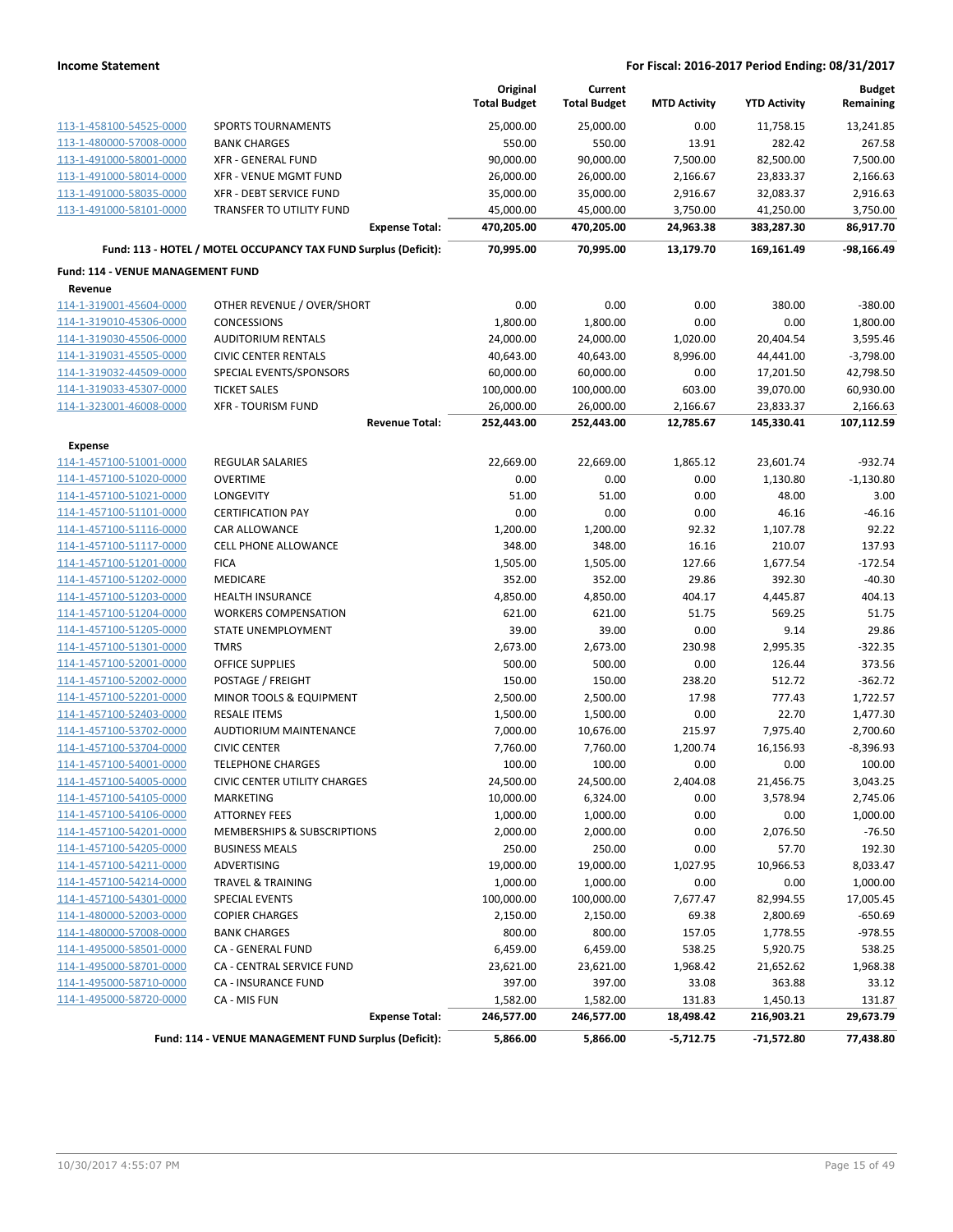**Income Statement** — For Fiscal: 2016-2017 Period Ending: 08/31/2017

| | | Original Total Budget | Current Total Budget | MTD Activity | YTD Activity | Budget Remaining |
|---|---|---|---|---|---|---|
| 113-1-458100-54525-0000 | SPORTS TOURNAMENTS | 25,000.00 | 25,000.00 | 0.00 | 11,758.15 | 13,241.85 |
| 113-1-480000-57008-0000 | BANK CHARGES | 550.00 | 550.00 | 13.91 | 282.42 | 267.58 |
| 113-1-491000-58001-0000 | XFR - GENERAL FUND | 90,000.00 | 90,000.00 | 7,500.00 | 82,500.00 | 7,500.00 |
| 113-1-491000-58014-0000 | XFR - VENUE MGMT FUND | 26,000.00 | 26,000.00 | 2,166.67 | 23,833.37 | 2,166.63 |
| 113-1-491000-58035-0000 | XFR - DEBT SERVICE FUND | 35,000.00 | 35,000.00 | 2,916.67 | 32,083.37 | 2,916.63 |
| 113-1-491000-58101-0000 | TRANSFER TO UTILITY FUND | 45,000.00 | 45,000.00 | 3,750.00 | 41,250.00 | 3,750.00 |
| | **Expense Total:** | **470,205.00** | **470,205.00** | **24,963.38** | **383,287.30** | **86,917.70** |
| | **Fund: 113 - HOTEL / MOTEL OCCUPANCY TAX FUND Surplus (Deficit):** | **70,995.00** | **70,995.00** | **13,179.70** | **169,161.49** | **-98,166.49** |

**Fund: 114 - VENUE MANAGEMENT FUND**

| | | Original Total Budget | Current Total Budget | MTD Activity | YTD Activity | Budget Remaining |
|---|---|---|---|---|---|---|
| **Revenue** | | | | | | |
| 114-1-319001-45604-0000 | OTHER REVENUE / OVER/SHORT | 0.00 | 0.00 | 0.00 | 380.00 | -380.00 |
| 114-1-319010-45306-0000 | CONCESSIONS | 1,800.00 | 1,800.00 | 0.00 | 0.00 | 1,800.00 |
| 114-1-319030-45506-0000 | AUDITORIUM RENTALS | 24,000.00 | 24,000.00 | 1,020.00 | 20,404.54 | 3,595.46 |
| 114-1-319031-45505-0000 | CIVIC CENTER RENTALS | 40,643.00 | 40,643.00 | 8,996.00 | 44,441.00 | -3,798.00 |
| 114-1-319032-44509-0000 | SPECIAL EVENTS/SPONSORS | 60,000.00 | 60,000.00 | 0.00 | 17,201.50 | 42,798.50 |
| 114-1-319033-45307-0000 | TICKET SALES | 100,000.00 | 100,000.00 | 603.00 | 39,070.00 | 60,930.00 |
| 114-1-323001-46008-0000 | XFR - TOURISM FUND | 26,000.00 | 26,000.00 | 2,166.67 | 23,833.37 | 2,166.63 |
| | **Revenue Total:** | **252,443.00** | **252,443.00** | **12,785.67** | **145,330.41** | **107,112.59** |
| **Expense** | | | | | | |
| 114-1-457100-51001-0000 | REGULAR SALARIES | 22,669.00 | 22,669.00 | 1,865.12 | 23,601.74 | -932.74 |
| 114-1-457100-51020-0000 | OVERTIME | 0.00 | 0.00 | 0.00 | 1,130.80 | -1,130.80 |
| 114-1-457100-51021-0000 | LONGEVITY | 51.00 | 51.00 | 0.00 | 48.00 | 3.00 |
| 114-1-457100-51101-0000 | CERTIFICATION PAY | 0.00 | 0.00 | 0.00 | 46.16 | -46.16 |
| 114-1-457100-51116-0000 | CAR ALLOWANCE | 1,200.00 | 1,200.00 | 92.32 | 1,107.78 | 92.22 |
| 114-1-457100-51117-0000 | CELL PHONE ALLOWANCE | 348.00 | 348.00 | 16.16 | 210.07 | 137.93 |
| 114-1-457100-51201-0000 | FICA | 1,505.00 | 1,505.00 | 127.66 | 1,677.54 | -172.54 |
| 114-1-457100-51202-0000 | MEDICARE | 352.00 | 352.00 | 29.86 | 392.30 | -40.30 |
| 114-1-457100-51203-0000 | HEALTH INSURANCE | 4,850.00 | 4,850.00 | 404.17 | 4,445.87 | 404.13 |
| 114-1-457100-51204-0000 | WORKERS COMPENSATION | 621.00 | 621.00 | 51.75 | 569.25 | 51.75 |
| 114-1-457100-51205-0000 | STATE UNEMPLOYMENT | 39.00 | 39.00 | 0.00 | 9.14 | 29.86 |
| 114-1-457100-51301-0000 | TMRS | 2,673.00 | 2,673.00 | 230.98 | 2,995.35 | -322.35 |
| 114-1-457100-52001-0000 | OFFICE SUPPLIES | 500.00 | 500.00 | 0.00 | 126.44 | 373.56 |
| 114-1-457100-52002-0000 | POSTAGE / FREIGHT | 150.00 | 150.00 | 238.20 | 512.72 | -362.72 |
| 114-1-457100-52201-0000 | MINOR TOOLS & EQUIPMENT | 2,500.00 | 2,500.00 | 17.98 | 777.43 | 1,722.57 |
| 114-1-457100-52403-0000 | RESALE ITEMS | 1,500.00 | 1,500.00 | 0.00 | 22.70 | 1,477.30 |
| 114-1-457100-53702-0000 | AUDTIORIUM MAINTENANCE | 7,000.00 | 10,676.00 | 215.97 | 7,975.40 | 2,700.60 |
| 114-1-457100-53704-0000 | CIVIC CENTER | 7,760.00 | 7,760.00 | 1,200.74 | 16,156.93 | -8,396.93 |
| 114-1-457100-54001-0000 | TELEPHONE CHARGES | 100.00 | 100.00 | 0.00 | 0.00 | 100.00 |
| 114-1-457100-54005-0000 | CIVIC CENTER UTILITY CHARGES | 24,500.00 | 24,500.00 | 2,404.08 | 21,456.75 | 3,043.25 |
| 114-1-457100-54105-0000 | MARKETING | 10,000.00 | 6,324.00 | 0.00 | 3,578.94 | 2,745.06 |
| 114-1-457100-54106-0000 | ATTORNEY FEES | 1,000.00 | 1,000.00 | 0.00 | 0.00 | 1,000.00 |
| 114-1-457100-54201-0000 | MEMBERSHIPS & SUBSCRIPTIONS | 2,000.00 | 2,000.00 | 0.00 | 2,076.50 | -76.50 |
| 114-1-457100-54205-0000 | BUSINESS MEALS | 250.00 | 250.00 | 0.00 | 57.70 | 192.30 |
| 114-1-457100-54211-0000 | ADVERTISING | 19,000.00 | 19,000.00 | 1,027.95 | 10,966.53 | 8,033.47 |
| 114-1-457100-54214-0000 | TRAVEL & TRAINING | 1,000.00 | 1,000.00 | 0.00 | 0.00 | 1,000.00 |
| 114-1-457100-54301-0000 | SPECIAL EVENTS | 100,000.00 | 100,000.00 | 7,677.47 | 82,994.55 | 17,005.45 |
| 114-1-480000-52003-0000 | COPIER CHARGES | 2,150.00 | 2,150.00 | 69.38 | 2,800.69 | -650.69 |
| 114-1-480000-57008-0000 | BANK CHARGES | 800.00 | 800.00 | 157.05 | 1,778.55 | -978.55 |
| 114-1-495000-58501-0000 | CA - GENERAL FUND | 6,459.00 | 6,459.00 | 538.25 | 5,920.75 | 538.25 |
| 114-1-495000-58701-0000 | CA - CENTRAL SERVICE FUND | 23,621.00 | 23,621.00 | 1,968.42 | 21,652.62 | 1,968.38 |
| 114-1-495000-58710-0000 | CA - INSURANCE FUND | 397.00 | 397.00 | 33.08 | 363.88 | 33.12 |
| 114-1-495000-58720-0000 | CA - MIS FUN | 1,582.00 | 1,582.00 | 131.83 | 1,450.13 | 131.87 |
| | **Expense Total:** | **246,577.00** | **246,577.00** | **18,498.42** | **216,903.21** | **29,673.79** |
| | **Fund: 114 - VENUE MANAGEMENT FUND Surplus (Deficit):** | **5,866.00** | **5,866.00** | **-5,712.75** | **-71,572.80** | **77,438.80** |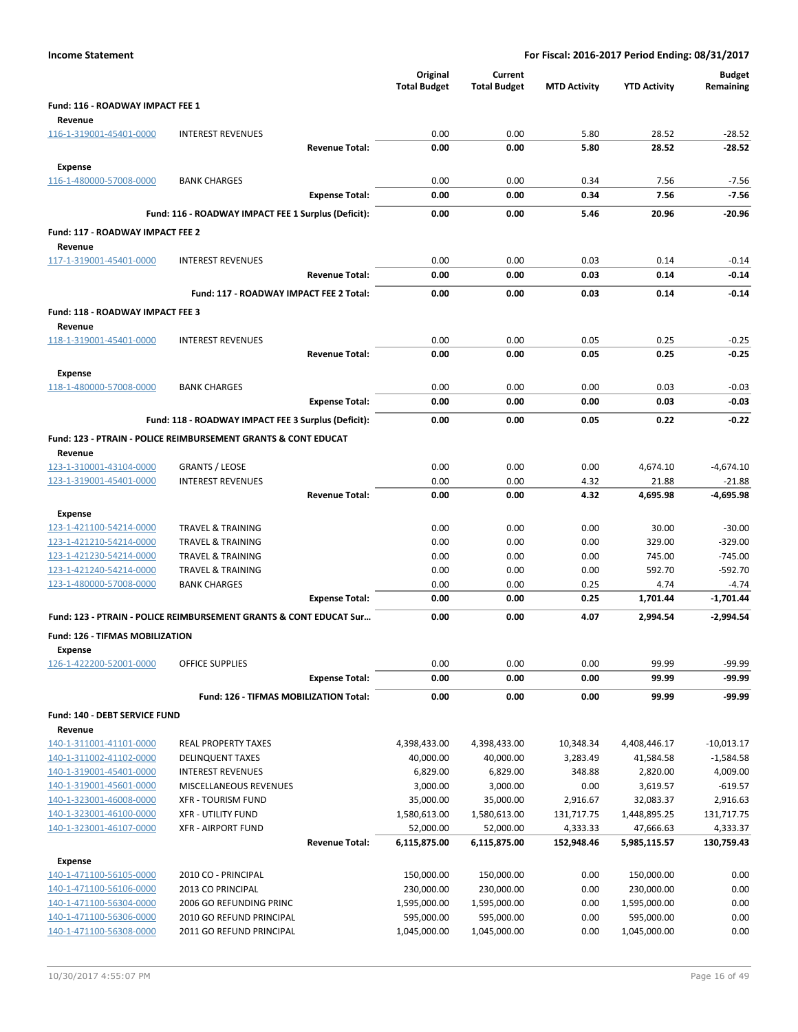**Income Statement** — For Fiscal: 2016-2017 Period Ending: 08/31/2017

| | | Original Total Budget | Current Total Budget | MTD Activity | YTD Activity | Budget Remaining |
|---|---|---|---|---|---|---|
| **Fund: 116 - ROADWAY IMPACT FEE 1** | | | | | | |
| **Revenue** | | | | | | |
| 116-1-319001-45401-0000 | INTEREST REVENUES | 0.00 | 0.00 | 5.80 | 28.52 | -28.52 |
| | **Revenue Total:** | **0.00** | **0.00** | **5.80** | **28.52** | **-28.52** |
| **Expense** | | | | | | |
| 116-1-480000-57008-0000 | BANK CHARGES | 0.00 | 0.00 | 0.34 | 7.56 | -7.56 |
| | **Expense Total:** | **0.00** | **0.00** | **0.34** | **7.56** | **-7.56** |
| | **Fund: 116 - ROADWAY IMPACT FEE 1 Surplus (Deficit):** | **0.00** | **0.00** | **5.46** | **20.96** | **-20.96** |
| **Fund: 117 - ROADWAY IMPACT FEE 2** | | | | | | |
| **Revenue** | | | | | | |
| 117-1-319001-45401-0000 | INTEREST REVENUES | 0.00 | 0.00 | 0.03 | 0.14 | -0.14 |
| | **Revenue Total:** | **0.00** | **0.00** | **0.03** | **0.14** | **-0.14** |
| | **Fund: 117 - ROADWAY IMPACT FEE 2 Total:** | **0.00** | **0.00** | **0.03** | **0.14** | **-0.14** |
| **Fund: 118 - ROADWAY IMPACT FEE 3** | | | | | | |
| **Revenue** | | | | | | |
| 118-1-319001-45401-0000 | INTEREST REVENUES | 0.00 | 0.00 | 0.05 | 0.25 | -0.25 |
| | **Revenue Total:** | **0.00** | **0.00** | **0.05** | **0.25** | **-0.25** |
| **Expense** | | | | | | |
| 118-1-480000-57008-0000 | BANK CHARGES | 0.00 | 0.00 | 0.00 | 0.03 | -0.03 |
| | **Expense Total:** | **0.00** | **0.00** | **0.00** | **0.03** | **-0.03** |
| | **Fund: 118 - ROADWAY IMPACT FEE 3 Surplus (Deficit):** | **0.00** | **0.00** | **0.05** | **0.22** | **-0.22** |
| **Fund: 123 - PTRAIN - POLICE REIMBURSEMENT GRANTS & CONT EDUCAT** | | | | | | |
| **Revenue** | | | | | | |
| 123-1-310001-43104-0000 | GRANTS / LEOSE | 0.00 | 0.00 | 0.00 | 4,674.10 | -4,674.10 |
| 123-1-319001-45401-0000 | INTEREST REVENUES | 0.00 | 0.00 | 4.32 | 21.88 | -21.88 |
| | **Revenue Total:** | **0.00** | **0.00** | **4.32** | **4,695.98** | **-4,695.98** |
| **Expense** | | | | | | |
| 123-1-421100-54214-0000 | TRAVEL & TRAINING | 0.00 | 0.00 | 0.00 | 30.00 | -30.00 |
| 123-1-421210-54214-0000 | TRAVEL & TRAINING | 0.00 | 0.00 | 0.00 | 329.00 | -329.00 |
| 123-1-421230-54214-0000 | TRAVEL & TRAINING | 0.00 | 0.00 | 0.00 | 745.00 | -745.00 |
| 123-1-421240-54214-0000 | TRAVEL & TRAINING | 0.00 | 0.00 | 0.00 | 592.70 | -592.70 |
| 123-1-480000-57008-0000 | BANK CHARGES | 0.00 | 0.00 | 0.25 | 4.74 | -4.74 |
| | **Expense Total:** | **0.00** | **0.00** | **0.25** | **1,701.44** | **-1,701.44** |
| | **Fund: 123 - PTRAIN - POLICE REIMBURSEMENT GRANTS & CONT EDUCAT Sur...** | **0.00** | **0.00** | **4.07** | **2,994.54** | **-2,994.54** |
| **Fund: 126 - TIFMAS MOBILIZATION** | | | | | | |
| **Expense** | | | | | | |
| 126-1-422200-52001-0000 | OFFICE SUPPLIES | 0.00 | 0.00 | 0.00 | 99.99 | -99.99 |
| | **Expense Total:** | **0.00** | **0.00** | **0.00** | **99.99** | **-99.99** |
| | **Fund: 126 - TIFMAS MOBILIZATION Total:** | **0.00** | **0.00** | **0.00** | **99.99** | **-99.99** |
| **Fund: 140 - DEBT SERVICE FUND** | | | | | | |
| **Revenue** | | | | | | |
| 140-1-311001-41101-0000 | REAL PROPERTY TAXES | 4,398,433.00 | 4,398,433.00 | 10,348.34 | 4,408,446.17 | -10,013.17 |
| 140-1-311002-41102-0000 | DELINQUENT TAXES | 40,000.00 | 40,000.00 | 3,283.49 | 41,584.58 | -1,584.58 |
| 140-1-319001-45401-0000 | INTEREST REVENUES | 6,829.00 | 6,829.00 | 348.88 | 2,820.00 | 4,009.00 |
| 140-1-319001-45601-0000 | MISCELLANEOUS REVENUES | 3,000.00 | 3,000.00 | 0.00 | 3,619.57 | -619.57 |
| 140-1-323001-46008-0000 | XFR - TOURISM FUND | 35,000.00 | 35,000.00 | 2,916.67 | 32,083.37 | 2,916.63 |
| 140-1-323001-46100-0000 | XFR - UTILITY FUND | 1,580,613.00 | 1,580,613.00 | 131,717.75 | 1,448,895.25 | 131,717.75 |
| 140-1-323001-46107-0000 | XFR - AIRPORT FUND | 52,000.00 | 52,000.00 | 4,333.33 | 47,666.63 | 4,333.37 |
| | **Revenue Total:** | **6,115,875.00** | **6,115,875.00** | **152,948.46** | **5,985,115.57** | **130,759.43** |
| **Expense** | | | | | | |
| 140-1-471100-56105-0000 | 2010 CO - PRINCIPAL | 150,000.00 | 150,000.00 | 0.00 | 150,000.00 | 0.00 |
| 140-1-471100-56106-0000 | 2013 CO PRINCIPAL | 230,000.00 | 230,000.00 | 0.00 | 230,000.00 | 0.00 |
| 140-1-471100-56304-0000 | 2006 GO REFUNDING PRINC | 1,595,000.00 | 1,595,000.00 | 0.00 | 1,595,000.00 | 0.00 |
| 140-1-471100-56306-0000 | 2010 GO REFUND PRINCIPAL | 595,000.00 | 595,000.00 | 0.00 | 595,000.00 | 0.00 |
| 140-1-471100-56308-0000 | 2011 GO REFUND PRINCIPAL | 1,045,000.00 | 1,045,000.00 | 0.00 | 1,045,000.00 | 0.00 |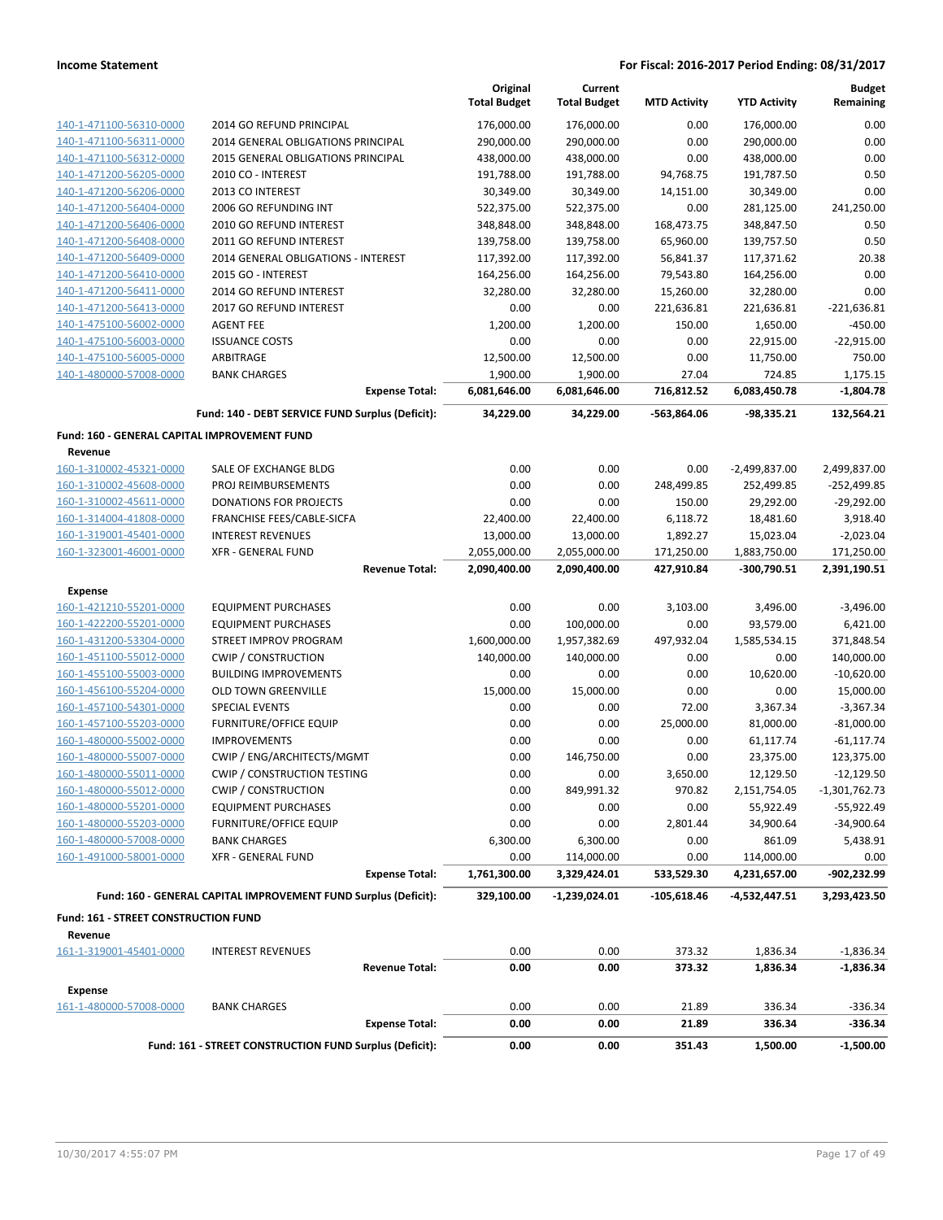**Income Statement** — For Fiscal: 2016-2017 Period Ending: 08/31/2017

| | | Original Total Budget | Current Total Budget | MTD Activity | YTD Activity | Budget Remaining |
|---|---|---|---|---|---|---|
| 140-1-471100-56310-0000 | 2014 GO REFUND PRINCIPAL | 176,000.00 | 176,000.00 | 0.00 | 176,000.00 | 0.00 |
| 140-1-471100-56311-0000 | 2014 GENERAL OBLIGATIONS PRINCIPAL | 290,000.00 | 290,000.00 | 0.00 | 290,000.00 | 0.00 |
| 140-1-471100-56312-0000 | 2015 GENERAL OBLIGATIONS PRINCIPAL | 438,000.00 | 438,000.00 | 0.00 | 438,000.00 | 0.00 |
| 140-1-471200-56205-0000 | 2010 CO - INTEREST | 191,788.00 | 191,788.00 | 94,768.75 | 191,787.50 | 0.50 |
| 140-1-471200-56206-0000 | 2013 CO INTEREST | 30,349.00 | 30,349.00 | 14,151.00 | 30,349.00 | 0.00 |
| 140-1-471200-56404-0000 | 2006 GO REFUNDING INT | 522,375.00 | 522,375.00 | 0.00 | 281,125.00 | 241,250.00 |
| 140-1-471200-56406-0000 | 2010 GO REFUND INTEREST | 348,848.00 | 348,848.00 | 168,473.75 | 348,847.50 | 0.50 |
| 140-1-471200-56408-0000 | 2011 GO REFUND INTEREST | 139,758.00 | 139,758.00 | 65,960.00 | 139,757.50 | 0.50 |
| 140-1-471200-56409-0000 | 2014 GENERAL OBLIGATIONS - INTEREST | 117,392.00 | 117,392.00 | 56,841.37 | 117,371.62 | 20.38 |
| 140-1-471200-56410-0000 | 2015 GO - INTEREST | 164,256.00 | 164,256.00 | 79,543.80 | 164,256.00 | 0.00 |
| 140-1-471200-56411-0000 | 2014 GO REFUND INTEREST | 32,280.00 | 32,280.00 | 15,260.00 | 32,280.00 | 0.00 |
| 140-1-471200-56413-0000 | 2017 GO REFUND INTEREST | 0.00 | 0.00 | 221,636.81 | 221,636.81 | -221,636.81 |
| 140-1-475100-56002-0000 | AGENT FEE | 1,200.00 | 1,200.00 | 150.00 | 1,650.00 | -450.00 |
| 140-1-475100-56003-0000 | ISSUANCE COSTS | 0.00 | 0.00 | 0.00 | 22,915.00 | -22,915.00 |
| 140-1-475100-56005-0000 | ARBITRAGE | 12,500.00 | 12,500.00 | 0.00 | 11,750.00 | 750.00 |
| 140-1-480000-57008-0000 | BANK CHARGES | 1,900.00 | 1,900.00 | 27.04 | 724.85 | 1,175.15 |
| | **Expense Total:** | **6,081,646.00** | **6,081,646.00** | **716,812.52** | **6,083,450.78** | **-1,804.78** |
| | **Fund: 140 - DEBT SERVICE FUND Surplus (Deficit):** | **34,229.00** | **34,229.00** | **-563,864.06** | **-98,335.21** | **132,564.21** |
| **Fund: 160 - GENERAL CAPITAL IMPROVEMENT FUND** | | | | | | |
| **Revenue** | | | | | | |
| 160-1-310002-45321-0000 | SALE OF EXCHANGE BLDG | 0.00 | 0.00 | 0.00 | -2,499,837.00 | 2,499,837.00 |
| 160-1-310002-45608-0000 | PROJ REIMBURSEMENTS | 0.00 | 0.00 | 248,499.85 | 252,499.85 | -252,499.85 |
| 160-1-310002-45611-0000 | DONATIONS FOR PROJECTS | 0.00 | 0.00 | 150.00 | 29,292.00 | -29,292.00 |
| 160-1-314004-41808-0000 | FRANCHISE FEES/CABLE-SICFA | 22,400.00 | 22,400.00 | 6,118.72 | 18,481.60 | 3,918.40 |
| 160-1-319001-45401-0000 | INTEREST REVENUES | 13,000.00 | 13,000.00 | 1,892.27 | 15,023.04 | -2,023.04 |
| 160-1-323001-46001-0000 | XFR - GENERAL FUND | 2,055,000.00 | 2,055,000.00 | 171,250.00 | 1,883,750.00 | 171,250.00 |
| | **Revenue Total:** | **2,090,400.00** | **2,090,400.00** | **427,910.84** | **-300,790.51** | **2,391,190.51** |
| **Expense** | | | | | | |
| 160-1-421210-55201-0000 | EQUIPMENT PURCHASES | 0.00 | 0.00 | 3,103.00 | 3,496.00 | -3,496.00 |
| 160-1-422200-55201-0000 | EQUIPMENT PURCHASES | 0.00 | 100,000.00 | 0.00 | 93,579.00 | 6,421.00 |
| 160-1-431200-53304-0000 | STREET IMPROV PROGRAM | 1,600,000.00 | 1,957,382.69 | 497,932.04 | 1,585,534.15 | 371,848.54 |
| 160-1-451100-55012-0000 | CWIP / CONSTRUCTION | 140,000.00 | 140,000.00 | 0.00 | 0.00 | 140,000.00 |
| 160-1-455100-55003-0000 | BUILDING IMPROVEMENTS | 0.00 | 0.00 | 0.00 | 10,620.00 | -10,620.00 |
| 160-1-456100-55204-0000 | OLD TOWN GREENVILLE | 15,000.00 | 15,000.00 | 0.00 | 0.00 | 15,000.00 |
| 160-1-457100-54301-0000 | SPECIAL EVENTS | 0.00 | 0.00 | 72.00 | 3,367.34 | -3,367.34 |
| 160-1-457100-55203-0000 | FURNITURE/OFFICE EQUIP | 0.00 | 0.00 | 25,000.00 | 81,000.00 | -81,000.00 |
| 160-1-480000-55002-0000 | IMPROVEMENTS | 0.00 | 0.00 | 0.00 | 61,117.74 | -61,117.74 |
| 160-1-480000-55007-0000 | CWIP / ENG/ARCHITECTS/MGMT | 0.00 | 146,750.00 | 0.00 | 23,375.00 | 123,375.00 |
| 160-1-480000-55011-0000 | CWIP / CONSTRUCTION TESTING | 0.00 | 0.00 | 3,650.00 | 12,129.50 | -12,129.50 |
| 160-1-480000-55012-0000 | CWIP / CONSTRUCTION | 0.00 | 849,991.32 | 970.82 | 2,151,754.05 | -1,301,762.73 |
| 160-1-480000-55201-0000 | EQUIPMENT PURCHASES | 0.00 | 0.00 | 0.00 | 55,922.49 | -55,922.49 |
| 160-1-480000-55203-0000 | FURNITURE/OFFICE EQUIP | 0.00 | 0.00 | 2,801.44 | 34,900.64 | -34,900.64 |
| 160-1-480000-57008-0000 | BANK CHARGES | 6,300.00 | 6,300.00 | 0.00 | 861.09 | 5,438.91 |
| 160-1-491000-58001-0000 | XFR - GENERAL FUND | 0.00 | 114,000.00 | 0.00 | 114,000.00 | 0.00 |
| | **Expense Total:** | **1,761,300.00** | **3,329,424.01** | **533,529.30** | **4,231,657.00** | **-902,232.99** |
| | **Fund: 160 - GENERAL CAPITAL IMPROVEMENT FUND Surplus (Deficit):** | **329,100.00** | **-1,239,024.01** | **-105,618.46** | **-4,532,447.51** | **3,293,423.50** |
| **Fund: 161 - STREET CONSTRUCTION FUND** | | | | | | |
| **Revenue** | | | | | | |
| 161-1-319001-45401-0000 | INTEREST REVENUES | 0.00 | 0.00 | 373.32 | 1,836.34 | -1,836.34 |
| | **Revenue Total:** | **0.00** | **0.00** | **373.32** | **1,836.34** | **-1,836.34** |
| **Expense** | | | | | | |
| 161-1-480000-57008-0000 | BANK CHARGES | 0.00 | 0.00 | 21.89 | 336.34 | -336.34 |
| | **Expense Total:** | **0.00** | **0.00** | **21.89** | **336.34** | **-336.34** |
| | **Fund: 161 - STREET CONSTRUCTION FUND Surplus (Deficit):** | **0.00** | **0.00** | **351.43** | **1,500.00** | **-1,500.00** |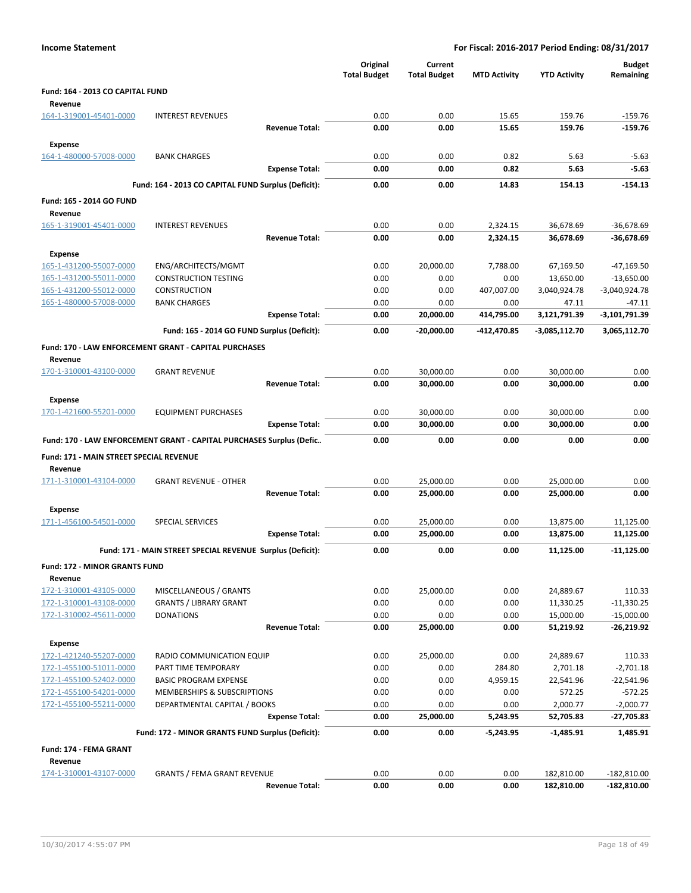**Income Statement** — For Fiscal: 2016-2017 Period Ending: 08/31/2017

| | | Original Total Budget | Current Total Budget | MTD Activity | YTD Activity | Budget Remaining |
|---|---|---|---|---|---|---|
| **Fund: 164 - 2013 CO CAPITAL FUND** | | | | | | |
| **Revenue** | | | | | | |
| 164-1-319001-45401-0000 | INTEREST REVENUES | 0.00 | 0.00 | 15.65 | 159.76 | -159.76 |
| | **Revenue Total:** | **0.00** | **0.00** | **15.65** | **159.76** | **-159.76** |
| **Expense** | | | | | | |
| 164-1-480000-57008-0000 | BANK CHARGES | 0.00 | 0.00 | 0.82 | 5.63 | -5.63 |
| | **Expense Total:** | **0.00** | **0.00** | **0.82** | **5.63** | **-5.63** |
| | **Fund: 164 - 2013 CO CAPITAL FUND Surplus (Deficit):** | **0.00** | **0.00** | **14.83** | **154.13** | **-154.13** |
| **Fund: 165 - 2014 GO FUND** | | | | | | |
| **Revenue** | | | | | | |
| 165-1-319001-45401-0000 | INTEREST REVENUES | 0.00 | 0.00 | 2,324.15 | 36,678.69 | -36,678.69 |
| | **Revenue Total:** | **0.00** | **0.00** | **2,324.15** | **36,678.69** | **-36,678.69** |
| **Expense** | | | | | | |
| 165-1-431200-55007-0000 | ENG/ARCHITECTS/MGMT | 0.00 | 20,000.00 | 7,788.00 | 67,169.50 | -47,169.50 |
| 165-1-431200-55011-0000 | CONSTRUCTION TESTING | 0.00 | 0.00 | 0.00 | 13,650.00 | -13,650.00 |
| 165-1-431200-55012-0000 | CONSTRUCTION | 0.00 | 0.00 | 407,007.00 | 3,040,924.78 | -3,040,924.78 |
| 165-1-480000-57008-0000 | BANK CHARGES | 0.00 | 0.00 | 0.00 | 47.11 | -47.11 |
| | **Expense Total:** | **0.00** | **20,000.00** | **414,795.00** | **3,121,791.39** | **-3,101,791.39** |
| | **Fund: 165 - 2014 GO FUND Surplus (Deficit):** | **0.00** | **-20,000.00** | **-412,470.85** | **-3,085,112.70** | **3,065,112.70** |
| **Fund: 170 - LAW ENFORCEMENT GRANT - CAPITAL PURCHASES** | | | | | | |
| **Revenue** | | | | | | |
| 170-1-310001-43100-0000 | GRANT REVENUE | 0.00 | 30,000.00 | 0.00 | 30,000.00 | 0.00 |
| | **Revenue Total:** | **0.00** | **30,000.00** | **0.00** | **30,000.00** | **0.00** |
| **Expense** | | | | | | |
| 170-1-421600-55201-0000 | EQUIPMENT PURCHASES | 0.00 | 30,000.00 | 0.00 | 30,000.00 | 0.00 |
| | **Expense Total:** | **0.00** | **30,000.00** | **0.00** | **30,000.00** | **0.00** |
| | **Fund: 170 - LAW ENFORCEMENT GRANT - CAPITAL PURCHASES Surplus (Defic..** | **0.00** | **0.00** | **0.00** | **0.00** | **0.00** |
| **Fund: 171 - MAIN STREET SPECIAL REVENUE** | | | | | | |
| **Revenue** | | | | | | |
| 171-1-310001-43104-0000 | GRANT REVENUE - OTHER | 0.00 | 25,000.00 | 0.00 | 25,000.00 | 0.00 |
| | **Revenue Total:** | **0.00** | **25,000.00** | **0.00** | **25,000.00** | **0.00** |
| **Expense** | | | | | | |
| 171-1-456100-54501-0000 | SPECIAL SERVICES | 0.00 | 25,000.00 | 0.00 | 13,875.00 | 11,125.00 |
| | **Expense Total:** | **0.00** | **25,000.00** | **0.00** | **13,875.00** | **11,125.00** |
| | **Fund: 171 - MAIN STREET SPECIAL REVENUE Surplus (Deficit):** | **0.00** | **0.00** | **0.00** | **11,125.00** | **-11,125.00** |
| **Fund: 172 - MINOR GRANTS FUND** | | | | | | |
| **Revenue** | | | | | | |
| 172-1-310001-43105-0000 | MISCELLANEOUS / GRANTS | 0.00 | 25,000.00 | 0.00 | 24,889.67 | 110.33 |
| 172-1-310001-43108-0000 | GRANTS / LIBRARY GRANT | 0.00 | 0.00 | 0.00 | 11,330.25 | -11,330.25 |
| 172-1-310002-45611-0000 | DONATIONS | 0.00 | 0.00 | 0.00 | 15,000.00 | -15,000.00 |
| | **Revenue Total:** | **0.00** | **25,000.00** | **0.00** | **51,219.92** | **-26,219.92** |
| **Expense** | | | | | | |
| 172-1-421240-55207-0000 | RADIO COMMUNICATION EQUIP | 0.00 | 25,000.00 | 0.00 | 24,889.67 | 110.33 |
| 172-1-455100-51011-0000 | PART TIME TEMPORARY | 0.00 | 0.00 | 284.80 | 2,701.18 | -2,701.18 |
| 172-1-455100-52402-0000 | BASIC PROGRAM EXPENSE | 0.00 | 0.00 | 4,959.15 | 22,541.96 | -22,541.96 |
| 172-1-455100-54201-0000 | MEMBERSHIPS & SUBSCRIPTIONS | 0.00 | 0.00 | 0.00 | 572.25 | -572.25 |
| 172-1-455100-55211-0000 | DEPARTMENTAL CAPITAL / BOOKS | 0.00 | 0.00 | 0.00 | 2,000.77 | -2,000.77 |
| | **Expense Total:** | **0.00** | **25,000.00** | **5,243.95** | **52,705.83** | **-27,705.83** |
| | **Fund: 172 - MINOR GRANTS FUND Surplus (Deficit):** | **0.00** | **0.00** | **-5,243.95** | **-1,485.91** | **1,485.91** |
| **Fund: 174 - FEMA GRANT** | | | | | | |
| **Revenue** | | | | | | |
| 174-1-310001-43107-0000 | GRANTS / FEMA GRANT REVENUE | 0.00 | 0.00 | 0.00 | 182,810.00 | -182,810.00 |
| | **Revenue Total:** | **0.00** | **0.00** | **0.00** | **182,810.00** | **-182,810.00** |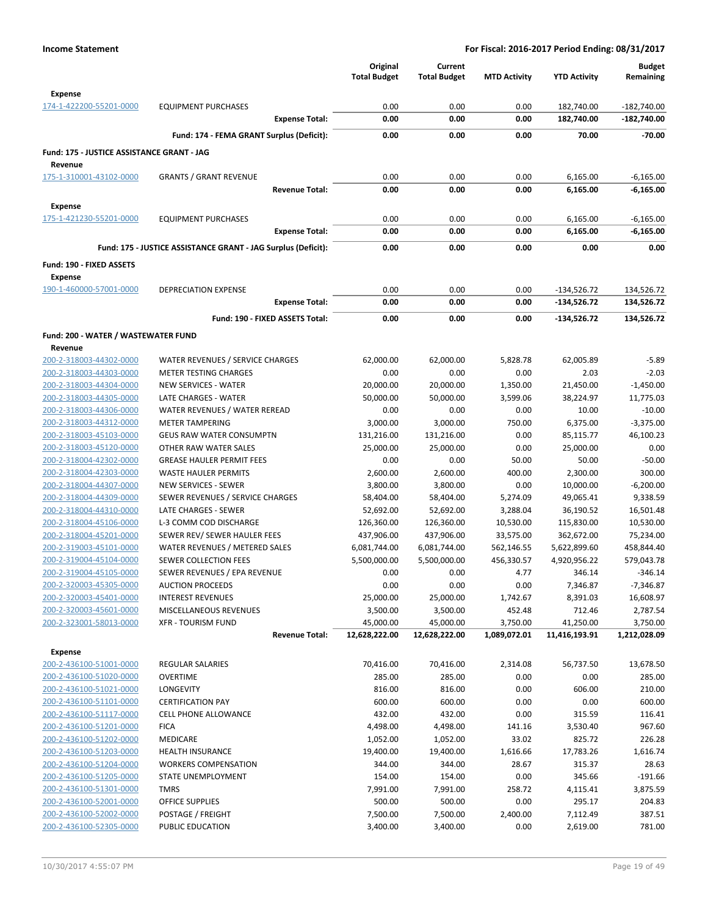**Income Statement** — **For Fiscal: 2016-2017 Period Ending: 08/31/2017**

| | | Original Total Budget | Current Total Budget | MTD Activity | YTD Activity | Budget Remaining |
|---|---|---|---|---|---|---|
| **Expense** | | | | | | |
| 174-1-422200-55201-0000 | EQUIPMENT PURCHASES | 0.00 | 0.00 | 0.00 | 182,740.00 | -182,740.00 |
| | **Expense Total:** | **0.00** | **0.00** | **0.00** | **182,740.00** | **-182,740.00** |
| | **Fund: 174 - FEMA GRANT Surplus (Deficit):** | **0.00** | **0.00** | **0.00** | **70.00** | **-70.00** |
| **Fund: 175 - JUSTICE ASSISTANCE GRANT - JAG** | | | | | | |
| **Revenue** | | | | | | |
| 175-1-310001-43102-0000 | GRANTS / GRANT REVENUE | 0.00 | 0.00 | 0.00 | 6,165.00 | -6,165.00 |
| | **Revenue Total:** | **0.00** | **0.00** | **0.00** | **6,165.00** | **-6,165.00** |
| **Expense** | | | | | | |
| 175-1-421230-55201-0000 | EQUIPMENT PURCHASES | 0.00 | 0.00 | 0.00 | 6,165.00 | -6,165.00 |
| | **Expense Total:** | **0.00** | **0.00** | **0.00** | **6,165.00** | **-6,165.00** |
| | **Fund: 175 - JUSTICE ASSISTANCE GRANT - JAG Surplus (Deficit):** | **0.00** | **0.00** | **0.00** | **0.00** | **0.00** |
| **Fund: 190 - FIXED ASSETS** | | | | | | |
| **Expense** | | | | | | |
| 190-1-460000-57001-0000 | DEPRECIATION EXPENSE | 0.00 | 0.00 | 0.00 | -134,526.72 | 134,526.72 |
| | **Expense Total:** | **0.00** | **0.00** | **0.00** | **-134,526.72** | **134,526.72** |
| | **Fund: 190 - FIXED ASSETS Total:** | **0.00** | **0.00** | **0.00** | **-134,526.72** | **134,526.72** |
| **Fund: 200 - WATER / WASTEWATER FUND** | | | | | | |
| **Revenue** | | | | | | |
| 200-2-318003-44302-0000 | WATER REVENUES / SERVICE CHARGES | 62,000.00 | 62,000.00 | 5,828.78 | 62,005.89 | -5.89 |
| 200-2-318003-44303-0000 | METER TESTING CHARGES | 0.00 | 0.00 | 0.00 | 2.03 | -2.03 |
| 200-2-318003-44304-0000 | NEW SERVICES - WATER | 20,000.00 | 20,000.00 | 1,350.00 | 21,450.00 | -1,450.00 |
| 200-2-318003-44305-0000 | LATE CHARGES - WATER | 50,000.00 | 50,000.00 | 3,599.06 | 38,224.97 | 11,775.03 |
| 200-2-318003-44306-0000 | WATER REVENUES / WATER REREAD | 0.00 | 0.00 | 0.00 | 10.00 | -10.00 |
| 200-2-318003-44312-0000 | METER TAMPERING | 3,000.00 | 3,000.00 | 750.00 | 6,375.00 | -3,375.00 |
| 200-2-318003-45103-0000 | GEUS RAW WATER CONSUMPTN | 131,216.00 | 131,216.00 | 0.00 | 85,115.77 | 46,100.23 |
| 200-2-318003-45120-0000 | OTHER RAW WATER SALES | 25,000.00 | 25,000.00 | 0.00 | 25,000.00 | 0.00 |
| 200-2-318004-42302-0000 | GREASE HAULER PERMIT FEES | 0.00 | 0.00 | 50.00 | 50.00 | -50.00 |
| 200-2-318004-42303-0000 | WASTE HAULER PERMITS | 2,600.00 | 2,600.00 | 400.00 | 2,300.00 | 300.00 |
| 200-2-318004-44307-0000 | NEW SERVICES - SEWER | 3,800.00 | 3,800.00 | 0.00 | 10,000.00 | -6,200.00 |
| 200-2-318004-44309-0000 | SEWER REVENUES / SERVICE CHARGES | 58,404.00 | 58,404.00 | 5,274.09 | 49,065.41 | 9,338.59 |
| 200-2-318004-44310-0000 | LATE CHARGES - SEWER | 52,692.00 | 52,692.00 | 3,288.04 | 36,190.52 | 16,501.48 |
| 200-2-318004-45106-0000 | L-3 COMM COD DISCHARGE | 126,360.00 | 126,360.00 | 10,530.00 | 115,830.00 | 10,530.00 |
| 200-2-318004-45201-0000 | SEWER REV/ SEWER HAULER FEES | 437,906.00 | 437,906.00 | 33,575.00 | 362,672.00 | 75,234.00 |
| 200-2-319003-45101-0000 | WATER REVENUES / METERED SALES | 6,081,744.00 | 6,081,744.00 | 562,146.55 | 5,622,899.60 | 458,844.40 |
| 200-2-319004-45104-0000 | SEWER COLLECTION FEES | 5,500,000.00 | 5,500,000.00 | 456,330.57 | 4,920,956.22 | 579,043.78 |
| 200-2-319004-45105-0000 | SEWER REVENUES / EPA REVENUE | 0.00 | 0.00 | 4.77 | 346.14 | -346.14 |
| 200-2-320003-45305-0000 | AUCTION PROCEEDS | 0.00 | 0.00 | 0.00 | 7,346.87 | -7,346.87 |
| 200-2-320003-45401-0000 | INTEREST REVENUES | 25,000.00 | 25,000.00 | 1,742.67 | 8,391.03 | 16,608.97 |
| 200-2-320003-45601-0000 | MISCELLANEOUS REVENUES | 3,500.00 | 3,500.00 | 452.48 | 712.46 | 2,787.54 |
| 200-2-323001-58013-0000 | XFR - TOURISM FUND | 45,000.00 | 45,000.00 | 3,750.00 | 41,250.00 | 3,750.00 |
| | **Revenue Total:** | **12,628,222.00** | **12,628,222.00** | **1,089,072.01** | **11,416,193.91** | **1,212,028.09** |
| **Expense** | | | | | | |
| 200-2-436100-51001-0000 | REGULAR SALARIES | 70,416.00 | 70,416.00 | 2,314.08 | 56,737.50 | 13,678.50 |
| 200-2-436100-51020-0000 | OVERTIME | 285.00 | 285.00 | 0.00 | 0.00 | 285.00 |
| 200-2-436100-51021-0000 | LONGEVITY | 816.00 | 816.00 | 0.00 | 606.00 | 210.00 |
| 200-2-436100-51101-0000 | CERTIFICATION PAY | 600.00 | 600.00 | 0.00 | 0.00 | 600.00 |
| 200-2-436100-51117-0000 | CELL PHONE ALLOWANCE | 432.00 | 432.00 | 0.00 | 315.59 | 116.41 |
| 200-2-436100-51201-0000 | FICA | 4,498.00 | 4,498.00 | 141.16 | 3,530.40 | 967.60 |
| 200-2-436100-51202-0000 | MEDICARE | 1,052.00 | 1,052.00 | 33.02 | 825.72 | 226.28 |
| 200-2-436100-51203-0000 | HEALTH INSURANCE | 19,400.00 | 19,400.00 | 1,616.66 | 17,783.26 | 1,616.74 |
| 200-2-436100-51204-0000 | WORKERS COMPENSATION | 344.00 | 344.00 | 28.67 | 315.37 | 28.63 |
| 200-2-436100-51205-0000 | STATE UNEMPLOYMENT | 154.00 | 154.00 | 0.00 | 345.66 | -191.66 |
| 200-2-436100-51301-0000 | TMRS | 7,991.00 | 7,991.00 | 258.72 | 4,115.41 | 3,875.59 |
| 200-2-436100-52001-0000 | OFFICE SUPPLIES | 500.00 | 500.00 | 0.00 | 295.17 | 204.83 |
| 200-2-436100-52002-0000 | POSTAGE / FREIGHT | 7,500.00 | 7,500.00 | 2,400.00 | 7,112.49 | 387.51 |
| 200-2-436100-52305-0000 | PUBLIC EDUCATION | 3,400.00 | 3,400.00 | 0.00 | 2,619.00 | 781.00 |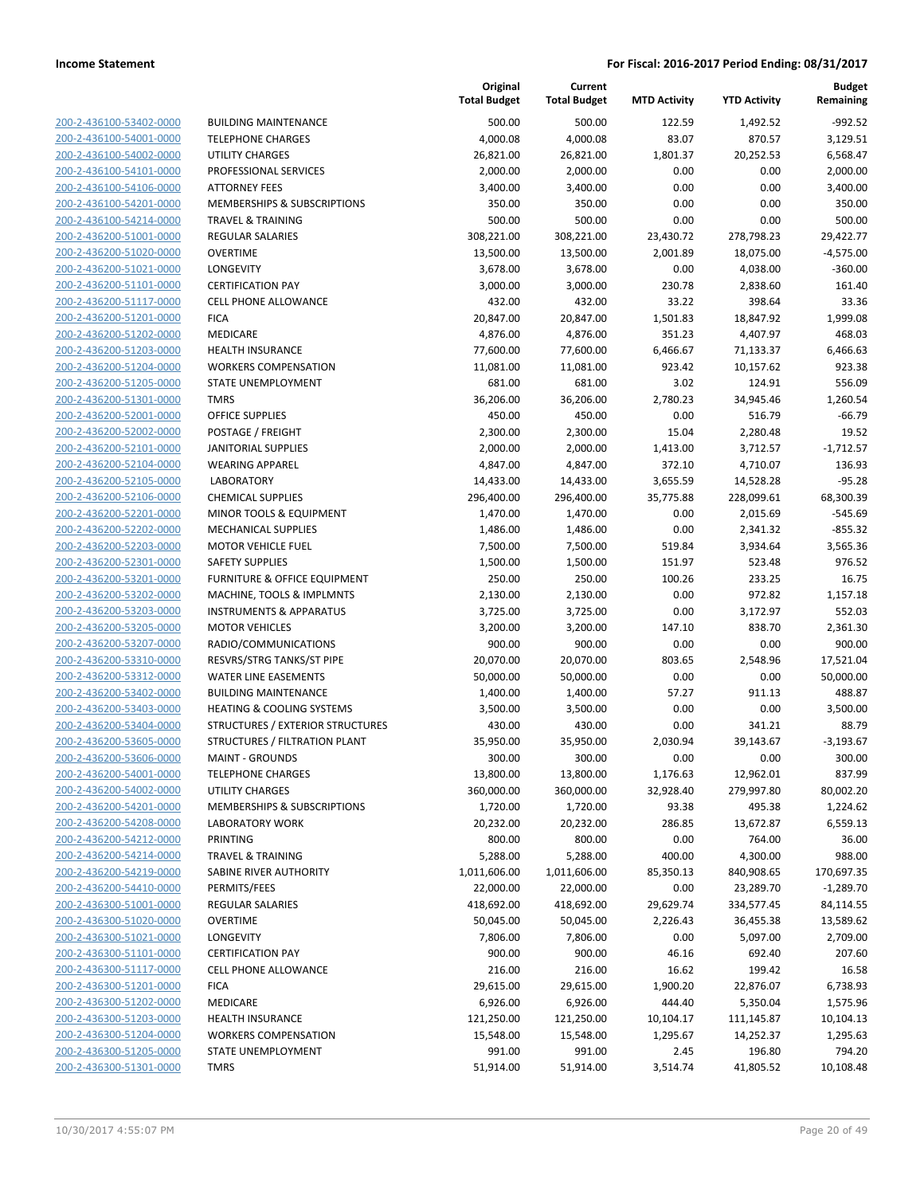**Income Statement** | **For Fiscal: 2016-2017 Period Ending: 08/31/2017**

| | | Original Total Budget | Current Total Budget | MTD Activity | YTD Activity | Budget Remaining |
|---|---|---|---|---|---|---|
| 200-2-436100-53402-0000 | BUILDING MAINTENANCE | 500.00 | 500.00 | 122.59 | 1,492.52 | -992.52 |
| 200-2-436100-54001-0000 | TELEPHONE CHARGES | 4,000.08 | 4,000.08 | 83.07 | 870.57 | 3,129.51 |
| 200-2-436100-54002-0000 | UTILITY CHARGES | 26,821.00 | 26,821.00 | 1,801.37 | 20,252.53 | 6,568.47 |
| 200-2-436100-54101-0000 | PROFESSIONAL SERVICES | 2,000.00 | 2,000.00 | 0.00 | 0.00 | 2,000.00 |
| 200-2-436100-54106-0000 | ATTORNEY FEES | 3,400.00 | 3,400.00 | 0.00 | 0.00 | 3,400.00 |
| 200-2-436100-54201-0000 | MEMBERSHIPS & SUBSCRIPTIONS | 350.00 | 350.00 | 0.00 | 0.00 | 350.00 |
| 200-2-436100-54214-0000 | TRAVEL & TRAINING | 500.00 | 500.00 | 0.00 | 0.00 | 500.00 |
| 200-2-436200-51001-0000 | REGULAR SALARIES | 308,221.00 | 308,221.00 | 23,430.72 | 278,798.23 | 29,422.77 |
| 200-2-436200-51020-0000 | OVERTIME | 13,500.00 | 13,500.00 | 2,001.89 | 18,075.00 | -4,575.00 |
| 200-2-436200-51021-0000 | LONGEVITY | 3,678.00 | 3,678.00 | 0.00 | 4,038.00 | -360.00 |
| 200-2-436200-51101-0000 | CERTIFICATION PAY | 3,000.00 | 3,000.00 | 230.78 | 2,838.60 | 161.40 |
| 200-2-436200-51117-0000 | CELL PHONE ALLOWANCE | 432.00 | 432.00 | 33.22 | 398.64 | 33.36 |
| 200-2-436200-51201-0000 | FICA | 20,847.00 | 20,847.00 | 1,501.83 | 18,847.92 | 1,999.08 |
| 200-2-436200-51202-0000 | MEDICARE | 4,876.00 | 4,876.00 | 351.23 | 4,407.97 | 468.03 |
| 200-2-436200-51203-0000 | HEALTH INSURANCE | 77,600.00 | 77,600.00 | 6,466.67 | 71,133.37 | 6,466.63 |
| 200-2-436200-51204-0000 | WORKERS COMPENSATION | 11,081.00 | 11,081.00 | 923.42 | 10,157.62 | 923.38 |
| 200-2-436200-51205-0000 | STATE UNEMPLOYMENT | 681.00 | 681.00 | 3.02 | 124.91 | 556.09 |
| 200-2-436200-51301-0000 | TMRS | 36,206.00 | 36,206.00 | 2,780.23 | 34,945.46 | 1,260.54 |
| 200-2-436200-52001-0000 | OFFICE SUPPLIES | 450.00 | 450.00 | 0.00 | 516.79 | -66.79 |
| 200-2-436200-52002-0000 | POSTAGE / FREIGHT | 2,300.00 | 2,300.00 | 15.04 | 2,280.48 | 19.52 |
| 200-2-436200-52101-0000 | JANITORIAL SUPPLIES | 2,000.00 | 2,000.00 | 1,413.00 | 3,712.57 | -1,712.57 |
| 200-2-436200-52104-0000 | WEARING APPAREL | 4,847.00 | 4,847.00 | 372.10 | 4,710.07 | 136.93 |
| 200-2-436200-52105-0000 | LABORATORY | 14,433.00 | 14,433.00 | 3,655.59 | 14,528.28 | -95.28 |
| 200-2-436200-52106-0000 | CHEMICAL SUPPLIES | 296,400.00 | 296,400.00 | 35,775.88 | 228,099.61 | 68,300.39 |
| 200-2-436200-52201-0000 | MINOR TOOLS & EQUIPMENT | 1,470.00 | 1,470.00 | 0.00 | 2,015.69 | -545.69 |
| 200-2-436200-52202-0000 | MECHANICAL SUPPLIES | 1,486.00 | 1,486.00 | 0.00 | 2,341.32 | -855.32 |
| 200-2-436200-52203-0000 | MOTOR VEHICLE FUEL | 7,500.00 | 7,500.00 | 519.84 | 3,934.64 | 3,565.36 |
| 200-2-436200-52301-0000 | SAFETY SUPPLIES | 1,500.00 | 1,500.00 | 151.97 | 523.48 | 976.52 |
| 200-2-436200-53201-0000 | FURNITURE & OFFICE EQUIPMENT | 250.00 | 250.00 | 100.26 | 233.25 | 16.75 |
| 200-2-436200-53202-0000 | MACHINE, TOOLS & IMPLMNTS | 2,130.00 | 2,130.00 | 0.00 | 972.82 | 1,157.18 |
| 200-2-436200-53203-0000 | INSTRUMENTS & APPARATUS | 3,725.00 | 3,725.00 | 0.00 | 3,172.97 | 552.03 |
| 200-2-436200-53205-0000 | MOTOR VEHICLES | 3,200.00 | 3,200.00 | 147.10 | 838.70 | 2,361.30 |
| 200-2-436200-53207-0000 | RADIO/COMMUNICATIONS | 900.00 | 900.00 | 0.00 | 0.00 | 900.00 |
| 200-2-436200-53310-0000 | RESVRS/STRG TANKS/ST PIPE | 20,070.00 | 20,070.00 | 803.65 | 2,548.96 | 17,521.04 |
| 200-2-436200-53312-0000 | WATER LINE EASEMENTS | 50,000.00 | 50,000.00 | 0.00 | 0.00 | 50,000.00 |
| 200-2-436200-53402-0000 | BUILDING MAINTENANCE | 1,400.00 | 1,400.00 | 57.27 | 911.13 | 488.87 |
| 200-2-436200-53403-0000 | HEATING & COOLING SYSTEMS | 3,500.00 | 3,500.00 | 0.00 | 0.00 | 3,500.00 |
| 200-2-436200-53404-0000 | STRUCTURES / EXTERIOR STRUCTURES | 430.00 | 430.00 | 0.00 | 341.21 | 88.79 |
| 200-2-436200-53605-0000 | STRUCTURES / FILTRATION PLANT | 35,950.00 | 35,950.00 | 2,030.94 | 39,143.67 | -3,193.67 |
| 200-2-436200-53606-0000 | MAINT - GROUNDS | 300.00 | 300.00 | 0.00 | 0.00 | 300.00 |
| 200-2-436200-54001-0000 | TELEPHONE CHARGES | 13,800.00 | 13,800.00 | 1,176.63 | 12,962.01 | 837.99 |
| 200-2-436200-54002-0000 | UTILITY CHARGES | 360,000.00 | 360,000.00 | 32,928.40 | 279,997.80 | 80,002.20 |
| 200-2-436200-54201-0000 | MEMBERSHIPS & SUBSCRIPTIONS | 1,720.00 | 1,720.00 | 93.38 | 495.38 | 1,224.62 |
| 200-2-436200-54208-0000 | LABORATORY WORK | 20,232.00 | 20,232.00 | 286.85 | 13,672.87 | 6,559.13 |
| 200-2-436200-54212-0000 | PRINTING | 800.00 | 800.00 | 0.00 | 764.00 | 36.00 |
| 200-2-436200-54214-0000 | TRAVEL & TRAINING | 5,288.00 | 5,288.00 | 400.00 | 4,300.00 | 988.00 |
| 200-2-436200-54219-0000 | SABINE RIVER AUTHORITY | 1,011,606.00 | 1,011,606.00 | 85,350.13 | 840,908.65 | 170,697.35 |
| 200-2-436200-54410-0000 | PERMITS/FEES | 22,000.00 | 22,000.00 | 0.00 | 23,289.70 | -1,289.70 |
| 200-2-436300-51001-0000 | REGULAR SALARIES | 418,692.00 | 418,692.00 | 29,629.74 | 334,577.45 | 84,114.55 |
| 200-2-436300-51020-0000 | OVERTIME | 50,045.00 | 50,045.00 | 2,226.43 | 36,455.38 | 13,589.62 |
| 200-2-436300-51021-0000 | LONGEVITY | 7,806.00 | 7,806.00 | 0.00 | 5,097.00 | 2,709.00 |
| 200-2-436300-51101-0000 | CERTIFICATION PAY | 900.00 | 900.00 | 46.16 | 692.40 | 207.60 |
| 200-2-436300-51117-0000 | CELL PHONE ALLOWANCE | 216.00 | 216.00 | 16.62 | 199.42 | 16.58 |
| 200-2-436300-51201-0000 | FICA | 29,615.00 | 29,615.00 | 1,900.20 | 22,876.07 | 6,738.93 |
| 200-2-436300-51202-0000 | MEDICARE | 6,926.00 | 6,926.00 | 444.40 | 5,350.04 | 1,575.96 |
| 200-2-436300-51203-0000 | HEALTH INSURANCE | 121,250.00 | 121,250.00 | 10,104.17 | 111,145.87 | 10,104.13 |
| 200-2-436300-51204-0000 | WORKERS COMPENSATION | 15,548.00 | 15,548.00 | 1,295.67 | 14,252.37 | 1,295.63 |
| 200-2-436300-51205-0000 | STATE UNEMPLOYMENT | 991.00 | 991.00 | 2.45 | 196.80 | 794.20 |
| 200-2-436300-51301-0000 | TMRS | 51,914.00 | 51,914.00 | 3,514.74 | 41,805.52 | 10,108.48 |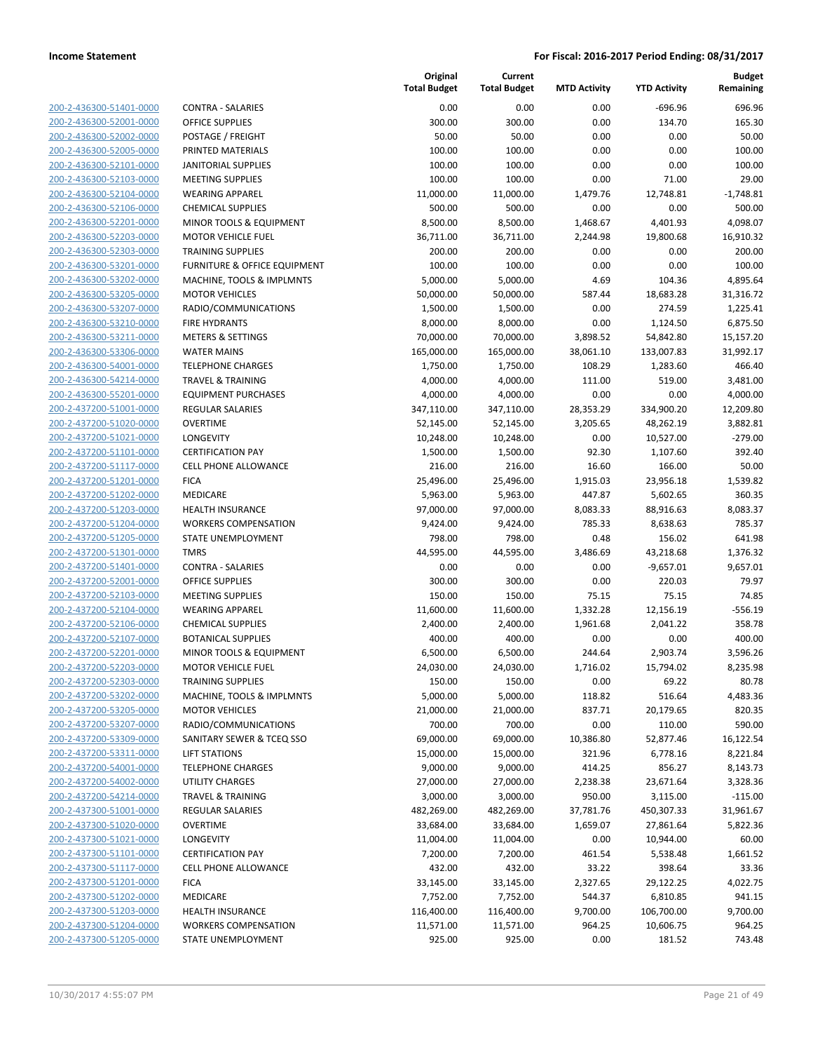**Income Statement** — **For Fiscal: 2016-2017 Period Ending: 08/31/2017**

| | | Original Total Budget | Current Total Budget | MTD Activity | YTD Activity | Budget Remaining |
|---|---|---|---|---|---|---|
| 200-2-436300-51401-0000 | CONTRA - SALARIES | 0.00 | 0.00 | 0.00 | -696.96 | 696.96 |
| 200-2-436300-52001-0000 | OFFICE SUPPLIES | 300.00 | 300.00 | 0.00 | 134.70 | 165.30 |
| 200-2-436300-52002-0000 | POSTAGE / FREIGHT | 50.00 | 50.00 | 0.00 | 0.00 | 50.00 |
| 200-2-436300-52005-0000 | PRINTED MATERIALS | 100.00 | 100.00 | 0.00 | 0.00 | 100.00 |
| 200-2-436300-52101-0000 | JANITORIAL SUPPLIES | 100.00 | 100.00 | 0.00 | 0.00 | 100.00 |
| 200-2-436300-52103-0000 | MEETING SUPPLIES | 100.00 | 100.00 | 0.00 | 71.00 | 29.00 |
| 200-2-436300-52104-0000 | WEARING APPAREL | 11,000.00 | 11,000.00 | 1,479.76 | 12,748.81 | -1,748.81 |
| 200-2-436300-52106-0000 | CHEMICAL SUPPLIES | 500.00 | 500.00 | 0.00 | 0.00 | 500.00 |
| 200-2-436300-52201-0000 | MINOR TOOLS & EQUIPMENT | 8,500.00 | 8,500.00 | 1,468.67 | 4,401.93 | 4,098.07 |
| 200-2-436300-52203-0000 | MOTOR VEHICLE FUEL | 36,711.00 | 36,711.00 | 2,244.98 | 19,800.68 | 16,910.32 |
| 200-2-436300-52303-0000 | TRAINING SUPPLIES | 200.00 | 200.00 | 0.00 | 0.00 | 200.00 |
| 200-2-436300-53201-0000 | FURNITURE & OFFICE EQUIPMENT | 100.00 | 100.00 | 0.00 | 0.00 | 100.00 |
| 200-2-436300-53202-0000 | MACHINE, TOOLS & IMPLMNTS | 5,000.00 | 5,000.00 | 4.69 | 104.36 | 4,895.64 |
| 200-2-436300-53205-0000 | MOTOR VEHICLES | 50,000.00 | 50,000.00 | 587.44 | 18,683.28 | 31,316.72 |
| 200-2-436300-53207-0000 | RADIO/COMMUNICATIONS | 1,500.00 | 1,500.00 | 0.00 | 274.59 | 1,225.41 |
| 200-2-436300-53210-0000 | FIRE HYDRANTS | 8,000.00 | 8,000.00 | 0.00 | 1,124.50 | 6,875.50 |
| 200-2-436300-53211-0000 | METERS & SETTINGS | 70,000.00 | 70,000.00 | 3,898.52 | 54,842.80 | 15,157.20 |
| 200-2-436300-53306-0000 | WATER MAINS | 165,000.00 | 165,000.00 | 38,061.10 | 133,007.83 | 31,992.17 |
| 200-2-436300-54001-0000 | TELEPHONE CHARGES | 1,750.00 | 1,750.00 | 108.29 | 1,283.60 | 466.40 |
| 200-2-436300-54214-0000 | TRAVEL & TRAINING | 4,000.00 | 4,000.00 | 111.00 | 519.00 | 3,481.00 |
| 200-2-436300-55201-0000 | EQUIPMENT PURCHASES | 4,000.00 | 4,000.00 | 0.00 | 0.00 | 4,000.00 |
| 200-2-437200-51001-0000 | REGULAR SALARIES | 347,110.00 | 347,110.00 | 28,353.29 | 334,900.20 | 12,209.80 |
| 200-2-437200-51020-0000 | OVERTIME | 52,145.00 | 52,145.00 | 3,205.65 | 48,262.19 | 3,882.81 |
| 200-2-437200-51021-0000 | LONGEVITY | 10,248.00 | 10,248.00 | 0.00 | 10,527.00 | -279.00 |
| 200-2-437200-51101-0000 | CERTIFICATION PAY | 1,500.00 | 1,500.00 | 92.30 | 1,107.60 | 392.40 |
| 200-2-437200-51117-0000 | CELL PHONE ALLOWANCE | 216.00 | 216.00 | 16.60 | 166.00 | 50.00 |
| 200-2-437200-51201-0000 | FICA | 25,496.00 | 25,496.00 | 1,915.03 | 23,956.18 | 1,539.82 |
| 200-2-437200-51202-0000 | MEDICARE | 5,963.00 | 5,963.00 | 447.87 | 5,602.65 | 360.35 |
| 200-2-437200-51203-0000 | HEALTH INSURANCE | 97,000.00 | 97,000.00 | 8,083.33 | 88,916.63 | 8,083.37 |
| 200-2-437200-51204-0000 | WORKERS COMPENSATION | 9,424.00 | 9,424.00 | 785.33 | 8,638.63 | 785.37 |
| 200-2-437200-51205-0000 | STATE UNEMPLOYMENT | 798.00 | 798.00 | 0.48 | 156.02 | 641.98 |
| 200-2-437200-51301-0000 | TMRS | 44,595.00 | 44,595.00 | 3,486.69 | 43,218.68 | 1,376.32 |
| 200-2-437200-51401-0000 | CONTRA - SALARIES | 0.00 | 0.00 | 0.00 | -9,657.01 | 9,657.01 |
| 200-2-437200-52001-0000 | OFFICE SUPPLIES | 300.00 | 300.00 | 0.00 | 220.03 | 79.97 |
| 200-2-437200-52103-0000 | MEETING SUPPLIES | 150.00 | 150.00 | 75.15 | 75.15 | 74.85 |
| 200-2-437200-52104-0000 | WEARING APPAREL | 11,600.00 | 11,600.00 | 1,332.28 | 12,156.19 | -556.19 |
| 200-2-437200-52106-0000 | CHEMICAL SUPPLIES | 2,400.00 | 2,400.00 | 1,961.68 | 2,041.22 | 358.78 |
| 200-2-437200-52107-0000 | BOTANICAL SUPPLIES | 400.00 | 400.00 | 0.00 | 0.00 | 400.00 |
| 200-2-437200-52201-0000 | MINOR TOOLS & EQUIPMENT | 6,500.00 | 6,500.00 | 244.64 | 2,903.74 | 3,596.26 |
| 200-2-437200-52203-0000 | MOTOR VEHICLE FUEL | 24,030.00 | 24,030.00 | 1,716.02 | 15,794.02 | 8,235.98 |
| 200-2-437200-52303-0000 | TRAINING SUPPLIES | 150.00 | 150.00 | 0.00 | 69.22 | 80.78 |
| 200-2-437200-53202-0000 | MACHINE, TOOLS & IMPLMNTS | 5,000.00 | 5,000.00 | 118.82 | 516.64 | 4,483.36 |
| 200-2-437200-53205-0000 | MOTOR VEHICLES | 21,000.00 | 21,000.00 | 837.71 | 20,179.65 | 820.35 |
| 200-2-437200-53207-0000 | RADIO/COMMUNICATIONS | 700.00 | 700.00 | 0.00 | 110.00 | 590.00 |
| 200-2-437200-53309-0000 | SANITARY SEWER & TCEQ SSO | 69,000.00 | 69,000.00 | 10,386.80 | 52,877.46 | 16,122.54 |
| 200-2-437200-53311-0000 | LIFT STATIONS | 15,000.00 | 15,000.00 | 321.96 | 6,778.16 | 8,221.84 |
| 200-2-437200-54001-0000 | TELEPHONE CHARGES | 9,000.00 | 9,000.00 | 414.25 | 856.27 | 8,143.73 |
| 200-2-437200-54002-0000 | UTILITY CHARGES | 27,000.00 | 27,000.00 | 2,238.38 | 23,671.64 | 3,328.36 |
| 200-2-437200-54214-0000 | TRAVEL & TRAINING | 3,000.00 | 3,000.00 | 950.00 | 3,115.00 | -115.00 |
| 200-2-437300-51001-0000 | REGULAR SALARIES | 482,269.00 | 482,269.00 | 37,781.76 | 450,307.33 | 31,961.67 |
| 200-2-437300-51020-0000 | OVERTIME | 33,684.00 | 33,684.00 | 1,659.07 | 27,861.64 | 5,822.36 |
| 200-2-437300-51021-0000 | LONGEVITY | 11,004.00 | 11,004.00 | 0.00 | 10,944.00 | 60.00 |
| 200-2-437300-51101-0000 | CERTIFICATION PAY | 7,200.00 | 7,200.00 | 461.54 | 5,538.48 | 1,661.52 |
| 200-2-437300-51117-0000 | CELL PHONE ALLOWANCE | 432.00 | 432.00 | 33.22 | 398.64 | 33.36 |
| 200-2-437300-51201-0000 | FICA | 33,145.00 | 33,145.00 | 2,327.65 | 29,122.25 | 4,022.75 |
| 200-2-437300-51202-0000 | MEDICARE | 7,752.00 | 7,752.00 | 544.37 | 6,810.85 | 941.15 |
| 200-2-437300-51203-0000 | HEALTH INSURANCE | 116,400.00 | 116,400.00 | 9,700.00 | 106,700.00 | 9,700.00 |
| 200-2-437300-51204-0000 | WORKERS COMPENSATION | 11,571.00 | 11,571.00 | 964.25 | 10,606.75 | 964.25 |
| 200-2-437300-51205-0000 | STATE UNEMPLOYMENT | 925.00 | 925.00 | 0.00 | 181.52 | 743.48 |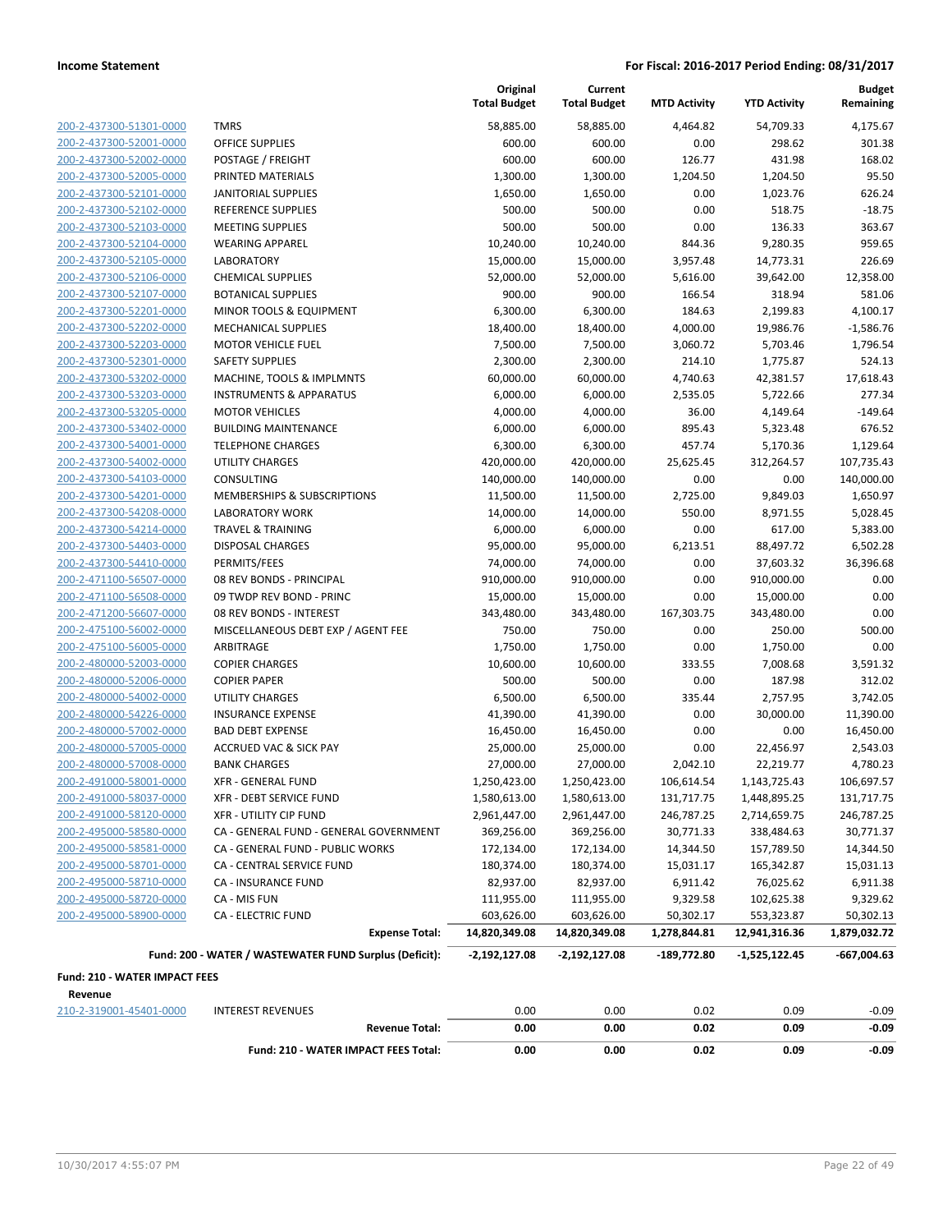**Income Statement** | **For Fiscal: 2016-2017 Period Ending: 08/31/2017**

| | | Original Total Budget | Current Total Budget | MTD Activity | YTD Activity | Budget Remaining |
|---|---|---|---|---|---|---|
| 200-2-437300-51301-0000 | TMRS | 58,885.00 | 58,885.00 | 4,464.82 | 54,709.33 | 4,175.67 |
| 200-2-437300-52001-0000 | OFFICE SUPPLIES | 600.00 | 600.00 | 0.00 | 298.62 | 301.38 |
| 200-2-437300-52002-0000 | POSTAGE / FREIGHT | 600.00 | 600.00 | 126.77 | 431.98 | 168.02 |
| 200-2-437300-52005-0000 | PRINTED MATERIALS | 1,300.00 | 1,300.00 | 1,204.50 | 1,204.50 | 95.50 |
| 200-2-437300-52101-0000 | JANITORIAL SUPPLIES | 1,650.00 | 1,650.00 | 0.00 | 1,023.76 | 626.24 |
| 200-2-437300-52102-0000 | REFERENCE SUPPLIES | 500.00 | 500.00 | 0.00 | 518.75 | -18.75 |
| 200-2-437300-52103-0000 | MEETING SUPPLIES | 500.00 | 500.00 | 0.00 | 136.33 | 363.67 |
| 200-2-437300-52104-0000 | WEARING APPAREL | 10,240.00 | 10,240.00 | 844.36 | 9,280.35 | 959.65 |
| 200-2-437300-52105-0000 | LABORATORY | 15,000.00 | 15,000.00 | 3,957.48 | 14,773.31 | 226.69 |
| 200-2-437300-52106-0000 | CHEMICAL SUPPLIES | 52,000.00 | 52,000.00 | 5,616.00 | 39,642.00 | 12,358.00 |
| 200-2-437300-52107-0000 | BOTANICAL SUPPLIES | 900.00 | 900.00 | 166.54 | 318.94 | 581.06 |
| 200-2-437300-52201-0000 | MINOR TOOLS & EQUIPMENT | 6,300.00 | 6,300.00 | 184.63 | 2,199.83 | 4,100.17 |
| 200-2-437300-52202-0000 | MECHANICAL SUPPLIES | 18,400.00 | 18,400.00 | 4,000.00 | 19,986.76 | -1,586.76 |
| 200-2-437300-52203-0000 | MOTOR VEHICLE FUEL | 7,500.00 | 7,500.00 | 3,060.72 | 5,703.46 | 1,796.54 |
| 200-2-437300-52301-0000 | SAFETY SUPPLIES | 2,300.00 | 2,300.00 | 214.10 | 1,775.87 | 524.13 |
| 200-2-437300-53202-0000 | MACHINE, TOOLS & IMPLMNTS | 60,000.00 | 60,000.00 | 4,740.63 | 42,381.57 | 17,618.43 |
| 200-2-437300-53203-0000 | INSTRUMENTS & APPARATUS | 6,000.00 | 6,000.00 | 2,535.05 | 5,722.66 | 277.34 |
| 200-2-437300-53205-0000 | MOTOR VEHICLES | 4,000.00 | 4,000.00 | 36.00 | 4,149.64 | -149.64 |
| 200-2-437300-53402-0000 | BUILDING MAINTENANCE | 6,000.00 | 6,000.00 | 895.43 | 5,323.48 | 676.52 |
| 200-2-437300-54001-0000 | TELEPHONE CHARGES | 6,300.00 | 6,300.00 | 457.74 | 5,170.36 | 1,129.64 |
| 200-2-437300-54002-0000 | UTILITY CHARGES | 420,000.00 | 420,000.00 | 25,625.45 | 312,264.57 | 107,735.43 |
| 200-2-437300-54103-0000 | CONSULTING | 140,000.00 | 140,000.00 | 0.00 | 0.00 | 140,000.00 |
| 200-2-437300-54201-0000 | MEMBERSHIPS & SUBSCRIPTIONS | 11,500.00 | 11,500.00 | 2,725.00 | 9,849.03 | 1,650.97 |
| 200-2-437300-54208-0000 | LABORATORY WORK | 14,000.00 | 14,000.00 | 550.00 | 8,971.55 | 5,028.45 |
| 200-2-437300-54214-0000 | TRAVEL & TRAINING | 6,000.00 | 6,000.00 | 0.00 | 617.00 | 5,383.00 |
| 200-2-437300-54403-0000 | DISPOSAL CHARGES | 95,000.00 | 95,000.00 | 6,213.51 | 88,497.72 | 6,502.28 |
| 200-2-437300-54410-0000 | PERMITS/FEES | 74,000.00 | 74,000.00 | 0.00 | 37,603.32 | 36,396.68 |
| 200-2-471100-56507-0000 | 08 REV BONDS - PRINCIPAL | 910,000.00 | 910,000.00 | 0.00 | 910,000.00 | 0.00 |
| 200-2-471100-56508-0000 | 09 TWDP REV BOND - PRINC | 15,000.00 | 15,000.00 | 0.00 | 15,000.00 | 0.00 |
| 200-2-471200-56607-0000 | 08 REV BONDS - INTEREST | 343,480.00 | 343,480.00 | 167,303.75 | 343,480.00 | 0.00 |
| 200-2-475100-56002-0000 | MISCELLANEOUS DEBT EXP / AGENT FEE | 750.00 | 750.00 | 0.00 | 250.00 | 500.00 |
| 200-2-475100-56005-0000 | ARBITRAGE | 1,750.00 | 1,750.00 | 0.00 | 1,750.00 | 0.00 |
| 200-2-480000-52003-0000 | COPIER CHARGES | 10,600.00 | 10,600.00 | 333.55 | 7,008.68 | 3,591.32 |
| 200-2-480000-52006-0000 | COPIER PAPER | 500.00 | 500.00 | 0.00 | 187.98 | 312.02 |
| 200-2-480000-54002-0000 | UTILITY CHARGES | 6,500.00 | 6,500.00 | 335.44 | 2,757.95 | 3,742.05 |
| 200-2-480000-54226-0000 | INSURANCE EXPENSE | 41,390.00 | 41,390.00 | 0.00 | 30,000.00 | 11,390.00 |
| 200-2-480000-57002-0000 | BAD DEBT EXPENSE | 16,450.00 | 16,450.00 | 0.00 | 0.00 | 16,450.00 |
| 200-2-480000-57005-0000 | ACCRUED VAC & SICK PAY | 25,000.00 | 25,000.00 | 0.00 | 22,456.97 | 2,543.03 |
| 200-2-480000-57008-0000 | BANK CHARGES | 27,000.00 | 27,000.00 | 2,042.10 | 22,219.77 | 4,780.23 |
| 200-2-491000-58001-0000 | XFR - GENERAL FUND | 1,250,423.00 | 1,250,423.00 | 106,614.54 | 1,143,725.43 | 106,697.57 |
| 200-2-491000-58037-0000 | XFR - DEBT SERVICE FUND | 1,580,613.00 | 1,580,613.00 | 131,717.75 | 1,448,895.25 | 131,717.75 |
| 200-2-491000-58120-0000 | XFR - UTILITY CIP FUND | 2,961,447.00 | 2,961,447.00 | 246,787.25 | 2,714,659.75 | 246,787.25 |
| 200-2-495000-58580-0000 | CA - GENERAL FUND - GENERAL GOVERNMENT | 369,256.00 | 369,256.00 | 30,771.33 | 338,484.63 | 30,771.37 |
| 200-2-495000-58581-0000 | CA - GENERAL FUND - PUBLIC WORKS | 172,134.00 | 172,134.00 | 14,344.50 | 157,789.50 | 14,344.50 |
| 200-2-495000-58701-0000 | CA - CENTRAL SERVICE FUND | 180,374.00 | 180,374.00 | 15,031.17 | 165,342.87 | 15,031.13 |
| 200-2-495000-58710-0000 | CA - INSURANCE FUND | 82,937.00 | 82,937.00 | 6,911.42 | 76,025.62 | 6,911.38 |
| 200-2-495000-58720-0000 | CA - MIS FUN | 111,955.00 | 111,955.00 | 9,329.58 | 102,625.38 | 9,329.62 |
| 200-2-495000-58900-0000 | CA - ELECTRIC FUND | 603,626.00 | 603,626.00 | 50,302.17 | 553,323.87 | 50,302.13 |
| | **Expense Total:** | **14,820,349.08** | **14,820,349.08** | **1,278,844.81** | **12,941,316.36** | **1,879,032.72** |
| | **Fund: 200 - WATER / WASTEWATER FUND Surplus (Deficit):** | **-2,192,127.08** | **-2,192,127.08** | **-189,772.80** | **-1,525,122.45** | **-667,004.63** |

**Fund: 210 - WATER IMPACT FEES**

**Revenue**

| | | Original Total Budget | Current Total Budget | MTD Activity | YTD Activity | Budget Remaining |
|---|---|---|---|---|---|---|
| 210-2-319001-45401-0000 | INTEREST REVENUES | 0.00 | 0.00 | 0.02 | 0.09 | -0.09 |
| | **Revenue Total:** | **0.00** | **0.00** | **0.02** | **0.09** | **-0.09** |
| | **Fund: 210 - WATER IMPACT FEES Total:** | **0.00** | **0.00** | **0.02** | **0.09** | **-0.09** |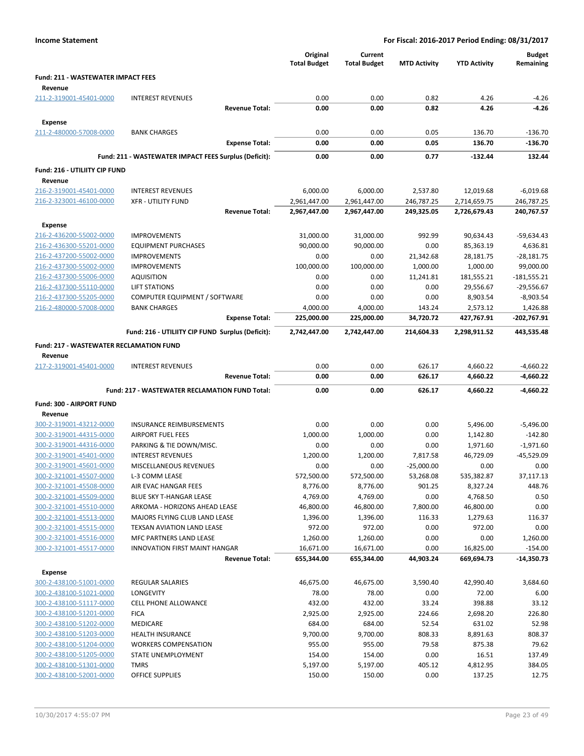**Income Statement** | **For Fiscal: 2016-2017 Period Ending: 08/31/2017**

| | | Original Total Budget | Current Total Budget | MTD Activity | YTD Activity | Budget Remaining |
|---|---|---|---|---|---|---|
| **Fund: 211 - WASTEWATER IMPACT FEES** | | | | | | |
| **Revenue** | | | | | | |
| 211-2-319001-45401-0000 | INTEREST REVENUES | 0.00 | 0.00 | 0.82 | 4.26 | -4.26 |
| | **Revenue Total:** | **0.00** | **0.00** | **0.82** | **4.26** | **-4.26** |
| **Expense** | | | | | | |
| 211-2-480000-57008-0000 | BANK CHARGES | 0.00 | 0.00 | 0.05 | 136.70 | -136.70 |
| | **Expense Total:** | **0.00** | **0.00** | **0.05** | **136.70** | **-136.70** |
| | **Fund: 211 - WASTEWATER IMPACT FEES Surplus (Deficit):** | **0.00** | **0.00** | **0.77** | **-132.44** | **132.44** |
| **Fund: 216 - UTILIITY CIP FUND** | | | | | | |
| **Revenue** | | | | | | |
| 216-2-319001-45401-0000 | INTEREST REVENUES | 6,000.00 | 6,000.00 | 2,537.80 | 12,019.68 | -6,019.68 |
| 216-2-323001-46100-0000 | XFR - UTILITY FUND | 2,961,447.00 | 2,961,447.00 | 246,787.25 | 2,714,659.75 | 246,787.25 |
| | **Revenue Total:** | **2,967,447.00** | **2,967,447.00** | **249,325.05** | **2,726,679.43** | **240,767.57** |
| **Expense** | | | | | | |
| 216-2-436200-55002-0000 | IMPROVEMENTS | 31,000.00 | 31,000.00 | 992.99 | 90,634.43 | -59,634.43 |
| 216-2-436300-55201-0000 | EQUIPMENT PURCHASES | 90,000.00 | 90,000.00 | 0.00 | 85,363.19 | 4,636.81 |
| 216-2-437200-55002-0000 | IMPROVEMENTS | 0.00 | 0.00 | 21,342.68 | 28,181.75 | -28,181.75 |
| 216-2-437300-55002-0000 | IMPROVEMENTS | 100,000.00 | 100,000.00 | 1,000.00 | 1,000.00 | 99,000.00 |
| 216-2-437300-55006-0000 | AQUISITION | 0.00 | 0.00 | 11,241.81 | 181,555.21 | -181,555.21 |
| 216-2-437300-55110-0000 | LIFT STATIONS | 0.00 | 0.00 | 0.00 | 29,556.67 | -29,556.67 |
| 216-2-437300-55205-0000 | COMPUTER EQUIPMENT / SOFTWARE | 0.00 | 0.00 | 0.00 | 8,903.54 | -8,903.54 |
| 216-2-480000-57008-0000 | BANK CHARGES | 4,000.00 | 4,000.00 | 143.24 | 2,573.12 | 1,426.88 |
| | **Expense Total:** | **225,000.00** | **225,000.00** | **34,720.72** | **427,767.91** | **-202,767.91** |
| | **Fund: 216 - UTILIITY CIP FUND Surplus (Deficit):** | **2,742,447.00** | **2,742,447.00** | **214,604.33** | **2,298,911.52** | **443,535.48** |
| **Fund: 217 - WASTEWATER RECLAMATION FUND** | | | | | | |
| **Revenue** | | | | | | |
| 217-2-319001-45401-0000 | INTEREST REVENUES | 0.00 | 0.00 | 626.17 | 4,660.22 | -4,660.22 |
| | **Revenue Total:** | **0.00** | **0.00** | **626.17** | **4,660.22** | **-4,660.22** |
| | **Fund: 217 - WASTEWATER RECLAMATION FUND Total:** | **0.00** | **0.00** | **626.17** | **4,660.22** | **-4,660.22** |
| **Fund: 300 - AIRPORT FUND** | | | | | | |
| **Revenue** | | | | | | |
| 300-2-319001-43212-0000 | INSURANCE REIMBURSEMENTS | 0.00 | 0.00 | 0.00 | 5,496.00 | -5,496.00 |
| 300-2-319001-44315-0000 | AIRPORT FUEL FEES | 1,000.00 | 1,000.00 | 0.00 | 1,142.80 | -142.80 |
| 300-2-319001-44316-0000 | PARKING & TIE DOWN/MISC. | 0.00 | 0.00 | 0.00 | 1,971.60 | -1,971.60 |
| 300-2-319001-45401-0000 | INTEREST REVENUES | 1,200.00 | 1,200.00 | 7,817.58 | 46,729.09 | -45,529.09 |
| 300-2-319001-45601-0000 | MISCELLANEOUS REVENUES | 0.00 | 0.00 | -25,000.00 | 0.00 | 0.00 |
| 300-2-321001-45507-0000 | L-3 COMM LEASE | 572,500.00 | 572,500.00 | 53,268.08 | 535,382.87 | 37,117.13 |
| 300-2-321001-45508-0000 | AIR EVAC HANGAR FEES | 8,776.00 | 8,776.00 | 901.25 | 8,327.24 | 448.76 |
| 300-2-321001-45509-0000 | BLUE SKY T-HANGAR LEASE | 4,769.00 | 4,769.00 | 0.00 | 4,768.50 | 0.50 |
| 300-2-321001-45510-0000 | ARKOMA - HORIZONS AHEAD LEASE | 46,800.00 | 46,800.00 | 7,800.00 | 46,800.00 | 0.00 |
| 300-2-321001-45513-0000 | MAJORS FLYING CLUB LAND LEASE | 1,396.00 | 1,396.00 | 116.33 | 1,279.63 | 116.37 |
| 300-2-321001-45515-0000 | TEXSAN AVIATION LAND LEASE | 972.00 | 972.00 | 0.00 | 972.00 | 0.00 |
| 300-2-321001-45516-0000 | MFC PARTNERS LAND LEASE | 1,260.00 | 1,260.00 | 0.00 | 0.00 | 1,260.00 |
| 300-2-321001-45517-0000 | INNOVATION FIRST MAINT HANGAR | 16,671.00 | 16,671.00 | 0.00 | 16,825.00 | -154.00 |
| | **Revenue Total:** | **655,344.00** | **655,344.00** | **44,903.24** | **669,694.73** | **-14,350.73** |
| **Expense** | | | | | | |
| 300-2-438100-51001-0000 | REGULAR SALARIES | 46,675.00 | 46,675.00 | 3,590.40 | 42,990.40 | 3,684.60 |
| 300-2-438100-51021-0000 | LONGEVITY | 78.00 | 78.00 | 0.00 | 72.00 | 6.00 |
| 300-2-438100-51117-0000 | CELL PHONE ALLOWANCE | 432.00 | 432.00 | 33.24 | 398.88 | 33.12 |
| 300-2-438100-51201-0000 | FICA | 2,925.00 | 2,925.00 | 224.66 | 2,698.20 | 226.80 |
| 300-2-438100-51202-0000 | MEDICARE | 684.00 | 684.00 | 52.54 | 631.02 | 52.98 |
| 300-2-438100-51203-0000 | HEALTH INSURANCE | 9,700.00 | 9,700.00 | 808.33 | 8,891.63 | 808.37 |
| 300-2-438100-51204-0000 | WORKERS COMPENSATION | 955.00 | 955.00 | 79.58 | 875.38 | 79.62 |
| 300-2-438100-51205-0000 | STATE UNEMPLOYMENT | 154.00 | 154.00 | 0.00 | 16.51 | 137.49 |
| 300-2-438100-51301-0000 | TMRS | 5,197.00 | 5,197.00 | 405.12 | 4,812.95 | 384.05 |
| 300-2-438100-52001-0000 | OFFICE SUPPLIES | 150.00 | 150.00 | 0.00 | 137.25 | 12.75 |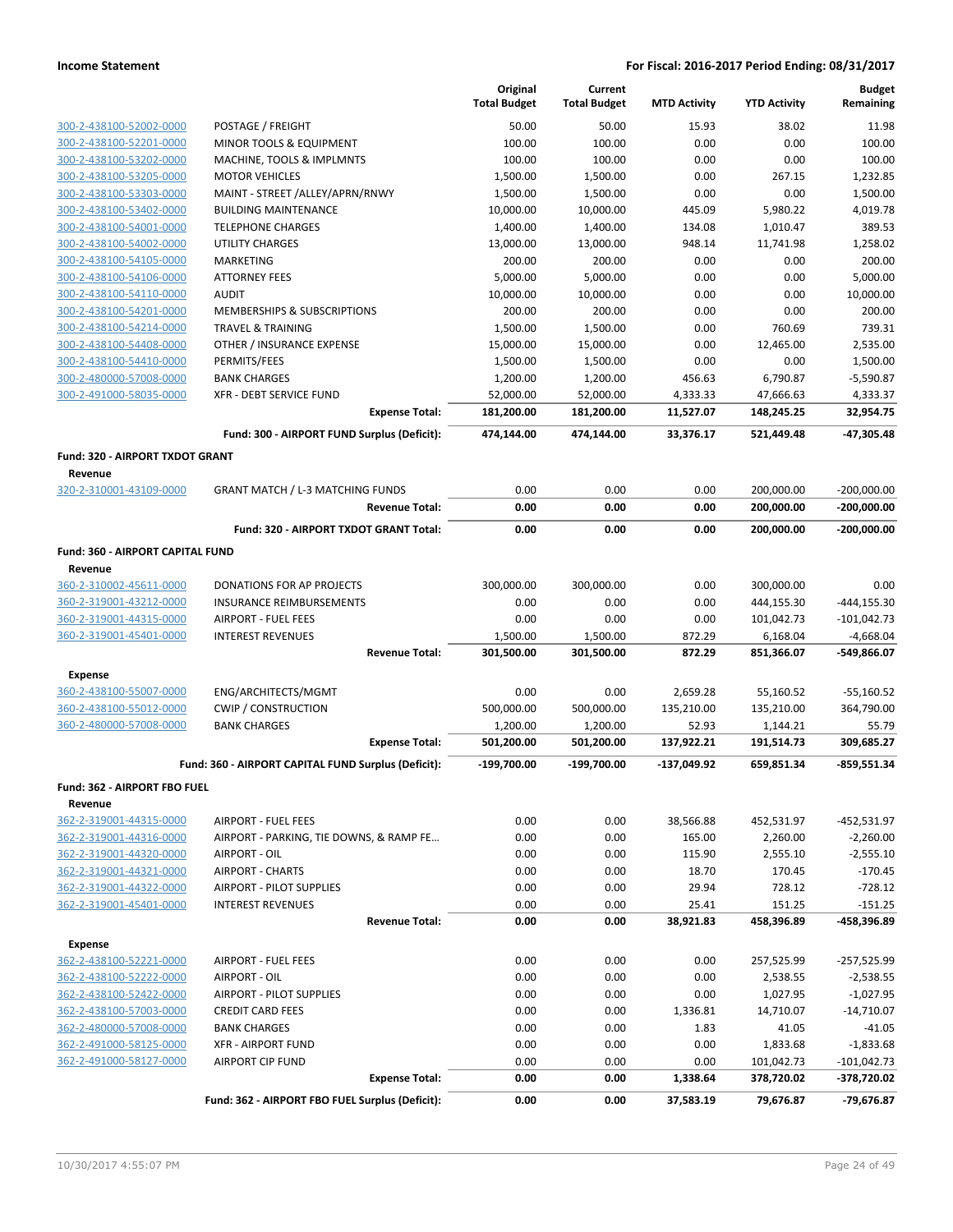| | | Original Total Budget | Current Total Budget | MTD Activity | YTD Activity | Budget Remaining |
|---|---|---|---|---|---|---|
| 300-2-438100-52002-0000 | POSTAGE / FREIGHT | 50.00 | 50.00 | 15.93 | 38.02 | 11.98 |
| 300-2-438100-52201-0000 | MINOR TOOLS & EQUIPMENT | 100.00 | 100.00 | 0.00 | 0.00 | 100.00 |
| 300-2-438100-53202-0000 | MACHINE, TOOLS & IMPLMNTS | 100.00 | 100.00 | 0.00 | 0.00 | 100.00 |
| 300-2-438100-53205-0000 | MOTOR VEHICLES | 1,500.00 | 1,500.00 | 0.00 | 267.15 | 1,232.85 |
| 300-2-438100-53303-0000 | MAINT - STREET /ALLEY/APRN/RNWY | 1,500.00 | 1,500.00 | 0.00 | 0.00 | 1,500.00 |
| 300-2-438100-53402-0000 | BUILDING MAINTENANCE | 10,000.00 | 10,000.00 | 445.09 | 5,980.22 | 4,019.78 |
| 300-2-438100-54001-0000 | TELEPHONE CHARGES | 1,400.00 | 1,400.00 | 134.08 | 1,010.47 | 389.53 |
| 300-2-438100-54002-0000 | UTILITY CHARGES | 13,000.00 | 13,000.00 | 948.14 | 11,741.98 | 1,258.02 |
| 300-2-438100-54105-0000 | MARKETING | 200.00 | 200.00 | 0.00 | 0.00 | 200.00 |
| 300-2-438100-54106-0000 | ATTORNEY FEES | 5,000.00 | 5,000.00 | 0.00 | 0.00 | 5,000.00 |
| 300-2-438100-54110-0000 | AUDIT | 10,000.00 | 10,000.00 | 0.00 | 0.00 | 10,000.00 |
| 300-2-438100-54201-0000 | MEMBERSHIPS & SUBSCRIPTIONS | 200.00 | 200.00 | 0.00 | 0.00 | 200.00 |
| 300-2-438100-54214-0000 | TRAVEL & TRAINING | 1,500.00 | 1,500.00 | 0.00 | 760.69 | 739.31 |
| 300-2-438100-54408-0000 | OTHER / INSURANCE EXPENSE | 15,000.00 | 15,000.00 | 0.00 | 12,465.00 | 2,535.00 |
| 300-2-438100-54410-0000 | PERMITS/FEES | 1,500.00 | 1,500.00 | 0.00 | 0.00 | 1,500.00 |
| 300-2-480000-57008-0000 | BANK CHARGES | 1,200.00 | 1,200.00 | 456.63 | 6,790.87 | -5,590.87 |
| 300-2-491000-58035-0000 | XFR - DEBT SERVICE FUND | 52,000.00 | 52,000.00 | 4,333.33 | 47,666.63 | 4,333.37 |
| | **Expense Total:** | **181,200.00** | **181,200.00** | **11,527.07** | **148,245.25** | **32,954.75** |
| | **Fund: 300 - AIRPORT FUND Surplus (Deficit):** | **474,144.00** | **474,144.00** | **33,376.17** | **521,449.48** | **-47,305.48** |
| **Fund: 320 - AIRPORT TXDOT GRANT** | | | | | | |
| **Revenue** | | | | | | |
| 320-2-310001-43109-0000 | GRANT MATCH / L-3 MATCHING FUNDS | 0.00 | 0.00 | 0.00 | 200,000.00 | -200,000.00 |
| | **Revenue Total:** | **0.00** | **0.00** | **0.00** | **200,000.00** | **-200,000.00** |
| | **Fund: 320 - AIRPORT TXDOT GRANT Total:** | **0.00** | **0.00** | **0.00** | **200,000.00** | **-200,000.00** |
| **Fund: 360 - AIRPORT CAPITAL FUND** | | | | | | |
| **Revenue** | | | | | | |
| 360-2-310002-45611-0000 | DONATIONS FOR AP PROJECTS | 300,000.00 | 300,000.00 | 0.00 | 300,000.00 | 0.00 |
| 360-2-319001-43212-0000 | INSURANCE REIMBURSEMENTS | 0.00 | 0.00 | 0.00 | 444,155.30 | -444,155.30 |
| 360-2-319001-44315-0000 | AIRPORT - FUEL FEES | 0.00 | 0.00 | 0.00 | 101,042.73 | -101,042.73 |
| 360-2-319001-45401-0000 | INTEREST REVENUES | 1,500.00 | 1,500.00 | 872.29 | 6,168.04 | -4,668.04 |
| | **Revenue Total:** | **301,500.00** | **301,500.00** | **872.29** | **851,366.07** | **-549,866.07** |
| **Expense** | | | | | | |
| 360-2-438100-55007-0000 | ENG/ARCHITECTS/MGMT | 0.00 | 0.00 | 2,659.28 | 55,160.52 | -55,160.52 |
| 360-2-438100-55012-0000 | CWIP / CONSTRUCTION | 500,000.00 | 500,000.00 | 135,210.00 | 135,210.00 | 364,790.00 |
| 360-2-480000-57008-0000 | BANK CHARGES | 1,200.00 | 1,200.00 | 52.93 | 1,144.21 | 55.79 |
| | **Expense Total:** | **501,200.00** | **501,200.00** | **137,922.21** | **191,514.73** | **309,685.27** |
| | **Fund: 360 - AIRPORT CAPITAL FUND Surplus (Deficit):** | **-199,700.00** | **-199,700.00** | **-137,049.92** | **659,851.34** | **-859,551.34** |
| **Fund: 362 - AIRPORT FBO FUEL** | | | | | | |
| **Revenue** | | | | | | |
| 362-2-319001-44315-0000 | AIRPORT - FUEL FEES | 0.00 | 0.00 | 38,566.88 | 452,531.97 | -452,531.97 |
| 362-2-319001-44316-0000 | AIRPORT - PARKING, TIE DOWNS, & RAMP FE... | 0.00 | 0.00 | 165.00 | 2,260.00 | -2,260.00 |
| 362-2-319001-44320-0000 | AIRPORT - OIL | 0.00 | 0.00 | 115.90 | 2,555.10 | -2,555.10 |
| 362-2-319001-44321-0000 | AIRPORT - CHARTS | 0.00 | 0.00 | 18.70 | 170.45 | -170.45 |
| 362-2-319001-44322-0000 | AIRPORT - PILOT SUPPLIES | 0.00 | 0.00 | 29.94 | 728.12 | -728.12 |
| 362-2-319001-45401-0000 | INTEREST REVENUES | 0.00 | 0.00 | 25.41 | 151.25 | -151.25 |
| | **Revenue Total:** | **0.00** | **0.00** | **38,921.83** | **458,396.89** | **-458,396.89** |
| **Expense** | | | | | | |
| 362-2-438100-52221-0000 | AIRPORT - FUEL FEES | 0.00 | 0.00 | 0.00 | 257,525.99 | -257,525.99 |
| 362-2-438100-52222-0000 | AIRPORT - OIL | 0.00 | 0.00 | 0.00 | 2,538.55 | -2,538.55 |
| 362-2-438100-52422-0000 | AIRPORT - PILOT SUPPLIES | 0.00 | 0.00 | 0.00 | 1,027.95 | -1,027.95 |
| 362-2-438100-57003-0000 | CREDIT CARD FEES | 0.00 | 0.00 | 1,336.81 | 14,710.07 | -14,710.07 |
| 362-2-480000-57008-0000 | BANK CHARGES | 0.00 | 0.00 | 1.83 | 41.05 | -41.05 |
| 362-2-491000-58125-0000 | XFR - AIRPORT FUND | 0.00 | 0.00 | 0.00 | 1,833.68 | -1,833.68 |
| 362-2-491000-58127-0000 | AIRPORT CIP FUND | 0.00 | 0.00 | 0.00 | 101,042.73 | -101,042.73 |
| | **Expense Total:** | **0.00** | **0.00** | **1,338.64** | **378,720.02** | **-378,720.02** |
| | **Fund: 362 - AIRPORT FBO FUEL Surplus (Deficit):** | **0.00** | **0.00** | **37,583.19** | **79,676.87** | **-79,676.87** |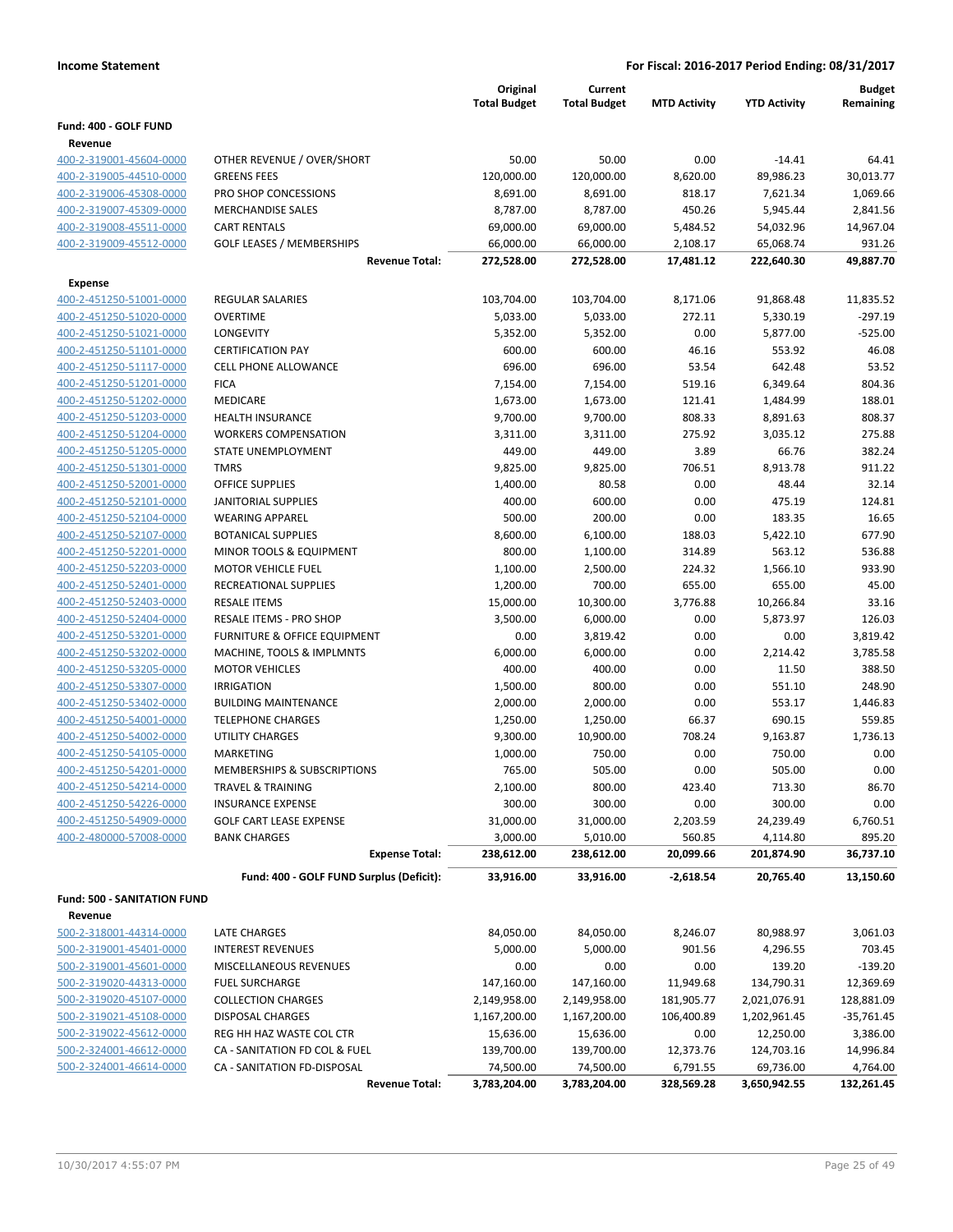**Income Statement** — **For Fiscal: 2016-2017 Period Ending: 08/31/2017**

| | | Original Total Budget | Current Total Budget | MTD Activity | YTD Activity | Budget Remaining |
|---|---|---|---|---|---|---|
| **Fund: 400 - GOLF FUND** | | | | | | |
| **Revenue** | | | | | | |
| 400-2-319001-45604-0000 | OTHER REVENUE / OVER/SHORT | 50.00 | 50.00 | 0.00 | -14.41 | 64.41 |
| 400-2-319005-44510-0000 | GREENS FEES | 120,000.00 | 120,000.00 | 8,620.00 | 89,986.23 | 30,013.77 |
| 400-2-319006-45308-0000 | PRO SHOP CONCESSIONS | 8,691.00 | 8,691.00 | 818.17 | 7,621.34 | 1,069.66 |
| 400-2-319007-45309-0000 | MERCHANDISE SALES | 8,787.00 | 8,787.00 | 450.26 | 5,945.44 | 2,841.56 |
| 400-2-319008-45511-0000 | CART RENTALS | 69,000.00 | 69,000.00 | 5,484.52 | 54,032.96 | 14,967.04 |
| 400-2-319009-45512-0000 | GOLF LEASES / MEMBERSHIPS | 66,000.00 | 66,000.00 | 2,108.17 | 65,068.74 | 931.26 |
| | **Revenue Total:** | **272,528.00** | **272,528.00** | **17,481.12** | **222,640.30** | **49,887.70** |
| **Expense** | | | | | | |
| 400-2-451250-51001-0000 | REGULAR SALARIES | 103,704.00 | 103,704.00 | 8,171.06 | 91,868.48 | 11,835.52 |
| 400-2-451250-51020-0000 | OVERTIME | 5,033.00 | 5,033.00 | 272.11 | 5,330.19 | -297.19 |
| 400-2-451250-51021-0000 | LONGEVITY | 5,352.00 | 5,352.00 | 0.00 | 5,877.00 | -525.00 |
| 400-2-451250-51101-0000 | CERTIFICATION PAY | 600.00 | 600.00 | 46.16 | 553.92 | 46.08 |
| 400-2-451250-51117-0000 | CELL PHONE ALLOWANCE | 696.00 | 696.00 | 53.54 | 642.48 | 53.52 |
| 400-2-451250-51201-0000 | FICA | 7,154.00 | 7,154.00 | 519.16 | 6,349.64 | 804.36 |
| 400-2-451250-51202-0000 | MEDICARE | 1,673.00 | 1,673.00 | 121.41 | 1,484.99 | 188.01 |
| 400-2-451250-51203-0000 | HEALTH INSURANCE | 9,700.00 | 9,700.00 | 808.33 | 8,891.63 | 808.37 |
| 400-2-451250-51204-0000 | WORKERS COMPENSATION | 3,311.00 | 3,311.00 | 275.92 | 3,035.12 | 275.88 |
| 400-2-451250-51205-0000 | STATE UNEMPLOYMENT | 449.00 | 449.00 | 3.89 | 66.76 | 382.24 |
| 400-2-451250-51301-0000 | TMRS | 9,825.00 | 9,825.00 | 706.51 | 8,913.78 | 911.22 |
| 400-2-451250-52001-0000 | OFFICE SUPPLIES | 1,400.00 | 80.58 | 0.00 | 48.44 | 32.14 |
| 400-2-451250-52101-0000 | JANITORIAL SUPPLIES | 400.00 | 600.00 | 0.00 | 475.19 | 124.81 |
| 400-2-451250-52104-0000 | WEARING APPAREL | 500.00 | 200.00 | 0.00 | 183.35 | 16.65 |
| 400-2-451250-52107-0000 | BOTANICAL SUPPLIES | 8,600.00 | 6,100.00 | 188.03 | 5,422.10 | 677.90 |
| 400-2-451250-52201-0000 | MINOR TOOLS & EQUIPMENT | 800.00 | 1,100.00 | 314.89 | 563.12 | 536.88 |
| 400-2-451250-52203-0000 | MOTOR VEHICLE FUEL | 1,100.00 | 2,500.00 | 224.32 | 1,566.10 | 933.90 |
| 400-2-451250-52401-0000 | RECREATIONAL SUPPLIES | 1,200.00 | 700.00 | 655.00 | 655.00 | 45.00 |
| 400-2-451250-52403-0000 | RESALE ITEMS | 15,000.00 | 10,300.00 | 3,776.88 | 10,266.84 | 33.16 |
| 400-2-451250-52404-0000 | RESALE ITEMS - PRO SHOP | 3,500.00 | 6,000.00 | 0.00 | 5,873.97 | 126.03 |
| 400-2-451250-53201-0000 | FURNITURE & OFFICE EQUIPMENT | 0.00 | 3,819.42 | 0.00 | 0.00 | 3,819.42 |
| 400-2-451250-53202-0000 | MACHINE, TOOLS & IMPLMNTS | 6,000.00 | 6,000.00 | 0.00 | 2,214.42 | 3,785.58 |
| 400-2-451250-53205-0000 | MOTOR VEHICLES | 400.00 | 400.00 | 0.00 | 11.50 | 388.50 |
| 400-2-451250-53307-0000 | IRRIGATION | 1,500.00 | 800.00 | 0.00 | 551.10 | 248.90 |
| 400-2-451250-53402-0000 | BUILDING MAINTENANCE | 2,000.00 | 2,000.00 | 0.00 | 553.17 | 1,446.83 |
| 400-2-451250-54001-0000 | TELEPHONE CHARGES | 1,250.00 | 1,250.00 | 66.37 | 690.15 | 559.85 |
| 400-2-451250-54002-0000 | UTILITY CHARGES | 9,300.00 | 10,900.00 | 708.24 | 9,163.87 | 1,736.13 |
| 400-2-451250-54105-0000 | MARKETING | 1,000.00 | 750.00 | 0.00 | 750.00 | 0.00 |
| 400-2-451250-54201-0000 | MEMBERSHIPS & SUBSCRIPTIONS | 765.00 | 505.00 | 0.00 | 505.00 | 0.00 |
| 400-2-451250-54214-0000 | TRAVEL & TRAINING | 2,100.00 | 800.00 | 423.40 | 713.30 | 86.70 |
| 400-2-451250-54226-0000 | INSURANCE EXPENSE | 300.00 | 300.00 | 0.00 | 300.00 | 0.00 |
| 400-2-451250-54909-0000 | GOLF CART LEASE EXPENSE | 31,000.00 | 31,000.00 | 2,203.59 | 24,239.49 | 6,760.51 |
| 400-2-480000-57008-0000 | BANK CHARGES | 3,000.00 | 5,010.00 | 560.85 | 4,114.80 | 895.20 |
| | **Expense Total:** | **238,612.00** | **238,612.00** | **20,099.66** | **201,874.90** | **36,737.10** |
| | **Fund: 400 - GOLF FUND Surplus (Deficit):** | **33,916.00** | **33,916.00** | **-2,618.54** | **20,765.40** | **13,150.60** |
| **Fund: 500 - SANITATION FUND** | | | | | | |
| **Revenue** | | | | | | |
| 500-2-318001-44314-0000 | LATE CHARGES | 84,050.00 | 84,050.00 | 8,246.07 | 80,988.97 | 3,061.03 |
| 500-2-319001-45401-0000 | INTEREST REVENUES | 5,000.00 | 5,000.00 | 901.56 | 4,296.55 | 703.45 |
| 500-2-319001-45601-0000 | MISCELLANEOUS REVENUES | 0.00 | 0.00 | 0.00 | 139.20 | -139.20 |
| 500-2-319020-44313-0000 | FUEL SURCHARGE | 147,160.00 | 147,160.00 | 11,949.68 | 134,790.31 | 12,369.69 |
| 500-2-319020-45107-0000 | COLLECTION CHARGES | 2,149,958.00 | 2,149,958.00 | 181,905.77 | 2,021,076.91 | 128,881.09 |
| 500-2-319021-45108-0000 | DISPOSAL CHARGES | 1,167,200.00 | 1,167,200.00 | 106,400.89 | 1,202,961.45 | -35,761.45 |
| 500-2-319022-45612-0000 | REG HH HAZ WASTE COL CTR | 15,636.00 | 15,636.00 | 0.00 | 12,250.00 | 3,386.00 |
| 500-2-324001-46612-0000 | CA - SANITATION FD COL & FUEL | 139,700.00 | 139,700.00 | 12,373.76 | 124,703.16 | 14,996.84 |
| 500-2-324001-46614-0000 | CA - SANITATION FD-DISPOSAL | 74,500.00 | 74,500.00 | 6,791.55 | 69,736.00 | 4,764.00 |
| | **Revenue Total:** | **3,783,204.00** | **3,783,204.00** | **328,569.28** | **3,650,942.55** | **132,261.45** |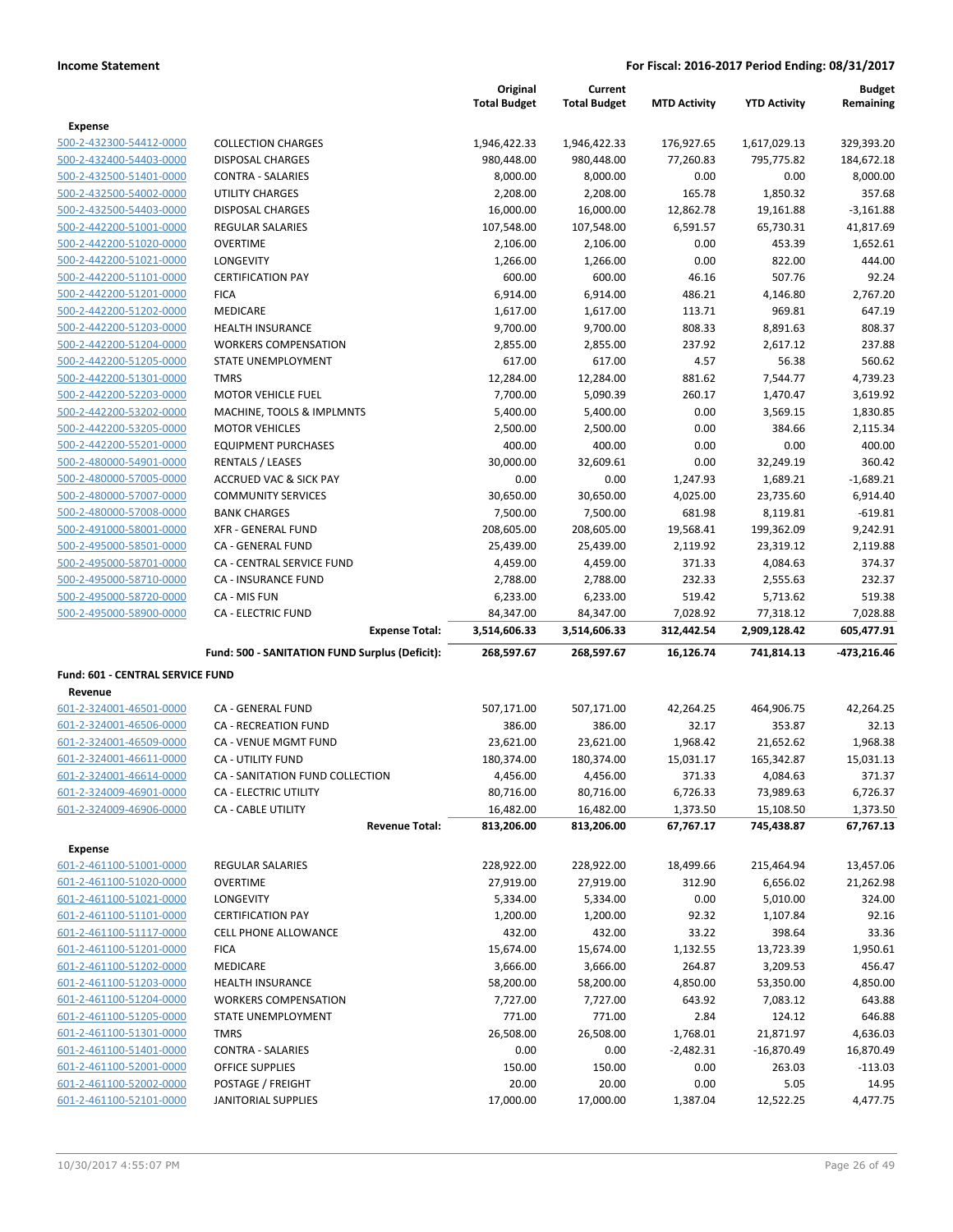**Income Statement** — **For Fiscal: 2016-2017 Period Ending: 08/31/2017**

| | | Original Total Budget | Current Total Budget | MTD Activity | YTD Activity | Budget Remaining |
|---|---|---|---|---|---|---|
| **Expense** | | | | | | |
| 500-2-432300-54412-0000 | COLLECTION CHARGES | 1,946,422.33 | 1,946,422.33 | 176,927.65 | 1,617,029.13 | 329,393.20 |
| 500-2-432400-54403-0000 | DISPOSAL CHARGES | 980,448.00 | 980,448.00 | 77,260.83 | 795,775.82 | 184,672.18 |
| 500-2-432500-51401-0000 | CONTRA - SALARIES | 8,000.00 | 8,000.00 | 0.00 | 0.00 | 8,000.00 |
| 500-2-432500-54002-0000 | UTILITY CHARGES | 2,208.00 | 2,208.00 | 165.78 | 1,850.32 | 357.68 |
| 500-2-432500-54403-0000 | DISPOSAL CHARGES | 16,000.00 | 16,000.00 | 12,862.78 | 19,161.88 | -3,161.88 |
| 500-2-442200-51001-0000 | REGULAR SALARIES | 107,548.00 | 107,548.00 | 6,591.57 | 65,730.31 | 41,817.69 |
| 500-2-442200-51020-0000 | OVERTIME | 2,106.00 | 2,106.00 | 0.00 | 453.39 | 1,652.61 |
| 500-2-442200-51021-0000 | LONGEVITY | 1,266.00 | 1,266.00 | 0.00 | 822.00 | 444.00 |
| 500-2-442200-51101-0000 | CERTIFICATION PAY | 600.00 | 600.00 | 46.16 | 507.76 | 92.24 |
| 500-2-442200-51201-0000 | FICA | 6,914.00 | 6,914.00 | 486.21 | 4,146.80 | 2,767.20 |
| 500-2-442200-51202-0000 | MEDICARE | 1,617.00 | 1,617.00 | 113.71 | 969.81 | 647.19 |
| 500-2-442200-51203-0000 | HEALTH INSURANCE | 9,700.00 | 9,700.00 | 808.33 | 8,891.63 | 808.37 |
| 500-2-442200-51204-0000 | WORKERS COMPENSATION | 2,855.00 | 2,855.00 | 237.92 | 2,617.12 | 237.88 |
| 500-2-442200-51205-0000 | STATE UNEMPLOYMENT | 617.00 | 617.00 | 4.57 | 56.38 | 560.62 |
| 500-2-442200-51301-0000 | TMRS | 12,284.00 | 12,284.00 | 881.62 | 7,544.77 | 4,739.23 |
| 500-2-442200-52203-0000 | MOTOR VEHICLE FUEL | 7,700.00 | 5,090.39 | 260.17 | 1,470.47 | 3,619.92 |
| 500-2-442200-53202-0000 | MACHINE, TOOLS & IMPLMNTS | 5,400.00 | 5,400.00 | 0.00 | 3,569.15 | 1,830.85 |
| 500-2-442200-53205-0000 | MOTOR VEHICLES | 2,500.00 | 2,500.00 | 0.00 | 384.66 | 2,115.34 |
| 500-2-442200-55201-0000 | EQUIPMENT PURCHASES | 400.00 | 400.00 | 0.00 | 0.00 | 400.00 |
| 500-2-480000-54901-0000 | RENTALS / LEASES | 30,000.00 | 32,609.61 | 0.00 | 32,249.19 | 360.42 |
| 500-2-480000-57005-0000 | ACCRUED VAC & SICK PAY | 0.00 | 0.00 | 1,247.93 | 1,689.21 | -1,689.21 |
| 500-2-480000-57007-0000 | COMMUNITY SERVICES | 30,650.00 | 30,650.00 | 4,025.00 | 23,735.60 | 6,914.40 |
| 500-2-480000-57008-0000 | BANK CHARGES | 7,500.00 | 7,500.00 | 681.98 | 8,119.81 | -619.81 |
| 500-2-491000-58001-0000 | XFR - GENERAL FUND | 208,605.00 | 208,605.00 | 19,568.41 | 199,362.09 | 9,242.91 |
| 500-2-495000-58501-0000 | CA - GENERAL FUND | 25,439.00 | 25,439.00 | 2,119.92 | 23,319.12 | 2,119.88 |
| 500-2-495000-58701-0000 | CA - CENTRAL SERVICE FUND | 4,459.00 | 4,459.00 | 371.33 | 4,084.63 | 374.37 |
| 500-2-495000-58710-0000 | CA - INSURANCE FUND | 2,788.00 | 2,788.00 | 232.33 | 2,555.63 | 232.37 |
| 500-2-495000-58720-0000 | CA - MIS FUN | 6,233.00 | 6,233.00 | 519.42 | 5,713.62 | 519.38 |
| 500-2-495000-58900-0000 | CA - ELECTRIC FUND | 84,347.00 | 84,347.00 | 7,028.92 | 77,318.12 | 7,028.88 |
| | **Expense Total:** | **3,514,606.33** | **3,514,606.33** | **312,442.54** | **2,909,128.42** | **605,477.91** |
| | **Fund: 500 - SANITATION FUND Surplus (Deficit):** | **268,597.67** | **268,597.67** | **16,126.74** | **741,814.13** | **-473,216.46** |
| **Fund: 601 - CENTRAL SERVICE FUND** | | | | | | |
| **Revenue** | | | | | | |
| 601-2-324001-46501-0000 | CA - GENERAL FUND | 507,171.00 | 507,171.00 | 42,264.25 | 464,906.75 | 42,264.25 |
| 601-2-324001-46506-0000 | CA - RECREATION FUND | 386.00 | 386.00 | 32.17 | 353.87 | 32.13 |
| 601-2-324001-46509-0000 | CA - VENUE MGMT FUND | 23,621.00 | 23,621.00 | 1,968.42 | 21,652.62 | 1,968.38 |
| 601-2-324001-46611-0000 | CA - UTILITY FUND | 180,374.00 | 180,374.00 | 15,031.17 | 165,342.87 | 15,031.13 |
| 601-2-324001-46614-0000 | CA - SANITATION FUND COLLECTION | 4,456.00 | 4,456.00 | 371.33 | 4,084.63 | 371.37 |
| 601-2-324009-46901-0000 | CA - ELECTRIC UTILITY | 80,716.00 | 80,716.00 | 6,726.33 | 73,989.63 | 6,726.37 |
| 601-2-324009-46906-0000 | CA - CABLE UTILITY | 16,482.00 | 16,482.00 | 1,373.50 | 15,108.50 | 1,373.50 |
| | **Revenue Total:** | **813,206.00** | **813,206.00** | **67,767.17** | **745,438.87** | **67,767.13** |
| **Expense** | | | | | | |
| 601-2-461100-51001-0000 | REGULAR SALARIES | 228,922.00 | 228,922.00 | 18,499.66 | 215,464.94 | 13,457.06 |
| 601-2-461100-51020-0000 | OVERTIME | 27,919.00 | 27,919.00 | 312.90 | 6,656.02 | 21,262.98 |
| 601-2-461100-51021-0000 | LONGEVITY | 5,334.00 | 5,334.00 | 0.00 | 5,010.00 | 324.00 |
| 601-2-461100-51101-0000 | CERTIFICATION PAY | 1,200.00 | 1,200.00 | 92.32 | 1,107.84 | 92.16 |
| 601-2-461100-51117-0000 | CELL PHONE ALLOWANCE | 432.00 | 432.00 | 33.22 | 398.64 | 33.36 |
| 601-2-461100-51201-0000 | FICA | 15,674.00 | 15,674.00 | 1,132.55 | 13,723.39 | 1,950.61 |
| 601-2-461100-51202-0000 | MEDICARE | 3,666.00 | 3,666.00 | 264.87 | 3,209.53 | 456.47 |
| 601-2-461100-51203-0000 | HEALTH INSURANCE | 58,200.00 | 58,200.00 | 4,850.00 | 53,350.00 | 4,850.00 |
| 601-2-461100-51204-0000 | WORKERS COMPENSATION | 7,727.00 | 7,727.00 | 643.92 | 7,083.12 | 643.88 |
| 601-2-461100-51205-0000 | STATE UNEMPLOYMENT | 771.00 | 771.00 | 2.84 | 124.12 | 646.88 |
| 601-2-461100-51301-0000 | TMRS | 26,508.00 | 26,508.00 | 1,768.01 | 21,871.97 | 4,636.03 |
| 601-2-461100-51401-0000 | CONTRA - SALARIES | 0.00 | 0.00 | -2,482.31 | -16,870.49 | 16,870.49 |
| 601-2-461100-52001-0000 | OFFICE SUPPLIES | 150.00 | 150.00 | 0.00 | 263.03 | -113.03 |
| 601-2-461100-52002-0000 | POSTAGE / FREIGHT | 20.00 | 20.00 | 0.00 | 5.05 | 14.95 |
| 601-2-461100-52101-0000 | JANITORIAL SUPPLIES | 17,000.00 | 17,000.00 | 1,387.04 | 12,522.25 | 4,477.75 |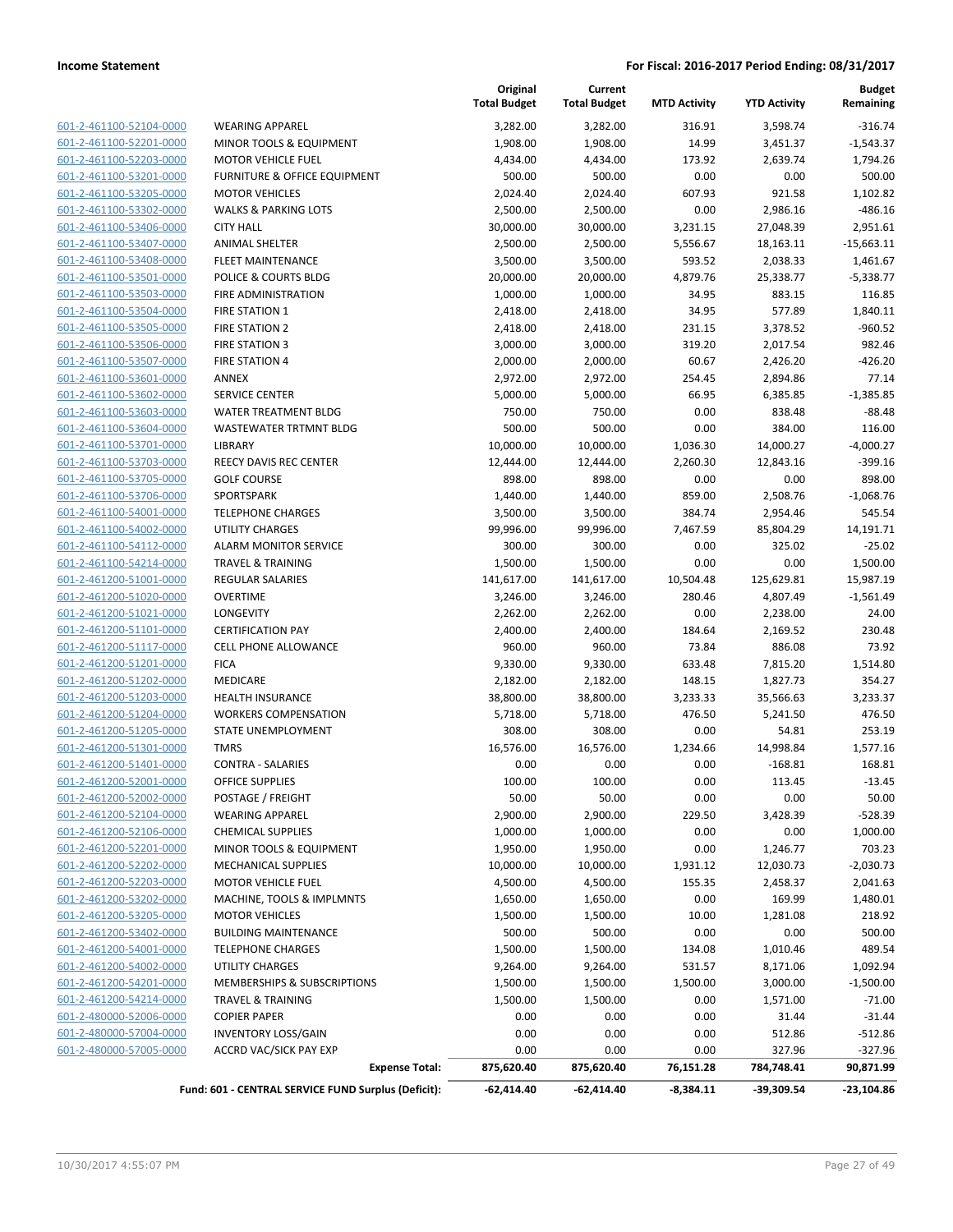**Income Statement** — **For Fiscal: 2016-2017 Period Ending: 08/31/2017**

| | | Original Total Budget | Current Total Budget | MTD Activity | YTD Activity | Budget Remaining |
|---|---|---|---|---|---|---|
| 601-2-461100-52104-0000 | WEARING APPAREL | 3,282.00 | 3,282.00 | 316.91 | 3,598.74 | -316.74 |
| 601-2-461100-52201-0000 | MINOR TOOLS & EQUIPMENT | 1,908.00 | 1,908.00 | 14.99 | 3,451.37 | -1,543.37 |
| 601-2-461100-52203-0000 | MOTOR VEHICLE FUEL | 4,434.00 | 4,434.00 | 173.92 | 2,639.74 | 1,794.26 |
| 601-2-461100-53201-0000 | FURNITURE & OFFICE EQUIPMENT | 500.00 | 500.00 | 0.00 | 0.00 | 500.00 |
| 601-2-461100-53205-0000 | MOTOR VEHICLES | 2,024.40 | 2,024.40 | 607.93 | 921.58 | 1,102.82 |
| 601-2-461100-53302-0000 | WALKS & PARKING LOTS | 2,500.00 | 2,500.00 | 0.00 | 2,986.16 | -486.16 |
| 601-2-461100-53406-0000 | CITY HALL | 30,000.00 | 30,000.00 | 3,231.15 | 27,048.39 | 2,951.61 |
| 601-2-461100-53407-0000 | ANIMAL SHELTER | 2,500.00 | 2,500.00 | 5,556.67 | 18,163.11 | -15,663.11 |
| 601-2-461100-53408-0000 | FLEET MAINTENANCE | 3,500.00 | 3,500.00 | 593.52 | 2,038.33 | 1,461.67 |
| 601-2-461100-53501-0000 | POLICE & COURTS BLDG | 20,000.00 | 20,000.00 | 4,879.76 | 25,338.77 | -5,338.77 |
| 601-2-461100-53503-0000 | FIRE ADMINISTRATION | 1,000.00 | 1,000.00 | 34.95 | 883.15 | 116.85 |
| 601-2-461100-53504-0000 | FIRE STATION 1 | 2,418.00 | 2,418.00 | 34.95 | 577.89 | 1,840.11 |
| 601-2-461100-53505-0000 | FIRE STATION 2 | 2,418.00 | 2,418.00 | 231.15 | 3,378.52 | -960.52 |
| 601-2-461100-53506-0000 | FIRE STATION 3 | 3,000.00 | 3,000.00 | 319.20 | 2,017.54 | 982.46 |
| 601-2-461100-53507-0000 | FIRE STATION 4 | 2,000.00 | 2,000.00 | 60.67 | 2,426.20 | -426.20 |
| 601-2-461100-53601-0000 | ANNEX | 2,972.00 | 2,972.00 | 254.45 | 2,894.86 | 77.14 |
| 601-2-461100-53602-0000 | SERVICE CENTER | 5,000.00 | 5,000.00 | 66.95 | 6,385.85 | -1,385.85 |
| 601-2-461100-53603-0000 | WATER TREATMENT BLDG | 750.00 | 750.00 | 0.00 | 838.48 | -88.48 |
| 601-2-461100-53604-0000 | WASTEWATER TRTMNT BLDG | 500.00 | 500.00 | 0.00 | 384.00 | 116.00 |
| 601-2-461100-53701-0000 | LIBRARY | 10,000.00 | 10,000.00 | 1,036.30 | 14,000.27 | -4,000.27 |
| 601-2-461100-53703-0000 | REECY DAVIS REC CENTER | 12,444.00 | 12,444.00 | 2,260.30 | 12,843.16 | -399.16 |
| 601-2-461100-53705-0000 | GOLF COURSE | 898.00 | 898.00 | 0.00 | 0.00 | 898.00 |
| 601-2-461100-53706-0000 | SPORTSPARK | 1,440.00 | 1,440.00 | 859.00 | 2,508.76 | -1,068.76 |
| 601-2-461100-54001-0000 | TELEPHONE CHARGES | 3,500.00 | 3,500.00 | 384.74 | 2,954.46 | 545.54 |
| 601-2-461100-54002-0000 | UTILITY CHARGES | 99,996.00 | 99,996.00 | 7,467.59 | 85,804.29 | 14,191.71 |
| 601-2-461100-54112-0000 | ALARM MONITOR SERVICE | 300.00 | 300.00 | 0.00 | 325.02 | -25.02 |
| 601-2-461100-54214-0000 | TRAVEL & TRAINING | 1,500.00 | 1,500.00 | 0.00 | 0.00 | 1,500.00 |
| 601-2-461200-51001-0000 | REGULAR SALARIES | 141,617.00 | 141,617.00 | 10,504.48 | 125,629.81 | 15,987.19 |
| 601-2-461200-51020-0000 | OVERTIME | 3,246.00 | 3,246.00 | 280.46 | 4,807.49 | -1,561.49 |
| 601-2-461200-51021-0000 | LONGEVITY | 2,262.00 | 2,262.00 | 0.00 | 2,238.00 | 24.00 |
| 601-2-461200-51101-0000 | CERTIFICATION PAY | 2,400.00 | 2,400.00 | 184.64 | 2,169.52 | 230.48 |
| 601-2-461200-51117-0000 | CELL PHONE ALLOWANCE | 960.00 | 960.00 | 73.84 | 886.08 | 73.92 |
| 601-2-461200-51201-0000 | FICA | 9,330.00 | 9,330.00 | 633.48 | 7,815.20 | 1,514.80 |
| 601-2-461200-51202-0000 | MEDICARE | 2,182.00 | 2,182.00 | 148.15 | 1,827.73 | 354.27 |
| 601-2-461200-51203-0000 | HEALTH INSURANCE | 38,800.00 | 38,800.00 | 3,233.33 | 35,566.63 | 3,233.37 |
| 601-2-461200-51204-0000 | WORKERS COMPENSATION | 5,718.00 | 5,718.00 | 476.50 | 5,241.50 | 476.50 |
| 601-2-461200-51205-0000 | STATE UNEMPLOYMENT | 308.00 | 308.00 | 0.00 | 54.81 | 253.19 |
| 601-2-461200-51301-0000 | TMRS | 16,576.00 | 16,576.00 | 1,234.66 | 14,998.84 | 1,577.16 |
| 601-2-461200-51401-0000 | CONTRA - SALARIES | 0.00 | 0.00 | 0.00 | -168.81 | 168.81 |
| 601-2-461200-52001-0000 | OFFICE SUPPLIES | 100.00 | 100.00 | 0.00 | 113.45 | -13.45 |
| 601-2-461200-52002-0000 | POSTAGE / FREIGHT | 50.00 | 50.00 | 0.00 | 0.00 | 50.00 |
| 601-2-461200-52104-0000 | WEARING APPAREL | 2,900.00 | 2,900.00 | 229.50 | 3,428.39 | -528.39 |
| 601-2-461200-52106-0000 | CHEMICAL SUPPLIES | 1,000.00 | 1,000.00 | 0.00 | 0.00 | 1,000.00 |
| 601-2-461200-52201-0000 | MINOR TOOLS & EQUIPMENT | 1,950.00 | 1,950.00 | 0.00 | 1,246.77 | 703.23 |
| 601-2-461200-52202-0000 | MECHANICAL SUPPLIES | 10,000.00 | 10,000.00 | 1,931.12 | 12,030.73 | -2,030.73 |
| 601-2-461200-52203-0000 | MOTOR VEHICLE FUEL | 4,500.00 | 4,500.00 | 155.35 | 2,458.37 | 2,041.63 |
| 601-2-461200-53202-0000 | MACHINE, TOOLS & IMPLMNTS | 1,650.00 | 1,650.00 | 0.00 | 169.99 | 1,480.01 |
| 601-2-461200-53205-0000 | MOTOR VEHICLES | 1,500.00 | 1,500.00 | 10.00 | 1,281.08 | 218.92 |
| 601-2-461200-53402-0000 | BUILDING MAINTENANCE | 500.00 | 500.00 | 0.00 | 0.00 | 500.00 |
| 601-2-461200-54001-0000 | TELEPHONE CHARGES | 1,500.00 | 1,500.00 | 134.08 | 1,010.46 | 489.54 |
| 601-2-461200-54002-0000 | UTILITY CHARGES | 9,264.00 | 9,264.00 | 531.57 | 8,171.06 | 1,092.94 |
| 601-2-461200-54201-0000 | MEMBERSHIPS & SUBSCRIPTIONS | 1,500.00 | 1,500.00 | 1,500.00 | 3,000.00 | -1,500.00 |
| 601-2-461200-54214-0000 | TRAVEL & TRAINING | 1,500.00 | 1,500.00 | 0.00 | 1,571.00 | -71.00 |
| 601-2-480000-52006-0000 | COPIER PAPER | 0.00 | 0.00 | 0.00 | 31.44 | -31.44 |
| 601-2-480000-57004-0000 | INVENTORY LOSS/GAIN | 0.00 | 0.00 | 0.00 | 512.86 | -512.86 |
| 601-2-480000-57005-0000 | ACCRD VAC/SICK PAY EXP | 0.00 | 0.00 | 0.00 | 327.96 | -327.96 |
| | **Expense Total:** | **875,620.40** | **875,620.40** | **76,151.28** | **784,748.41** | **90,871.99** |
| | **Fund: 601 - CENTRAL SERVICE FUND Surplus (Deficit):** | **-62,414.40** | **-62,414.40** | **-8,384.11** | **-39,309.54** | **-23,104.86** |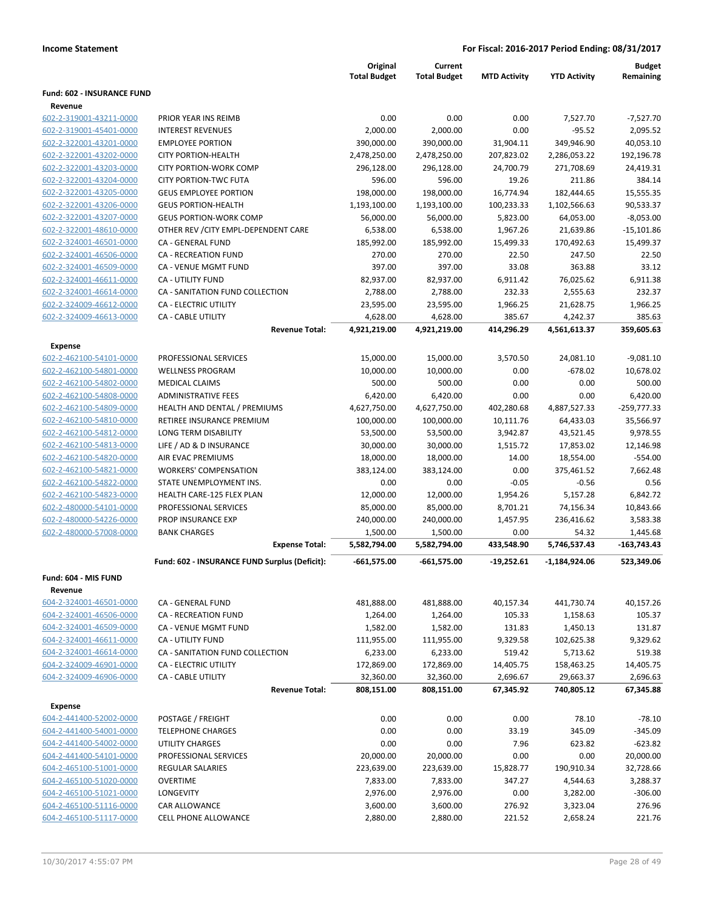**Income Statement** | **For Fiscal: 2016-2017 Period Ending: 08/31/2017**

| | | Original Total Budget | Current Total Budget | MTD Activity | YTD Activity | Budget Remaining |
|---|---|---|---|---|---|---|
| **Fund: 602 - INSURANCE FUND** | | | | | | |
| **Revenue** | | | | | | |
| 602-2-319001-43211-0000 | PRIOR YEAR INS REIMB | 0.00 | 0.00 | 0.00 | 7,527.70 | -7,527.70 |
| 602-2-319001-45401-0000 | INTEREST REVENUES | 2,000.00 | 2,000.00 | 0.00 | -95.52 | 2,095.52 |
| 602-2-322001-43201-0000 | EMPLOYEE PORTION | 390,000.00 | 390,000.00 | 31,904.11 | 349,946.90 | 40,053.10 |
| 602-2-322001-43202-0000 | CITY PORTION-HEALTH | 2,478,250.00 | 2,478,250.00 | 207,823.02 | 2,286,053.22 | 192,196.78 |
| 602-2-322001-43203-0000 | CITY PORTION-WORK COMP | 296,128.00 | 296,128.00 | 24,700.79 | 271,708.69 | 24,419.31 |
| 602-2-322001-43204-0000 | CITY PORTION-TWC FUTA | 596.00 | 596.00 | 19.26 | 211.86 | 384.14 |
| 602-2-322001-43205-0000 | GEUS EMPLOYEE PORTION | 198,000.00 | 198,000.00 | 16,774.94 | 182,444.65 | 15,555.35 |
| 602-2-322001-43206-0000 | GEUS PORTION-HEALTH | 1,193,100.00 | 1,193,100.00 | 100,233.33 | 1,102,566.63 | 90,533.37 |
| 602-2-322001-43207-0000 | GEUS PORTION-WORK COMP | 56,000.00 | 56,000.00 | 5,823.00 | 64,053.00 | -8,053.00 |
| 602-2-322001-48610-0000 | OTHER REV /CITY EMPL-DEPENDENT CARE | 6,538.00 | 6,538.00 | 1,967.26 | 21,639.86 | -15,101.86 |
| 602-2-324001-46501-0000 | CA - GENERAL FUND | 185,992.00 | 185,992.00 | 15,499.33 | 170,492.63 | 15,499.37 |
| 602-2-324001-46506-0000 | CA - RECREATION FUND | 270.00 | 270.00 | 22.50 | 247.50 | 22.50 |
| 602-2-324001-46509-0000 | CA - VENUE MGMT FUND | 397.00 | 397.00 | 33.08 | 363.88 | 33.12 |
| 602-2-324001-46611-0000 | CA - UTILITY FUND | 82,937.00 | 82,937.00 | 6,911.42 | 76,025.62 | 6,911.38 |
| 602-2-324001-46614-0000 | CA - SANITATION FUND COLLECTION | 2,788.00 | 2,788.00 | 232.33 | 2,555.63 | 232.37 |
| 602-2-324009-46612-0000 | CA - ELECTRIC UTILITY | 23,595.00 | 23,595.00 | 1,966.25 | 21,628.75 | 1,966.25 |
| 602-2-324009-46613-0000 | CA - CABLE UTILITY | 4,628.00 | 4,628.00 | 385.67 | 4,242.37 | 385.63 |
| | **Revenue Total:** | **4,921,219.00** | **4,921,219.00** | **414,296.29** | **4,561,613.37** | **359,605.63** |
| **Expense** | | | | | | |
| 602-2-462100-54101-0000 | PROFESSIONAL SERVICES | 15,000.00 | 15,000.00 | 3,570.50 | 24,081.10 | -9,081.10 |
| 602-2-462100-54801-0000 | WELLNESS PROGRAM | 10,000.00 | 10,000.00 | 0.00 | -678.02 | 10,678.02 |
| 602-2-462100-54802-0000 | MEDICAL CLAIMS | 500.00 | 500.00 | 0.00 | 0.00 | 500.00 |
| 602-2-462100-54808-0000 | ADMINISTRATIVE FEES | 6,420.00 | 6,420.00 | 0.00 | 0.00 | 6,420.00 |
| 602-2-462100-54809-0000 | HEALTH AND DENTAL / PREMIUMS | 4,627,750.00 | 4,627,750.00 | 402,280.68 | 4,887,527.33 | -259,777.33 |
| 602-2-462100-54810-0000 | RETIREE INSURANCE PREMIUM | 100,000.00 | 100,000.00 | 10,111.76 | 64,433.03 | 35,566.97 |
| 602-2-462100-54812-0000 | LONG TERM DISABILITY | 53,500.00 | 53,500.00 | 3,942.87 | 43,521.45 | 9,978.55 |
| 602-2-462100-54813-0000 | LIFE / AD & D INSURANCE | 30,000.00 | 30,000.00 | 1,515.72 | 17,853.02 | 12,146.98 |
| 602-2-462100-54820-0000 | AIR EVAC PREMIUMS | 18,000.00 | 18,000.00 | 14.00 | 18,554.00 | -554.00 |
| 602-2-462100-54821-0000 | WORKERS' COMPENSATION | 383,124.00 | 383,124.00 | 0.00 | 375,461.52 | 7,662.48 |
| 602-2-462100-54822-0000 | STATE UNEMPLOYMENT INS. | 0.00 | 0.00 | -0.05 | -0.56 | 0.56 |
| 602-2-462100-54823-0000 | HEALTH CARE-125 FLEX PLAN | 12,000.00 | 12,000.00 | 1,954.26 | 5,157.28 | 6,842.72 |
| 602-2-480000-54101-0000 | PROFESSIONAL SERVICES | 85,000.00 | 85,000.00 | 8,701.21 | 74,156.34 | 10,843.66 |
| 602-2-480000-54226-0000 | PROP INSURANCE EXP | 240,000.00 | 240,000.00 | 1,457.95 | 236,416.62 | 3,583.38 |
| 602-2-480000-57008-0000 | BANK CHARGES | 1,500.00 | 1,500.00 | 0.00 | 54.32 | 1,445.68 |
| | **Expense Total:** | **5,582,794.00** | **5,582,794.00** | **433,548.90** | **5,746,537.43** | **-163,743.43** |
| | **Fund: 602 - INSURANCE FUND Surplus (Deficit):** | **-661,575.00** | **-661,575.00** | **-19,252.61** | **-1,184,924.06** | **523,349.06** |
| **Fund: 604 - MIS FUND** | | | | | | |
| **Revenue** | | | | | | |
| 604-2-324001-46501-0000 | CA - GENERAL FUND | 481,888.00 | 481,888.00 | 40,157.34 | 441,730.74 | 40,157.26 |
| 604-2-324001-46506-0000 | CA - RECREATION FUND | 1,264.00 | 1,264.00 | 105.33 | 1,158.63 | 105.37 |
| 604-2-324001-46509-0000 | CA - VENUE MGMT FUND | 1,582.00 | 1,582.00 | 131.83 | 1,450.13 | 131.87 |
| 604-2-324001-46611-0000 | CA - UTILITY FUND | 111,955.00 | 111,955.00 | 9,329.58 | 102,625.38 | 9,329.62 |
| 604-2-324001-46614-0000 | CA - SANITATION FUND COLLECTION | 6,233.00 | 6,233.00 | 519.42 | 5,713.62 | 519.38 |
| 604-2-324009-46901-0000 | CA - ELECTRIC UTILITY | 172,869.00 | 172,869.00 | 14,405.75 | 158,463.25 | 14,405.75 |
| 604-2-324009-46906-0000 | CA - CABLE UTILITY | 32,360.00 | 32,360.00 | 2,696.67 | 29,663.37 | 2,696.63 |
| | **Revenue Total:** | **808,151.00** | **808,151.00** | **67,345.92** | **740,805.12** | **67,345.88** |
| **Expense** | | | | | | |
| 604-2-441400-52002-0000 | POSTAGE / FREIGHT | 0.00 | 0.00 | 0.00 | 78.10 | -78.10 |
| 604-2-441400-54001-0000 | TELEPHONE CHARGES | 0.00 | 0.00 | 33.19 | 345.09 | -345.09 |
| 604-2-441400-54002-0000 | UTILITY CHARGES | 0.00 | 0.00 | 7.96 | 623.82 | -623.82 |
| 604-2-441400-54101-0000 | PROFESSIONAL SERVICES | 20,000.00 | 20,000.00 | 0.00 | 0.00 | 20,000.00 |
| 604-2-465100-51001-0000 | REGULAR SALARIES | 223,639.00 | 223,639.00 | 15,828.77 | 190,910.34 | 32,728.66 |
| 604-2-465100-51020-0000 | OVERTIME | 7,833.00 | 7,833.00 | 347.27 | 4,544.63 | 3,288.37 |
| 604-2-465100-51021-0000 | LONGEVITY | 2,976.00 | 2,976.00 | 0.00 | 3,282.00 | -306.00 |
| 604-2-465100-51116-0000 | CAR ALLOWANCE | 3,600.00 | 3,600.00 | 276.92 | 3,323.04 | 276.96 |
| 604-2-465100-51117-0000 | CELL PHONE ALLOWANCE | 2,880.00 | 2,880.00 | 221.52 | 2,658.24 | 221.76 |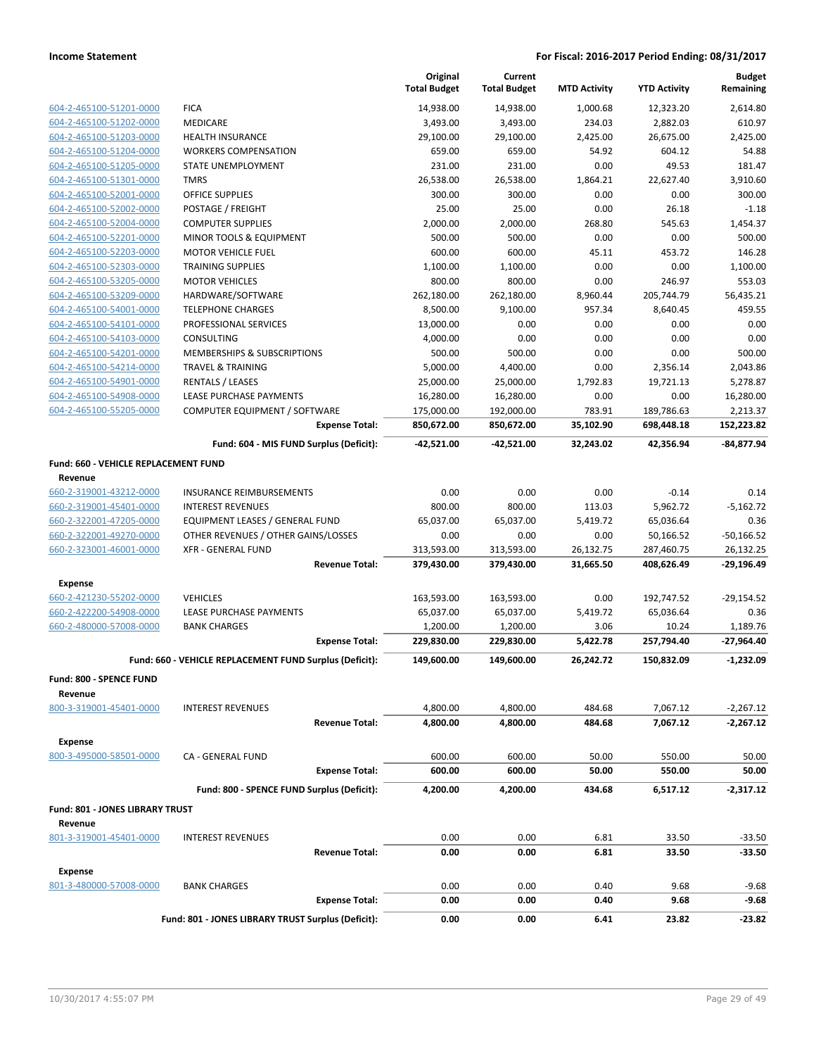**Income Statement** — **For Fiscal: 2016-2017 Period Ending: 08/31/2017**

| | | Original Total Budget | Current Total Budget | MTD Activity | YTD Activity | Budget Remaining |
|---|---|---|---|---|---|---|
| 604-2-465100-51201-0000 | FICA | 14,938.00 | 14,938.00 | 1,000.68 | 12,323.20 | 2,614.80 |
| 604-2-465100-51202-0000 | MEDICARE | 3,493.00 | 3,493.00 | 234.03 | 2,882.03 | 610.97 |
| 604-2-465100-51203-0000 | HEALTH INSURANCE | 29,100.00 | 29,100.00 | 2,425.00 | 26,675.00 | 2,425.00 |
| 604-2-465100-51204-0000 | WORKERS COMPENSATION | 659.00 | 659.00 | 54.92 | 604.12 | 54.88 |
| 604-2-465100-51205-0000 | STATE UNEMPLOYMENT | 231.00 | 231.00 | 0.00 | 49.53 | 181.47 |
| 604-2-465100-51301-0000 | TMRS | 26,538.00 | 26,538.00 | 1,864.21 | 22,627.40 | 3,910.60 |
| 604-2-465100-52001-0000 | OFFICE SUPPLIES | 300.00 | 300.00 | 0.00 | 0.00 | 300.00 |
| 604-2-465100-52002-0000 | POSTAGE / FREIGHT | 25.00 | 25.00 | 0.00 | 26.18 | -1.18 |
| 604-2-465100-52004-0000 | COMPUTER SUPPLIES | 2,000.00 | 2,000.00 | 268.80 | 545.63 | 1,454.37 |
| 604-2-465100-52201-0000 | MINOR TOOLS & EQUIPMENT | 500.00 | 500.00 | 0.00 | 0.00 | 500.00 |
| 604-2-465100-52203-0000 | MOTOR VEHICLE FUEL | 600.00 | 600.00 | 45.11 | 453.72 | 146.28 |
| 604-2-465100-52303-0000 | TRAINING SUPPLIES | 1,100.00 | 1,100.00 | 0.00 | 0.00 | 1,100.00 |
| 604-2-465100-53205-0000 | MOTOR VEHICLES | 800.00 | 800.00 | 0.00 | 246.97 | 553.03 |
| 604-2-465100-53209-0000 | HARDWARE/SOFTWARE | 262,180.00 | 262,180.00 | 8,960.44 | 205,744.79 | 56,435.21 |
| 604-2-465100-54001-0000 | TELEPHONE CHARGES | 8,500.00 | 9,100.00 | 957.34 | 8,640.45 | 459.55 |
| 604-2-465100-54101-0000 | PROFESSIONAL SERVICES | 13,000.00 | 0.00 | 0.00 | 0.00 | 0.00 |
| 604-2-465100-54103-0000 | CONSULTING | 4,000.00 | 0.00 | 0.00 | 0.00 | 0.00 |
| 604-2-465100-54201-0000 | MEMBERSHIPS & SUBSCRIPTIONS | 500.00 | 500.00 | 0.00 | 0.00 | 500.00 |
| 604-2-465100-54214-0000 | TRAVEL & TRAINING | 5,000.00 | 4,400.00 | 0.00 | 2,356.14 | 2,043.86 |
| 604-2-465100-54901-0000 | RENTALS / LEASES | 25,000.00 | 25,000.00 | 1,792.83 | 19,721.13 | 5,278.87 |
| 604-2-465100-54908-0000 | LEASE PURCHASE PAYMENTS | 16,280.00 | 16,280.00 | 0.00 | 0.00 | 16,280.00 |
| 604-2-465100-55205-0000 | COMPUTER EQUIPMENT / SOFTWARE | 175,000.00 | 192,000.00 | 783.91 | 189,786.63 | 2,213.37 |
| | **Expense Total:** | **850,672.00** | **850,672.00** | **35,102.90** | **698,448.18** | **152,223.82** |
| | **Fund: 604 - MIS FUND Surplus (Deficit):** | **-42,521.00** | **-42,521.00** | **32,243.02** | **42,356.94** | **-84,877.94** |
| **Fund: 660 - VEHICLE REPLACEMENT FUND** | | | | | | |
| **Revenue** | | | | | | |
| 660-2-319001-43212-0000 | INSURANCE REIMBURSEMENTS | 0.00 | 0.00 | 0.00 | -0.14 | 0.14 |
| 660-2-319001-45401-0000 | INTEREST REVENUES | 800.00 | 800.00 | 113.03 | 5,962.72 | -5,162.72 |
| 660-2-322001-47205-0000 | EQUIPMENT LEASES / GENERAL FUND | 65,037.00 | 65,037.00 | 5,419.72 | 65,036.64 | 0.36 |
| 660-2-322001-49270-0000 | OTHER REVENUES / OTHER GAINS/LOSSES | 0.00 | 0.00 | 0.00 | 50,166.52 | -50,166.52 |
| 660-2-323001-46001-0000 | XFR - GENERAL FUND | 313,593.00 | 313,593.00 | 26,132.75 | 287,460.75 | 26,132.25 |
| | **Revenue Total:** | **379,430.00** | **379,430.00** | **31,665.50** | **408,626.49** | **-29,196.49** |
| **Expense** | | | | | | |
| 660-2-421230-55202-0000 | VEHICLES | 163,593.00 | 163,593.00 | 0.00 | 192,747.52 | -29,154.52 |
| 660-2-422200-54908-0000 | LEASE PURCHASE PAYMENTS | 65,037.00 | 65,037.00 | 5,419.72 | 65,036.64 | 0.36 |
| 660-2-480000-57008-0000 | BANK CHARGES | 1,200.00 | 1,200.00 | 3.06 | 10.24 | 1,189.76 |
| | **Expense Total:** | **229,830.00** | **229,830.00** | **5,422.78** | **257,794.40** | **-27,964.40** |
| | **Fund: 660 - VEHICLE REPLACEMENT FUND Surplus (Deficit):** | **149,600.00** | **149,600.00** | **26,242.72** | **150,832.09** | **-1,232.09** |
| **Fund: 800 - SPENCE FUND** | | | | | | |
| **Revenue** | | | | | | |
| 800-3-319001-45401-0000 | INTEREST REVENUES | 4,800.00 | 4,800.00 | 484.68 | 7,067.12 | -2,267.12 |
| | **Revenue Total:** | **4,800.00** | **4,800.00** | **484.68** | **7,067.12** | **-2,267.12** |
| **Expense** | | | | | | |
| 800-3-495000-58501-0000 | CA - GENERAL FUND | 600.00 | 600.00 | 50.00 | 550.00 | 50.00 |
| | **Expense Total:** | **600.00** | **600.00** | **50.00** | **550.00** | **50.00** |
| | **Fund: 800 - SPENCE FUND Surplus (Deficit):** | **4,200.00** | **4,200.00** | **434.68** | **6,517.12** | **-2,317.12** |
| **Fund: 801 - JONES LIBRARY TRUST** | | | | | | |
| **Revenue** | | | | | | |
| 801-3-319001-45401-0000 | INTEREST REVENUES | 0.00 | 0.00 | 6.81 | 33.50 | -33.50 |
| | **Revenue Total:** | **0.00** | **0.00** | **6.81** | **33.50** | **-33.50** |
| **Expense** | | | | | | |
| 801-3-480000-57008-0000 | BANK CHARGES | 0.00 | 0.00 | 0.40 | 9.68 | -9.68 |
| | **Expense Total:** | **0.00** | **0.00** | **0.40** | **9.68** | **-9.68** |
| | **Fund: 801 - JONES LIBRARY TRUST Surplus (Deficit):** | **0.00** | **0.00** | **6.41** | **23.82** | **-23.82** |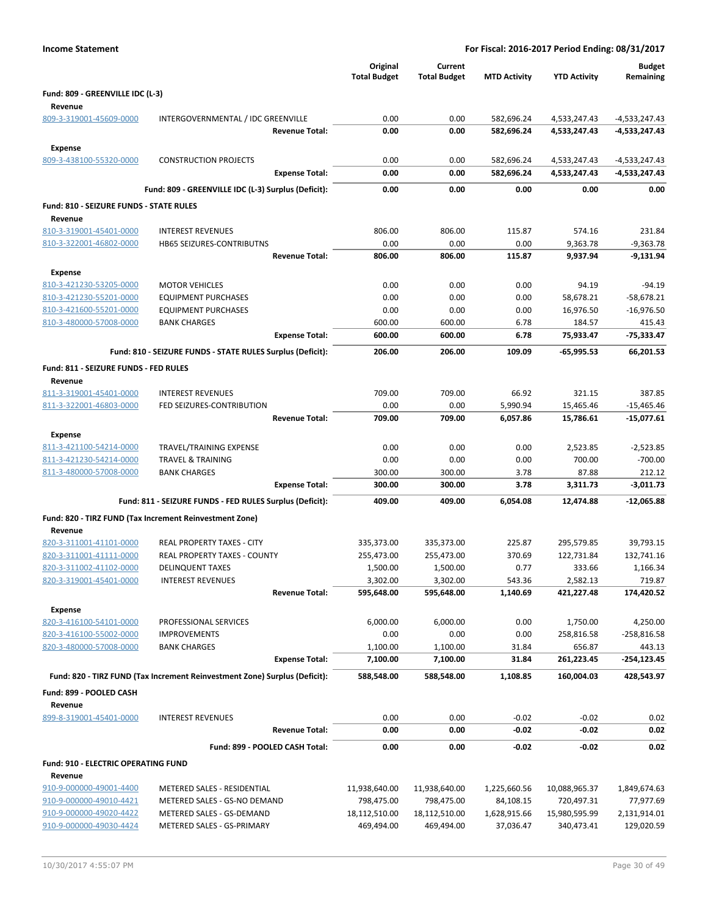**Income Statement** | **For Fiscal: 2016-2017 Period Ending: 08/31/2017**

| | | Original Total Budget | Current Total Budget | MTD Activity | YTD Activity | Budget Remaining |
|---|---|---|---|---|---|---|
| **Fund: 809 - GREENVILLE IDC (L-3)** | | | | | | |
| **Revenue** | | | | | | |
| 809-3-319001-45609-0000 | INTERGOVERNMENTAL / IDC GREENVILLE | 0.00 | 0.00 | 582,696.24 | 4,533,247.43 | -4,533,247.43 |
| | **Revenue Total:** | **0.00** | **0.00** | **582,696.24** | **4,533,247.43** | **-4,533,247.43** |
| **Expense** | | | | | | |
| 809-3-438100-55320-0000 | CONSTRUCTION PROJECTS | 0.00 | 0.00 | 582,696.24 | 4,533,247.43 | -4,533,247.43 |
| | **Expense Total:** | **0.00** | **0.00** | **582,696.24** | **4,533,247.43** | **-4,533,247.43** |
| | **Fund: 809 - GREENVILLE IDC (L-3) Surplus (Deficit):** | **0.00** | **0.00** | **0.00** | **0.00** | **0.00** |
| **Fund: 810 - SEIZURE FUNDS - STATE RULES** | | | | | | |
| **Revenue** | | | | | | |
| 810-3-319001-45401-0000 | INTEREST REVENUES | 806.00 | 806.00 | 115.87 | 574.16 | 231.84 |
| 810-3-322001-46802-0000 | HB65 SEIZURES-CONTRIBUTNS | 0.00 | 0.00 | 0.00 | 9,363.78 | -9,363.78 |
| | **Revenue Total:** | **806.00** | **806.00** | **115.87** | **9,937.94** | **-9,131.94** |
| **Expense** | | | | | | |
| 810-3-421230-53205-0000 | MOTOR VEHICLES | 0.00 | 0.00 | 0.00 | 94.19 | -94.19 |
| 810-3-421230-55201-0000 | EQUIPMENT PURCHASES | 0.00 | 0.00 | 0.00 | 58,678.21 | -58,678.21 |
| 810-3-421600-55201-0000 | EQUIPMENT PURCHASES | 0.00 | 0.00 | 0.00 | 16,976.50 | -16,976.50 |
| 810-3-480000-57008-0000 | BANK CHARGES | 600.00 | 600.00 | 6.78 | 184.57 | 415.43 |
| | **Expense Total:** | **600.00** | **600.00** | **6.78** | **75,933.47** | **-75,333.47** |
| | **Fund: 810 - SEIZURE FUNDS - STATE RULES Surplus (Deficit):** | **206.00** | **206.00** | **109.09** | **-65,995.53** | **66,201.53** |
| **Fund: 811 - SEIZURE FUNDS - FED RULES** | | | | | | |
| **Revenue** | | | | | | |
| 811-3-319001-45401-0000 | INTEREST REVENUES | 709.00 | 709.00 | 66.92 | 321.15 | 387.85 |
| 811-3-322001-46803-0000 | FED SEIZURES-CONTRIBUTION | 0.00 | 0.00 | 5,990.94 | 15,465.46 | -15,465.46 |
| | **Revenue Total:** | **709.00** | **709.00** | **6,057.86** | **15,786.61** | **-15,077.61** |
| **Expense** | | | | | | |
| 811-3-421100-54214-0000 | TRAVEL/TRAINING EXPENSE | 0.00 | 0.00 | 0.00 | 2,523.85 | -2,523.85 |
| 811-3-421230-54214-0000 | TRAVEL & TRAINING | 0.00 | 0.00 | 0.00 | 700.00 | -700.00 |
| 811-3-480000-57008-0000 | BANK CHARGES | 300.00 | 300.00 | 3.78 | 87.88 | 212.12 |
| | **Expense Total:** | **300.00** | **300.00** | **3.78** | **3,311.73** | **-3,011.73** |
| | **Fund: 811 - SEIZURE FUNDS - FED RULES Surplus (Deficit):** | **409.00** | **409.00** | **6,054.08** | **12,474.88** | **-12,065.88** |
| **Fund: 820 - TIRZ FUND (Tax Increment Reinvestment Zone)** | | | | | | |
| **Revenue** | | | | | | |
| 820-3-311001-41101-0000 | REAL PROPERTY TAXES - CITY | 335,373.00 | 335,373.00 | 225.87 | 295,579.85 | 39,793.15 |
| 820-3-311001-41111-0000 | REAL PROPERTY TAXES - COUNTY | 255,473.00 | 255,473.00 | 370.69 | 122,731.84 | 132,741.16 |
| 820-3-311002-41102-0000 | DELINQUENT TAXES | 1,500.00 | 1,500.00 | 0.77 | 333.66 | 1,166.34 |
| 820-3-319001-45401-0000 | INTEREST REVENUES | 3,302.00 | 3,302.00 | 543.36 | 2,582.13 | 719.87 |
| | **Revenue Total:** | **595,648.00** | **595,648.00** | **1,140.69** | **421,227.48** | **174,420.52** |
| **Expense** | | | | | | |
| 820-3-416100-54101-0000 | PROFESSIONAL SERVICES | 6,000.00 | 6,000.00 | 0.00 | 1,750.00 | 4,250.00 |
| 820-3-416100-55002-0000 | IMPROVEMENTS | 0.00 | 0.00 | 0.00 | 258,816.58 | -258,816.58 |
| 820-3-480000-57008-0000 | BANK CHARGES | 1,100.00 | 1,100.00 | 31.84 | 656.87 | 443.13 |
| | **Expense Total:** | **7,100.00** | **7,100.00** | **31.84** | **261,223.45** | **-254,123.45** |
| | **Fund: 820 - TIRZ FUND (Tax Increment Reinvestment Zone) Surplus (Deficit):** | **588,548.00** | **588,548.00** | **1,108.85** | **160,004.03** | **428,543.97** |
| **Fund: 899 - POOLED CASH** | | | | | | |
| **Revenue** | | | | | | |
| 899-8-319001-45401-0000 | INTEREST REVENUES | 0.00 | 0.00 | -0.02 | -0.02 | 0.02 |
| | **Revenue Total:** | **0.00** | **0.00** | **-0.02** | **-0.02** | **0.02** |
| | **Fund: 899 - POOLED CASH Total:** | **0.00** | **0.00** | **-0.02** | **-0.02** | **0.02** |
| **Fund: 910 - ELECTRIC OPERATING FUND** | | | | | | |
| **Revenue** | | | | | | |
| 910-9-000000-49001-4400 | METERED SALES - RESIDENTIAL | 11,938,640.00 | 11,938,640.00 | 1,225,660.56 | 10,088,965.37 | 1,849,674.63 |
| 910-9-000000-49010-4421 | METERED SALES - GS-NO DEMAND | 798,475.00 | 798,475.00 | 84,108.15 | 720,497.31 | 77,977.69 |
| 910-9-000000-49020-4422 | METERED SALES - GS-DEMAND | 18,112,510.00 | 18,112,510.00 | 1,628,915.66 | 15,980,595.99 | 2,131,914.01 |
| 910-9-000000-49030-4424 | METERED SALES - GS-PRIMARY | 469,494.00 | 469,494.00 | 37,036.47 | 340,473.41 | 129,020.59 |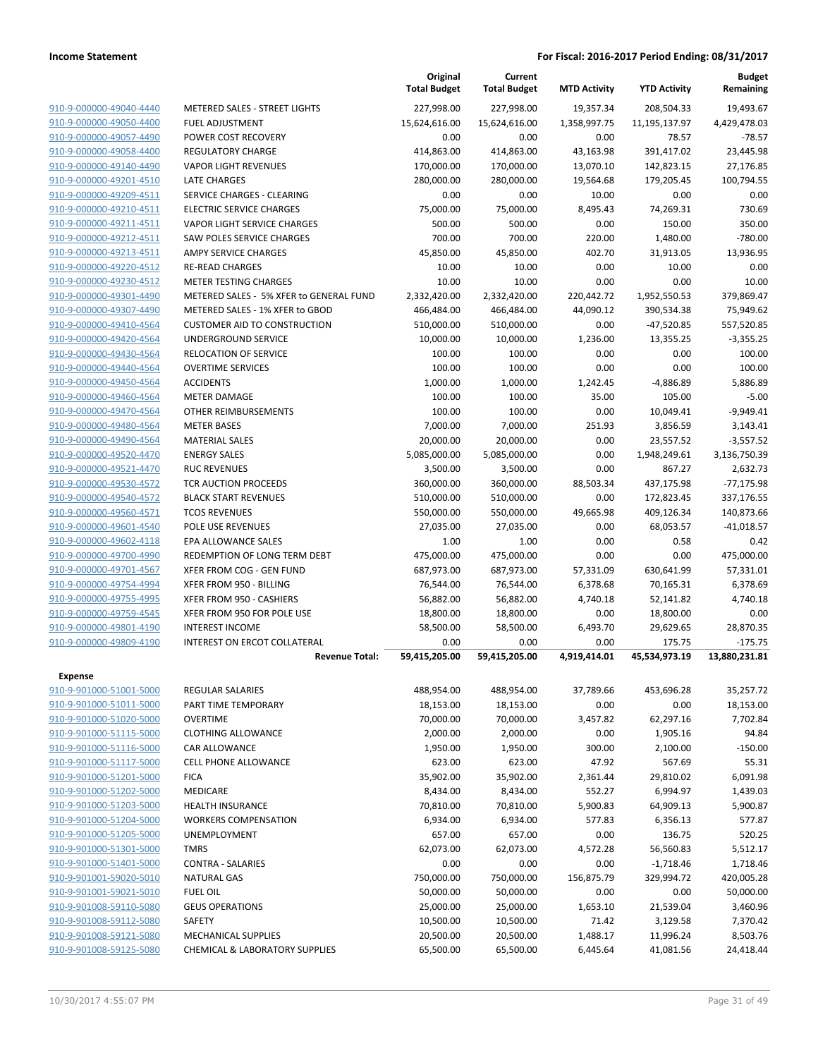**Income Statement** — **For Fiscal: 2016-2017 Period Ending: 08/31/2017**

| | | Original Total Budget | Current Total Budget | MTD Activity | YTD Activity | Budget Remaining |
|---|---|---|---|---|---|---|
| 910-9-000000-49040-4440 | METERED SALES - STREET LIGHTS | 227,998.00 | 227,998.00 | 19,357.34 | 208,504.33 | 19,493.67 |
| 910-9-000000-49050-4400 | FUEL ADJUSTMENT | 15,624,616.00 | 15,624,616.00 | 1,358,997.75 | 11,195,137.97 | 4,429,478.03 |
| 910-9-000000-49057-4490 | POWER COST RECOVERY | 0.00 | 0.00 | 0.00 | 78.57 | -78.57 |
| 910-9-000000-49058-4400 | REGULATORY CHARGE | 414,863.00 | 414,863.00 | 43,163.98 | 391,417.02 | 23,445.98 |
| 910-9-000000-49140-4490 | VAPOR LIGHT REVENUES | 170,000.00 | 170,000.00 | 13,070.10 | 142,823.15 | 27,176.85 |
| 910-9-000000-49201-4510 | LATE CHARGES | 280,000.00 | 280,000.00 | 19,564.68 | 179,205.45 | 100,794.55 |
| 910-9-000000-49209-4511 | SERVICE CHARGES - CLEARING | 0.00 | 0.00 | 10.00 | 0.00 | 0.00 |
| 910-9-000000-49210-4511 | ELECTRIC SERVICE CHARGES | 75,000.00 | 75,000.00 | 8,495.43 | 74,269.31 | 730.69 |
| 910-9-000000-49211-4511 | VAPOR LIGHT SERVICE CHARGES | 500.00 | 500.00 | 0.00 | 150.00 | 350.00 |
| 910-9-000000-49212-4511 | SAW POLES SERVICE CHARGES | 700.00 | 700.00 | 220.00 | 1,480.00 | -780.00 |
| 910-9-000000-49213-4511 | AMPY SERVICE CHARGES | 45,850.00 | 45,850.00 | 402.70 | 31,913.05 | 13,936.95 |
| 910-9-000000-49220-4512 | RE-READ CHARGES | 10.00 | 10.00 | 0.00 | 10.00 | 0.00 |
| 910-9-000000-49230-4512 | METER TESTING CHARGES | 10.00 | 10.00 | 0.00 | 0.00 | 10.00 |
| 910-9-000000-49301-4490 | METERED SALES - 5% XFER to GENERAL FUND | 2,332,420.00 | 2,332,420.00 | 220,442.72 | 1,952,550.53 | 379,869.47 |
| 910-9-000000-49307-4490 | METERED SALES - 1% XFER to GBOD | 466,484.00 | 466,484.00 | 44,090.12 | 390,534.38 | 75,949.62 |
| 910-9-000000-49410-4564 | CUSTOMER AID TO CONSTRUCTION | 510,000.00 | 510,000.00 | 0.00 | -47,520.85 | 557,520.85 |
| 910-9-000000-49420-4564 | UNDERGROUND SERVICE | 10,000.00 | 10,000.00 | 1,236.00 | 13,355.25 | -3,355.25 |
| 910-9-000000-49430-4564 | RELOCATION OF SERVICE | 100.00 | 100.00 | 0.00 | 0.00 | 100.00 |
| 910-9-000000-49440-4564 | OVERTIME SERVICES | 100.00 | 100.00 | 0.00 | 0.00 | 100.00 |
| 910-9-000000-49450-4564 | ACCIDENTS | 1,000.00 | 1,000.00 | 1,242.45 | -4,886.89 | 5,886.89 |
| 910-9-000000-49460-4564 | METER DAMAGE | 100.00 | 100.00 | 35.00 | 105.00 | -5.00 |
| 910-9-000000-49470-4564 | OTHER REIMBURSEMENTS | 100.00 | 100.00 | 0.00 | 10,049.41 | -9,949.41 |
| 910-9-000000-49480-4564 | METER BASES | 7,000.00 | 7,000.00 | 251.93 | 3,856.59 | 3,143.41 |
| 910-9-000000-49490-4564 | MATERIAL SALES | 20,000.00 | 20,000.00 | 0.00 | 23,557.52 | -3,557.52 |
| 910-9-000000-49520-4470 | ENERGY SALES | 5,085,000.00 | 5,085,000.00 | 0.00 | 1,948,249.61 | 3,136,750.39 |
| 910-9-000000-49521-4470 | RUC REVENUES | 3,500.00 | 3,500.00 | 0.00 | 867.27 | 2,632.73 |
| 910-9-000000-49530-4572 | TCR AUCTION PROCEEDS | 360,000.00 | 360,000.00 | 88,503.34 | 437,175.98 | -77,175.98 |
| 910-9-000000-49540-4572 | BLACK START REVENUES | 510,000.00 | 510,000.00 | 0.00 | 172,823.45 | 337,176.55 |
| 910-9-000000-49560-4571 | TCOS REVENUES | 550,000.00 | 550,000.00 | 49,665.98 | 409,126.34 | 140,873.66 |
| 910-9-000000-49601-4540 | POLE USE REVENUES | 27,035.00 | 27,035.00 | 0.00 | 68,053.57 | -41,018.57 |
| 910-9-000000-49602-4118 | EPA ALLOWANCE SALES | 1.00 | 1.00 | 0.00 | 0.58 | 0.42 |
| 910-9-000000-49700-4990 | REDEMPTION OF LONG TERM DEBT | 475,000.00 | 475,000.00 | 0.00 | 0.00 | 475,000.00 |
| 910-9-000000-49701-4567 | XFER FROM COG - GEN FUND | 687,973.00 | 687,973.00 | 57,331.09 | 630,641.99 | 57,331.01 |
| 910-9-000000-49754-4994 | XFER FROM 950 - BILLING | 76,544.00 | 76,544.00 | 6,378.68 | 70,165.31 | 6,378.69 |
| 910-9-000000-49755-4995 | XFER FROM 950 - CASHIERS | 56,882.00 | 56,882.00 | 4,740.18 | 52,141.82 | 4,740.18 |
| 910-9-000000-49759-4545 | XFER FROM 950 FOR POLE USE | 18,800.00 | 18,800.00 | 0.00 | 18,800.00 | 0.00 |
| 910-9-000000-49801-4190 | INTEREST INCOME | 58,500.00 | 58,500.00 | 6,493.70 | 29,629.65 | 28,870.35 |
| 910-9-000000-49809-4190 | INTEREST ON ERCOT COLLATERAL | 0.00 | 0.00 | 0.00 | 175.75 | -175.75 |
| | **Revenue Total:** | **59,415,205.00** | **59,415,205.00** | **4,919,414.01** | **45,534,973.19** | **13,880,231.81** |
| **Expense** | | | | | | |
| 910-9-901000-51001-5000 | REGULAR SALARIES | 488,954.00 | 488,954.00 | 37,789.66 | 453,696.28 | 35,257.72 |
| 910-9-901000-51011-5000 | PART TIME TEMPORARY | 18,153.00 | 18,153.00 | 0.00 | 0.00 | 18,153.00 |
| 910-9-901000-51020-5000 | OVERTIME | 70,000.00 | 70,000.00 | 3,457.82 | 62,297.16 | 7,702.84 |
| 910-9-901000-51115-5000 | CLOTHING ALLOWANCE | 2,000.00 | 2,000.00 | 0.00 | 1,905.16 | 94.84 |
| 910-9-901000-51116-5000 | CAR ALLOWANCE | 1,950.00 | 1,950.00 | 300.00 | 2,100.00 | -150.00 |
| 910-9-901000-51117-5000 | CELL PHONE ALLOWANCE | 623.00 | 623.00 | 47.92 | 567.69 | 55.31 |
| 910-9-901000-51201-5000 | FICA | 35,902.00 | 35,902.00 | 2,361.44 | 29,810.02 | 6,091.98 |
| 910-9-901000-51202-5000 | MEDICARE | 8,434.00 | 8,434.00 | 552.27 | 6,994.97 | 1,439.03 |
| 910-9-901000-51203-5000 | HEALTH INSURANCE | 70,810.00 | 70,810.00 | 5,900.83 | 64,909.13 | 5,900.87 |
| 910-9-901000-51204-5000 | WORKERS COMPENSATION | 6,934.00 | 6,934.00 | 577.83 | 6,356.13 | 577.87 |
| 910-9-901000-51205-5000 | UNEMPLOYMENT | 657.00 | 657.00 | 0.00 | 136.75 | 520.25 |
| 910-9-901000-51301-5000 | TMRS | 62,073.00 | 62,073.00 | 4,572.28 | 56,560.83 | 5,512.17 |
| 910-9-901000-51401-5000 | CONTRA - SALARIES | 0.00 | 0.00 | 0.00 | -1,718.46 | 1,718.46 |
| 910-9-901001-59020-5010 | NATURAL GAS | 750,000.00 | 750,000.00 | 156,875.79 | 329,994.72 | 420,005.28 |
| 910-9-901001-59021-5010 | FUEL OIL | 50,000.00 | 50,000.00 | 0.00 | 0.00 | 50,000.00 |
| 910-9-901008-59110-5080 | GEUS OPERATIONS | 25,000.00 | 25,000.00 | 1,653.10 | 21,539.04 | 3,460.96 |
| 910-9-901008-59112-5080 | SAFETY | 10,500.00 | 10,500.00 | 71.42 | 3,129.58 | 7,370.42 |
| 910-9-901008-59121-5080 | MECHANICAL SUPPLIES | 20,500.00 | 20,500.00 | 1,488.17 | 11,996.24 | 8,503.76 |
| 910-9-901008-59125-5080 | CHEMICAL & LABORATORY SUPPLIES | 65,500.00 | 65,500.00 | 6,445.64 | 41,081.56 | 24,418.44 |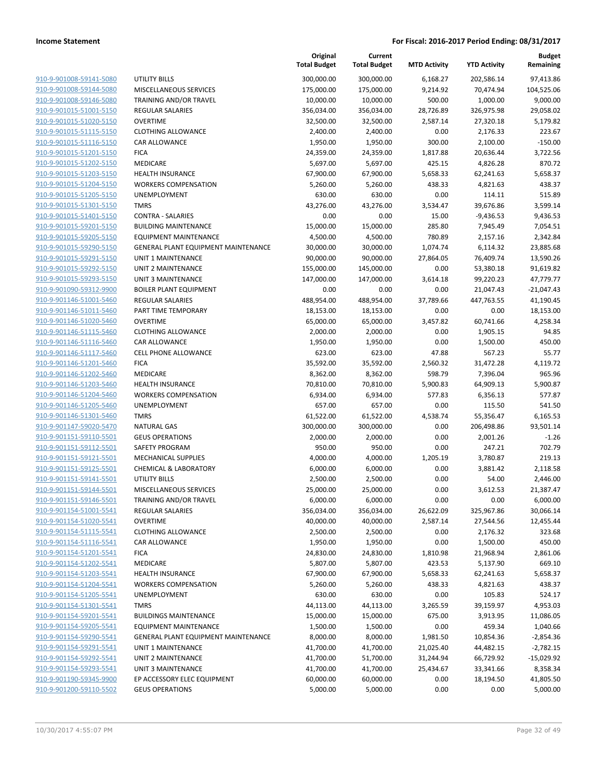**Income Statement** | **For Fiscal: 2016-2017 Period Ending: 08/31/2017**

| | | Original Total Budget | Current Total Budget | MTD Activity | YTD Activity | Budget Remaining |
|---|---|---|---|---|---|---|
| 910-9-901008-59141-5080 | UTILITY BILLS | 300,000.00 | 300,000.00 | 6,168.27 | 202,586.14 | 97,413.86 |
| 910-9-901008-59144-5080 | MISCELLANEOUS SERVICES | 175,000.00 | 175,000.00 | 9,214.92 | 70,474.94 | 104,525.06 |
| 910-9-901008-59146-5080 | TRAINING AND/OR TRAVEL | 10,000.00 | 10,000.00 | 500.00 | 1,000.00 | 9,000.00 |
| 910-9-901015-51001-5150 | REGULAR SALARIES | 356,034.00 | 356,034.00 | 28,726.89 | 326,975.98 | 29,058.02 |
| 910-9-901015-51020-5150 | OVERTIME | 32,500.00 | 32,500.00 | 2,587.14 | 27,320.18 | 5,179.82 |
| 910-9-901015-51115-5150 | CLOTHING ALLOWANCE | 2,400.00 | 2,400.00 | 0.00 | 2,176.33 | 223.67 |
| 910-9-901015-51116-5150 | CAR ALLOWANCE | 1,950.00 | 1,950.00 | 300.00 | 2,100.00 | -150.00 |
| 910-9-901015-51201-5150 | FICA | 24,359.00 | 24,359.00 | 1,817.88 | 20,636.44 | 3,722.56 |
| 910-9-901015-51202-5150 | MEDICARE | 5,697.00 | 5,697.00 | 425.15 | 4,826.28 | 870.72 |
| 910-9-901015-51203-5150 | HEALTH INSURANCE | 67,900.00 | 67,900.00 | 5,658.33 | 62,241.63 | 5,658.37 |
| 910-9-901015-51204-5150 | WORKERS COMPENSATION | 5,260.00 | 5,260.00 | 438.33 | 4,821.63 | 438.37 |
| 910-9-901015-51205-5150 | UNEMPLOYMENT | 630.00 | 630.00 | 0.00 | 114.11 | 515.89 |
| 910-9-901015-51301-5150 | TMRS | 43,276.00 | 43,276.00 | 3,534.47 | 39,676.86 | 3,599.14 |
| 910-9-901015-51401-5150 | CONTRA - SALARIES | 0.00 | 0.00 | 15.00 | -9,436.53 | 9,436.53 |
| 910-9-901015-59201-5150 | BUILDING MAINTENANCE | 15,000.00 | 15,000.00 | 285.80 | 7,945.49 | 7,054.51 |
| 910-9-901015-59205-5150 | EQUIPMENT MAINTENANCE | 4,500.00 | 4,500.00 | 780.89 | 2,157.16 | 2,342.84 |
| 910-9-901015-59290-5150 | GENERAL PLANT EQUIPMENT MAINTENANCE | 30,000.00 | 30,000.00 | 1,074.74 | 6,114.32 | 23,885.68 |
| 910-9-901015-59291-5150 | UNIT 1 MAINTENANCE | 90,000.00 | 90,000.00 | 27,864.05 | 76,409.74 | 13,590.26 |
| 910-9-901015-59292-5150 | UNIT 2 MAINTENANCE | 155,000.00 | 145,000.00 | 0.00 | 53,380.18 | 91,619.82 |
| 910-9-901015-59293-5150 | UNIT 3 MAINTENANCE | 147,000.00 | 147,000.00 | 3,614.18 | 99,220.23 | 47,779.77 |
| 910-9-901090-59312-9900 | BOILER PLANT EQUIPMENT | 0.00 | 0.00 | 0.00 | 21,047.43 | -21,047.43 |
| 910-9-901146-51001-5460 | REGULAR SALARIES | 488,954.00 | 488,954.00 | 37,789.66 | 447,763.55 | 41,190.45 |
| 910-9-901146-51011-5460 | PART TIME TEMPORARY | 18,153.00 | 18,153.00 | 0.00 | 0.00 | 18,153.00 |
| 910-9-901146-51020-5460 | OVERTIME | 65,000.00 | 65,000.00 | 3,457.82 | 60,741.66 | 4,258.34 |
| 910-9-901146-51115-5460 | CLOTHING ALLOWANCE | 2,000.00 | 2,000.00 | 0.00 | 1,905.15 | 94.85 |
| 910-9-901146-51116-5460 | CAR ALLOWANCE | 1,950.00 | 1,950.00 | 0.00 | 1,500.00 | 450.00 |
| 910-9-901146-51117-5460 | CELL PHONE ALLOWANCE | 623.00 | 623.00 | 47.88 | 567.23 | 55.77 |
| 910-9-901146-51201-5460 | FICA | 35,592.00 | 35,592.00 | 2,560.32 | 31,472.28 | 4,119.72 |
| 910-9-901146-51202-5460 | MEDICARE | 8,362.00 | 8,362.00 | 598.79 | 7,396.04 | 965.96 |
| 910-9-901146-51203-5460 | HEALTH INSURANCE | 70,810.00 | 70,810.00 | 5,900.83 | 64,909.13 | 5,900.87 |
| 910-9-901146-51204-5460 | WORKERS COMPENSATION | 6,934.00 | 6,934.00 | 577.83 | 6,356.13 | 577.87 |
| 910-9-901146-51205-5460 | UNEMPLOYMENT | 657.00 | 657.00 | 0.00 | 115.50 | 541.50 |
| 910-9-901146-51301-5460 | TMRS | 61,522.00 | 61,522.00 | 4,538.74 | 55,356.47 | 6,165.53 |
| 910-9-901147-59020-5470 | NATURAL GAS | 300,000.00 | 300,000.00 | 0.00 | 206,498.86 | 93,501.14 |
| 910-9-901151-59110-5501 | GEUS OPERATIONS | 2,000.00 | 2,000.00 | 0.00 | 2,001.26 | -1.26 |
| 910-9-901151-59112-5501 | SAFETY PROGRAM | 950.00 | 950.00 | 0.00 | 247.21 | 702.79 |
| 910-9-901151-59121-5501 | MECHANICAL SUPPLIES | 4,000.00 | 4,000.00 | 1,205.19 | 3,780.87 | 219.13 |
| 910-9-901151-59125-5501 | CHEMICAL & LABORATORY | 6,000.00 | 6,000.00 | 0.00 | 3,881.42 | 2,118.58 |
| 910-9-901151-59141-5501 | UTILITY BILLS | 2,500.00 | 2,500.00 | 0.00 | 54.00 | 2,446.00 |
| 910-9-901151-59144-5501 | MISCELLANEOUS SERVICES | 25,000.00 | 25,000.00 | 0.00 | 3,612.53 | 21,387.47 |
| 910-9-901151-59146-5501 | TRAINING AND/OR TRAVEL | 6,000.00 | 6,000.00 | 0.00 | 0.00 | 6,000.00 |
| 910-9-901154-51001-5541 | REGULAR SALARIES | 356,034.00 | 356,034.00 | 26,622.09 | 325,967.86 | 30,066.14 |
| 910-9-901154-51020-5541 | OVERTIME | 40,000.00 | 40,000.00 | 2,587.14 | 27,544.56 | 12,455.44 |
| 910-9-901154-51115-5541 | CLOTHING ALLOWANCE | 2,500.00 | 2,500.00 | 0.00 | 2,176.32 | 323.68 |
| 910-9-901154-51116-5541 | CAR ALLOWANCE | 1,950.00 | 1,950.00 | 0.00 | 1,500.00 | 450.00 |
| 910-9-901154-51201-5541 | FICA | 24,830.00 | 24,830.00 | 1,810.98 | 21,968.94 | 2,861.06 |
| 910-9-901154-51202-5541 | MEDICARE | 5,807.00 | 5,807.00 | 423.53 | 5,137.90 | 669.10 |
| 910-9-901154-51203-5541 | HEALTH INSURANCE | 67,900.00 | 67,900.00 | 5,658.33 | 62,241.63 | 5,658.37 |
| 910-9-901154-51204-5541 | WORKERS COMPENSATION | 5,260.00 | 5,260.00 | 438.33 | 4,821.63 | 438.37 |
| 910-9-901154-51205-5541 | UNEMPLOYMENT | 630.00 | 630.00 | 0.00 | 105.83 | 524.17 |
| 910-9-901154-51301-5541 | TMRS | 44,113.00 | 44,113.00 | 3,265.59 | 39,159.97 | 4,953.03 |
| 910-9-901154-59201-5541 | BUILDINGS MAINTENANCE | 15,000.00 | 15,000.00 | 675.00 | 3,913.95 | 11,086.05 |
| 910-9-901154-59205-5541 | EQUIPMENT MAINTENANCE | 1,500.00 | 1,500.00 | 0.00 | 459.34 | 1,040.66 |
| 910-9-901154-59290-5541 | GENERAL PLANT EQUIPMENT MAINTENANCE | 8,000.00 | 8,000.00 | 1,981.50 | 10,854.36 | -2,854.36 |
| 910-9-901154-59291-5541 | UNIT 1 MAINTENANCE | 41,700.00 | 41,700.00 | 21,025.40 | 44,482.15 | -2,782.15 |
| 910-9-901154-59292-5541 | UNIT 2 MAINTENANCE | 41,700.00 | 51,700.00 | 31,244.94 | 66,729.92 | -15,029.92 |
| 910-9-901154-59293-5541 | UNIT 3 MAINTENANCE | 41,700.00 | 41,700.00 | 25,434.67 | 33,341.66 | 8,358.34 |
| 910-9-901190-59345-9900 | EP ACCESSORY ELEC EQUIPMENT | 60,000.00 | 60,000.00 | 0.00 | 18,194.50 | 41,805.50 |
| 910-9-901200-59110-5502 | GEUS OPERATIONS | 5,000.00 | 5,000.00 | 0.00 | 0.00 | 5,000.00 |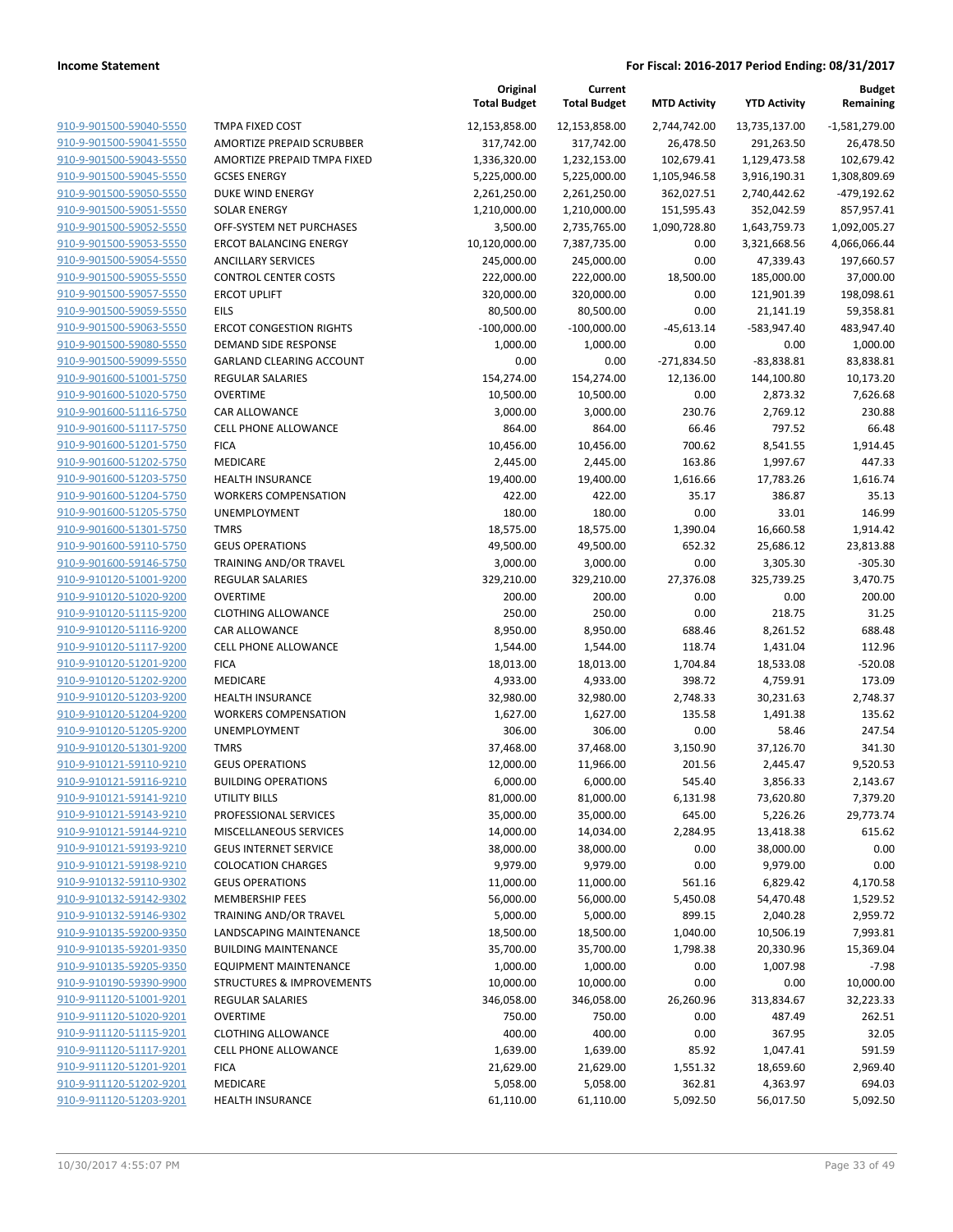**Income Statement** **For Fiscal: 2016-2017 Period Ending: 08/31/2017**

| | | Original Total Budget | Current Total Budget | MTD Activity | YTD Activity | Budget Remaining |
|---|---|---|---|---|---|---|
| 910-9-901500-59040-5550 | TMPA FIXED COST | 12,153,858.00 | 12,153,858.00 | 2,744,742.00 | 13,735,137.00 | -1,581,279.00 |
| 910-9-901500-59041-5550 | AMORTIZE PREPAID SCRUBBER | 317,742.00 | 317,742.00 | 26,478.50 | 291,263.50 | 26,478.50 |
| 910-9-901500-59043-5550 | AMORTIZE PREPAID TMPA FIXED | 1,336,320.00 | 1,232,153.00 | 102,679.41 | 1,129,473.58 | 102,679.42 |
| 910-9-901500-59045-5550 | GCSES ENERGY | 5,225,000.00 | 5,225,000.00 | 1,105,946.58 | 3,916,190.31 | 1,308,809.69 |
| 910-9-901500-59050-5550 | DUKE WIND ENERGY | 2,261,250.00 | 2,261,250.00 | 362,027.51 | 2,740,442.62 | -479,192.62 |
| 910-9-901500-59051-5550 | SOLAR ENERGY | 1,210,000.00 | 1,210,000.00 | 151,595.43 | 352,042.59 | 857,957.41 |
| 910-9-901500-59052-5550 | OFF-SYSTEM NET PURCHASES | 3,500.00 | 2,735,765.00 | 1,090,728.80 | 1,643,759.73 | 1,092,005.27 |
| 910-9-901500-59053-5550 | ERCOT BALANCING ENERGY | 10,120,000.00 | 7,387,735.00 | 0.00 | 3,321,668.56 | 4,066,066.44 |
| 910-9-901500-59054-5550 | ANCILLARY SERVICES | 245,000.00 | 245,000.00 | 0.00 | 47,339.43 | 197,660.57 |
| 910-9-901500-59055-5550 | CONTROL CENTER COSTS | 222,000.00 | 222,000.00 | 18,500.00 | 185,000.00 | 37,000.00 |
| 910-9-901500-59057-5550 | ERCOT UPLIFT | 320,000.00 | 320,000.00 | 0.00 | 121,901.39 | 198,098.61 |
| 910-9-901500-59059-5550 | EILS | 80,500.00 | 80,500.00 | 0.00 | 21,141.19 | 59,358.81 |
| 910-9-901500-59063-5550 | ERCOT CONGESTION RIGHTS | -100,000.00 | -100,000.00 | -45,613.14 | -583,947.40 | 483,947.40 |
| 910-9-901500-59080-5550 | DEMAND SIDE RESPONSE | 1,000.00 | 1,000.00 | 0.00 | 0.00 | 1,000.00 |
| 910-9-901500-59099-5550 | GARLAND CLEARING ACCOUNT | 0.00 | 0.00 | -271,834.50 | -83,838.81 | 83,838.81 |
| 910-9-901600-51001-5750 | REGULAR SALARIES | 154,274.00 | 154,274.00 | 12,136.00 | 144,100.80 | 10,173.20 |
| 910-9-901600-51020-5750 | OVERTIME | 10,500.00 | 10,500.00 | 0.00 | 2,873.32 | 7,626.68 |
| 910-9-901600-51116-5750 | CAR ALLOWANCE | 3,000.00 | 3,000.00 | 230.76 | 2,769.12 | 230.88 |
| 910-9-901600-51117-5750 | CELL PHONE ALLOWANCE | 864.00 | 864.00 | 66.46 | 797.52 | 66.48 |
| 910-9-901600-51201-5750 | FICA | 10,456.00 | 10,456.00 | 700.62 | 8,541.55 | 1,914.45 |
| 910-9-901600-51202-5750 | MEDICARE | 2,445.00 | 2,445.00 | 163.86 | 1,997.67 | 447.33 |
| 910-9-901600-51203-5750 | HEALTH INSURANCE | 19,400.00 | 19,400.00 | 1,616.66 | 17,783.26 | 1,616.74 |
| 910-9-901600-51204-5750 | WORKERS COMPENSATION | 422.00 | 422.00 | 35.17 | 386.87 | 35.13 |
| 910-9-901600-51205-5750 | UNEMPLOYMENT | 180.00 | 180.00 | 0.00 | 33.01 | 146.99 |
| 910-9-901600-51301-5750 | TMRS | 18,575.00 | 18,575.00 | 1,390.04 | 16,660.58 | 1,914.42 |
| 910-9-901600-59110-5750 | GEUS OPERATIONS | 49,500.00 | 49,500.00 | 652.32 | 25,686.12 | 23,813.88 |
| 910-9-901600-59146-5750 | TRAINING AND/OR TRAVEL | 3,000.00 | 3,000.00 | 0.00 | 3,305.30 | -305.30 |
| 910-9-910120-51001-9200 | REGULAR SALARIES | 329,210.00 | 329,210.00 | 27,376.08 | 325,739.25 | 3,470.75 |
| 910-9-910120-51020-9200 | OVERTIME | 200.00 | 200.00 | 0.00 | 0.00 | 200.00 |
| 910-9-910120-51115-9200 | CLOTHING ALLOWANCE | 250.00 | 250.00 | 0.00 | 218.75 | 31.25 |
| 910-9-910120-51116-9200 | CAR ALLOWANCE | 8,950.00 | 8,950.00 | 688.46 | 8,261.52 | 688.48 |
| 910-9-910120-51117-9200 | CELL PHONE ALLOWANCE | 1,544.00 | 1,544.00 | 118.74 | 1,431.04 | 112.96 |
| 910-9-910120-51201-9200 | FICA | 18,013.00 | 18,013.00 | 1,704.84 | 18,533.08 | -520.08 |
| 910-9-910120-51202-9200 | MEDICARE | 4,933.00 | 4,933.00 | 398.72 | 4,759.91 | 173.09 |
| 910-9-910120-51203-9200 | HEALTH INSURANCE | 32,980.00 | 32,980.00 | 2,748.33 | 30,231.63 | 2,748.37 |
| 910-9-910120-51204-9200 | WORKERS COMPENSATION | 1,627.00 | 1,627.00 | 135.58 | 1,491.38 | 135.62 |
| 910-9-910120-51205-9200 | UNEMPLOYMENT | 306.00 | 306.00 | 0.00 | 58.46 | 247.54 |
| 910-9-910120-51301-9200 | TMRS | 37,468.00 | 37,468.00 | 3,150.90 | 37,126.70 | 341.30 |
| 910-9-910121-59110-9210 | GEUS OPERATIONS | 12,000.00 | 11,966.00 | 201.56 | 2,445.47 | 9,520.53 |
| 910-9-910121-59116-9210 | BUILDING OPERATIONS | 6,000.00 | 6,000.00 | 545.40 | 3,856.33 | 2,143.67 |
| 910-9-910121-59141-9210 | UTILITY BILLS | 81,000.00 | 81,000.00 | 6,131.98 | 73,620.80 | 7,379.20 |
| 910-9-910121-59143-9210 | PROFESSIONAL SERVICES | 35,000.00 | 35,000.00 | 645.00 | 5,226.26 | 29,773.74 |
| 910-9-910121-59144-9210 | MISCELLANEOUS SERVICES | 14,000.00 | 14,034.00 | 2,284.95 | 13,418.38 | 615.62 |
| 910-9-910121-59193-9210 | GEUS INTERNET SERVICE | 38,000.00 | 38,000.00 | 0.00 | 38,000.00 | 0.00 |
| 910-9-910121-59198-9210 | COLOCATION CHARGES | 9,979.00 | 9,979.00 | 0.00 | 9,979.00 | 0.00 |
| 910-9-910132-59110-9302 | GEUS OPERATIONS | 11,000.00 | 11,000.00 | 561.16 | 6,829.42 | 4,170.58 |
| 910-9-910132-59142-9302 | MEMBERSHIP FEES | 56,000.00 | 56,000.00 | 5,450.08 | 54,470.48 | 1,529.52 |
| 910-9-910132-59146-9302 | TRAINING AND/OR TRAVEL | 5,000.00 | 5,000.00 | 899.15 | 2,040.28 | 2,959.72 |
| 910-9-910135-59200-9350 | LANDSCAPING MAINTENANCE | 18,500.00 | 18,500.00 | 1,040.00 | 10,506.19 | 7,993.81 |
| 910-9-910135-59201-9350 | BUILDING MAINTENANCE | 35,700.00 | 35,700.00 | 1,798.38 | 20,330.96 | 15,369.04 |
| 910-9-910135-59205-9350 | EQUIPMENT MAINTENANCE | 1,000.00 | 1,000.00 | 0.00 | 1,007.98 | -7.98 |
| 910-9-910190-59390-9900 | STRUCTURES & IMPROVEMENTS | 10,000.00 | 10,000.00 | 0.00 | 0.00 | 10,000.00 |
| 910-9-911120-51001-9201 | REGULAR SALARIES | 346,058.00 | 346,058.00 | 26,260.96 | 313,834.67 | 32,223.33 |
| 910-9-911120-51020-9201 | OVERTIME | 750.00 | 750.00 | 0.00 | 487.49 | 262.51 |
| 910-9-911120-51115-9201 | CLOTHING ALLOWANCE | 400.00 | 400.00 | 0.00 | 367.95 | 32.05 |
| 910-9-911120-51117-9201 | CELL PHONE ALLOWANCE | 1,639.00 | 1,639.00 | 85.92 | 1,047.41 | 591.59 |
| 910-9-911120-51201-9201 | FICA | 21,629.00 | 21,629.00 | 1,551.32 | 18,659.60 | 2,969.40 |
| 910-9-911120-51202-9201 | MEDICARE | 5,058.00 | 5,058.00 | 362.81 | 4,363.97 | 694.03 |
| 910-9-911120-51203-9201 | HEALTH INSURANCE | 61,110.00 | 61,110.00 | 5,092.50 | 56,017.50 | 5,092.50 |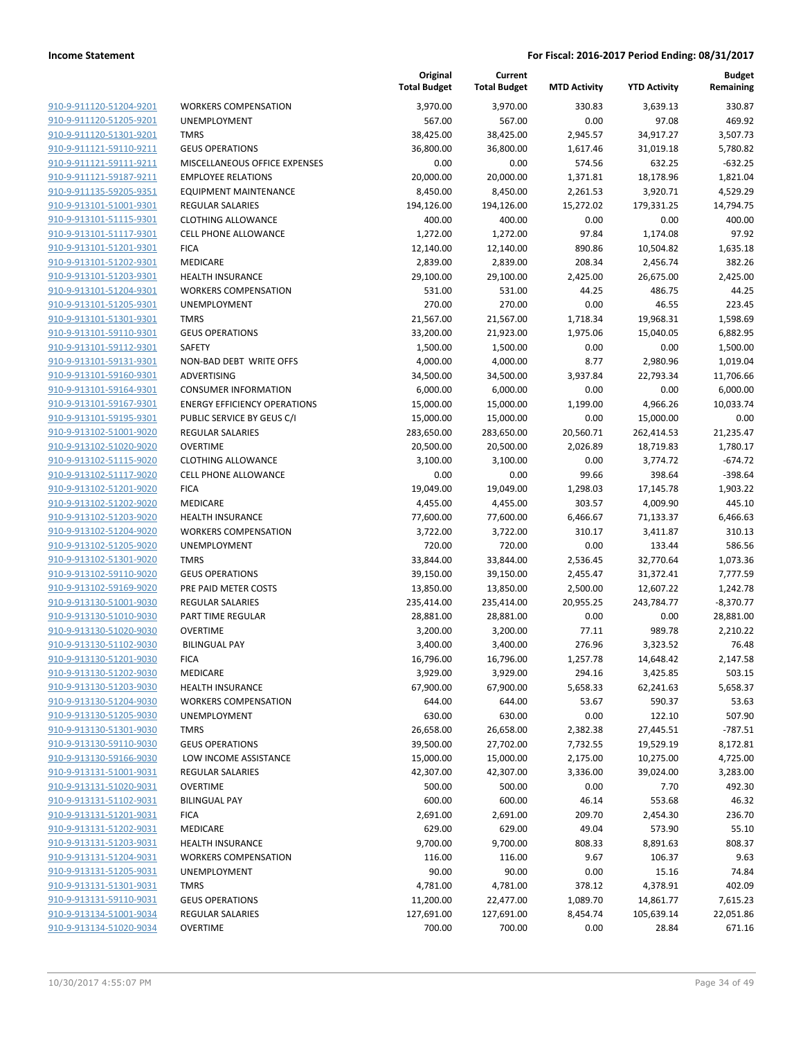**Income Statement** | **For Fiscal: 2016-2017 Period Ending: 08/31/2017**

| | | Original Total Budget | Current Total Budget | MTD Activity | YTD Activity | Budget Remaining |
|---|---|---|---|---|---|---|
| 910-9-911120-51204-9201 | WORKERS COMPENSATION | 3,970.00 | 3,970.00 | 330.83 | 3,639.13 | 330.87 |
| 910-9-911120-51205-9201 | UNEMPLOYMENT | 567.00 | 567.00 | 0.00 | 97.08 | 469.92 |
| 910-9-911120-51301-9201 | TMRS | 38,425.00 | 38,425.00 | 2,945.57 | 34,917.27 | 3,507.73 |
| 910-9-911121-59110-9211 | GEUS OPERATIONS | 36,800.00 | 36,800.00 | 1,617.46 | 31,019.18 | 5,780.82 |
| 910-9-911121-59111-9211 | MISCELLANEOUS OFFICE EXPENSES | 0.00 | 0.00 | 574.56 | 632.25 | -632.25 |
| 910-9-911121-59187-9211 | EMPLOYEE RELATIONS | 20,000.00 | 20,000.00 | 1,371.81 | 18,178.96 | 1,821.04 |
| 910-9-911135-59205-9351 | EQUIPMENT MAINTENANCE | 8,450.00 | 8,450.00 | 2,261.53 | 3,920.71 | 4,529.29 |
| 910-9-913101-51001-9301 | REGULAR SALARIES | 194,126.00 | 194,126.00 | 15,272.02 | 179,331.25 | 14,794.75 |
| 910-9-913101-51115-9301 | CLOTHING ALLOWANCE | 400.00 | 400.00 | 0.00 | 0.00 | 400.00 |
| 910-9-913101-51117-9301 | CELL PHONE ALLOWANCE | 1,272.00 | 1,272.00 | 97.84 | 1,174.08 | 97.92 |
| 910-9-913101-51201-9301 | FICA | 12,140.00 | 12,140.00 | 890.86 | 10,504.82 | 1,635.18 |
| 910-9-913101-51202-9301 | MEDICARE | 2,839.00 | 2,839.00 | 208.34 | 2,456.74 | 382.26 |
| 910-9-913101-51203-9301 | HEALTH INSURANCE | 29,100.00 | 29,100.00 | 2,425.00 | 26,675.00 | 2,425.00 |
| 910-9-913101-51204-9301 | WORKERS COMPENSATION | 531.00 | 531.00 | 44.25 | 486.75 | 44.25 |
| 910-9-913101-51205-9301 | UNEMPLOYMENT | 270.00 | 270.00 | 0.00 | 46.55 | 223.45 |
| 910-9-913101-51301-9301 | TMRS | 21,567.00 | 21,567.00 | 1,718.34 | 19,968.31 | 1,598.69 |
| 910-9-913101-59110-9301 | GEUS OPERATIONS | 33,200.00 | 21,923.00 | 1,975.06 | 15,040.05 | 6,882.95 |
| 910-9-913101-59112-9301 | SAFETY | 1,500.00 | 1,500.00 | 0.00 | 0.00 | 1,500.00 |
| 910-9-913101-59131-9301 | NON-BAD DEBT WRITE OFFS | 4,000.00 | 4,000.00 | 8.77 | 2,980.96 | 1,019.04 |
| 910-9-913101-59160-9301 | ADVERTISING | 34,500.00 | 34,500.00 | 3,937.84 | 22,793.34 | 11,706.66 |
| 910-9-913101-59164-9301 | CONSUMER INFORMATION | 6,000.00 | 6,000.00 | 0.00 | 0.00 | 6,000.00 |
| 910-9-913101-59167-9301 | ENERGY EFFICIENCY OPERATIONS | 15,000.00 | 15,000.00 | 1,199.00 | 4,966.26 | 10,033.74 |
| 910-9-913101-59195-9301 | PUBLIC SERVICE BY GEUS C/I | 15,000.00 | 15,000.00 | 0.00 | 15,000.00 | 0.00 |
| 910-9-913102-51001-9020 | REGULAR SALARIES | 283,650.00 | 283,650.00 | 20,560.71 | 262,414.53 | 21,235.47 |
| 910-9-913102-51020-9020 | OVERTIME | 20,500.00 | 20,500.00 | 2,026.89 | 18,719.83 | 1,780.17 |
| 910-9-913102-51115-9020 | CLOTHING ALLOWANCE | 3,100.00 | 3,100.00 | 0.00 | 3,774.72 | -674.72 |
| 910-9-913102-51117-9020 | CELL PHONE ALLOWANCE | 0.00 | 0.00 | 99.66 | 398.64 | -398.64 |
| 910-9-913102-51201-9020 | FICA | 19,049.00 | 19,049.00 | 1,298.03 | 17,145.78 | 1,903.22 |
| 910-9-913102-51202-9020 | MEDICARE | 4,455.00 | 4,455.00 | 303.57 | 4,009.90 | 445.10 |
| 910-9-913102-51203-9020 | HEALTH INSURANCE | 77,600.00 | 77,600.00 | 6,466.67 | 71,133.37 | 6,466.63 |
| 910-9-913102-51204-9020 | WORKERS COMPENSATION | 3,722.00 | 3,722.00 | 310.17 | 3,411.87 | 310.13 |
| 910-9-913102-51205-9020 | UNEMPLOYMENT | 720.00 | 720.00 | 0.00 | 133.44 | 586.56 |
| 910-9-913102-51301-9020 | TMRS | 33,844.00 | 33,844.00 | 2,536.45 | 32,770.64 | 1,073.36 |
| 910-9-913102-59110-9020 | GEUS OPERATIONS | 39,150.00 | 39,150.00 | 2,455.47 | 31,372.41 | 7,777.59 |
| 910-9-913102-59169-9020 | PRE PAID METER COSTS | 13,850.00 | 13,850.00 | 2,500.00 | 12,607.22 | 1,242.78 |
| 910-9-913130-51001-9030 | REGULAR SALARIES | 235,414.00 | 235,414.00 | 20,955.25 | 243,784.77 | -8,370.77 |
| 910-9-913130-51010-9030 | PART TIME REGULAR | 28,881.00 | 28,881.00 | 0.00 | 0.00 | 28,881.00 |
| 910-9-913130-51020-9030 | OVERTIME | 3,200.00 | 3,200.00 | 77.11 | 989.78 | 2,210.22 |
| 910-9-913130-51102-9030 | BILINGUAL PAY | 3,400.00 | 3,400.00 | 276.96 | 3,323.52 | 76.48 |
| 910-9-913130-51201-9030 | FICA | 16,796.00 | 16,796.00 | 1,257.78 | 14,648.42 | 2,147.58 |
| 910-9-913130-51202-9030 | MEDICARE | 3,929.00 | 3,929.00 | 294.16 | 3,425.85 | 503.15 |
| 910-9-913130-51203-9030 | HEALTH INSURANCE | 67,900.00 | 67,900.00 | 5,658.33 | 62,241.63 | 5,658.37 |
| 910-9-913130-51204-9030 | WORKERS COMPENSATION | 644.00 | 644.00 | 53.67 | 590.37 | 53.63 |
| 910-9-913130-51205-9030 | UNEMPLOYMENT | 630.00 | 630.00 | 0.00 | 122.10 | 507.90 |
| 910-9-913130-51301-9030 | TMRS | 26,658.00 | 26,658.00 | 2,382.38 | 27,445.51 | -787.51 |
| 910-9-913130-59110-9030 | GEUS OPERATIONS | 39,500.00 | 27,702.00 | 7,732.55 | 19,529.19 | 8,172.81 |
| 910-9-913130-59166-9030 | LOW INCOME ASSISTANCE | 15,000.00 | 15,000.00 | 2,175.00 | 10,275.00 | 4,725.00 |
| 910-9-913131-51001-9031 | REGULAR SALARIES | 42,307.00 | 42,307.00 | 3,336.00 | 39,024.00 | 3,283.00 |
| 910-9-913131-51020-9031 | OVERTIME | 500.00 | 500.00 | 0.00 | 7.70 | 492.30 |
| 910-9-913131-51102-9031 | BILINGUAL PAY | 600.00 | 600.00 | 46.14 | 553.68 | 46.32 |
| 910-9-913131-51201-9031 | FICA | 2,691.00 | 2,691.00 | 209.70 | 2,454.30 | 236.70 |
| 910-9-913131-51202-9031 | MEDICARE | 629.00 | 629.00 | 49.04 | 573.90 | 55.10 |
| 910-9-913131-51203-9031 | HEALTH INSURANCE | 9,700.00 | 9,700.00 | 808.33 | 8,891.63 | 808.37 |
| 910-9-913131-51204-9031 | WORKERS COMPENSATION | 116.00 | 116.00 | 9.67 | 106.37 | 9.63 |
| 910-9-913131-51205-9031 | UNEMPLOYMENT | 90.00 | 90.00 | 0.00 | 15.16 | 74.84 |
| 910-9-913131-51301-9031 | TMRS | 4,781.00 | 4,781.00 | 378.12 | 4,378.91 | 402.09 |
| 910-9-913131-59110-9031 | GEUS OPERATIONS | 11,200.00 | 22,477.00 | 1,089.70 | 14,861.77 | 7,615.23 |
| 910-9-913134-51001-9034 | REGULAR SALARIES | 127,691.00 | 127,691.00 | 8,454.74 | 105,639.14 | 22,051.86 |
| 910-9-913134-51020-9034 | OVERTIME | 700.00 | 700.00 | 0.00 | 28.84 | 671.16 |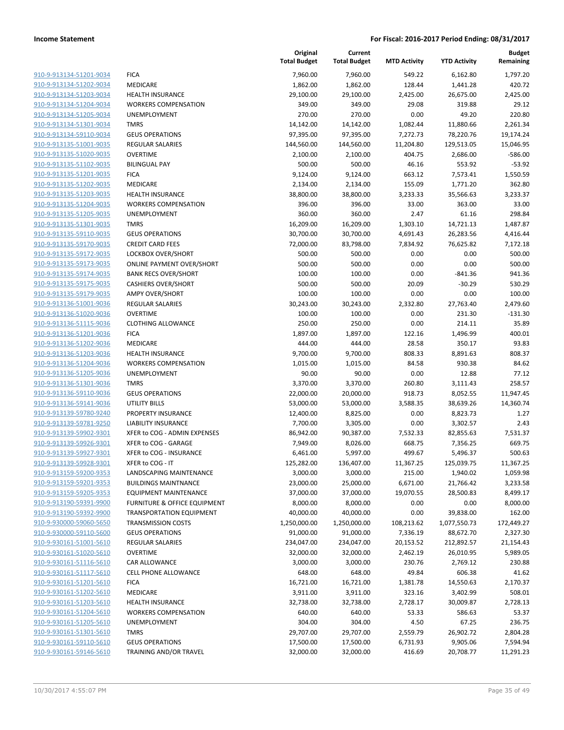**Income Statement** **For Fiscal: 2016-2017 Period Ending: 08/31/2017**

| | | Original Total Budget | Current Total Budget | MTD Activity | YTD Activity | Budget Remaining |
|---|---|---|---|---|---|---|
| 910-9-913134-51201-9034 | FICA | 7,960.00 | 7,960.00 | 549.22 | 6,162.80 | 1,797.20 |
| 910-9-913134-51202-9034 | MEDICARE | 1,862.00 | 1,862.00 | 128.44 | 1,441.28 | 420.72 |
| 910-9-913134-51203-9034 | HEALTH INSURANCE | 29,100.00 | 29,100.00 | 2,425.00 | 26,675.00 | 2,425.00 |
| 910-9-913134-51204-9034 | WORKERS COMPENSATION | 349.00 | 349.00 | 29.08 | 319.88 | 29.12 |
| 910-9-913134-51205-9034 | UNEMPLOYMENT | 270.00 | 270.00 | 0.00 | 49.20 | 220.80 |
| 910-9-913134-51301-9034 | TMRS | 14,142.00 | 14,142.00 | 1,082.44 | 11,880.66 | 2,261.34 |
| 910-9-913134-59110-9034 | GEUS OPERATIONS | 97,395.00 | 97,395.00 | 7,272.73 | 78,220.76 | 19,174.24 |
| 910-9-913135-51001-9035 | REGULAR SALARIES | 144,560.00 | 144,560.00 | 11,204.80 | 129,513.05 | 15,046.95 |
| 910-9-913135-51020-9035 | OVERTIME | 2,100.00 | 2,100.00 | 404.75 | 2,686.00 | -586.00 |
| 910-9-913135-51102-9035 | BILINGUAL PAY | 500.00 | 500.00 | 46.16 | 553.92 | -53.92 |
| 910-9-913135-51201-9035 | FICA | 9,124.00 | 9,124.00 | 663.12 | 7,573.41 | 1,550.59 |
| 910-9-913135-51202-9035 | MEDICARE | 2,134.00 | 2,134.00 | 155.09 | 1,771.20 | 362.80 |
| 910-9-913135-51203-9035 | HEALTH INSURANCE | 38,800.00 | 38,800.00 | 3,233.33 | 35,566.63 | 3,233.37 |
| 910-9-913135-51204-9035 | WORKERS COMPENSATION | 396.00 | 396.00 | 33.00 | 363.00 | 33.00 |
| 910-9-913135-51205-9035 | UNEMPLOYMENT | 360.00 | 360.00 | 2.47 | 61.16 | 298.84 |
| 910-9-913135-51301-9035 | TMRS | 16,209.00 | 16,209.00 | 1,303.10 | 14,721.13 | 1,487.87 |
| 910-9-913135-59110-9035 | GEUS OPERATIONS | 30,700.00 | 30,700.00 | 4,691.43 | 26,283.56 | 4,416.44 |
| 910-9-913135-59170-9035 | CREDIT CARD FEES | 72,000.00 | 83,798.00 | 7,834.92 | 76,625.82 | 7,172.18 |
| 910-9-913135-59172-9035 | LOCKBOX OVER/SHORT | 500.00 | 500.00 | 0.00 | 0.00 | 500.00 |
| 910-9-913135-59173-9035 | ONLINE PAYMENT OVER/SHORT | 500.00 | 500.00 | 0.00 | 0.00 | 500.00 |
| 910-9-913135-59174-9035 | BANK RECS OVER/SHORT | 100.00 | 100.00 | 0.00 | -841.36 | 941.36 |
| 910-9-913135-59175-9035 | CASHIERS OVER/SHORT | 500.00 | 500.00 | 20.09 | -30.29 | 530.29 |
| 910-9-913135-59179-9035 | AMPY OVER/SHORT | 100.00 | 100.00 | 0.00 | 0.00 | 100.00 |
| 910-9-913136-51001-9036 | REGULAR SALARIES | 30,243.00 | 30,243.00 | 2,332.80 | 27,763.40 | 2,479.60 |
| 910-9-913136-51020-9036 | OVERTIME | 100.00 | 100.00 | 0.00 | 231.30 | -131.30 |
| 910-9-913136-51115-9036 | CLOTHING ALLOWANCE | 250.00 | 250.00 | 0.00 | 214.11 | 35.89 |
| 910-9-913136-51201-9036 | FICA | 1,897.00 | 1,897.00 | 122.16 | 1,496.99 | 400.01 |
| 910-9-913136-51202-9036 | MEDICARE | 444.00 | 444.00 | 28.58 | 350.17 | 93.83 |
| 910-9-913136-51203-9036 | HEALTH INSURANCE | 9,700.00 | 9,700.00 | 808.33 | 8,891.63 | 808.37 |
| 910-9-913136-51204-9036 | WORKERS COMPENSATION | 1,015.00 | 1,015.00 | 84.58 | 930.38 | 84.62 |
| 910-9-913136-51205-9036 | UNEMPLOYMENT | 90.00 | 90.00 | 0.00 | 12.88 | 77.12 |
| 910-9-913136-51301-9036 | TMRS | 3,370.00 | 3,370.00 | 260.80 | 3,111.43 | 258.57 |
| 910-9-913136-59110-9036 | GEUS OPERATIONS | 22,000.00 | 20,000.00 | 918.73 | 8,052.55 | 11,947.45 |
| 910-9-913136-59141-9036 | UTILITY BILLS | 53,000.00 | 53,000.00 | 3,588.35 | 38,639.26 | 14,360.74 |
| 910-9-913139-59780-9240 | PROPERTY INSURANCE | 12,400.00 | 8,825.00 | 0.00 | 8,823.73 | 1.27 |
| 910-9-913139-59781-9250 | LIABILITY INSURANCE | 7,700.00 | 3,305.00 | 0.00 | 3,302.57 | 2.43 |
| 910-9-913139-59902-9301 | XFER to COG - ADMIN EXPENSES | 86,942.00 | 90,387.00 | 7,532.33 | 82,855.63 | 7,531.37 |
| 910-9-913139-59926-9301 | XFER to COG - GARAGE | 7,949.00 | 8,026.00 | 668.75 | 7,356.25 | 669.75 |
| 910-9-913139-59927-9301 | XFER to COG - INSURANCE | 6,461.00 | 5,997.00 | 499.67 | 5,496.37 | 500.63 |
| 910-9-913139-59928-9301 | XFER to COG - IT | 125,282.00 | 136,407.00 | 11,367.25 | 125,039.75 | 11,367.25 |
| 910-9-913159-59200-9353 | LANDSCAPING MAINTENANCE | 3,000.00 | 3,000.00 | 215.00 | 1,940.02 | 1,059.98 |
| 910-9-913159-59201-9353 | BUILDINGS MAINTNANCE | 23,000.00 | 25,000.00 | 6,671.00 | 21,766.42 | 3,233.58 |
| 910-9-913159-59205-9353 | EQUIPMENT MAINTENANCE | 37,000.00 | 37,000.00 | 19,070.55 | 28,500.83 | 8,499.17 |
| 910-9-913190-59391-9900 | FURNITURE & OFFICE EQUIPMENT | 8,000.00 | 8,000.00 | 0.00 | 0.00 | 8,000.00 |
| 910-9-913190-59392-9900 | TRANSPORTATION EQUIPMENT | 40,000.00 | 40,000.00 | 0.00 | 39,838.00 | 162.00 |
| 910-9-930000-59060-5650 | TRANSMISSION COSTS | 1,250,000.00 | 1,250,000.00 | 108,213.62 | 1,077,550.73 | 172,449.27 |
| 910-9-930000-59110-5600 | GEUS OPERATIONS | 91,000.00 | 91,000.00 | 7,336.19 | 88,672.70 | 2,327.30 |
| 910-9-930161-51001-5610 | REGULAR SALARIES | 234,047.00 | 234,047.00 | 20,153.52 | 212,892.57 | 21,154.43 |
| 910-9-930161-51020-5610 | OVERTIME | 32,000.00 | 32,000.00 | 2,462.19 | 26,010.95 | 5,989.05 |
| 910-9-930161-51116-5610 | CAR ALLOWANCE | 3,000.00 | 3,000.00 | 230.76 | 2,769.12 | 230.88 |
| 910-9-930161-51117-5610 | CELL PHONE ALLOWANCE | 648.00 | 648.00 | 49.84 | 606.38 | 41.62 |
| 910-9-930161-51201-5610 | FICA | 16,721.00 | 16,721.00 | 1,381.78 | 14,550.63 | 2,170.37 |
| 910-9-930161-51202-5610 | MEDICARE | 3,911.00 | 3,911.00 | 323.16 | 3,402.99 | 508.01 |
| 910-9-930161-51203-5610 | HEALTH INSURANCE | 32,738.00 | 32,738.00 | 2,728.17 | 30,009.87 | 2,728.13 |
| 910-9-930161-51204-5610 | WORKERS COMPENSATION | 640.00 | 640.00 | 53.33 | 586.63 | 53.37 |
| 910-9-930161-51205-5610 | UNEMPLOYMENT | 304.00 | 304.00 | 4.50 | 67.25 | 236.75 |
| 910-9-930161-51301-5610 | TMRS | 29,707.00 | 29,707.00 | 2,559.79 | 26,902.72 | 2,804.28 |
| 910-9-930161-59110-5610 | GEUS OPERATIONS | 17,500.00 | 17,500.00 | 6,731.93 | 9,905.06 | 7,594.94 |
| 910-9-930161-59146-5610 | TRAINING AND/OR TRAVEL | 32,000.00 | 32,000.00 | 416.69 | 20,708.77 | 11,291.23 |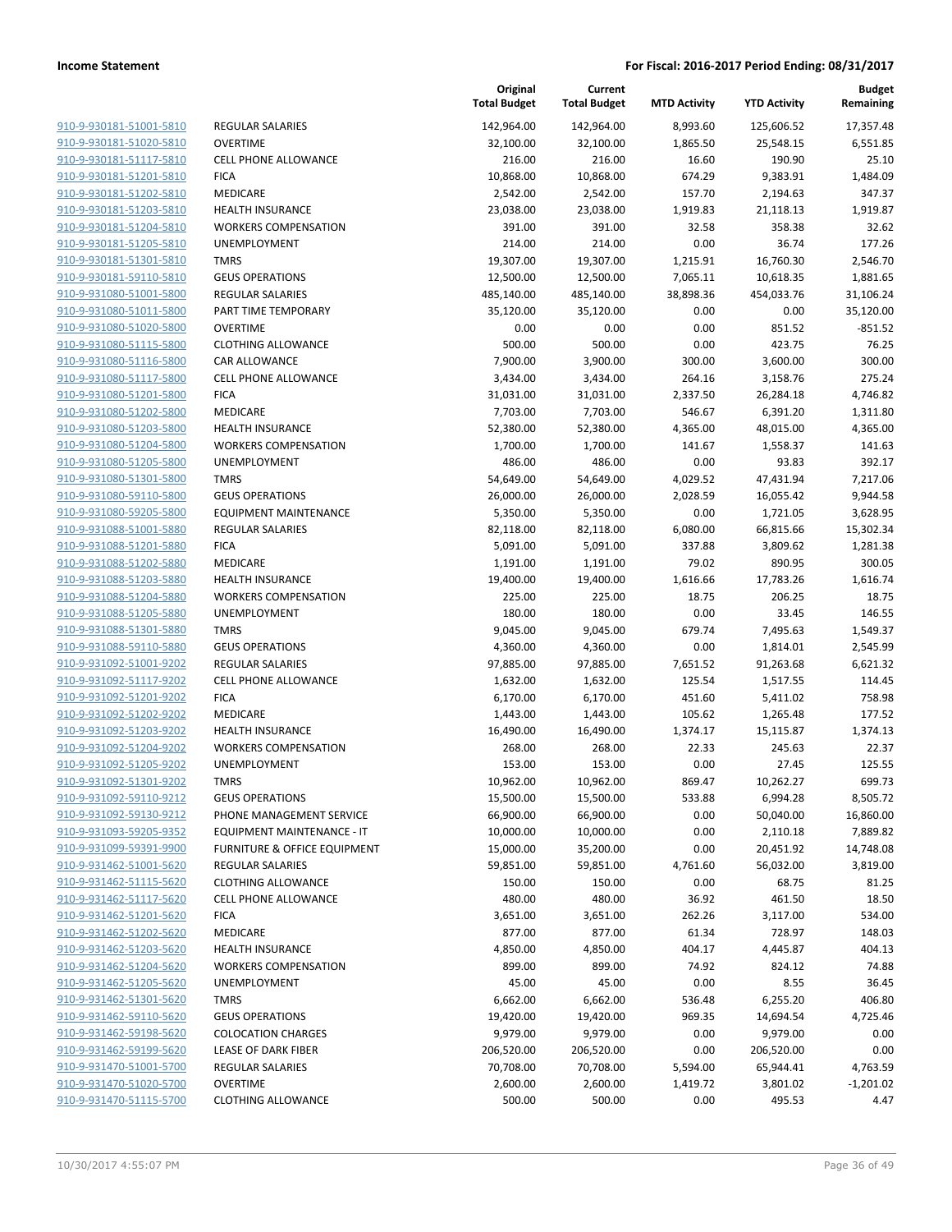**Income Statement** | **For Fiscal: 2016-2017 Period Ending: 08/31/2017**

| | | Original Total Budget | Current Total Budget | MTD Activity | YTD Activity | Budget Remaining |
|---|---|---|---|---|---|---|
| 910-9-930181-51001-5810 | REGULAR SALARIES | 142,964.00 | 142,964.00 | 8,993.60 | 125,606.52 | 17,357.48 |
| 910-9-930181-51020-5810 | OVERTIME | 32,100.00 | 32,100.00 | 1,865.50 | 25,548.15 | 6,551.85 |
| 910-9-930181-51117-5810 | CELL PHONE ALLOWANCE | 216.00 | 216.00 | 16.60 | 190.90 | 25.10 |
| 910-9-930181-51201-5810 | FICA | 10,868.00 | 10,868.00 | 674.29 | 9,383.91 | 1,484.09 |
| 910-9-930181-51202-5810 | MEDICARE | 2,542.00 | 2,542.00 | 157.70 | 2,194.63 | 347.37 |
| 910-9-930181-51203-5810 | HEALTH INSURANCE | 23,038.00 | 23,038.00 | 1,919.83 | 21,118.13 | 1,919.87 |
| 910-9-930181-51204-5810 | WORKERS COMPENSATION | 391.00 | 391.00 | 32.58 | 358.38 | 32.62 |
| 910-9-930181-51205-5810 | UNEMPLOYMENT | 214.00 | 214.00 | 0.00 | 36.74 | 177.26 |
| 910-9-930181-51301-5810 | TMRS | 19,307.00 | 19,307.00 | 1,215.91 | 16,760.30 | 2,546.70 |
| 910-9-930181-59110-5810 | GEUS OPERATIONS | 12,500.00 | 12,500.00 | 7,065.11 | 10,618.35 | 1,881.65 |
| 910-9-931080-51001-5800 | REGULAR SALARIES | 485,140.00 | 485,140.00 | 38,898.36 | 454,033.76 | 31,106.24 |
| 910-9-931080-51011-5800 | PART TIME TEMPORARY | 35,120.00 | 35,120.00 | 0.00 | 0.00 | 35,120.00 |
| 910-9-931080-51020-5800 | OVERTIME | 0.00 | 0.00 | 0.00 | 851.52 | -851.52 |
| 910-9-931080-51115-5800 | CLOTHING ALLOWANCE | 500.00 | 500.00 | 0.00 | 423.75 | 76.25 |
| 910-9-931080-51116-5800 | CAR ALLOWANCE | 7,900.00 | 3,900.00 | 300.00 | 3,600.00 | 300.00 |
| 910-9-931080-51117-5800 | CELL PHONE ALLOWANCE | 3,434.00 | 3,434.00 | 264.16 | 3,158.76 | 275.24 |
| 910-9-931080-51201-5800 | FICA | 31,031.00 | 31,031.00 | 2,337.50 | 26,284.18 | 4,746.82 |
| 910-9-931080-51202-5800 | MEDICARE | 7,703.00 | 7,703.00 | 546.67 | 6,391.20 | 1,311.80 |
| 910-9-931080-51203-5800 | HEALTH INSURANCE | 52,380.00 | 52,380.00 | 4,365.00 | 48,015.00 | 4,365.00 |
| 910-9-931080-51204-5800 | WORKERS COMPENSATION | 1,700.00 | 1,700.00 | 141.67 | 1,558.37 | 141.63 |
| 910-9-931080-51205-5800 | UNEMPLOYMENT | 486.00 | 486.00 | 0.00 | 93.83 | 392.17 |
| 910-9-931080-51301-5800 | TMRS | 54,649.00 | 54,649.00 | 4,029.52 | 47,431.94 | 7,217.06 |
| 910-9-931080-59110-5800 | GEUS OPERATIONS | 26,000.00 | 26,000.00 | 2,028.59 | 16,055.42 | 9,944.58 |
| 910-9-931080-59205-5800 | EQUIPMENT MAINTENANCE | 5,350.00 | 5,350.00 | 0.00 | 1,721.05 | 3,628.95 |
| 910-9-931088-51001-5880 | REGULAR SALARIES | 82,118.00 | 82,118.00 | 6,080.00 | 66,815.66 | 15,302.34 |
| 910-9-931088-51201-5880 | FICA | 5,091.00 | 5,091.00 | 337.88 | 3,809.62 | 1,281.38 |
| 910-9-931088-51202-5880 | MEDICARE | 1,191.00 | 1,191.00 | 79.02 | 890.95 | 300.05 |
| 910-9-931088-51203-5880 | HEALTH INSURANCE | 19,400.00 | 19,400.00 | 1,616.66 | 17,783.26 | 1,616.74 |
| 910-9-931088-51204-5880 | WORKERS COMPENSATION | 225.00 | 225.00 | 18.75 | 206.25 | 18.75 |
| 910-9-931088-51205-5880 | UNEMPLOYMENT | 180.00 | 180.00 | 0.00 | 33.45 | 146.55 |
| 910-9-931088-51301-5880 | TMRS | 9,045.00 | 9,045.00 | 679.74 | 7,495.63 | 1,549.37 |
| 910-9-931088-59110-5880 | GEUS OPERATIONS | 4,360.00 | 4,360.00 | 0.00 | 1,814.01 | 2,545.99 |
| 910-9-931092-51001-9202 | REGULAR SALARIES | 97,885.00 | 97,885.00 | 7,651.52 | 91,263.68 | 6,621.32 |
| 910-9-931092-51117-9202 | CELL PHONE ALLOWANCE | 1,632.00 | 1,632.00 | 125.54 | 1,517.55 | 114.45 |
| 910-9-931092-51201-9202 | FICA | 6,170.00 | 6,170.00 | 451.60 | 5,411.02 | 758.98 |
| 910-9-931092-51202-9202 | MEDICARE | 1,443.00 | 1,443.00 | 105.62 | 1,265.48 | 177.52 |
| 910-9-931092-51203-9202 | HEALTH INSURANCE | 16,490.00 | 16,490.00 | 1,374.17 | 15,115.87 | 1,374.13 |
| 910-9-931092-51204-9202 | WORKERS COMPENSATION | 268.00 | 268.00 | 22.33 | 245.63 | 22.37 |
| 910-9-931092-51205-9202 | UNEMPLOYMENT | 153.00 | 153.00 | 0.00 | 27.45 | 125.55 |
| 910-9-931092-51301-9202 | TMRS | 10,962.00 | 10,962.00 | 869.47 | 10,262.27 | 699.73 |
| 910-9-931092-59110-9212 | GEUS OPERATIONS | 15,500.00 | 15,500.00 | 533.88 | 6,994.28 | 8,505.72 |
| 910-9-931092-59130-9212 | PHONE MANAGEMENT SERVICE | 66,900.00 | 66,900.00 | 0.00 | 50,040.00 | 16,860.00 |
| 910-9-931093-59205-9352 | EQUIPMENT MAINTENANCE - IT | 10,000.00 | 10,000.00 | 0.00 | 2,110.18 | 7,889.82 |
| 910-9-931099-59391-9900 | FURNITURE & OFFICE EQUIPMENT | 15,000.00 | 35,200.00 | 0.00 | 20,451.92 | 14,748.08 |
| 910-9-931462-51001-5620 | REGULAR SALARIES | 59,851.00 | 59,851.00 | 4,761.60 | 56,032.00 | 3,819.00 |
| 910-9-931462-51115-5620 | CLOTHING ALLOWANCE | 150.00 | 150.00 | 0.00 | 68.75 | 81.25 |
| 910-9-931462-51117-5620 | CELL PHONE ALLOWANCE | 480.00 | 480.00 | 36.92 | 461.50 | 18.50 |
| 910-9-931462-51201-5620 | FICA | 3,651.00 | 3,651.00 | 262.26 | 3,117.00 | 534.00 |
| 910-9-931462-51202-5620 | MEDICARE | 877.00 | 877.00 | 61.34 | 728.97 | 148.03 |
| 910-9-931462-51203-5620 | HEALTH INSURANCE | 4,850.00 | 4,850.00 | 404.17 | 4,445.87 | 404.13 |
| 910-9-931462-51204-5620 | WORKERS COMPENSATION | 899.00 | 899.00 | 74.92 | 824.12 | 74.88 |
| 910-9-931462-51205-5620 | UNEMPLOYMENT | 45.00 | 45.00 | 0.00 | 8.55 | 36.45 |
| 910-9-931462-51301-5620 | TMRS | 6,662.00 | 6,662.00 | 536.48 | 6,255.20 | 406.80 |
| 910-9-931462-59110-5620 | GEUS OPERATIONS | 19,420.00 | 19,420.00 | 969.35 | 14,694.54 | 4,725.46 |
| 910-9-931462-59198-5620 | COLOCATION CHARGES | 9,979.00 | 9,979.00 | 0.00 | 9,979.00 | 0.00 |
| 910-9-931462-59199-5620 | LEASE OF DARK FIBER | 206,520.00 | 206,520.00 | 0.00 | 206,520.00 | 0.00 |
| 910-9-931470-51001-5700 | REGULAR SALARIES | 70,708.00 | 70,708.00 | 5,594.00 | 65,944.41 | 4,763.59 |
| 910-9-931470-51020-5700 | OVERTIME | 2,600.00 | 2,600.00 | 1,419.72 | 3,801.02 | -1,201.02 |
| 910-9-931470-51115-5700 | CLOTHING ALLOWANCE | 500.00 | 500.00 | 0.00 | 495.53 | 4.47 |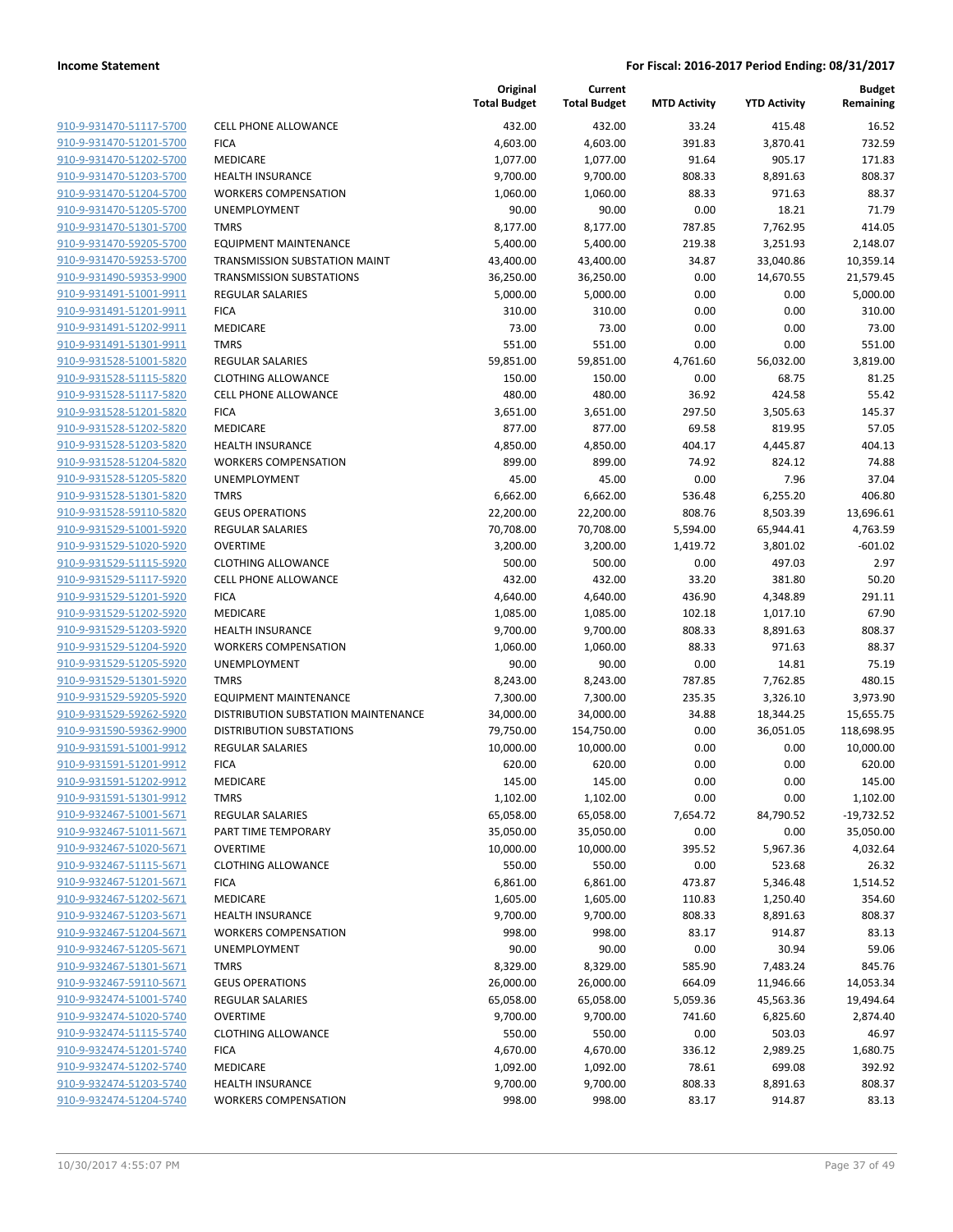**Income Statement** | **For Fiscal: 2016-2017 Period Ending: 08/31/2017**

| | | Original Total Budget | Current Total Budget | MTD Activity | YTD Activity | Budget Remaining |
|---|---|---|---|---|---|---|
| 910-9-931470-51117-5700 | CELL PHONE ALLOWANCE | 432.00 | 432.00 | 33.24 | 415.48 | 16.52 |
| 910-9-931470-51201-5700 | FICA | 4,603.00 | 4,603.00 | 391.83 | 3,870.41 | 732.59 |
| 910-9-931470-51202-5700 | MEDICARE | 1,077.00 | 1,077.00 | 91.64 | 905.17 | 171.83 |
| 910-9-931470-51203-5700 | HEALTH INSURANCE | 9,700.00 | 9,700.00 | 808.33 | 8,891.63 | 808.37 |
| 910-9-931470-51204-5700 | WORKERS COMPENSATION | 1,060.00 | 1,060.00 | 88.33 | 971.63 | 88.37 |
| 910-9-931470-51205-5700 | UNEMPLOYMENT | 90.00 | 90.00 | 0.00 | 18.21 | 71.79 |
| 910-9-931470-51301-5700 | TMRS | 8,177.00 | 8,177.00 | 787.85 | 7,762.95 | 414.05 |
| 910-9-931470-59205-5700 | EQUIPMENT MAINTENANCE | 5,400.00 | 5,400.00 | 219.38 | 3,251.93 | 2,148.07 |
| 910-9-931470-59253-5700 | TRANSMISSION SUBSTATION MAINT | 43,400.00 | 43,400.00 | 34.87 | 33,040.86 | 10,359.14 |
| 910-9-931490-59353-9900 | TRANSMISSION SUBSTATIONS | 36,250.00 | 36,250.00 | 0.00 | 14,670.55 | 21,579.45 |
| 910-9-931491-51001-9911 | REGULAR SALARIES | 5,000.00 | 5,000.00 | 0.00 | 0.00 | 5,000.00 |
| 910-9-931491-51201-9911 | FICA | 310.00 | 310.00 | 0.00 | 0.00 | 310.00 |
| 910-9-931491-51202-9911 | MEDICARE | 73.00 | 73.00 | 0.00 | 0.00 | 73.00 |
| 910-9-931491-51301-9911 | TMRS | 551.00 | 551.00 | 0.00 | 0.00 | 551.00 |
| 910-9-931528-51001-5820 | REGULAR SALARIES | 59,851.00 | 59,851.00 | 4,761.60 | 56,032.00 | 3,819.00 |
| 910-9-931528-51115-5820 | CLOTHING ALLOWANCE | 150.00 | 150.00 | 0.00 | 68.75 | 81.25 |
| 910-9-931528-51117-5820 | CELL PHONE ALLOWANCE | 480.00 | 480.00 | 36.92 | 424.58 | 55.42 |
| 910-9-931528-51201-5820 | FICA | 3,651.00 | 3,651.00 | 297.50 | 3,505.63 | 145.37 |
| 910-9-931528-51202-5820 | MEDICARE | 877.00 | 877.00 | 69.58 | 819.95 | 57.05 |
| 910-9-931528-51203-5820 | HEALTH INSURANCE | 4,850.00 | 4,850.00 | 404.17 | 4,445.87 | 404.13 |
| 910-9-931528-51204-5820 | WORKERS COMPENSATION | 899.00 | 899.00 | 74.92 | 824.12 | 74.88 |
| 910-9-931528-51205-5820 | UNEMPLOYMENT | 45.00 | 45.00 | 0.00 | 7.96 | 37.04 |
| 910-9-931528-51301-5820 | TMRS | 6,662.00 | 6,662.00 | 536.48 | 6,255.20 | 406.80 |
| 910-9-931528-59110-5820 | GEUS OPERATIONS | 22,200.00 | 22,200.00 | 808.76 | 8,503.39 | 13,696.61 |
| 910-9-931529-51001-5920 | REGULAR SALARIES | 70,708.00 | 70,708.00 | 5,594.00 | 65,944.41 | 4,763.59 |
| 910-9-931529-51020-5920 | OVERTIME | 3,200.00 | 3,200.00 | 1,419.72 | 3,801.02 | -601.02 |
| 910-9-931529-51115-5920 | CLOTHING ALLOWANCE | 500.00 | 500.00 | 0.00 | 497.03 | 2.97 |
| 910-9-931529-51117-5920 | CELL PHONE ALLOWANCE | 432.00 | 432.00 | 33.20 | 381.80 | 50.20 |
| 910-9-931529-51201-5920 | FICA | 4,640.00 | 4,640.00 | 436.90 | 4,348.89 | 291.11 |
| 910-9-931529-51202-5920 | MEDICARE | 1,085.00 | 1,085.00 | 102.18 | 1,017.10 | 67.90 |
| 910-9-931529-51203-5920 | HEALTH INSURANCE | 9,700.00 | 9,700.00 | 808.33 | 8,891.63 | 808.37 |
| 910-9-931529-51204-5920 | WORKERS COMPENSATION | 1,060.00 | 1,060.00 | 88.33 | 971.63 | 88.37 |
| 910-9-931529-51205-5920 | UNEMPLOYMENT | 90.00 | 90.00 | 0.00 | 14.81 | 75.19 |
| 910-9-931529-51301-5920 | TMRS | 8,243.00 | 8,243.00 | 787.85 | 7,762.85 | 480.15 |
| 910-9-931529-59205-5920 | EQUIPMENT MAINTENANCE | 7,300.00 | 7,300.00 | 235.35 | 3,326.10 | 3,973.90 |
| 910-9-931529-59262-5920 | DISTRIBUTION SUBSTATION MAINTENANCE | 34,000.00 | 34,000.00 | 34.88 | 18,344.25 | 15,655.75 |
| 910-9-931590-59362-9900 | DISTRIBUTION SUBSTATIONS | 79,750.00 | 154,750.00 | 0.00 | 36,051.05 | 118,698.95 |
| 910-9-931591-51001-9912 | REGULAR SALARIES | 10,000.00 | 10,000.00 | 0.00 | 0.00 | 10,000.00 |
| 910-9-931591-51201-9912 | FICA | 620.00 | 620.00 | 0.00 | 0.00 | 620.00 |
| 910-9-931591-51202-9912 | MEDICARE | 145.00 | 145.00 | 0.00 | 0.00 | 145.00 |
| 910-9-931591-51301-9912 | TMRS | 1,102.00 | 1,102.00 | 0.00 | 0.00 | 1,102.00 |
| 910-9-932467-51001-5671 | REGULAR SALARIES | 65,058.00 | 65,058.00 | 7,654.72 | 84,790.52 | -19,732.52 |
| 910-9-932467-51011-5671 | PART TIME TEMPORARY | 35,050.00 | 35,050.00 | 0.00 | 0.00 | 35,050.00 |
| 910-9-932467-51020-5671 | OVERTIME | 10,000.00 | 10,000.00 | 395.52 | 5,967.36 | 4,032.64 |
| 910-9-932467-51115-5671 | CLOTHING ALLOWANCE | 550.00 | 550.00 | 0.00 | 523.68 | 26.32 |
| 910-9-932467-51201-5671 | FICA | 6,861.00 | 6,861.00 | 473.87 | 5,346.48 | 1,514.52 |
| 910-9-932467-51202-5671 | MEDICARE | 1,605.00 | 1,605.00 | 110.83 | 1,250.40 | 354.60 |
| 910-9-932467-51203-5671 | HEALTH INSURANCE | 9,700.00 | 9,700.00 | 808.33 | 8,891.63 | 808.37 |
| 910-9-932467-51204-5671 | WORKERS COMPENSATION | 998.00 | 998.00 | 83.17 | 914.87 | 83.13 |
| 910-9-932467-51205-5671 | UNEMPLOYMENT | 90.00 | 90.00 | 0.00 | 30.94 | 59.06 |
| 910-9-932467-51301-5671 | TMRS | 8,329.00 | 8,329.00 | 585.90 | 7,483.24 | 845.76 |
| 910-9-932467-59110-5671 | GEUS OPERATIONS | 26,000.00 | 26,000.00 | 664.09 | 11,946.66 | 14,053.34 |
| 910-9-932474-51001-5740 | REGULAR SALARIES | 65,058.00 | 65,058.00 | 5,059.36 | 45,563.36 | 19,494.64 |
| 910-9-932474-51020-5740 | OVERTIME | 9,700.00 | 9,700.00 | 741.60 | 6,825.60 | 2,874.40 |
| 910-9-932474-51115-5740 | CLOTHING ALLOWANCE | 550.00 | 550.00 | 0.00 | 503.03 | 46.97 |
| 910-9-932474-51201-5740 | FICA | 4,670.00 | 4,670.00 | 336.12 | 2,989.25 | 1,680.75 |
| 910-9-932474-51202-5740 | MEDICARE | 1,092.00 | 1,092.00 | 78.61 | 699.08 | 392.92 |
| 910-9-932474-51203-5740 | HEALTH INSURANCE | 9,700.00 | 9,700.00 | 808.33 | 8,891.63 | 808.37 |
| 910-9-932474-51204-5740 | WORKERS COMPENSATION | 998.00 | 998.00 | 83.17 | 914.87 | 83.13 |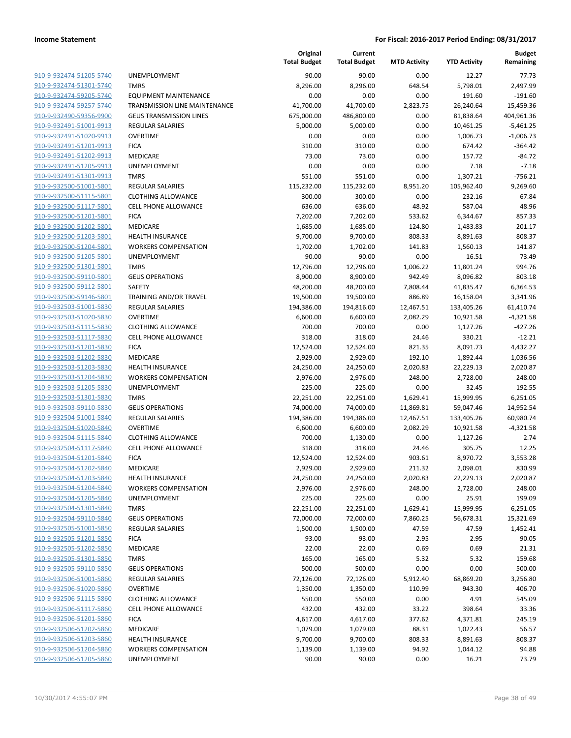**Income Statement** | **For Fiscal: 2016-2017 Period Ending: 08/31/2017**

| | | Original Total Budget | Current Total Budget | MTD Activity | YTD Activity | Budget Remaining |
|---|---|---|---|---|---|---|
| 910-9-932474-51205-5740 | UNEMPLOYMENT | 90.00 | 90.00 | 0.00 | 12.27 | 77.73 |
| 910-9-932474-51301-5740 | TMRS | 8,296.00 | 8,296.00 | 648.54 | 5,798.01 | 2,497.99 |
| 910-9-932474-59205-5740 | EQUIPMENT MAINTENANCE | 0.00 | 0.00 | 0.00 | 191.60 | -191.60 |
| 910-9-932474-59257-5740 | TRANSMISSION LINE MAINTENANCE | 41,700.00 | 41,700.00 | 2,823.75 | 26,240.64 | 15,459.36 |
| 910-9-932490-59356-9900 | GEUS TRANSMISSION LINES | 675,000.00 | 486,800.00 | 0.00 | 81,838.64 | 404,961.36 |
| 910-9-932491-51001-9913 | REGULAR SALARIES | 5,000.00 | 5,000.00 | 0.00 | 10,461.25 | -5,461.25 |
| 910-9-932491-51020-9913 | OVERTIME | 0.00 | 0.00 | 0.00 | 1,006.73 | -1,006.73 |
| 910-9-932491-51201-9913 | FICA | 310.00 | 310.00 | 0.00 | 674.42 | -364.42 |
| 910-9-932491-51202-9913 | MEDICARE | 73.00 | 73.00 | 0.00 | 157.72 | -84.72 |
| 910-9-932491-51205-9913 | UNEMPLOYMENT | 0.00 | 0.00 | 0.00 | 7.18 | -7.18 |
| 910-9-932491-51301-9913 | TMRS | 551.00 | 551.00 | 0.00 | 1,307.21 | -756.21 |
| 910-9-932500-51001-5801 | REGULAR SALARIES | 115,232.00 | 115,232.00 | 8,951.20 | 105,962.40 | 9,269.60 |
| 910-9-932500-51115-5801 | CLOTHING ALLOWANCE | 300.00 | 300.00 | 0.00 | 232.16 | 67.84 |
| 910-9-932500-51117-5801 | CELL PHONE ALLOWANCE | 636.00 | 636.00 | 48.92 | 587.04 | 48.96 |
| 910-9-932500-51201-5801 | FICA | 7,202.00 | 7,202.00 | 533.62 | 6,344.67 | 857.33 |
| 910-9-932500-51202-5801 | MEDICARE | 1,685.00 | 1,685.00 | 124.80 | 1,483.83 | 201.17 |
| 910-9-932500-51203-5801 | HEALTH INSURANCE | 9,700.00 | 9,700.00 | 808.33 | 8,891.63 | 808.37 |
| 910-9-932500-51204-5801 | WORKERS COMPENSATION | 1,702.00 | 1,702.00 | 141.83 | 1,560.13 | 141.87 |
| 910-9-932500-51205-5801 | UNEMPLOYMENT | 90.00 | 90.00 | 0.00 | 16.51 | 73.49 |
| 910-9-932500-51301-5801 | TMRS | 12,796.00 | 12,796.00 | 1,006.22 | 11,801.24 | 994.76 |
| 910-9-932500-59110-5801 | GEUS OPERATIONS | 8,900.00 | 8,900.00 | 942.49 | 8,096.82 | 803.18 |
| 910-9-932500-59112-5801 | SAFETY | 48,200.00 | 48,200.00 | 7,808.44 | 41,835.47 | 6,364.53 |
| 910-9-932500-59146-5801 | TRAINING AND/OR TRAVEL | 19,500.00 | 19,500.00 | 886.89 | 16,158.04 | 3,341.96 |
| 910-9-932503-51001-5830 | REGULAR SALARIES | 194,386.00 | 194,816.00 | 12,467.51 | 133,405.26 | 61,410.74 |
| 910-9-932503-51020-5830 | OVERTIME | 6,600.00 | 6,600.00 | 2,082.29 | 10,921.58 | -4,321.58 |
| 910-9-932503-51115-5830 | CLOTHING ALLOWANCE | 700.00 | 700.00 | 0.00 | 1,127.26 | -427.26 |
| 910-9-932503-51117-5830 | CELL PHONE ALLOWANCE | 318.00 | 318.00 | 24.46 | 330.21 | -12.21 |
| 910-9-932503-51201-5830 | FICA | 12,524.00 | 12,524.00 | 821.35 | 8,091.73 | 4,432.27 |
| 910-9-932503-51202-5830 | MEDICARE | 2,929.00 | 2,929.00 | 192.10 | 1,892.44 | 1,036.56 |
| 910-9-932503-51203-5830 | HEALTH INSURANCE | 24,250.00 | 24,250.00 | 2,020.83 | 22,229.13 | 2,020.87 |
| 910-9-932503-51204-5830 | WORKERS COMPENSATION | 2,976.00 | 2,976.00 | 248.00 | 2,728.00 | 248.00 |
| 910-9-932503-51205-5830 | UNEMPLOYMENT | 225.00 | 225.00 | 0.00 | 32.45 | 192.55 |
| 910-9-932503-51301-5830 | TMRS | 22,251.00 | 22,251.00 | 1,629.41 | 15,999.95 | 6,251.05 |
| 910-9-932503-59110-5830 | GEUS OPERATIONS | 74,000.00 | 74,000.00 | 11,869.81 | 59,047.46 | 14,952.54 |
| 910-9-932504-51001-5840 | REGULAR SALARIES | 194,386.00 | 194,386.00 | 12,467.51 | 133,405.26 | 60,980.74 |
| 910-9-932504-51020-5840 | OVERTIME | 6,600.00 | 6,600.00 | 2,082.29 | 10,921.58 | -4,321.58 |
| 910-9-932504-51115-5840 | CLOTHING ALLOWANCE | 700.00 | 1,130.00 | 0.00 | 1,127.26 | 2.74 |
| 910-9-932504-51117-5840 | CELL PHONE ALLOWANCE | 318.00 | 318.00 | 24.46 | 305.75 | 12.25 |
| 910-9-932504-51201-5840 | FICA | 12,524.00 | 12,524.00 | 903.61 | 8,970.72 | 3,553.28 |
| 910-9-932504-51202-5840 | MEDICARE | 2,929.00 | 2,929.00 | 211.32 | 2,098.01 | 830.99 |
| 910-9-932504-51203-5840 | HEALTH INSURANCE | 24,250.00 | 24,250.00 | 2,020.83 | 22,229.13 | 2,020.87 |
| 910-9-932504-51204-5840 | WORKERS COMPENSATION | 2,976.00 | 2,976.00 | 248.00 | 2,728.00 | 248.00 |
| 910-9-932504-51205-5840 | UNEMPLOYMENT | 225.00 | 225.00 | 0.00 | 25.91 | 199.09 |
| 910-9-932504-51301-5840 | TMRS | 22,251.00 | 22,251.00 | 1,629.41 | 15,999.95 | 6,251.05 |
| 910-9-932504-59110-5840 | GEUS OPERATIONS | 72,000.00 | 72,000.00 | 7,860.25 | 56,678.31 | 15,321.69 |
| 910-9-932505-51001-5850 | REGULAR SALARIES | 1,500.00 | 1,500.00 | 47.59 | 47.59 | 1,452.41 |
| 910-9-932505-51201-5850 | FICA | 93.00 | 93.00 | 2.95 | 2.95 | 90.05 |
| 910-9-932505-51202-5850 | MEDICARE | 22.00 | 22.00 | 0.69 | 0.69 | 21.31 |
| 910-9-932505-51301-5850 | TMRS | 165.00 | 165.00 | 5.32 | 5.32 | 159.68 |
| 910-9-932505-59110-5850 | GEUS OPERATIONS | 500.00 | 500.00 | 0.00 | 0.00 | 500.00 |
| 910-9-932506-51001-5860 | REGULAR SALARIES | 72,126.00 | 72,126.00 | 5,912.40 | 68,869.20 | 3,256.80 |
| 910-9-932506-51020-5860 | OVERTIME | 1,350.00 | 1,350.00 | 110.99 | 943.30 | 406.70 |
| 910-9-932506-51115-5860 | CLOTHING ALLOWANCE | 550.00 | 550.00 | 0.00 | 4.91 | 545.09 |
| 910-9-932506-51117-5860 | CELL PHONE ALLOWANCE | 432.00 | 432.00 | 33.22 | 398.64 | 33.36 |
| 910-9-932506-51201-5860 | FICA | 4,617.00 | 4,617.00 | 377.62 | 4,371.81 | 245.19 |
| 910-9-932506-51202-5860 | MEDICARE | 1,079.00 | 1,079.00 | 88.31 | 1,022.43 | 56.57 |
| 910-9-932506-51203-5860 | HEALTH INSURANCE | 9,700.00 | 9,700.00 | 808.33 | 8,891.63 | 808.37 |
| 910-9-932506-51204-5860 | WORKERS COMPENSATION | 1,139.00 | 1,139.00 | 94.92 | 1,044.12 | 94.88 |
| 910-9-932506-51205-5860 | UNEMPLOYMENT | 90.00 | 90.00 | 0.00 | 16.21 | 73.79 |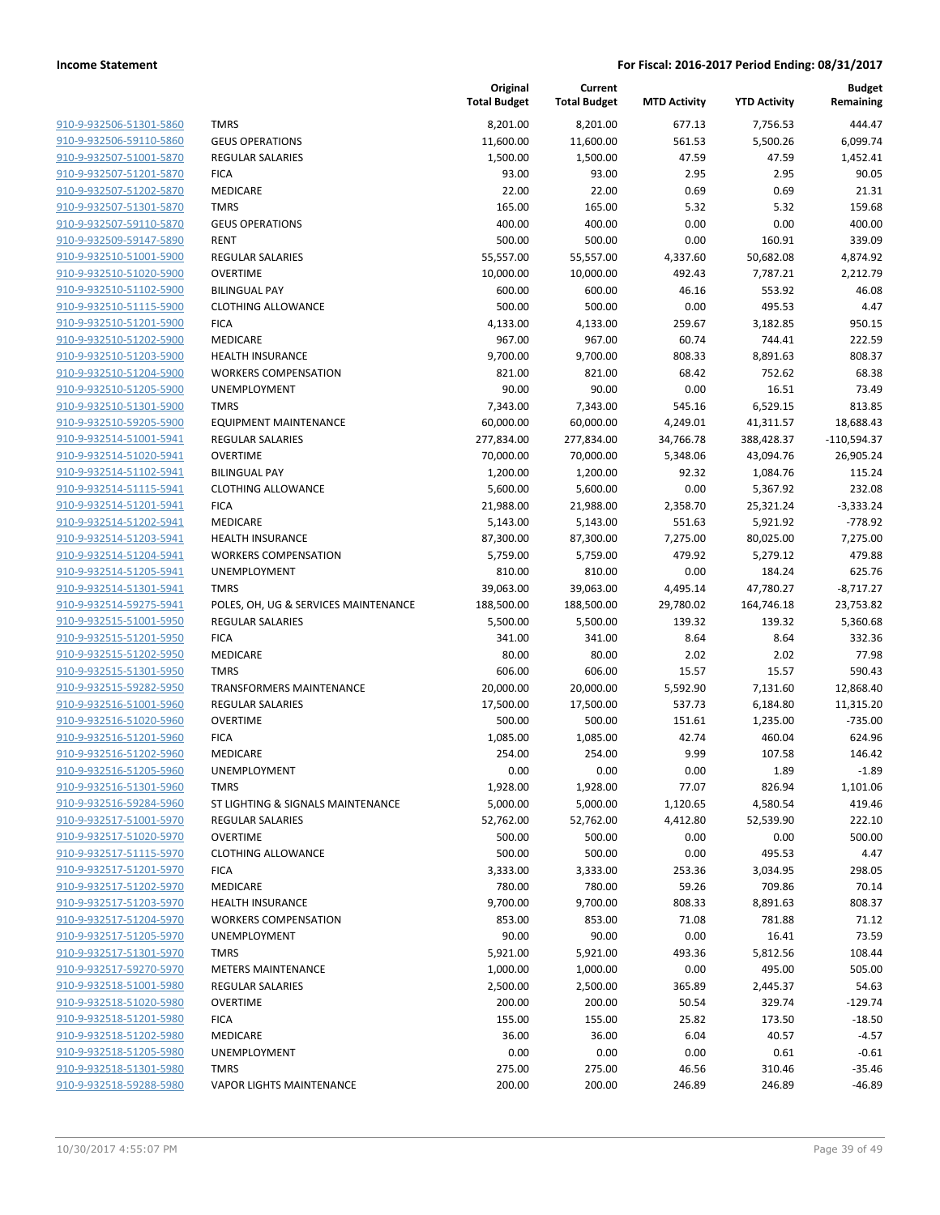| | | Original Total Budget | Current Total Budget | MTD Activity | YTD Activity | Budget Remaining |
|---|---|---|---|---|---|---|
| 910-9-932506-51301-5860 | TMRS | 8,201.00 | 8,201.00 | 677.13 | 7,756.53 | 444.47 |
| 910-9-932506-59110-5860 | GEUS OPERATIONS | 11,600.00 | 11,600.00 | 561.53 | 5,500.26 | 6,099.74 |
| 910-9-932507-51001-5870 | REGULAR SALARIES | 1,500.00 | 1,500.00 | 47.59 | 47.59 | 1,452.41 |
| 910-9-932507-51201-5870 | FICA | 93.00 | 93.00 | 2.95 | 2.95 | 90.05 |
| 910-9-932507-51202-5870 | MEDICARE | 22.00 | 22.00 | 0.69 | 0.69 | 21.31 |
| 910-9-932507-51301-5870 | TMRS | 165.00 | 165.00 | 5.32 | 5.32 | 159.68 |
| 910-9-932507-59110-5870 | GEUS OPERATIONS | 400.00 | 400.00 | 0.00 | 0.00 | 400.00 |
| 910-9-932509-59147-5890 | RENT | 500.00 | 500.00 | 0.00 | 160.91 | 339.09 |
| 910-9-932510-51001-5900 | REGULAR SALARIES | 55,557.00 | 55,557.00 | 4,337.60 | 50,682.08 | 4,874.92 |
| 910-9-932510-51020-5900 | OVERTIME | 10,000.00 | 10,000.00 | 492.43 | 7,787.21 | 2,212.79 |
| 910-9-932510-51102-5900 | BILINGUAL PAY | 600.00 | 600.00 | 46.16 | 553.92 | 46.08 |
| 910-9-932510-51115-5900 | CLOTHING ALLOWANCE | 500.00 | 500.00 | 0.00 | 495.53 | 4.47 |
| 910-9-932510-51201-5900 | FICA | 4,133.00 | 4,133.00 | 259.67 | 3,182.85 | 950.15 |
| 910-9-932510-51202-5900 | MEDICARE | 967.00 | 967.00 | 60.74 | 744.41 | 222.59 |
| 910-9-932510-51203-5900 | HEALTH INSURANCE | 9,700.00 | 9,700.00 | 808.33 | 8,891.63 | 808.37 |
| 910-9-932510-51204-5900 | WORKERS COMPENSATION | 821.00 | 821.00 | 68.42 | 752.62 | 68.38 |
| 910-9-932510-51205-5900 | UNEMPLOYMENT | 90.00 | 90.00 | 0.00 | 16.51 | 73.49 |
| 910-9-932510-51301-5900 | TMRS | 7,343.00 | 7,343.00 | 545.16 | 6,529.15 | 813.85 |
| 910-9-932510-59205-5900 | EQUIPMENT MAINTENANCE | 60,000.00 | 60,000.00 | 4,249.01 | 41,311.57 | 18,688.43 |
| 910-9-932514-51001-5941 | REGULAR SALARIES | 277,834.00 | 277,834.00 | 34,766.78 | 388,428.37 | -110,594.37 |
| 910-9-932514-51020-5941 | OVERTIME | 70,000.00 | 70,000.00 | 5,348.06 | 43,094.76 | 26,905.24 |
| 910-9-932514-51102-5941 | BILINGUAL PAY | 1,200.00 | 1,200.00 | 92.32 | 1,084.76 | 115.24 |
| 910-9-932514-51115-5941 | CLOTHING ALLOWANCE | 5,600.00 | 5,600.00 | 0.00 | 5,367.92 | 232.08 |
| 910-9-932514-51201-5941 | FICA | 21,988.00 | 21,988.00 | 2,358.70 | 25,321.24 | -3,333.24 |
| 910-9-932514-51202-5941 | MEDICARE | 5,143.00 | 5,143.00 | 551.63 | 5,921.92 | -778.92 |
| 910-9-932514-51203-5941 | HEALTH INSURANCE | 87,300.00 | 87,300.00 | 7,275.00 | 80,025.00 | 7,275.00 |
| 910-9-932514-51204-5941 | WORKERS COMPENSATION | 5,759.00 | 5,759.00 | 479.92 | 5,279.12 | 479.88 |
| 910-9-932514-51205-5941 | UNEMPLOYMENT | 810.00 | 810.00 | 0.00 | 184.24 | 625.76 |
| 910-9-932514-51301-5941 | TMRS | 39,063.00 | 39,063.00 | 4,495.14 | 47,780.27 | -8,717.27 |
| 910-9-932514-59275-5941 | POLES, OH, UG & SERVICES MAINTENANCE | 188,500.00 | 188,500.00 | 29,780.02 | 164,746.18 | 23,753.82 |
| 910-9-932515-51001-5950 | REGULAR SALARIES | 5,500.00 | 5,500.00 | 139.32 | 139.32 | 5,360.68 |
| 910-9-932515-51201-5950 | FICA | 341.00 | 341.00 | 8.64 | 8.64 | 332.36 |
| 910-9-932515-51202-5950 | MEDICARE | 80.00 | 80.00 | 2.02 | 2.02 | 77.98 |
| 910-9-932515-51301-5950 | TMRS | 606.00 | 606.00 | 15.57 | 15.57 | 590.43 |
| 910-9-932515-59282-5950 | TRANSFORMERS MAINTENANCE | 20,000.00 | 20,000.00 | 5,592.90 | 7,131.60 | 12,868.40 |
| 910-9-932516-51001-5960 | REGULAR SALARIES | 17,500.00 | 17,500.00 | 537.73 | 6,184.80 | 11,315.20 |
| 910-9-932516-51020-5960 | OVERTIME | 500.00 | 500.00 | 151.61 | 1,235.00 | -735.00 |
| 910-9-932516-51201-5960 | FICA | 1,085.00 | 1,085.00 | 42.74 | 460.04 | 624.96 |
| 910-9-932516-51202-5960 | MEDICARE | 254.00 | 254.00 | 9.99 | 107.58 | 146.42 |
| 910-9-932516-51205-5960 | UNEMPLOYMENT | 0.00 | 0.00 | 0.00 | 1.89 | -1.89 |
| 910-9-932516-51301-5960 | TMRS | 1,928.00 | 1,928.00 | 77.07 | 826.94 | 1,101.06 |
| 910-9-932516-59284-5960 | ST LIGHTING & SIGNALS MAINTENANCE | 5,000.00 | 5,000.00 | 1,120.65 | 4,580.54 | 419.46 |
| 910-9-932517-51001-5970 | REGULAR SALARIES | 52,762.00 | 52,762.00 | 4,412.80 | 52,539.90 | 222.10 |
| 910-9-932517-51020-5970 | OVERTIME | 500.00 | 500.00 | 0.00 | 0.00 | 500.00 |
| 910-9-932517-51115-5970 | CLOTHING ALLOWANCE | 500.00 | 500.00 | 0.00 | 495.53 | 4.47 |
| 910-9-932517-51201-5970 | FICA | 3,333.00 | 3,333.00 | 253.36 | 3,034.95 | 298.05 |
| 910-9-932517-51202-5970 | MEDICARE | 780.00 | 780.00 | 59.26 | 709.86 | 70.14 |
| 910-9-932517-51203-5970 | HEALTH INSURANCE | 9,700.00 | 9,700.00 | 808.33 | 8,891.63 | 808.37 |
| 910-9-932517-51204-5970 | WORKERS COMPENSATION | 853.00 | 853.00 | 71.08 | 781.88 | 71.12 |
| 910-9-932517-51205-5970 | UNEMPLOYMENT | 90.00 | 90.00 | 0.00 | 16.41 | 73.59 |
| 910-9-932517-51301-5970 | TMRS | 5,921.00 | 5,921.00 | 493.36 | 5,812.56 | 108.44 |
| 910-9-932517-59270-5970 | METERS MAINTENANCE | 1,000.00 | 1,000.00 | 0.00 | 495.00 | 505.00 |
| 910-9-932518-51001-5980 | REGULAR SALARIES | 2,500.00 | 2,500.00 | 365.89 | 2,445.37 | 54.63 |
| 910-9-932518-51020-5980 | OVERTIME | 200.00 | 200.00 | 50.54 | 329.74 | -129.74 |
| 910-9-932518-51201-5980 | FICA | 155.00 | 155.00 | 25.82 | 173.50 | -18.50 |
| 910-9-932518-51202-5980 | MEDICARE | 36.00 | 36.00 | 6.04 | 40.57 | -4.57 |
| 910-9-932518-51205-5980 | UNEMPLOYMENT | 0.00 | 0.00 | 0.00 | 0.61 | -0.61 |
| 910-9-932518-51301-5980 | TMRS | 275.00 | 275.00 | 46.56 | 310.46 | -35.46 |
| 910-9-932518-59288-5980 | VAPOR LIGHTS MAINTENANCE | 200.00 | 200.00 | 246.89 | 246.89 | -46.89 |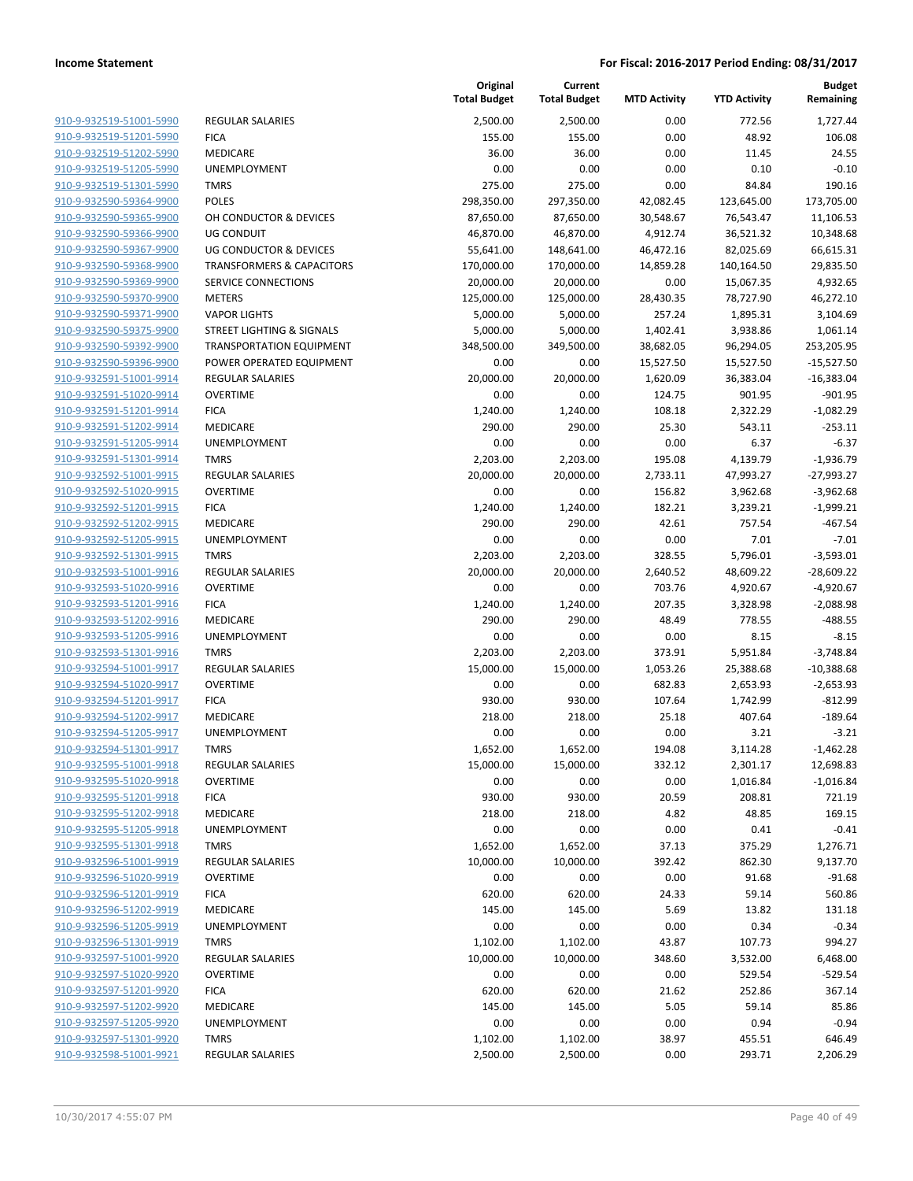**Income Statement** | **For Fiscal: 2016-2017 Period Ending: 08/31/2017**

| | | Original Total Budget | Current Total Budget | MTD Activity | YTD Activity | Budget Remaining |
|---|---|---|---|---|---|---|
| 910-9-932519-51001-5990 | REGULAR SALARIES | 2,500.00 | 2,500.00 | 0.00 | 772.56 | 1,727.44 |
| 910-9-932519-51201-5990 | FICA | 155.00 | 155.00 | 0.00 | 48.92 | 106.08 |
| 910-9-932519-51202-5990 | MEDICARE | 36.00 | 36.00 | 0.00 | 11.45 | 24.55 |
| 910-9-932519-51205-5990 | UNEMPLOYMENT | 0.00 | 0.00 | 0.00 | 0.10 | -0.10 |
| 910-9-932519-51301-5990 | TMRS | 275.00 | 275.00 | 0.00 | 84.84 | 190.16 |
| 910-9-932590-59364-9900 | POLES | 298,350.00 | 297,350.00 | 42,082.45 | 123,645.00 | 173,705.00 |
| 910-9-932590-59365-9900 | OH CONDUCTOR & DEVICES | 87,650.00 | 87,650.00 | 30,548.67 | 76,543.47 | 11,106.53 |
| 910-9-932590-59366-9900 | UG CONDUIT | 46,870.00 | 46,870.00 | 4,912.74 | 36,521.32 | 10,348.68 |
| 910-9-932590-59367-9900 | UG CONDUCTOR & DEVICES | 55,641.00 | 148,641.00 | 46,472.16 | 82,025.69 | 66,615.31 |
| 910-9-932590-59368-9900 | TRANSFORMERS & CAPACITORS | 170,000.00 | 170,000.00 | 14,859.28 | 140,164.50 | 29,835.50 |
| 910-9-932590-59369-9900 | SERVICE CONNECTIONS | 20,000.00 | 20,000.00 | 0.00 | 15,067.35 | 4,932.65 |
| 910-9-932590-59370-9900 | METERS | 125,000.00 | 125,000.00 | 28,430.35 | 78,727.90 | 46,272.10 |
| 910-9-932590-59371-9900 | VAPOR LIGHTS | 5,000.00 | 5,000.00 | 257.24 | 1,895.31 | 3,104.69 |
| 910-9-932590-59375-9900 | STREET LIGHTING & SIGNALS | 5,000.00 | 5,000.00 | 1,402.41 | 3,938.86 | 1,061.14 |
| 910-9-932590-59392-9900 | TRANSPORTATION EQUIPMENT | 348,500.00 | 349,500.00 | 38,682.05 | 96,294.05 | 253,205.95 |
| 910-9-932590-59396-9900 | POWER OPERATED EQUIPMENT | 0.00 | 0.00 | 15,527.50 | 15,527.50 | -15,527.50 |
| 910-9-932591-51001-9914 | REGULAR SALARIES | 20,000.00 | 20,000.00 | 1,620.09 | 36,383.04 | -16,383.04 |
| 910-9-932591-51020-9914 | OVERTIME | 0.00 | 0.00 | 124.75 | 901.95 | -901.95 |
| 910-9-932591-51201-9914 | FICA | 1,240.00 | 1,240.00 | 108.18 | 2,322.29 | -1,082.29 |
| 910-9-932591-51202-9914 | MEDICARE | 290.00 | 290.00 | 25.30 | 543.11 | -253.11 |
| 910-9-932591-51205-9914 | UNEMPLOYMENT | 0.00 | 0.00 | 0.00 | 6.37 | -6.37 |
| 910-9-932591-51301-9914 | TMRS | 2,203.00 | 2,203.00 | 195.08 | 4,139.79 | -1,936.79 |
| 910-9-932592-51001-9915 | REGULAR SALARIES | 20,000.00 | 20,000.00 | 2,733.11 | 47,993.27 | -27,993.27 |
| 910-9-932592-51020-9915 | OVERTIME | 0.00 | 0.00 | 156.82 | 3,962.68 | -3,962.68 |
| 910-9-932592-51201-9915 | FICA | 1,240.00 | 1,240.00 | 182.21 | 3,239.21 | -1,999.21 |
| 910-9-932592-51202-9915 | MEDICARE | 290.00 | 290.00 | 42.61 | 757.54 | -467.54 |
| 910-9-932592-51205-9915 | UNEMPLOYMENT | 0.00 | 0.00 | 0.00 | 7.01 | -7.01 |
| 910-9-932592-51301-9915 | TMRS | 2,203.00 | 2,203.00 | 328.55 | 5,796.01 | -3,593.01 |
| 910-9-932593-51001-9916 | REGULAR SALARIES | 20,000.00 | 20,000.00 | 2,640.52 | 48,609.22 | -28,609.22 |
| 910-9-932593-51020-9916 | OVERTIME | 0.00 | 0.00 | 703.76 | 4,920.67 | -4,920.67 |
| 910-9-932593-51201-9916 | FICA | 1,240.00 | 1,240.00 | 207.35 | 3,328.98 | -2,088.98 |
| 910-9-932593-51202-9916 | MEDICARE | 290.00 | 290.00 | 48.49 | 778.55 | -488.55 |
| 910-9-932593-51205-9916 | UNEMPLOYMENT | 0.00 | 0.00 | 0.00 | 8.15 | -8.15 |
| 910-9-932593-51301-9916 | TMRS | 2,203.00 | 2,203.00 | 373.91 | 5,951.84 | -3,748.84 |
| 910-9-932594-51001-9917 | REGULAR SALARIES | 15,000.00 | 15,000.00 | 1,053.26 | 25,388.68 | -10,388.68 |
| 910-9-932594-51020-9917 | OVERTIME | 0.00 | 0.00 | 682.83 | 2,653.93 | -2,653.93 |
| 910-9-932594-51201-9917 | FICA | 930.00 | 930.00 | 107.64 | 1,742.99 | -812.99 |
| 910-9-932594-51202-9917 | MEDICARE | 218.00 | 218.00 | 25.18 | 407.64 | -189.64 |
| 910-9-932594-51205-9917 | UNEMPLOYMENT | 0.00 | 0.00 | 0.00 | 3.21 | -3.21 |
| 910-9-932594-51301-9917 | TMRS | 1,652.00 | 1,652.00 | 194.08 | 3,114.28 | -1,462.28 |
| 910-9-932595-51001-9918 | REGULAR SALARIES | 15,000.00 | 15,000.00 | 332.12 | 2,301.17 | 12,698.83 |
| 910-9-932595-51020-9918 | OVERTIME | 0.00 | 0.00 | 0.00 | 1,016.84 | -1,016.84 |
| 910-9-932595-51201-9918 | FICA | 930.00 | 930.00 | 20.59 | 208.81 | 721.19 |
| 910-9-932595-51202-9918 | MEDICARE | 218.00 | 218.00 | 4.82 | 48.85 | 169.15 |
| 910-9-932595-51205-9918 | UNEMPLOYMENT | 0.00 | 0.00 | 0.00 | 0.41 | -0.41 |
| 910-9-932595-51301-9918 | TMRS | 1,652.00 | 1,652.00 | 37.13 | 375.29 | 1,276.71 |
| 910-9-932596-51001-9919 | REGULAR SALARIES | 10,000.00 | 10,000.00 | 392.42 | 862.30 | 9,137.70 |
| 910-9-932596-51020-9919 | OVERTIME | 0.00 | 0.00 | 0.00 | 91.68 | -91.68 |
| 910-9-932596-51201-9919 | FICA | 620.00 | 620.00 | 24.33 | 59.14 | 560.86 |
| 910-9-932596-51202-9919 | MEDICARE | 145.00 | 145.00 | 5.69 | 13.82 | 131.18 |
| 910-9-932596-51205-9919 | UNEMPLOYMENT | 0.00 | 0.00 | 0.00 | 0.34 | -0.34 |
| 910-9-932596-51301-9919 | TMRS | 1,102.00 | 1,102.00 | 43.87 | 107.73 | 994.27 |
| 910-9-932597-51001-9920 | REGULAR SALARIES | 10,000.00 | 10,000.00 | 348.60 | 3,532.00 | 6,468.00 |
| 910-9-932597-51020-9920 | OVERTIME | 0.00 | 0.00 | 0.00 | 529.54 | -529.54 |
| 910-9-932597-51201-9920 | FICA | 620.00 | 620.00 | 21.62 | 252.86 | 367.14 |
| 910-9-932597-51202-9920 | MEDICARE | 145.00 | 145.00 | 5.05 | 59.14 | 85.86 |
| 910-9-932597-51205-9920 | UNEMPLOYMENT | 0.00 | 0.00 | 0.00 | 0.94 | -0.94 |
| 910-9-932597-51301-9920 | TMRS | 1,102.00 | 1,102.00 | 38.97 | 455.51 | 646.49 |
| 910-9-932598-51001-9921 | REGULAR SALARIES | 2,500.00 | 2,500.00 | 0.00 | 293.71 | 2,206.29 |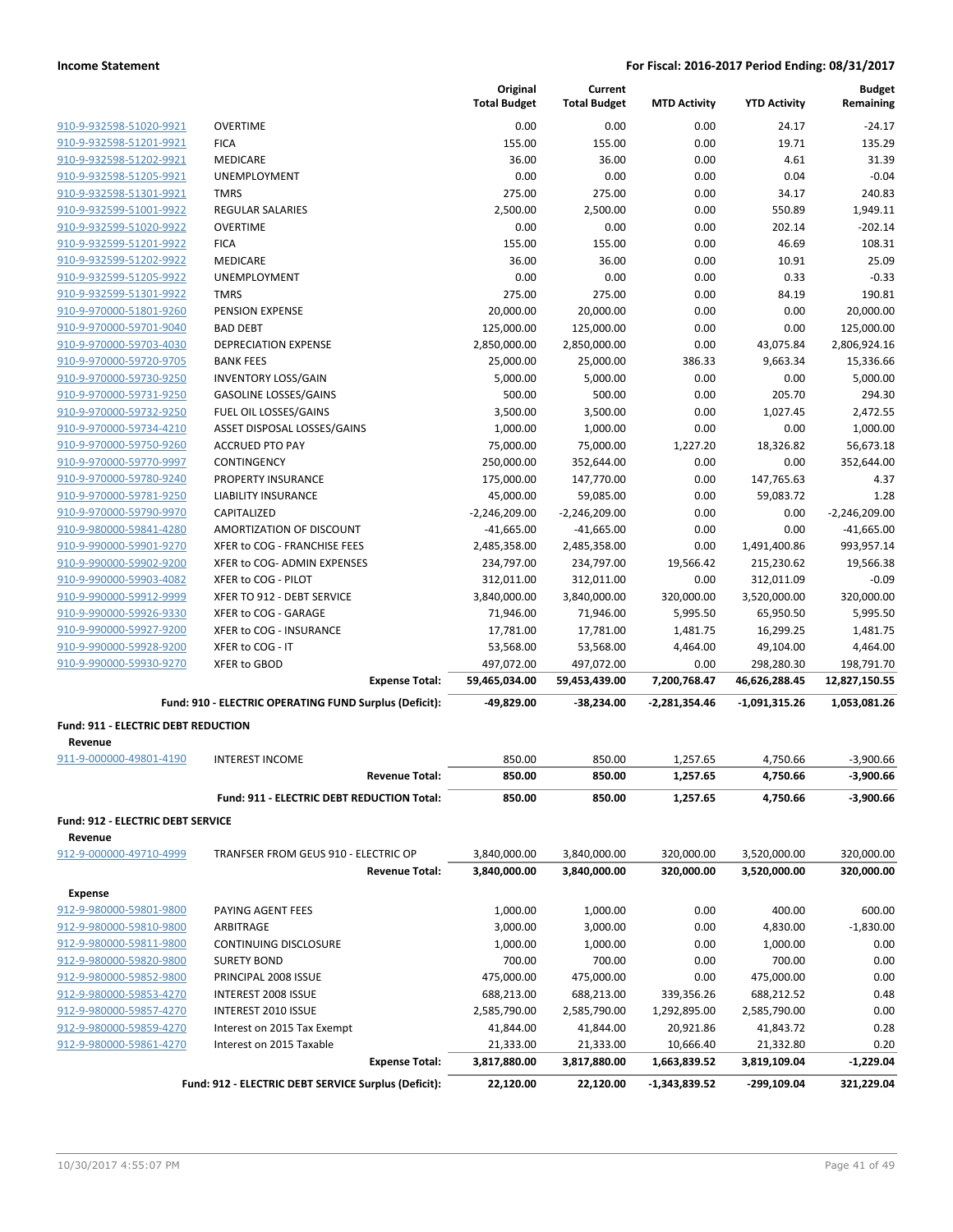**Income Statement** **For Fiscal: 2016-2017 Period Ending: 08/31/2017**

| | | Original Total Budget | Current Total Budget | MTD Activity | YTD Activity | Budget Remaining |
|---|---|---|---|---|---|---|
| 910-9-932598-51020-9921 | OVERTIME | 0.00 | 0.00 | 0.00 | 24.17 | -24.17 |
| 910-9-932598-51201-9921 | FICA | 155.00 | 155.00 | 0.00 | 19.71 | 135.29 |
| 910-9-932598-51202-9921 | MEDICARE | 36.00 | 36.00 | 0.00 | 4.61 | 31.39 |
| 910-9-932598-51205-9921 | UNEMPLOYMENT | 0.00 | 0.00 | 0.00 | 0.04 | -0.04 |
| 910-9-932598-51301-9921 | TMRS | 275.00 | 275.00 | 0.00 | 34.17 | 240.83 |
| 910-9-932599-51001-9922 | REGULAR SALARIES | 2,500.00 | 2,500.00 | 0.00 | 550.89 | 1,949.11 |
| 910-9-932599-51020-9922 | OVERTIME | 0.00 | 0.00 | 0.00 | 202.14 | -202.14 |
| 910-9-932599-51201-9922 | FICA | 155.00 | 155.00 | 0.00 | 46.69 | 108.31 |
| 910-9-932599-51202-9922 | MEDICARE | 36.00 | 36.00 | 0.00 | 10.91 | 25.09 |
| 910-9-932599-51205-9922 | UNEMPLOYMENT | 0.00 | 0.00 | 0.00 | 0.33 | -0.33 |
| 910-9-932599-51301-9922 | TMRS | 275.00 | 275.00 | 0.00 | 84.19 | 190.81 |
| 910-9-970000-51801-9260 | PENSION EXPENSE | 20,000.00 | 20,000.00 | 0.00 | 0.00 | 20,000.00 |
| 910-9-970000-59701-9040 | BAD DEBT | 125,000.00 | 125,000.00 | 0.00 | 0.00 | 125,000.00 |
| 910-9-970000-59703-4030 | DEPRECIATION EXPENSE | 2,850,000.00 | 2,850,000.00 | 0.00 | 43,075.84 | 2,806,924.16 |
| 910-9-970000-59720-9705 | BANK FEES | 25,000.00 | 25,000.00 | 386.33 | 9,663.34 | 15,336.66 |
| 910-9-970000-59730-9250 | INVENTORY LOSS/GAIN | 5,000.00 | 5,000.00 | 0.00 | 0.00 | 5,000.00 |
| 910-9-970000-59731-9250 | GASOLINE LOSSES/GAINS | 500.00 | 500.00 | 0.00 | 205.70 | 294.30 |
| 910-9-970000-59732-9250 | FUEL OIL LOSSES/GAINS | 3,500.00 | 3,500.00 | 0.00 | 1,027.45 | 2,472.55 |
| 910-9-970000-59734-4210 | ASSET DISPOSAL LOSSES/GAINS | 1,000.00 | 1,000.00 | 0.00 | 0.00 | 1,000.00 |
| 910-9-970000-59750-9260 | ACCRUED PTO PAY | 75,000.00 | 75,000.00 | 1,227.20 | 18,326.82 | 56,673.18 |
| 910-9-970000-59770-9997 | CONTINGENCY | 250,000.00 | 352,644.00 | 0.00 | 0.00 | 352,644.00 |
| 910-9-970000-59780-9240 | PROPERTY INSURANCE | 175,000.00 | 147,770.00 | 0.00 | 147,765.63 | 4.37 |
| 910-9-970000-59781-9250 | LIABILITY INSURANCE | 45,000.00 | 59,085.00 | 0.00 | 59,083.72 | 1.28 |
| 910-9-970000-59790-9970 | CAPITALIZED | -2,246,209.00 | -2,246,209.00 | 0.00 | 0.00 | -2,246,209.00 |
| 910-9-980000-59841-4280 | AMORTIZATION OF DISCOUNT | -41,665.00 | -41,665.00 | 0.00 | 0.00 | -41,665.00 |
| 910-9-990000-59901-9270 | XFER to COG - FRANCHISE FEES | 2,485,358.00 | 2,485,358.00 | 0.00 | 1,491,400.86 | 993,957.14 |
| 910-9-990000-59902-9200 | XFER to COG- ADMIN EXPENSES | 234,797.00 | 234,797.00 | 19,566.42 | 215,230.62 | 19,566.38 |
| 910-9-990000-59903-4082 | XFER to COG - PILOT | 312,011.00 | 312,011.00 | 0.00 | 312,011.09 | -0.09 |
| 910-9-990000-59912-9999 | XFER TO 912 - DEBT SERVICE | 3,840,000.00 | 3,840,000.00 | 320,000.00 | 3,520,000.00 | 320,000.00 |
| 910-9-990000-59926-9330 | XFER to COG - GARAGE | 71,946.00 | 71,946.00 | 5,995.50 | 65,950.50 | 5,995.50 |
| 910-9-990000-59927-9200 | XFER to COG - INSURANCE | 17,781.00 | 17,781.00 | 1,481.75 | 16,299.25 | 1,481.75 |
| 910-9-990000-59928-9200 | XFER to COG - IT | 53,568.00 | 53,568.00 | 4,464.00 | 49,104.00 | 4,464.00 |
| 910-9-990000-59930-9270 | XFER to GBOD | 497,072.00 | 497,072.00 | 0.00 | 298,280.30 | 198,791.70 |
| | **Expense Total:** | **59,465,034.00** | **59,453,439.00** | **7,200,768.47** | **46,626,288.45** | **12,827,150.55** |
| | **Fund: 910 - ELECTRIC OPERATING FUND Surplus (Deficit):** | **-49,829.00** | **-38,234.00** | **-2,281,354.46** | **-1,091,315.26** | **1,053,081.26** |

**Fund: 911 - ELECTRIC DEBT REDUCTION**

**Revenue**

| | | Original Total Budget | Current Total Budget | MTD Activity | YTD Activity | Budget Remaining |
|---|---|---|---|---|---|---|
| 911-9-000000-49801-4190 | INTEREST INCOME | 850.00 | 850.00 | 1,257.65 | 4,750.66 | -3,900.66 |
| | **Revenue Total:** | **850.00** | **850.00** | **1,257.65** | **4,750.66** | **-3,900.66** |
| | **Fund: 911 - ELECTRIC DEBT REDUCTION Total:** | **850.00** | **850.00** | **1,257.65** | **4,750.66** | **-3,900.66** |

**Fund: 912 - ELECTRIC DEBT SERVICE**

**Revenue**

| | | Original Total Budget | Current Total Budget | MTD Activity | YTD Activity | Budget Remaining |
|---|---|---|---|---|---|---|
| 912-9-000000-49710-4999 | TRANFSER FROM GEUS 910 - ELECTRIC OP | 3,840,000.00 | 3,840,000.00 | 320,000.00 | 3,520,000.00 | 320,000.00 |
| | **Revenue Total:** | **3,840,000.00** | **3,840,000.00** | **320,000.00** | **3,520,000.00** | **320,000.00** |

**Expense**

| | | Original Total Budget | Current Total Budget | MTD Activity | YTD Activity | Budget Remaining |
|---|---|---|---|---|---|---|
| 912-9-980000-59801-9800 | PAYING AGENT FEES | 1,000.00 | 1,000.00 | 0.00 | 400.00 | 600.00 |
| 912-9-980000-59810-9800 | ARBITRAGE | 3,000.00 | 3,000.00 | 0.00 | 4,830.00 | -1,830.00 |
| 912-9-980000-59811-9800 | CONTINUING DISCLOSURE | 1,000.00 | 1,000.00 | 0.00 | 1,000.00 | 0.00 |
| 912-9-980000-59820-9800 | SURETY BOND | 700.00 | 700.00 | 0.00 | 700.00 | 0.00 |
| 912-9-980000-59852-9800 | PRINCIPAL 2008 ISSUE | 475,000.00 | 475,000.00 | 0.00 | 475,000.00 | 0.00 |
| 912-9-980000-59853-4270 | INTEREST 2008 ISSUE | 688,213.00 | 688,213.00 | 339,356.26 | 688,212.52 | 0.48 |
| 912-9-980000-59857-4270 | INTEREST 2010 ISSUE | 2,585,790.00 | 2,585,790.00 | 1,292,895.00 | 2,585,790.00 | 0.00 |
| 912-9-980000-59859-4270 | Interest on 2015 Tax Exempt | 41,844.00 | 41,844.00 | 20,921.86 | 41,843.72 | 0.28 |
| 912-9-980000-59861-4270 | Interest on 2015 Taxable | 21,333.00 | 21,333.00 | 10,666.40 | 21,332.80 | 0.20 |
| | **Expense Total:** | **3,817,880.00** | **3,817,880.00** | **1,663,839.52** | **3,819,109.04** | **-1,229.04** |
| | **Fund: 912 - ELECTRIC DEBT SERVICE Surplus (Deficit):** | **22,120.00** | **22,120.00** | **-1,343,839.52** | **-299,109.04** | **321,229.04** |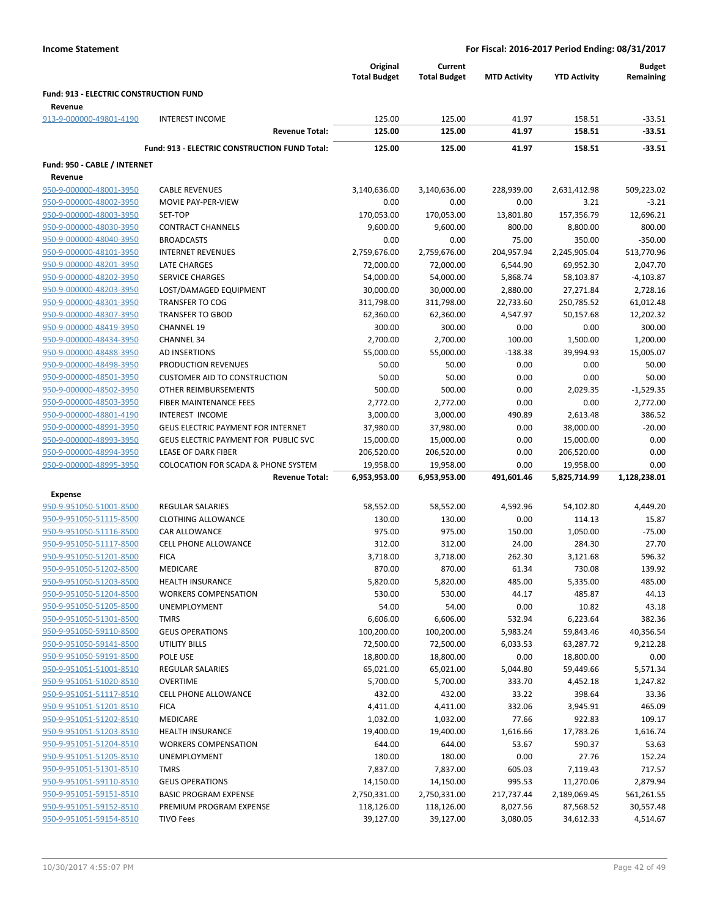| | | Original Total Budget | Current Total Budget | MTD Activity | YTD Activity | Budget Remaining |
|---|---|---|---|---|---|---|
| **Fund: 913 - ELECTRIC CONSTRUCTION FUND** | | | | | | |
| **Revenue** | | | | | | |
| 913-9-000000-49801-4190 | INTEREST INCOME | 125.00 | 125.00 | 41.97 | 158.51 | -33.51 |
| | **Revenue Total:** | **125.00** | **125.00** | **41.97** | **158.51** | **-33.51** |
| | **Fund: 913 - ELECTRIC CONSTRUCTION FUND Total:** | **125.00** | **125.00** | **41.97** | **158.51** | **-33.51** |
| **Fund: 950 - CABLE / INTERNET** | | | | | | |
| **Revenue** | | | | | | |
| 950-9-000000-48001-3950 | CABLE REVENUES | 3,140,636.00 | 3,140,636.00 | 228,939.00 | 2,631,412.98 | 509,223.02 |
| 950-9-000000-48002-3950 | MOVIE PAY-PER-VIEW | 0.00 | 0.00 | 0.00 | 3.21 | -3.21 |
| 950-9-000000-48003-3950 | SET-TOP | 170,053.00 | 170,053.00 | 13,801.80 | 157,356.79 | 12,696.21 |
| 950-9-000000-48030-3950 | CONTRACT CHANNELS | 9,600.00 | 9,600.00 | 800.00 | 8,800.00 | 800.00 |
| 950-9-000000-48040-3950 | BROADCASTS | 0.00 | 0.00 | 75.00 | 350.00 | -350.00 |
| 950-9-000000-48101-3950 | INTERNET REVENUES | 2,759,676.00 | 2,759,676.00 | 204,957.94 | 2,245,905.04 | 513,770.96 |
| 950-9-000000-48201-3950 | LATE CHARGES | 72,000.00 | 72,000.00 | 6,544.90 | 69,952.30 | 2,047.70 |
| 950-9-000000-48202-3950 | SERVICE CHARGES | 54,000.00 | 54,000.00 | 5,868.74 | 58,103.87 | -4,103.87 |
| 950-9-000000-48203-3950 | LOST/DAMAGED EQUIPMENT | 30,000.00 | 30,000.00 | 2,880.00 | 27,271.84 | 2,728.16 |
| 950-9-000000-48301-3950 | TRANSFER TO COG | 311,798.00 | 311,798.00 | 22,733.60 | 250,785.52 | 61,012.48 |
| 950-9-000000-48307-3950 | TRANSFER TO GBOD | 62,360.00 | 62,360.00 | 4,547.97 | 50,157.68 | 12,202.32 |
| 950-9-000000-48419-3950 | CHANNEL 19 | 300.00 | 300.00 | 0.00 | 0.00 | 300.00 |
| 950-9-000000-48434-3950 | CHANNEL 34 | 2,700.00 | 2,700.00 | 100.00 | 1,500.00 | 1,200.00 |
| 950-9-000000-48488-3950 | AD INSERTIONS | 55,000.00 | 55,000.00 | -138.38 | 39,994.93 | 15,005.07 |
| 950-9-000000-48498-3950 | PRODUCTION REVENUES | 50.00 | 50.00 | 0.00 | 0.00 | 50.00 |
| 950-9-000000-48501-3950 | CUSTOMER AID TO CONSTRUCTION | 50.00 | 50.00 | 0.00 | 0.00 | 50.00 |
| 950-9-000000-48502-3950 | OTHER REIMBURSEMENTS | 500.00 | 500.00 | 0.00 | 2,029.35 | -1,529.35 |
| 950-9-000000-48503-3950 | FIBER MAINTENANCE FEES | 2,772.00 | 2,772.00 | 0.00 | 0.00 | 2,772.00 |
| 950-9-000000-48801-4190 | INTEREST INCOME | 3,000.00 | 3,000.00 | 490.89 | 2,613.48 | 386.52 |
| 950-9-000000-48991-3950 | GEUS ELECTRIC PAYMENT FOR INTERNET | 37,980.00 | 37,980.00 | 0.00 | 38,000.00 | -20.00 |
| 950-9-000000-48993-3950 | GEUS ELECTRIC PAYMENT FOR PUBLIC SVC | 15,000.00 | 15,000.00 | 0.00 | 15,000.00 | 0.00 |
| 950-9-000000-48994-3950 | LEASE OF DARK FIBER | 206,520.00 | 206,520.00 | 0.00 | 206,520.00 | 0.00 |
| 950-9-000000-48995-3950 | COLOCATION FOR SCADA & PHONE SYSTEM | 19,958.00 | 19,958.00 | 0.00 | 19,958.00 | 0.00 |
| | **Revenue Total:** | **6,953,953.00** | **6,953,953.00** | **491,601.46** | **5,825,714.99** | **1,128,238.01** |
| **Expense** | | | | | | |
| 950-9-951050-51001-8500 | REGULAR SALARIES | 58,552.00 | 58,552.00 | 4,592.96 | 54,102.80 | 4,449.20 |
| 950-9-951050-51115-8500 | CLOTHING ALLOWANCE | 130.00 | 130.00 | 0.00 | 114.13 | 15.87 |
| 950-9-951050-51116-8500 | CAR ALLOWANCE | 975.00 | 975.00 | 150.00 | 1,050.00 | -75.00 |
| 950-9-951050-51117-8500 | CELL PHONE ALLOWANCE | 312.00 | 312.00 | 24.00 | 284.30 | 27.70 |
| 950-9-951050-51201-8500 | FICA | 3,718.00 | 3,718.00 | 262.30 | 3,121.68 | 596.32 |
| 950-9-951050-51202-8500 | MEDICARE | 870.00 | 870.00 | 61.34 | 730.08 | 139.92 |
| 950-9-951050-51203-8500 | HEALTH INSURANCE | 5,820.00 | 5,820.00 | 485.00 | 5,335.00 | 485.00 |
| 950-9-951050-51204-8500 | WORKERS COMPENSATION | 530.00 | 530.00 | 44.17 | 485.87 | 44.13 |
| 950-9-951050-51205-8500 | UNEMPLOYMENT | 54.00 | 54.00 | 0.00 | 10.82 | 43.18 |
| 950-9-951050-51301-8500 | TMRS | 6,606.00 | 6,606.00 | 532.94 | 6,223.64 | 382.36 |
| 950-9-951050-59110-8500 | GEUS OPERATIONS | 100,200.00 | 100,200.00 | 5,983.24 | 59,843.46 | 40,356.54 |
| 950-9-951050-59141-8500 | UTILITY BILLS | 72,500.00 | 72,500.00 | 6,033.53 | 63,287.72 | 9,212.28 |
| 950-9-951050-59191-8500 | POLE USE | 18,800.00 | 18,800.00 | 0.00 | 18,800.00 | 0.00 |
| 950-9-951051-51001-8510 | REGULAR SALARIES | 65,021.00 | 65,021.00 | 5,044.80 | 59,449.66 | 5,571.34 |
| 950-9-951051-51020-8510 | OVERTIME | 5,700.00 | 5,700.00 | 333.70 | 4,452.18 | 1,247.82 |
| 950-9-951051-51117-8510 | CELL PHONE ALLOWANCE | 432.00 | 432.00 | 33.22 | 398.64 | 33.36 |
| 950-9-951051-51201-8510 | FICA | 4,411.00 | 4,411.00 | 332.06 | 3,945.91 | 465.09 |
| 950-9-951051-51202-8510 | MEDICARE | 1,032.00 | 1,032.00 | 77.66 | 922.83 | 109.17 |
| 950-9-951051-51203-8510 | HEALTH INSURANCE | 19,400.00 | 19,400.00 | 1,616.66 | 17,783.26 | 1,616.74 |
| 950-9-951051-51204-8510 | WORKERS COMPENSATION | 644.00 | 644.00 | 53.67 | 590.37 | 53.63 |
| 950-9-951051-51205-8510 | UNEMPLOYMENT | 180.00 | 180.00 | 0.00 | 27.76 | 152.24 |
| 950-9-951051-51301-8510 | TMRS | 7,837.00 | 7,837.00 | 605.03 | 7,119.43 | 717.57 |
| 950-9-951051-59110-8510 | GEUS OPERATIONS | 14,150.00 | 14,150.00 | 995.53 | 11,270.06 | 2,879.94 |
| 950-9-951051-59151-8510 | BASIC PROGRAM EXPENSE | 2,750,331.00 | 2,750,331.00 | 217,737.44 | 2,189,069.45 | 561,261.55 |
| 950-9-951051-59152-8510 | PREMIUM PROGRAM EXPENSE | 118,126.00 | 118,126.00 | 8,027.56 | 87,568.52 | 30,557.48 |
| 950-9-951051-59154-8510 | TIVO Fees | 39,127.00 | 39,127.00 | 3,080.05 | 34,612.33 | 4,514.67 |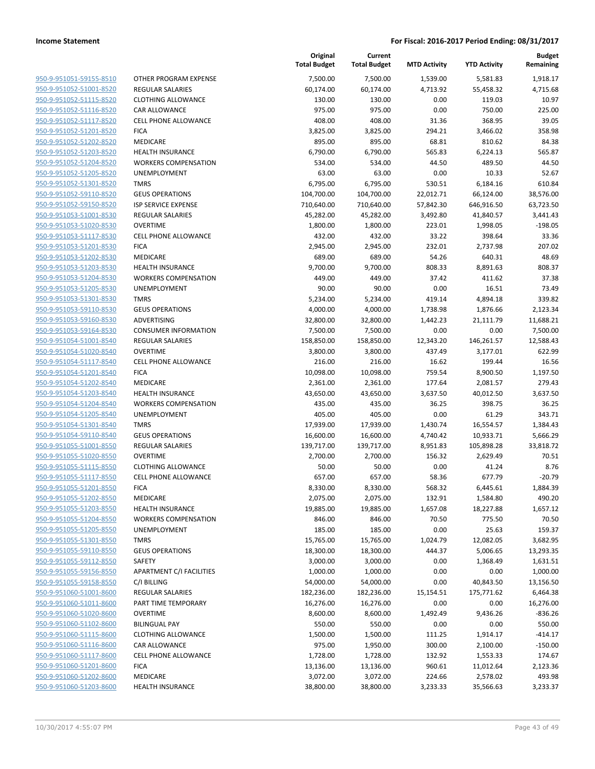**Income Statement** — **For Fiscal: 2016-2017 Period Ending: 08/31/2017**

| | | Original Total Budget | Current Total Budget | MTD Activity | YTD Activity | Budget Remaining |
|---|---|---|---|---|---|---|
| 950-9-951051-59155-8510 | OTHER PROGRAM EXPENSE | 7,500.00 | 7,500.00 | 1,539.00 | 5,581.83 | 1,918.17 |
| 950-9-951052-51001-8520 | REGULAR SALARIES | 60,174.00 | 60,174.00 | 4,713.92 | 55,458.32 | 4,715.68 |
| 950-9-951052-51115-8520 | CLOTHING ALLOWANCE | 130.00 | 130.00 | 0.00 | 119.03 | 10.97 |
| 950-9-951052-51116-8520 | CAR ALLOWANCE | 975.00 | 975.00 | 0.00 | 750.00 | 225.00 |
| 950-9-951052-51117-8520 | CELL PHONE ALLOWANCE | 408.00 | 408.00 | 31.36 | 368.95 | 39.05 |
| 950-9-951052-51201-8520 | FICA | 3,825.00 | 3,825.00 | 294.21 | 3,466.02 | 358.98 |
| 950-9-951052-51202-8520 | MEDICARE | 895.00 | 895.00 | 68.81 | 810.62 | 84.38 |
| 950-9-951052-51203-8520 | HEALTH INSURANCE | 6,790.00 | 6,790.00 | 565.83 | 6,224.13 | 565.87 |
| 950-9-951052-51204-8520 | WORKERS COMPENSATION | 534.00 | 534.00 | 44.50 | 489.50 | 44.50 |
| 950-9-951052-51205-8520 | UNEMPLOYMENT | 63.00 | 63.00 | 0.00 | 10.33 | 52.67 |
| 950-9-951052-51301-8520 | TMRS | 6,795.00 | 6,795.00 | 530.51 | 6,184.16 | 610.84 |
| 950-9-951052-59110-8520 | GEUS OPERATIONS | 104,700.00 | 104,700.00 | 22,012.71 | 66,124.00 | 38,576.00 |
| 950-9-951052-59150-8520 | ISP SERVICE EXPENSE | 710,640.00 | 710,640.00 | 57,842.30 | 646,916.50 | 63,723.50 |
| 950-9-951053-51001-8530 | REGULAR SALARIES | 45,282.00 | 45,282.00 | 3,492.80 | 41,840.57 | 3,441.43 |
| 950-9-951053-51020-8530 | OVERTIME | 1,800.00 | 1,800.00 | 223.01 | 1,998.05 | -198.05 |
| 950-9-951053-51117-8530 | CELL PHONE ALLOWANCE | 432.00 | 432.00 | 33.22 | 398.64 | 33.36 |
| 950-9-951053-51201-8530 | FICA | 2,945.00 | 2,945.00 | 232.01 | 2,737.98 | 207.02 |
| 950-9-951053-51202-8530 | MEDICARE | 689.00 | 689.00 | 54.26 | 640.31 | 48.69 |
| 950-9-951053-51203-8530 | HEALTH INSURANCE | 9,700.00 | 9,700.00 | 808.33 | 8,891.63 | 808.37 |
| 950-9-951053-51204-8530 | WORKERS COMPENSATION | 449.00 | 449.00 | 37.42 | 411.62 | 37.38 |
| 950-9-951053-51205-8530 | UNEMPLOYMENT | 90.00 | 90.00 | 0.00 | 16.51 | 73.49 |
| 950-9-951053-51301-8530 | TMRS | 5,234.00 | 5,234.00 | 419.14 | 4,894.18 | 339.82 |
| 950-9-951053-59110-8530 | GEUS OPERATIONS | 4,000.00 | 4,000.00 | 1,738.98 | 1,876.66 | 2,123.34 |
| 950-9-951053-59160-8530 | ADVERTISING | 32,800.00 | 32,800.00 | 1,442.23 | 21,111.79 | 11,688.21 |
| 950-9-951053-59164-8530 | CONSUMER INFORMATION | 7,500.00 | 7,500.00 | 0.00 | 0.00 | 7,500.00 |
| 950-9-951054-51001-8540 | REGULAR SALARIES | 158,850.00 | 158,850.00 | 12,343.20 | 146,261.57 | 12,588.43 |
| 950-9-951054-51020-8540 | OVERTIME | 3,800.00 | 3,800.00 | 437.49 | 3,177.01 | 622.99 |
| 950-9-951054-51117-8540 | CELL PHONE ALLOWANCE | 216.00 | 216.00 | 16.62 | 199.44 | 16.56 |
| 950-9-951054-51201-8540 | FICA | 10,098.00 | 10,098.00 | 759.54 | 8,900.50 | 1,197.50 |
| 950-9-951054-51202-8540 | MEDICARE | 2,361.00 | 2,361.00 | 177.64 | 2,081.57 | 279.43 |
| 950-9-951054-51203-8540 | HEALTH INSURANCE | 43,650.00 | 43,650.00 | 3,637.50 | 40,012.50 | 3,637.50 |
| 950-9-951054-51204-8540 | WORKERS COMPENSATION | 435.00 | 435.00 | 36.25 | 398.75 | 36.25 |
| 950-9-951054-51205-8540 | UNEMPLOYMENT | 405.00 | 405.00 | 0.00 | 61.29 | 343.71 |
| 950-9-951054-51301-8540 | TMRS | 17,939.00 | 17,939.00 | 1,430.74 | 16,554.57 | 1,384.43 |
| 950-9-951054-59110-8540 | GEUS OPERATIONS | 16,600.00 | 16,600.00 | 4,740.42 | 10,933.71 | 5,666.29 |
| 950-9-951055-51001-8550 | REGULAR SALARIES | 139,717.00 | 139,717.00 | 8,951.83 | 105,898.28 | 33,818.72 |
| 950-9-951055-51020-8550 | OVERTIME | 2,700.00 | 2,700.00 | 156.32 | 2,629.49 | 70.51 |
| 950-9-951055-51115-8550 | CLOTHING ALLOWANCE | 50.00 | 50.00 | 0.00 | 41.24 | 8.76 |
| 950-9-951055-51117-8550 | CELL PHONE ALLOWANCE | 657.00 | 657.00 | 58.36 | 677.79 | -20.79 |
| 950-9-951055-51201-8550 | FICA | 8,330.00 | 8,330.00 | 568.32 | 6,445.61 | 1,884.39 |
| 950-9-951055-51202-8550 | MEDICARE | 2,075.00 | 2,075.00 | 132.91 | 1,584.80 | 490.20 |
| 950-9-951055-51203-8550 | HEALTH INSURANCE | 19,885.00 | 19,885.00 | 1,657.08 | 18,227.88 | 1,657.12 |
| 950-9-951055-51204-8550 | WORKERS COMPENSATION | 846.00 | 846.00 | 70.50 | 775.50 | 70.50 |
| 950-9-951055-51205-8550 | UNEMPLOYMENT | 185.00 | 185.00 | 0.00 | 25.63 | 159.37 |
| 950-9-951055-51301-8550 | TMRS | 15,765.00 | 15,765.00 | 1,024.79 | 12,082.05 | 3,682.95 |
| 950-9-951055-59110-8550 | GEUS OPERATIONS | 18,300.00 | 18,300.00 | 444.37 | 5,006.65 | 13,293.35 |
| 950-9-951055-59112-8550 | SAFETY | 3,000.00 | 3,000.00 | 0.00 | 1,368.49 | 1,631.51 |
| 950-9-951055-59156-8550 | APARTMENT C/I FACILITIES | 1,000.00 | 1,000.00 | 0.00 | 0.00 | 1,000.00 |
| 950-9-951055-59158-8550 | C/I BILLING | 54,000.00 | 54,000.00 | 0.00 | 40,843.50 | 13,156.50 |
| 950-9-951060-51001-8600 | REGULAR SALARIES | 182,236.00 | 182,236.00 | 15,154.51 | 175,771.62 | 6,464.38 |
| 950-9-951060-51011-8600 | PART TIME TEMPORARY | 16,276.00 | 16,276.00 | 0.00 | 0.00 | 16,276.00 |
| 950-9-951060-51020-8600 | OVERTIME | 8,600.00 | 8,600.00 | 1,492.49 | 9,436.26 | -836.26 |
| 950-9-951060-51102-8600 | BILINGUAL PAY | 550.00 | 550.00 | 0.00 | 0.00 | 550.00 |
| 950-9-951060-51115-8600 | CLOTHING ALLOWANCE | 1,500.00 | 1,500.00 | 111.25 | 1,914.17 | -414.17 |
| 950-9-951060-51116-8600 | CAR ALLOWANCE | 975.00 | 1,950.00 | 300.00 | 2,100.00 | -150.00 |
| 950-9-951060-51117-8600 | CELL PHONE ALLOWANCE | 1,728.00 | 1,728.00 | 132.92 | 1,553.33 | 174.67 |
| 950-9-951060-51201-8600 | FICA | 13,136.00 | 13,136.00 | 960.61 | 11,012.64 | 2,123.36 |
| 950-9-951060-51202-8600 | MEDICARE | 3,072.00 | 3,072.00 | 224.66 | 2,578.02 | 493.98 |
| 950-9-951060-51203-8600 | HEALTH INSURANCE | 38,800.00 | 38,800.00 | 3,233.33 | 35,566.63 | 3,233.37 |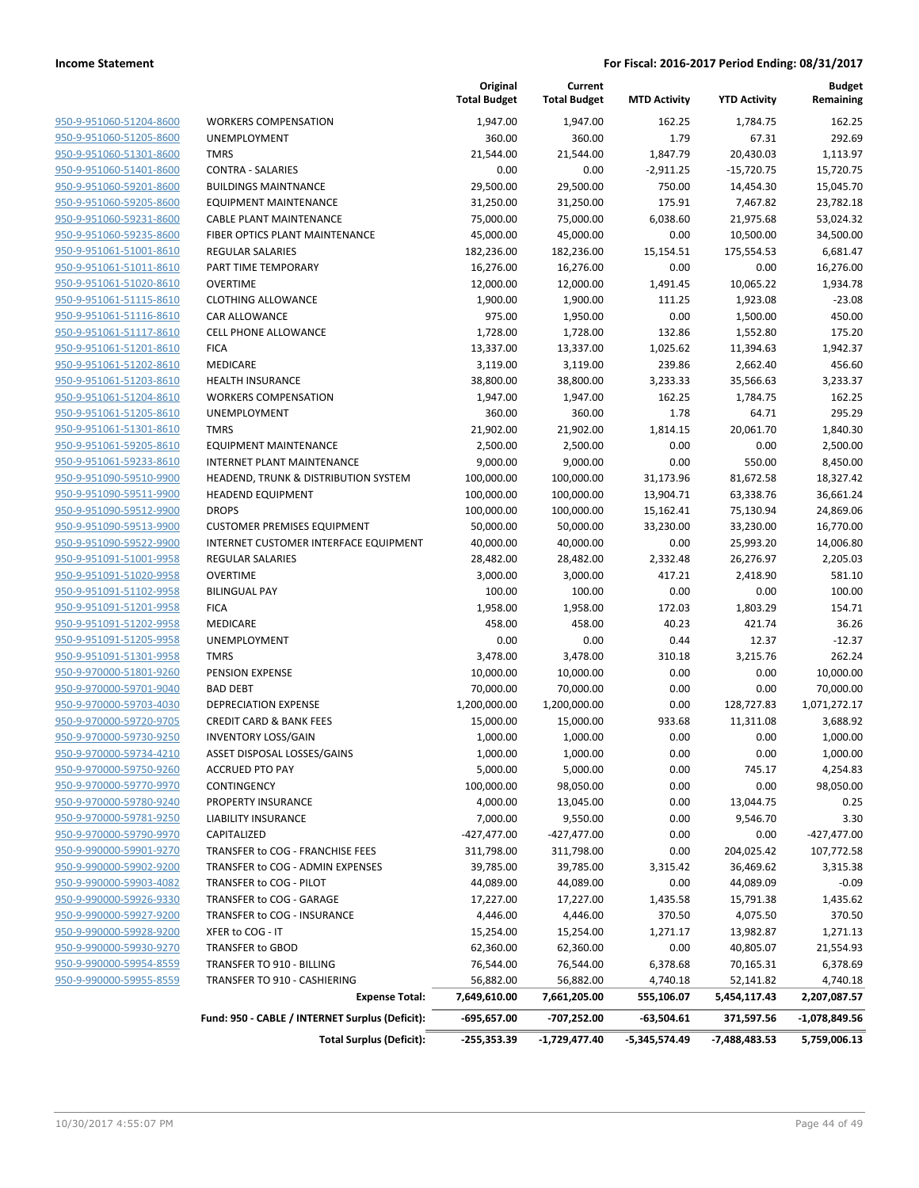| | | Original Total Budget | Current Total Budget | MTD Activity | YTD Activity | Budget Remaining |
|---|---|---|---|---|---|---|
| 950-9-951060-51204-8600 | WORKERS COMPENSATION | 1,947.00 | 1,947.00 | 162.25 | 1,784.75 | 162.25 |
| 950-9-951060-51205-8600 | UNEMPLOYMENT | 360.00 | 360.00 | 1.79 | 67.31 | 292.69 |
| 950-9-951060-51301-8600 | TMRS | 21,544.00 | 21,544.00 | 1,847.79 | 20,430.03 | 1,113.97 |
| 950-9-951060-51401-8600 | CONTRA - SALARIES | 0.00 | 0.00 | -2,911.25 | -15,720.75 | 15,720.75 |
| 950-9-951060-59201-8600 | BUILDINGS MAINTNANCE | 29,500.00 | 29,500.00 | 750.00 | 14,454.30 | 15,045.70 |
| 950-9-951060-59205-8600 | EQUIPMENT MAINTENANCE | 31,250.00 | 31,250.00 | 175.91 | 7,467.82 | 23,782.18 |
| 950-9-951060-59231-8600 | CABLE PLANT MAINTENANCE | 75,000.00 | 75,000.00 | 6,038.60 | 21,975.68 | 53,024.32 |
| 950-9-951060-59235-8600 | FIBER OPTICS PLANT MAINTENANCE | 45,000.00 | 45,000.00 | 0.00 | 10,500.00 | 34,500.00 |
| 950-9-951061-51001-8610 | REGULAR SALARIES | 182,236.00 | 182,236.00 | 15,154.51 | 175,554.53 | 6,681.47 |
| 950-9-951061-51011-8610 | PART TIME TEMPORARY | 16,276.00 | 16,276.00 | 0.00 | 0.00 | 16,276.00 |
| 950-9-951061-51020-8610 | OVERTIME | 12,000.00 | 12,000.00 | 1,491.45 | 10,065.22 | 1,934.78 |
| 950-9-951061-51115-8610 | CLOTHING ALLOWANCE | 1,900.00 | 1,900.00 | 111.25 | 1,923.08 | -23.08 |
| 950-9-951061-51116-8610 | CAR ALLOWANCE | 975.00 | 1,950.00 | 0.00 | 1,500.00 | 450.00 |
| 950-9-951061-51117-8610 | CELL PHONE ALLOWANCE | 1,728.00 | 1,728.00 | 132.86 | 1,552.80 | 175.20 |
| 950-9-951061-51201-8610 | FICA | 13,337.00 | 13,337.00 | 1,025.62 | 11,394.63 | 1,942.37 |
| 950-9-951061-51202-8610 | MEDICARE | 3,119.00 | 3,119.00 | 239.86 | 2,662.40 | 456.60 |
| 950-9-951061-51203-8610 | HEALTH INSURANCE | 38,800.00 | 38,800.00 | 3,233.33 | 35,566.63 | 3,233.37 |
| 950-9-951061-51204-8610 | WORKERS COMPENSATION | 1,947.00 | 1,947.00 | 162.25 | 1,784.75 | 162.25 |
| 950-9-951061-51205-8610 | UNEMPLOYMENT | 360.00 | 360.00 | 1.78 | 64.71 | 295.29 |
| 950-9-951061-51301-8610 | TMRS | 21,902.00 | 21,902.00 | 1,814.15 | 20,061.70 | 1,840.30 |
| 950-9-951061-59205-8610 | EQUIPMENT MAINTENANCE | 2,500.00 | 2,500.00 | 0.00 | 0.00 | 2,500.00 |
| 950-9-951061-59233-8610 | INTERNET PLANT MAINTENANCE | 9,000.00 | 9,000.00 | 0.00 | 550.00 | 8,450.00 |
| 950-9-951090-59510-9900 | HEADEND, TRUNK & DISTRIBUTION SYSTEM | 100,000.00 | 100,000.00 | 31,173.96 | 81,672.58 | 18,327.42 |
| 950-9-951090-59511-9900 | HEADEND EQUIPMENT | 100,000.00 | 100,000.00 | 13,904.71 | 63,338.76 | 36,661.24 |
| 950-9-951090-59512-9900 | DROPS | 100,000.00 | 100,000.00 | 15,162.41 | 75,130.94 | 24,869.06 |
| 950-9-951090-59513-9900 | CUSTOMER PREMISES EQUIPMENT | 50,000.00 | 50,000.00 | 33,230.00 | 33,230.00 | 16,770.00 |
| 950-9-951090-59522-9900 | INTERNET CUSTOMER INTERFACE EQUIPMENT | 40,000.00 | 40,000.00 | 0.00 | 25,993.20 | 14,006.80 |
| 950-9-951091-51001-9958 | REGULAR SALARIES | 28,482.00 | 28,482.00 | 2,332.48 | 26,276.97 | 2,205.03 |
| 950-9-951091-51020-9958 | OVERTIME | 3,000.00 | 3,000.00 | 417.21 | 2,418.90 | 581.10 |
| 950-9-951091-51102-9958 | BILINGUAL PAY | 100.00 | 100.00 | 0.00 | 0.00 | 100.00 |
| 950-9-951091-51201-9958 | FICA | 1,958.00 | 1,958.00 | 172.03 | 1,803.29 | 154.71 |
| 950-9-951091-51202-9958 | MEDICARE | 458.00 | 458.00 | 40.23 | 421.74 | 36.26 |
| 950-9-951091-51205-9958 | UNEMPLOYMENT | 0.00 | 0.00 | 0.44 | 12.37 | -12.37 |
| 950-9-951091-51301-9958 | TMRS | 3,478.00 | 3,478.00 | 310.18 | 3,215.76 | 262.24 |
| 950-9-970000-51801-9260 | PENSION EXPENSE | 10,000.00 | 10,000.00 | 0.00 | 0.00 | 10,000.00 |
| 950-9-970000-59701-9040 | BAD DEBT | 70,000.00 | 70,000.00 | 0.00 | 0.00 | 70,000.00 |
| 950-9-970000-59703-4030 | DEPRECIATION EXPENSE | 1,200,000.00 | 1,200,000.00 | 0.00 | 128,727.83 | 1,071,272.17 |
| 950-9-970000-59720-9705 | CREDIT CARD & BANK FEES | 15,000.00 | 15,000.00 | 933.68 | 11,311.08 | 3,688.92 |
| 950-9-970000-59730-9250 | INVENTORY LOSS/GAIN | 1,000.00 | 1,000.00 | 0.00 | 0.00 | 1,000.00 |
| 950-9-970000-59734-4210 | ASSET DISPOSAL LOSSES/GAINS | 1,000.00 | 1,000.00 | 0.00 | 0.00 | 1,000.00 |
| 950-9-970000-59750-9260 | ACCRUED PTO PAY | 5,000.00 | 5,000.00 | 0.00 | 745.17 | 4,254.83 |
| 950-9-970000-59770-9970 | CONTINGENCY | 100,000.00 | 98,050.00 | 0.00 | 0.00 | 98,050.00 |
| 950-9-970000-59780-9240 | PROPERTY INSURANCE | 4,000.00 | 13,045.00 | 0.00 | 13,044.75 | 0.25 |
| 950-9-970000-59781-9250 | LIABILITY INSURANCE | 7,000.00 | 9,550.00 | 0.00 | 9,546.70 | 3.30 |
| 950-9-970000-59790-9970 | CAPITALIZED | -427,477.00 | -427,477.00 | 0.00 | 0.00 | -427,477.00 |
| 950-9-990000-59901-9270 | TRANSFER to COG - FRANCHISE FEES | 311,798.00 | 311,798.00 | 0.00 | 204,025.42 | 107,772.58 |
| 950-9-990000-59902-9200 | TRANSFER to COG - ADMIN EXPENSES | 39,785.00 | 39,785.00 | 3,315.42 | 36,469.62 | 3,315.38 |
| 950-9-990000-59903-4082 | TRANSFER to COG - PILOT | 44,089.00 | 44,089.00 | 0.00 | 44,089.09 | -0.09 |
| 950-9-990000-59926-9330 | TRANSFER to COG - GARAGE | 17,227.00 | 17,227.00 | 1,435.58 | 15,791.38 | 1,435.62 |
| 950-9-990000-59927-9200 | TRANSFER to COG - INSURANCE | 4,446.00 | 4,446.00 | 370.50 | 4,075.50 | 370.50 |
| 950-9-990000-59928-9200 | XFER to COG - IT | 15,254.00 | 15,254.00 | 1,271.17 | 13,982.87 | 1,271.13 |
| 950-9-990000-59930-9270 | TRANSFER to GBOD | 62,360.00 | 62,360.00 | 0.00 | 40,805.07 | 21,554.93 |
| 950-9-990000-59954-8559 | TRANSFER TO 910 - BILLING | 76,544.00 | 76,544.00 | 6,378.68 | 70,165.31 | 6,378.69 |
| 950-9-990000-59955-8559 | TRANSFER TO 910 - CASHIERING | 56,882.00 | 56,882.00 | 4,740.18 | 52,141.82 | 4,740.18 |
| | **Expense Total:** | **7,649,610.00** | **7,661,205.00** | **555,106.07** | **5,454,117.43** | **2,207,087.57** |
| | **Fund: 950 - CABLE / INTERNET Surplus (Deficit):** | **-695,657.00** | **-707,252.00** | **-63,504.61** | **371,597.56** | **-1,078,849.56** |
| | **Total Surplus (Deficit):** | **-255,353.39** | **-1,729,477.40** | **-5,345,574.49** | **-7,488,483.53** | **5,759,006.13** |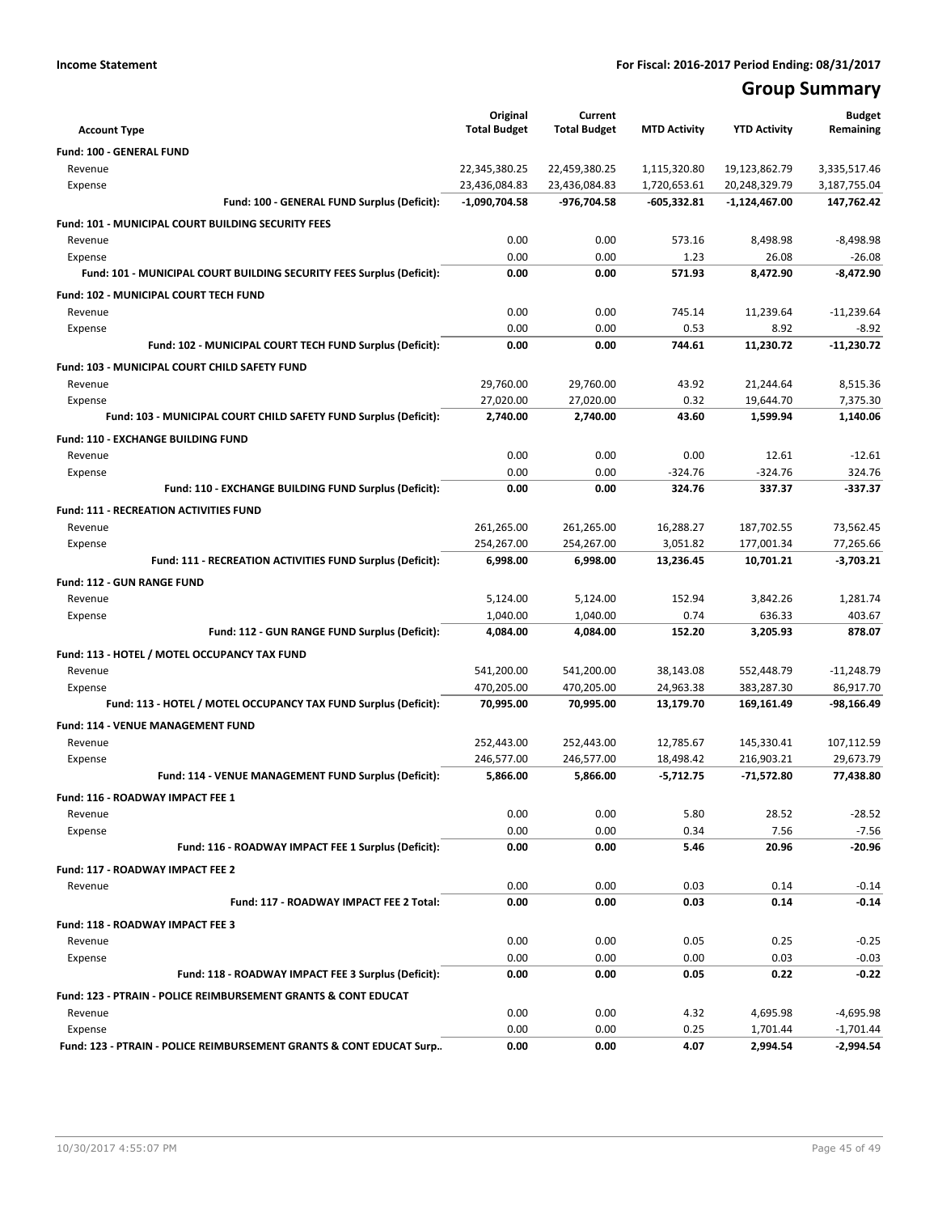**Income Statement** | **For Fiscal: 2016-2017 Period Ending: 08/31/2017**

# Group Summary

| Account Type | Original Total Budget | Current Total Budget | MTD Activity | YTD Activity | Budget Remaining |
|---|---|---|---|---|---|
| **Fund: 100 - GENERAL FUND** | | | | | |
| Revenue | 22,345,380.25 | 22,459,380.25 | 1,115,320.80 | 19,123,862.79 | 3,335,517.46 |
| Expense | 23,436,084.83 | 23,436,084.83 | 1,720,653.61 | 20,248,329.79 | 3,187,755.04 |
| **Fund: 100 - GENERAL FUND Surplus (Deficit):** | **-1,090,704.58** | **-976,704.58** | **-605,332.81** | **-1,124,467.00** | **147,762.42** |
| **Fund: 101 - MUNICIPAL COURT BUILDING SECURITY FEES** | | | | | |
| Revenue | 0.00 | 0.00 | 573.16 | 8,498.98 | -8,498.98 |
| Expense | 0.00 | 0.00 | 1.23 | 26.08 | -26.08 |
| **Fund: 101 - MUNICIPAL COURT BUILDING SECURITY FEES Surplus (Deficit):** | **0.00** | **0.00** | **571.93** | **8,472.90** | **-8,472.90** |
| **Fund: 102 - MUNICIPAL COURT TECH FUND** | | | | | |
| Revenue | 0.00 | 0.00 | 745.14 | 11,239.64 | -11,239.64 |
| Expense | 0.00 | 0.00 | 0.53 | 8.92 | -8.92 |
| **Fund: 102 - MUNICIPAL COURT TECH FUND Surplus (Deficit):** | **0.00** | **0.00** | **744.61** | **11,230.72** | **-11,230.72** |
| **Fund: 103 - MUNICIPAL COURT CHILD SAFETY FUND** | | | | | |
| Revenue | 29,760.00 | 29,760.00 | 43.92 | 21,244.64 | 8,515.36 |
| Expense | 27,020.00 | 27,020.00 | 0.32 | 19,644.70 | 7,375.30 |
| **Fund: 103 - MUNICIPAL COURT CHILD SAFETY FUND Surplus (Deficit):** | **2,740.00** | **2,740.00** | **43.60** | **1,599.94** | **1,140.06** |
| **Fund: 110 - EXCHANGE BUILDING FUND** | | | | | |
| Revenue | 0.00 | 0.00 | 0.00 | 12.61 | -12.61 |
| Expense | 0.00 | 0.00 | -324.76 | -324.76 | 324.76 |
| **Fund: 110 - EXCHANGE BUILDING FUND Surplus (Deficit):** | **0.00** | **0.00** | **324.76** | **337.37** | **-337.37** |
| **Fund: 111 - RECREATION ACTIVITIES FUND** | | | | | |
| Revenue | 261,265.00 | 261,265.00 | 16,288.27 | 187,702.55 | 73,562.45 |
| Expense | 254,267.00 | 254,267.00 | 3,051.82 | 177,001.34 | 77,265.66 |
| **Fund: 111 - RECREATION ACTIVITIES FUND Surplus (Deficit):** | **6,998.00** | **6,998.00** | **13,236.45** | **10,701.21** | **-3,703.21** |
| **Fund: 112 - GUN RANGE FUND** | | | | | |
| Revenue | 5,124.00 | 5,124.00 | 152.94 | 3,842.26 | 1,281.74 |
| Expense | 1,040.00 | 1,040.00 | 0.74 | 636.33 | 403.67 |
| **Fund: 112 - GUN RANGE FUND Surplus (Deficit):** | **4,084.00** | **4,084.00** | **152.20** | **3,205.93** | **878.07** |
| **Fund: 113 - HOTEL / MOTEL OCCUPANCY TAX FUND** | | | | | |
| Revenue | 541,200.00 | 541,200.00 | 38,143.08 | 552,448.79 | -11,248.79 |
| Expense | 470,205.00 | 470,205.00 | 24,963.38 | 383,287.30 | 86,917.70 |
| **Fund: 113 - HOTEL / MOTEL OCCUPANCY TAX FUND Surplus (Deficit):** | **70,995.00** | **70,995.00** | **13,179.70** | **169,161.49** | **-98,166.49** |
| **Fund: 114 - VENUE MANAGEMENT FUND** | | | | | |
| Revenue | 252,443.00 | 252,443.00 | 12,785.67 | 145,330.41 | 107,112.59 |
| Expense | 246,577.00 | 246,577.00 | 18,498.42 | 216,903.21 | 29,673.79 |
| **Fund: 114 - VENUE MANAGEMENT FUND Surplus (Deficit):** | **5,866.00** | **5,866.00** | **-5,712.75** | **-71,572.80** | **77,438.80** |
| **Fund: 116 - ROADWAY IMPACT FEE 1** | | | | | |
| Revenue | 0.00 | 0.00 | 5.80 | 28.52 | -28.52 |
| Expense | 0.00 | 0.00 | 0.34 | 7.56 | -7.56 |
| **Fund: 116 - ROADWAY IMPACT FEE 1 Surplus (Deficit):** | **0.00** | **0.00** | **5.46** | **20.96** | **-20.96** |
| **Fund: 117 - ROADWAY IMPACT FEE 2** | | | | | |
| Revenue | 0.00 | 0.00 | 0.03 | 0.14 | -0.14 |
| **Fund: 117 - ROADWAY IMPACT FEE 2 Total:** | **0.00** | **0.00** | **0.03** | **0.14** | **-0.14** |
| **Fund: 118 - ROADWAY IMPACT FEE 3** | | | | | |
| Revenue | 0.00 | 0.00 | 0.05 | 0.25 | -0.25 |
| Expense | 0.00 | 0.00 | 0.00 | 0.03 | -0.03 |
| **Fund: 118 - ROADWAY IMPACT FEE 3 Surplus (Deficit):** | **0.00** | **0.00** | **0.05** | **0.22** | **-0.22** |
| **Fund: 123 - PTRAIN - POLICE REIMBURSEMENT GRANTS & CONT EDUCAT** | | | | | |
| Revenue | 0.00 | 0.00 | 4.32 | 4,695.98 | -4,695.98 |
| Expense | 0.00 | 0.00 | 0.25 | 1,701.44 | -1,701.44 |
| **Fund: 123 - PTRAIN - POLICE REIMBURSEMENT GRANTS & CONT EDUCAT Surp..** | **0.00** | **0.00** | **4.07** | **2,994.54** | **-2,994.54** |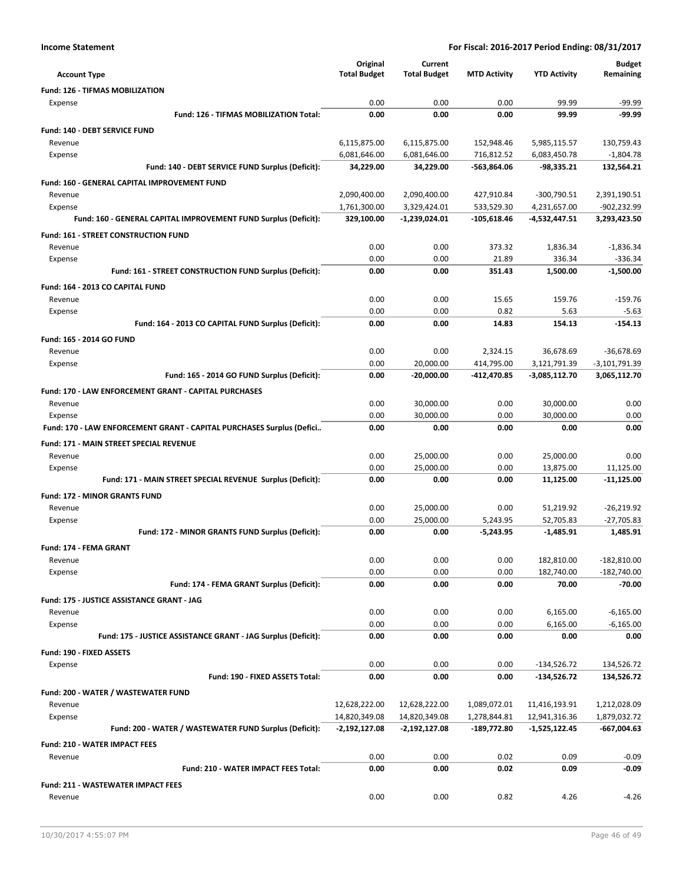**Income Statement** — For Fiscal: 2016-2017 Period Ending: 08/31/2017

| Account Type | Original Total Budget | Current Total Budget | MTD Activity | YTD Activity | Budget Remaining |
|---|---|---|---|---|---|
| **Fund: 126 - TIFMAS MOBILIZATION** | | | | | |
| Expense | 0.00 | 0.00 | 0.00 | 99.99 | -99.99 |
| **Fund: 126 - TIFMAS MOBILIZATION Total:** | **0.00** | **0.00** | **0.00** | **99.99** | **-99.99** |
| **Fund: 140 - DEBT SERVICE FUND** | | | | | |
| Revenue | 6,115,875.00 | 6,115,875.00 | 152,948.46 | 5,985,115.57 | 130,759.43 |
| Expense | 6,081,646.00 | 6,081,646.00 | 716,812.52 | 6,083,450.78 | -1,804.78 |
| **Fund: 140 - DEBT SERVICE FUND Surplus (Deficit):** | **34,229.00** | **34,229.00** | **-563,864.06** | **-98,335.21** | **132,564.21** |
| **Fund: 160 - GENERAL CAPITAL IMPROVEMENT FUND** | | | | | |
| Revenue | 2,090,400.00 | 2,090,400.00 | 427,910.84 | -300,790.51 | 2,391,190.51 |
| Expense | 1,761,300.00 | 3,329,424.01 | 533,529.30 | 4,231,657.00 | -902,232.99 |
| **Fund: 160 - GENERAL CAPITAL IMPROVEMENT FUND Surplus (Deficit):** | **329,100.00** | **-1,239,024.01** | **-105,618.46** | **-4,532,447.51** | **3,293,423.50** |
| **Fund: 161 - STREET CONSTRUCTION FUND** | | | | | |
| Revenue | 0.00 | 0.00 | 373.32 | 1,836.34 | -1,836.34 |
| Expense | 0.00 | 0.00 | 21.89 | 336.34 | -336.34 |
| **Fund: 161 - STREET CONSTRUCTION FUND Surplus (Deficit):** | **0.00** | **0.00** | **351.43** | **1,500.00** | **-1,500.00** |
| **Fund: 164 - 2013 CO CAPITAL FUND** | | | | | |
| Revenue | 0.00 | 0.00 | 15.65 | 159.76 | -159.76 |
| Expense | 0.00 | 0.00 | 0.82 | 5.63 | -5.63 |
| **Fund: 164 - 2013 CO CAPITAL FUND Surplus (Deficit):** | **0.00** | **0.00** | **14.83** | **154.13** | **-154.13** |
| **Fund: 165 - 2014 GO FUND** | | | | | |
| Revenue | 0.00 | 0.00 | 2,324.15 | 36,678.69 | -36,678.69 |
| Expense | 0.00 | 20,000.00 | 414,795.00 | 3,121,791.39 | -3,101,791.39 |
| **Fund: 165 - 2014 GO FUND Surplus (Deficit):** | **0.00** | **-20,000.00** | **-412,470.85** | **-3,085,112.70** | **3,065,112.70** |
| **Fund: 170 - LAW ENFORCEMENT GRANT - CAPITAL PURCHASES** | | | | | |
| Revenue | 0.00 | 30,000.00 | 0.00 | 30,000.00 | 0.00 |
| Expense | 0.00 | 30,000.00 | 0.00 | 30,000.00 | 0.00 |
| **Fund: 170 - LAW ENFORCEMENT GRANT - CAPITAL PURCHASES Surplus (Defici..** | **0.00** | **0.00** | **0.00** | **0.00** | **0.00** |
| **Fund: 171 - MAIN STREET SPECIAL REVENUE** | | | | | |
| Revenue | 0.00 | 25,000.00 | 0.00 | 25,000.00 | 0.00 |
| Expense | 0.00 | 25,000.00 | 0.00 | 13,875.00 | 11,125.00 |
| **Fund: 171 - MAIN STREET SPECIAL REVENUE Surplus (Deficit):** | **0.00** | **0.00** | **0.00** | **11,125.00** | **-11,125.00** |
| **Fund: 172 - MINOR GRANTS FUND** | | | | | |
| Revenue | 0.00 | 25,000.00 | 0.00 | 51,219.92 | -26,219.92 |
| Expense | 0.00 | 25,000.00 | 5,243.95 | 52,705.83 | -27,705.83 |
| **Fund: 172 - MINOR GRANTS FUND Surplus (Deficit):** | **0.00** | **0.00** | **-5,243.95** | **-1,485.91** | **1,485.91** |
| **Fund: 174 - FEMA GRANT** | | | | | |
| Revenue | 0.00 | 0.00 | 0.00 | 182,810.00 | -182,810.00 |
| Expense | 0.00 | 0.00 | 0.00 | 182,740.00 | -182,740.00 |
| **Fund: 174 - FEMA GRANT Surplus (Deficit):** | **0.00** | **0.00** | **0.00** | **70.00** | **-70.00** |
| **Fund: 175 - JUSTICE ASSISTANCE GRANT - JAG** | | | | | |
| Revenue | 0.00 | 0.00 | 0.00 | 6,165.00 | -6,165.00 |
| Expense | 0.00 | 0.00 | 0.00 | 6,165.00 | -6,165.00 |
| **Fund: 175 - JUSTICE ASSISTANCE GRANT - JAG Surplus (Deficit):** | **0.00** | **0.00** | **0.00** | **0.00** | **0.00** |
| **Fund: 190 - FIXED ASSETS** | | | | | |
| Expense | 0.00 | 0.00 | 0.00 | -134,526.72 | 134,526.72 |
| **Fund: 190 - FIXED ASSETS Total:** | **0.00** | **0.00** | **0.00** | **-134,526.72** | **134,526.72** |
| **Fund: 200 - WATER / WASTEWATER FUND** | | | | | |
| Revenue | 12,628,222.00 | 12,628,222.00 | 1,089,072.01 | 11,416,193.91 | 1,212,028.09 |
| Expense | 14,820,349.08 | 14,820,349.08 | 1,278,844.81 | 12,941,316.36 | 1,879,032.72 |
| **Fund: 200 - WATER / WASTEWATER FUND Surplus (Deficit):** | **-2,192,127.08** | **-2,192,127.08** | **-189,772.80** | **-1,525,122.45** | **-667,004.63** |
| **Fund: 210 - WATER IMPACT FEES** | | | | | |
| Revenue | 0.00 | 0.00 | 0.02 | 0.09 | -0.09 |
| **Fund: 210 - WATER IMPACT FEES Total:** | **0.00** | **0.00** | **0.02** | **0.09** | **-0.09** |
| **Fund: 211 - WASTEWATER IMPACT FEES** | | | | | |
| Revenue | 0.00 | 0.00 | 0.82 | 4.26 | -4.26 |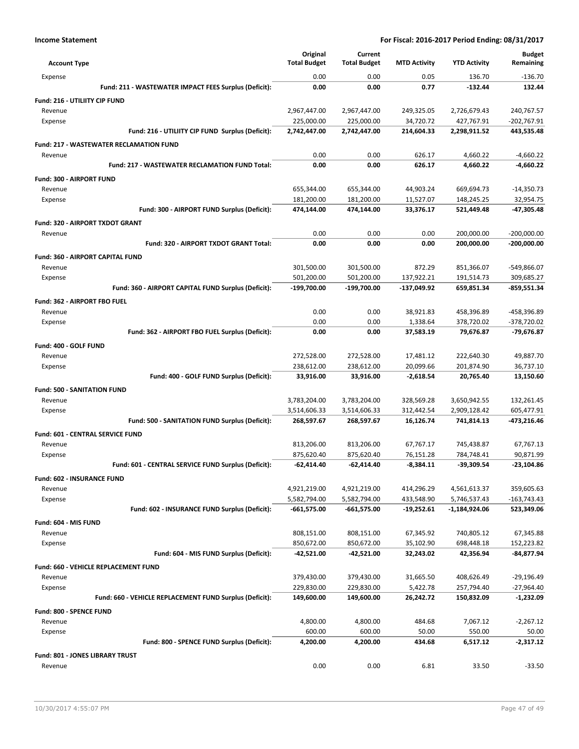**Income Statement** — **For Fiscal: 2016-2017 Period Ending: 08/31/2017**

| Account Type | Original Total Budget | Current Total Budget | MTD Activity | YTD Activity | Budget Remaining |
|---|---|---|---|---|---|
| Expense | 0.00 | 0.00 | 0.05 | 136.70 | -136.70 |
| **Fund: 211 - WASTEWATER IMPACT FEES Surplus (Deficit):** | **0.00** | **0.00** | **0.77** | **-132.44** | **132.44** |
| **Fund: 216 - UTILIITY CIP FUND** | | | | | |
| Revenue | 2,967,447.00 | 2,967,447.00 | 249,325.05 | 2,726,679.43 | 240,767.57 |
| Expense | 225,000.00 | 225,000.00 | 34,720.72 | 427,767.91 | -202,767.91 |
| **Fund: 216 - UTILIITY CIP FUND Surplus (Deficit):** | **2,742,447.00** | **2,742,447.00** | **214,604.33** | **2,298,911.52** | **443,535.48** |
| **Fund: 217 - WASTEWATER RECLAMATION FUND** | | | | | |
| Revenue | 0.00 | 0.00 | 626.17 | 4,660.22 | -4,660.22 |
| **Fund: 217 - WASTEWATER RECLAMATION FUND Total:** | **0.00** | **0.00** | **626.17** | **4,660.22** | **-4,660.22** |
| **Fund: 300 - AIRPORT FUND** | | | | | |
| Revenue | 655,344.00 | 655,344.00 | 44,903.24 | 669,694.73 | -14,350.73 |
| Expense | 181,200.00 | 181,200.00 | 11,527.07 | 148,245.25 | 32,954.75 |
| **Fund: 300 - AIRPORT FUND Surplus (Deficit):** | **474,144.00** | **474,144.00** | **33,376.17** | **521,449.48** | **-47,305.48** |
| **Fund: 320 - AIRPORT TXDOT GRANT** | | | | | |
| Revenue | 0.00 | 0.00 | 0.00 | 200,000.00 | -200,000.00 |
| **Fund: 320 - AIRPORT TXDOT GRANT Total:** | **0.00** | **0.00** | **0.00** | **200,000.00** | **-200,000.00** |
| **Fund: 360 - AIRPORT CAPITAL FUND** | | | | | |
| Revenue | 301,500.00 | 301,500.00 | 872.29 | 851,366.07 | -549,866.07 |
| Expense | 501,200.00 | 501,200.00 | 137,922.21 | 191,514.73 | 309,685.27 |
| **Fund: 360 - AIRPORT CAPITAL FUND Surplus (Deficit):** | **-199,700.00** | **-199,700.00** | **-137,049.92** | **659,851.34** | **-859,551.34** |
| **Fund: 362 - AIRPORT FBO FUEL** | | | | | |
| Revenue | 0.00 | 0.00 | 38,921.83 | 458,396.89 | -458,396.89 |
| Expense | 0.00 | 0.00 | 1,338.64 | 378,720.02 | -378,720.02 |
| **Fund: 362 - AIRPORT FBO FUEL Surplus (Deficit):** | **0.00** | **0.00** | **37,583.19** | **79,676.87** | **-79,676.87** |
| **Fund: 400 - GOLF FUND** | | | | | |
| Revenue | 272,528.00 | 272,528.00 | 17,481.12 | 222,640.30 | 49,887.70 |
| Expense | 238,612.00 | 238,612.00 | 20,099.66 | 201,874.90 | 36,737.10 |
| **Fund: 400 - GOLF FUND Surplus (Deficit):** | **33,916.00** | **33,916.00** | **-2,618.54** | **20,765.40** | **13,150.60** |
| **Fund: 500 - SANITATION FUND** | | | | | |
| Revenue | 3,783,204.00 | 3,783,204.00 | 328,569.28 | 3,650,942.55 | 132,261.45 |
| Expense | 3,514,606.33 | 3,514,606.33 | 312,442.54 | 2,909,128.42 | 605,477.91 |
| **Fund: 500 - SANITATION FUND Surplus (Deficit):** | **268,597.67** | **268,597.67** | **16,126.74** | **741,814.13** | **-473,216.46** |
| **Fund: 601 - CENTRAL SERVICE FUND** | | | | | |
| Revenue | 813,206.00 | 813,206.00 | 67,767.17 | 745,438.87 | 67,767.13 |
| Expense | 875,620.40 | 875,620.40 | 76,151.28 | 784,748.41 | 90,871.99 |
| **Fund: 601 - CENTRAL SERVICE FUND Surplus (Deficit):** | **-62,414.40** | **-62,414.40** | **-8,384.11** | **-39,309.54** | **-23,104.86** |
| **Fund: 602 - INSURANCE FUND** | | | | | |
| Revenue | 4,921,219.00 | 4,921,219.00 | 414,296.29 | 4,561,613.37 | 359,605.63 |
| Expense | 5,582,794.00 | 5,582,794.00 | 433,548.90 | 5,746,537.43 | -163,743.43 |
| **Fund: 602 - INSURANCE FUND Surplus (Deficit):** | **-661,575.00** | **-661,575.00** | **-19,252.61** | **-1,184,924.06** | **523,349.06** |
| **Fund: 604 - MIS FUND** | | | | | |
| Revenue | 808,151.00 | 808,151.00 | 67,345.92 | 740,805.12 | 67,345.88 |
| Expense | 850,672.00 | 850,672.00 | 35,102.90 | 698,448.18 | 152,223.82 |
| **Fund: 604 - MIS FUND Surplus (Deficit):** | **-42,521.00** | **-42,521.00** | **32,243.02** | **42,356.94** | **-84,877.94** |
| **Fund: 660 - VEHICLE REPLACEMENT FUND** | | | | | |
| Revenue | 379,430.00 | 379,430.00 | 31,665.50 | 408,626.49 | -29,196.49 |
| Expense | 229,830.00 | 229,830.00 | 5,422.78 | 257,794.40 | -27,964.40 |
| **Fund: 660 - VEHICLE REPLACEMENT FUND Surplus (Deficit):** | **149,600.00** | **149,600.00** | **26,242.72** | **150,832.09** | **-1,232.09** |
| **Fund: 800 - SPENCE FUND** | | | | | |
| Revenue | 4,800.00 | 4,800.00 | 484.68 | 7,067.12 | -2,267.12 |
| Expense | 600.00 | 600.00 | 50.00 | 550.00 | 50.00 |
| **Fund: 800 - SPENCE FUND Surplus (Deficit):** | **4,200.00** | **4,200.00** | **434.68** | **6,517.12** | **-2,317.12** |
| **Fund: 801 - JONES LIBRARY TRUST** | | | | | |
| Revenue | 0.00 | 0.00 | 6.81 | 33.50 | -33.50 |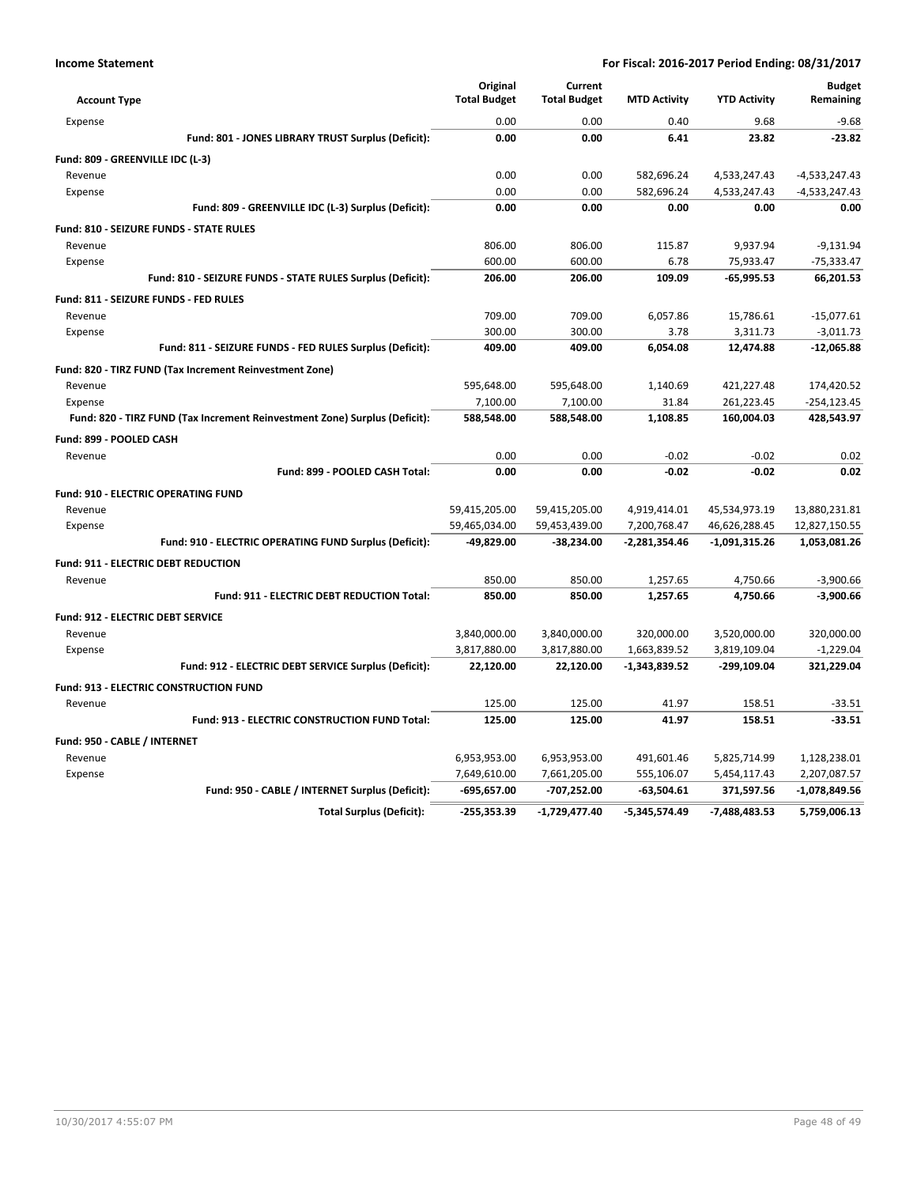**Income Statement** | **For Fiscal: 2016-2017 Period Ending: 08/31/2017**

| Account Type | Original Total Budget | Current Total Budget | MTD Activity | YTD Activity | Budget Remaining |
|---|---|---|---|---|---|
| Expense | 0.00 | 0.00 | 0.40 | 9.68 | -9.68 |
| **Fund: 801 - JONES LIBRARY TRUST Surplus (Deficit):** | **0.00** | **0.00** | **6.41** | **23.82** | **-23.82** |
| **Fund: 809 - GREENVILLE IDC (L-3)** | | | | | |
| Revenue | 0.00 | 0.00 | 582,696.24 | 4,533,247.43 | -4,533,247.43 |
| Expense | 0.00 | 0.00 | 582,696.24 | 4,533,247.43 | -4,533,247.43 |
| **Fund: 809 - GREENVILLE IDC (L-3) Surplus (Deficit):** | **0.00** | **0.00** | **0.00** | **0.00** | **0.00** |
| **Fund: 810 - SEIZURE FUNDS - STATE RULES** | | | | | |
| Revenue | 806.00 | 806.00 | 115.87 | 9,937.94 | -9,131.94 |
| Expense | 600.00 | 600.00 | 6.78 | 75,933.47 | -75,333.47 |
| **Fund: 810 - SEIZURE FUNDS - STATE RULES Surplus (Deficit):** | **206.00** | **206.00** | **109.09** | **-65,995.53** | **66,201.53** |
| **Fund: 811 - SEIZURE FUNDS - FED RULES** | | | | | |
| Revenue | 709.00 | 709.00 | 6,057.86 | 15,786.61 | -15,077.61 |
| Expense | 300.00 | 300.00 | 3.78 | 3,311.73 | -3,011.73 |
| **Fund: 811 - SEIZURE FUNDS - FED RULES Surplus (Deficit):** | **409.00** | **409.00** | **6,054.08** | **12,474.88** | **-12,065.88** |
| **Fund: 820 - TIRZ FUND (Tax Increment Reinvestment Zone)** | | | | | |
| Revenue | 595,648.00 | 595,648.00 | 1,140.69 | 421,227.48 | 174,420.52 |
| Expense | 7,100.00 | 7,100.00 | 31.84 | 261,223.45 | -254,123.45 |
| **Fund: 820 - TIRZ FUND (Tax Increment Reinvestment Zone) Surplus (Deficit):** | **588,548.00** | **588,548.00** | **1,108.85** | **160,004.03** | **428,543.97** |
| **Fund: 899 - POOLED CASH** | | | | | |
| Revenue | 0.00 | 0.00 | -0.02 | -0.02 | 0.02 |
| **Fund: 899 - POOLED CASH Total:** | **0.00** | **0.00** | **-0.02** | **-0.02** | **0.02** |
| **Fund: 910 - ELECTRIC OPERATING FUND** | | | | | |
| Revenue | 59,415,205.00 | 59,415,205.00 | 4,919,414.01 | 45,534,973.19 | 13,880,231.81 |
| Expense | 59,465,034.00 | 59,453,439.00 | 7,200,768.47 | 46,626,288.45 | 12,827,150.55 |
| **Fund: 910 - ELECTRIC OPERATING FUND Surplus (Deficit):** | **-49,829.00** | **-38,234.00** | **-2,281,354.46** | **-1,091,315.26** | **1,053,081.26** |
| **Fund: 911 - ELECTRIC DEBT REDUCTION** | | | | | |
| Revenue | 850.00 | 850.00 | 1,257.65 | 4,750.66 | -3,900.66 |
| **Fund: 911 - ELECTRIC DEBT REDUCTION Total:** | **850.00** | **850.00** | **1,257.65** | **4,750.66** | **-3,900.66** |
| **Fund: 912 - ELECTRIC DEBT SERVICE** | | | | | |
| Revenue | 3,840,000.00 | 3,840,000.00 | 320,000.00 | 3,520,000.00 | 320,000.00 |
| Expense | 3,817,880.00 | 3,817,880.00 | 1,663,839.52 | 3,819,109.04 | -1,229.04 |
| **Fund: 912 - ELECTRIC DEBT SERVICE Surplus (Deficit):** | **22,120.00** | **22,120.00** | **-1,343,839.52** | **-299,109.04** | **321,229.04** |
| **Fund: 913 - ELECTRIC CONSTRUCTION FUND** | | | | | |
| Revenue | 125.00 | 125.00 | 41.97 | 158.51 | -33.51 |
| **Fund: 913 - ELECTRIC CONSTRUCTION FUND Total:** | **125.00** | **125.00** | **41.97** | **158.51** | **-33.51** |
| **Fund: 950 - CABLE / INTERNET** | | | | | |
| Revenue | 6,953,953.00 | 6,953,953.00 | 491,601.46 | 5,825,714.99 | 1,128,238.01 |
| Expense | 7,649,610.00 | 7,661,205.00 | 555,106.07 | 5,454,117.43 | 2,207,087.57 |
| **Fund: 950 - CABLE / INTERNET Surplus (Deficit):** | **-695,657.00** | **-707,252.00** | **-63,504.61** | **371,597.56** | **-1,078,849.56** |
| **Total Surplus (Deficit):** | **-255,353.39** | **-1,729,477.40** | **-5,345,574.49** | **-7,488,483.53** | **5,759,006.13** |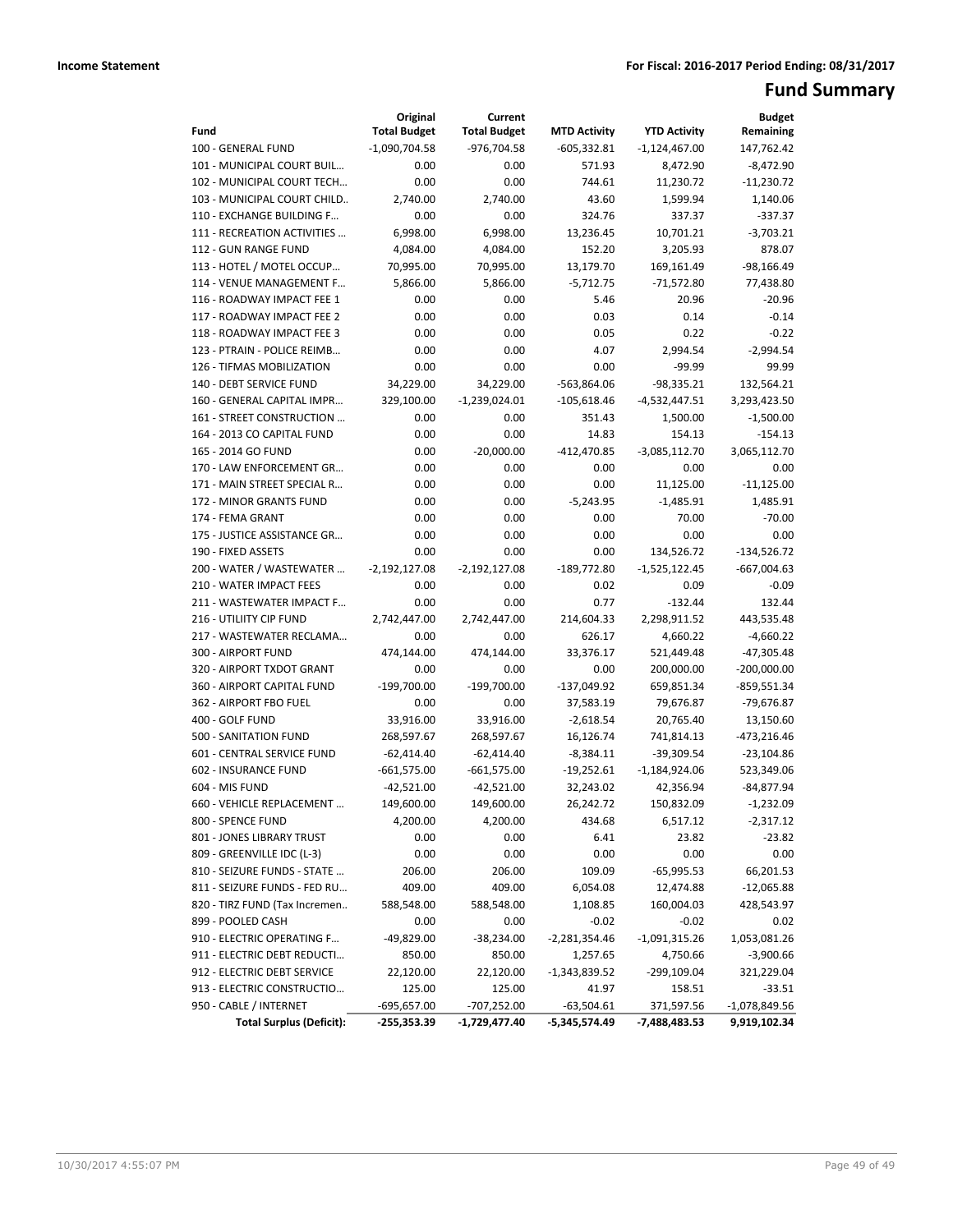**Income Statement** | **For Fiscal: 2016-2017 Period Ending: 08/31/2017**

# Fund Summary

| Fund | Original Total Budget | Current Total Budget | MTD Activity | YTD Activity | Budget Remaining |
|---|---|---|---|---|---|
| 100 - GENERAL FUND | -1,090,704.58 | -976,704.58 | -605,332.81 | -1,124,467.00 | 147,762.42 |
| 101 - MUNICIPAL COURT BUIL… | 0.00 | 0.00 | 571.93 | 8,472.90 | -8,472.90 |
| 102 - MUNICIPAL COURT TECH… | 0.00 | 0.00 | 744.61 | 11,230.72 | -11,230.72 |
| 103 - MUNICIPAL COURT CHILD.. | 2,740.00 | 2,740.00 | 43.60 | 1,599.94 | 1,140.06 |
| 110 - EXCHANGE BUILDING F… | 0.00 | 0.00 | 324.76 | 337.37 | -337.37 |
| 111 - RECREATION ACTIVITIES … | 6,998.00 | 6,998.00 | 13,236.45 | 10,701.21 | -3,703.21 |
| 112 - GUN RANGE FUND | 4,084.00 | 4,084.00 | 152.20 | 3,205.93 | 878.07 |
| 113 - HOTEL / MOTEL OCCUP… | 70,995.00 | 70,995.00 | 13,179.70 | 169,161.49 | -98,166.49 |
| 114 - VENUE MANAGEMENT F… | 5,866.00 | 5,866.00 | -5,712.75 | -71,572.80 | 77,438.80 |
| 116 - ROADWAY IMPACT FEE 1 | 0.00 | 0.00 | 5.46 | 20.96 | -20.96 |
| 117 - ROADWAY IMPACT FEE 2 | 0.00 | 0.00 | 0.03 | 0.14 | -0.14 |
| 118 - ROADWAY IMPACT FEE 3 | 0.00 | 0.00 | 0.05 | 0.22 | -0.22 |
| 123 - PTRAIN - POLICE REIMB… | 0.00 | 0.00 | 4.07 | 2,994.54 | -2,994.54 |
| 126 - TIFMAS MOBILIZATION | 0.00 | 0.00 | 0.00 | -99.99 | 99.99 |
| 140 - DEBT SERVICE FUND | 34,229.00 | 34,229.00 | -563,864.06 | -98,335.21 | 132,564.21 |
| 160 - GENERAL CAPITAL IMPR… | 329,100.00 | -1,239,024.01 | -105,618.46 | -4,532,447.51 | 3,293,423.50 |
| 161 - STREET CONSTRUCTION … | 0.00 | 0.00 | 351.43 | 1,500.00 | -1,500.00 |
| 164 - 2013 CO CAPITAL FUND | 0.00 | 0.00 | 14.83 | 154.13 | -154.13 |
| 165 - 2014 GO FUND | 0.00 | -20,000.00 | -412,470.85 | -3,085,112.70 | 3,065,112.70 |
| 170 - LAW ENFORCEMENT GR… | 0.00 | 0.00 | 0.00 | 0.00 | 0.00 |
| 171 - MAIN STREET SPECIAL R… | 0.00 | 0.00 | 0.00 | 11,125.00 | -11,125.00 |
| 172 - MINOR GRANTS FUND | 0.00 | 0.00 | -5,243.95 | -1,485.91 | 1,485.91 |
| 174 - FEMA GRANT | 0.00 | 0.00 | 0.00 | 70.00 | -70.00 |
| 175 - JUSTICE ASSISTANCE GR… | 0.00 | 0.00 | 0.00 | 0.00 | 0.00 |
| 190 - FIXED ASSETS | 0.00 | 0.00 | 0.00 | 134,526.72 | -134,526.72 |
| 200 - WATER / WASTEWATER … | -2,192,127.08 | -2,192,127.08 | -189,772.80 | -1,525,122.45 | -667,004.63 |
| 210 - WATER IMPACT FEES | 0.00 | 0.00 | 0.02 | 0.09 | -0.09 |
| 211 - WASTEWATER IMPACT F… | 0.00 | 0.00 | 0.77 | -132.44 | 132.44 |
| 216 - UTILIITY CIP FUND | 2,742,447.00 | 2,742,447.00 | 214,604.33 | 2,298,911.52 | 443,535.48 |
| 217 - WASTEWATER RECLAMA… | 0.00 | 0.00 | 626.17 | 4,660.22 | -4,660.22 |
| 300 - AIRPORT FUND | 474,144.00 | 474,144.00 | 33,376.17 | 521,449.48 | -47,305.48 |
| 320 - AIRPORT TXDOT GRANT | 0.00 | 0.00 | 0.00 | 200,000.00 | -200,000.00 |
| 360 - AIRPORT CAPITAL FUND | -199,700.00 | -199,700.00 | -137,049.92 | 659,851.34 | -859,551.34 |
| 362 - AIRPORT FBO FUEL | 0.00 | 0.00 | 37,583.19 | 79,676.87 | -79,676.87 |
| 400 - GOLF FUND | 33,916.00 | 33,916.00 | -2,618.54 | 20,765.40 | 13,150.60 |
| 500 - SANITATION FUND | 268,597.67 | 268,597.67 | 16,126.74 | 741,814.13 | -473,216.46 |
| 601 - CENTRAL SERVICE FUND | -62,414.40 | -62,414.40 | -8,384.11 | -39,309.54 | -23,104.86 |
| 602 - INSURANCE FUND | -661,575.00 | -661,575.00 | -19,252.61 | -1,184,924.06 | 523,349.06 |
| 604 - MIS FUND | -42,521.00 | -42,521.00 | 32,243.02 | 42,356.94 | -84,877.94 |
| 660 - VEHICLE REPLACEMENT … | 149,600.00 | 149,600.00 | 26,242.72 | 150,832.09 | -1,232.09 |
| 800 - SPENCE FUND | 4,200.00 | 4,200.00 | 434.68 | 6,517.12 | -2,317.12 |
| 801 - JONES LIBRARY TRUST | 0.00 | 0.00 | 6.41 | 23.82 | -23.82 |
| 809 - GREENVILLE IDC (L-3) | 0.00 | 0.00 | 0.00 | 0.00 | 0.00 |
| 810 - SEIZURE FUNDS - STATE … | 206.00 | 206.00 | 109.09 | -65,995.53 | 66,201.53 |
| 811 - SEIZURE FUNDS - FED RU… | 409.00 | 409.00 | 6,054.08 | 12,474.88 | -12,065.88 |
| 820 - TIRZ FUND (Tax Incremen.. | 588,548.00 | 588,548.00 | 1,108.85 | 160,004.03 | 428,543.97 |
| 899 - POOLED CASH | 0.00 | 0.00 | -0.02 | -0.02 | 0.02 |
| 910 - ELECTRIC OPERATING F… | -49,829.00 | -38,234.00 | -2,281,354.46 | -1,091,315.26 | 1,053,081.26 |
| 911 - ELECTRIC DEBT REDUCTI… | 850.00 | 850.00 | 1,257.65 | 4,750.66 | -3,900.66 |
| 912 - ELECTRIC DEBT SERVICE | 22,120.00 | 22,120.00 | -1,343,839.52 | -299,109.04 | 321,229.04 |
| 913 - ELECTRIC CONSTRUCTIO… | 125.00 | 125.00 | 41.97 | 158.51 | -33.51 |
| 950 - CABLE / INTERNET | -695,657.00 | -707,252.00 | -63,504.61 | 371,597.56 | -1,078,849.56 |
| **Total Surplus (Deficit):** | **-255,353.39** | **-1,729,477.40** | **-5,345,574.49** | **-7,488,483.53** | **9,919,102.34** |